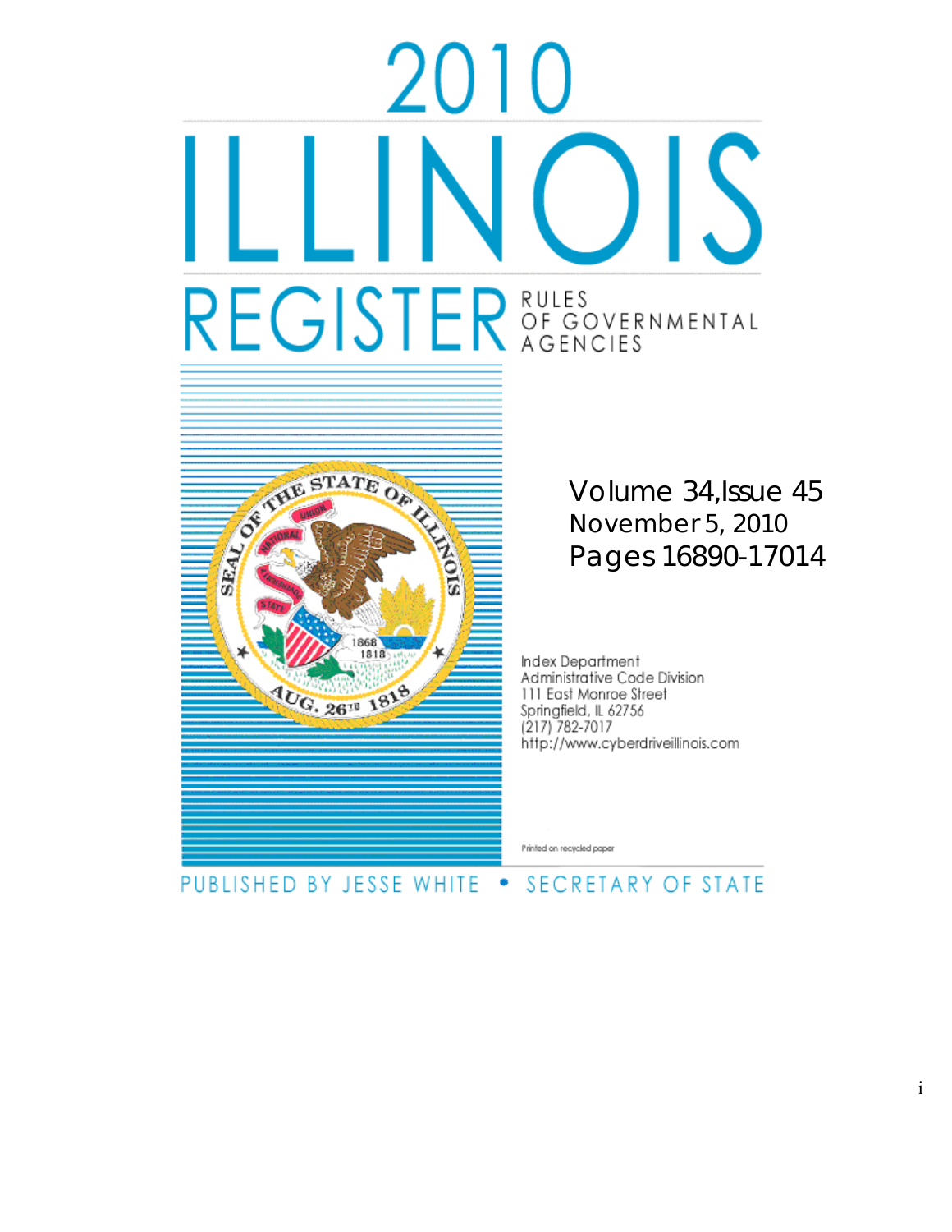# 2010 ILLINOIS REGISTER

RULES OF GOVERNMENTAL AGENCIES

Volume 34, Issue 45
November 5, 2010
Pages 16890-17014

Index Department
Administrative Code Division
111 East Monroe Street
Springfield, IL 62756
(217) 782-7017
http://www.cyberdriveillinois.com

Printed on recycled paper

PUBLISHED BY JESSE WHITE • SECRETARY OF STATE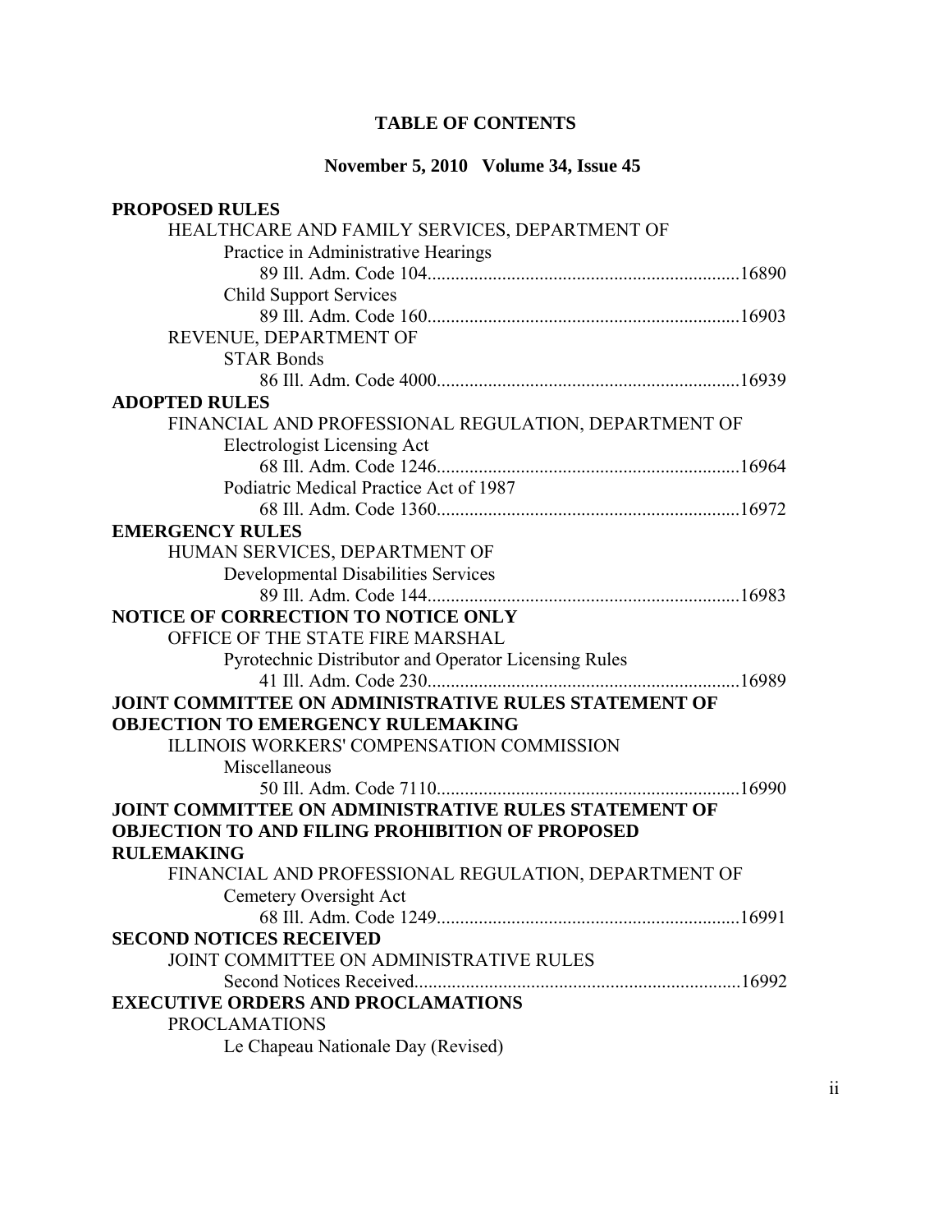# TABLE OF CONTENTS

**November 5, 2010 Volume 34, Issue 45**

**PROPOSED RULES**

HEALTHCARE AND FAMILY SERVICES, DEPARTMENT OF

Practice in Administrative Hearings

89 Ill. Adm. Code 104...................................................................16890

Child Support Services

89 Ill. Adm. Code 160...................................................................16903

REVENUE, DEPARTMENT OF

STAR Bonds

86 Ill. Adm. Code 4000.................................................................16939

**ADOPTED RULES**

FINANCIAL AND PROFESSIONAL REGULATION, DEPARTMENT OF

Electrologist Licensing Act

68 Ill. Adm. Code 1246.................................................................16964

Podiatric Medical Practice Act of 1987

68 Ill. Adm. Code 1360.................................................................16972

**EMERGENCY RULES**

HUMAN SERVICES, DEPARTMENT OF

Developmental Disabilities Services

89 Ill. Adm. Code 144...................................................................16983

**NOTICE OF CORRECTION TO NOTICE ONLY**

OFFICE OF THE STATE FIRE MARSHAL

Pyrotechnic Distributor and Operator Licensing Rules

41 Ill. Adm. Code 230...................................................................16989

**JOINT COMMITTEE ON ADMINISTRATIVE RULES STATEMENT OF OBJECTION TO EMERGENCY RULEMAKING**

ILLINOIS WORKERS' COMPENSATION COMMISSION

Miscellaneous

50 Ill. Adm. Code 7110.................................................................16990

**JOINT COMMITTEE ON ADMINISTRATIVE RULES STATEMENT OF OBJECTION TO AND FILING PROHIBITION OF PROPOSED RULEMAKING**

FINANCIAL AND PROFESSIONAL REGULATION, DEPARTMENT OF

Cemetery Oversight Act

68 Ill. Adm. Code 1249.................................................................16991

**SECOND NOTICES RECEIVED**

JOINT COMMITTEE ON ADMINISTRATIVE RULES

Second Notices Received.....................................................................16992

**EXECUTIVE ORDERS AND PROCLAMATIONS**

PROCLAMATIONS

Le Chapeau Nationale Day (Revised)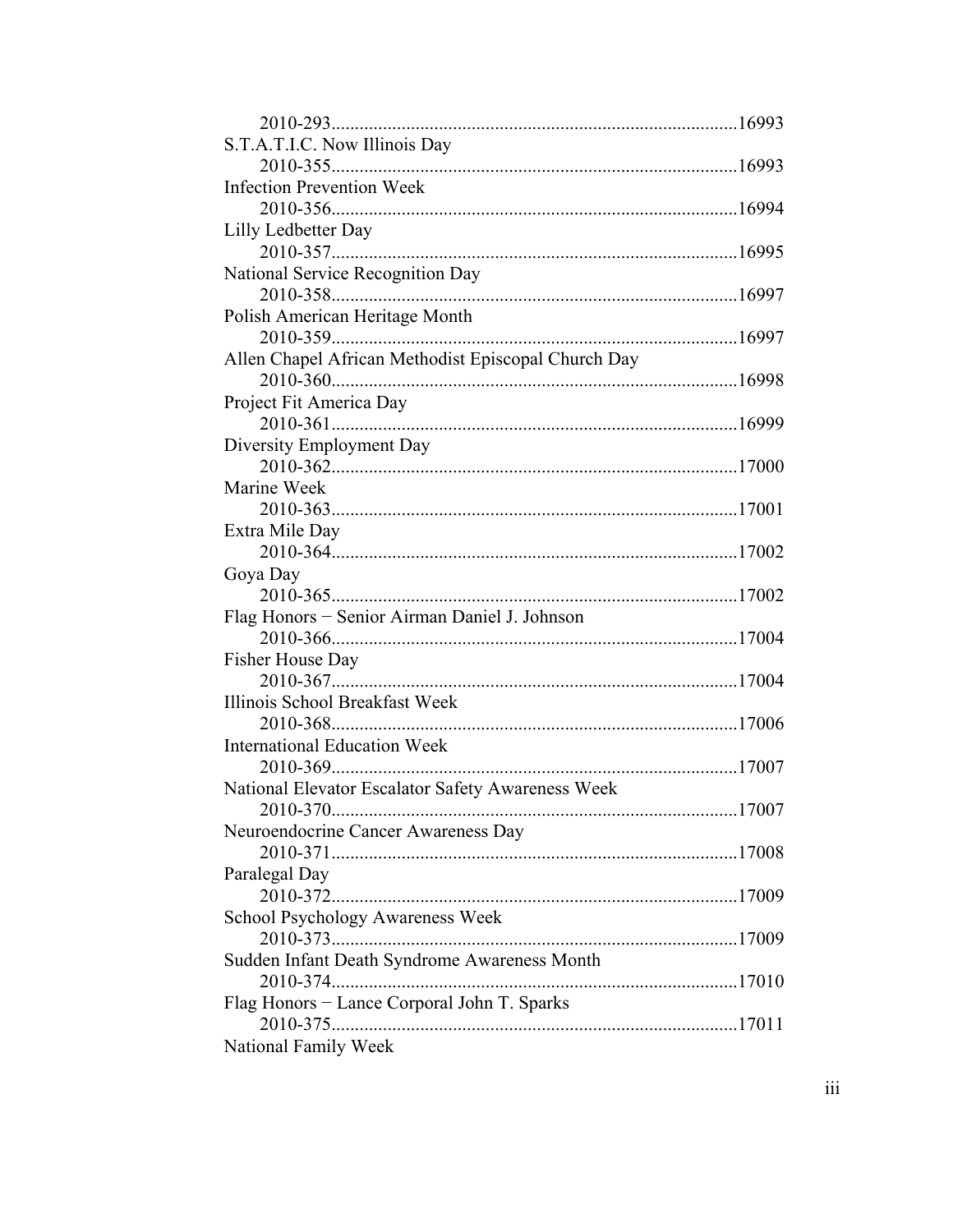2010-293......................................................................................16993

S.T.A.T.I.C. Now Illinois Day
2010-355......................................................................................16993

Infection Prevention Week
2010-356......................................................................................16994

Lilly Ledbetter Day
2010-357......................................................................................16995

National Service Recognition Day
2010-358......................................................................................16997

Polish American Heritage Month
2010-359......................................................................................16997

Allen Chapel African Methodist Episcopal Church Day
2010-360......................................................................................16998

Project Fit America Day
2010-361......................................................................................16999

Diversity Employment Day
2010-362......................................................................................17000

Marine Week
2010-363......................................................................................17001

Extra Mile Day
2010-364......................................................................................17002

Goya Day
2010-365......................................................................................17002

Flag Honors − Senior Airman Daniel J. Johnson
2010-366......................................................................................17004

Fisher House Day
2010-367......................................................................................17004

Illinois School Breakfast Week
2010-368......................................................................................17006

International Education Week
2010-369......................................................................................17007

National Elevator Escalator Safety Awareness Week
2010-370......................................................................................17007

Neuroendocrine Cancer Awareness Day
2010-371......................................................................................17008

Paralegal Day
2010-372......................................................................................17009

School Psychology Awareness Week
2010-373......................................................................................17009

Sudden Infant Death Syndrome Awareness Month
2010-374......................................................................................17010

Flag Honors − Lance Corporal John T. Sparks
2010-375......................................................................................17011

National Family Week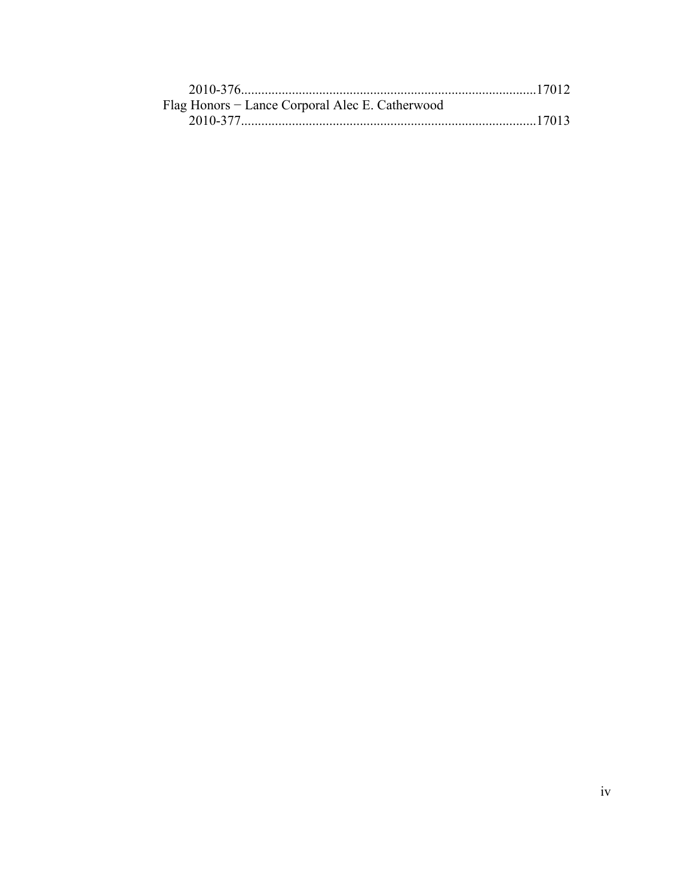2010-376......................................................................................17012

Flag Honors − Lance Corporal Alec E. Catherwood

2010-377......................................................................................17013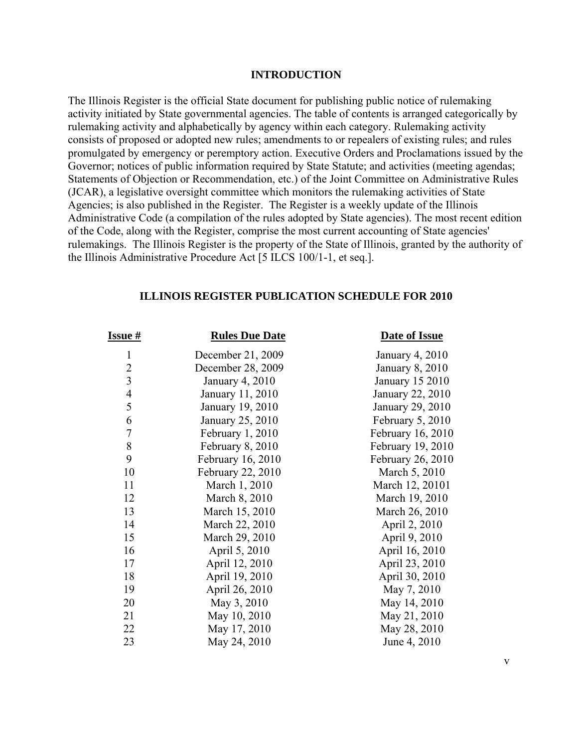## INTRODUCTION

The Illinois Register is the official State document for publishing public notice of rulemaking activity initiated by State governmental agencies. The table of contents is arranged categorically by rulemaking activity and alphabetically by agency within each category. Rulemaking activity consists of proposed or adopted new rules; amendments to or repealers of existing rules; and rules promulgated by emergency or peremptory action. Executive Orders and Proclamations issued by the Governor; notices of public information required by State Statute; and activities (meeting agendas; Statements of Objection or Recommendation, etc.) of the Joint Committee on Administrative Rules (JCAR), a legislative oversight committee which monitors the rulemaking activities of State Agencies; is also published in the Register. The Register is a weekly update of the Illinois Administrative Code (a compilation of the rules adopted by State agencies). The most recent edition of the Code, along with the Register, comprise the most current accounting of State agencies' rulemakings. The Illinois Register is the property of the State of Illinois, granted by the authority of the Illinois Administrative Procedure Act [5 ILCS 100/1-1, et seq.].

## ILLINOIS REGISTER PUBLICATION SCHEDULE FOR 2010

| Issue # | Rules Due Date | Date of Issue |
|---|---|---|
| 1 | December 21, 2009 | January 4, 2010 |
| 2 | December 28, 2009 | January 8, 2010 |
| 3 | January 4, 2010 | January 15 2010 |
| 4 | January 11, 2010 | January 22, 2010 |
| 5 | January 19, 2010 | January 29, 2010 |
| 6 | January 25, 2010 | February 5, 2010 |
| 7 | February 1, 2010 | February 16, 2010 |
| 8 | February 8, 2010 | February 19, 2010 |
| 9 | February 16, 2010 | February 26, 2010 |
| 10 | February 22, 2010 | March 5, 2010 |
| 11 | March 1, 2010 | March 12, 20101 |
| 12 | March 8, 2010 | March 19, 2010 |
| 13 | March 15, 2010 | March 26, 2010 |
| 14 | March 22, 2010 | April 2, 2010 |
| 15 | March 29, 2010 | April 9, 2010 |
| 16 | April 5, 2010 | April 16, 2010 |
| 17 | April 12, 2010 | April 23, 2010 |
| 18 | April 19, 2010 | April 30, 2010 |
| 19 | April 26, 2010 | May 7, 2010 |
| 20 | May 3, 2010 | May 14, 2010 |
| 21 | May 10, 2010 | May 21, 2010 |
| 22 | May 17, 2010 | May 28, 2010 |
| 23 | May 24, 2010 | June 4, 2010 |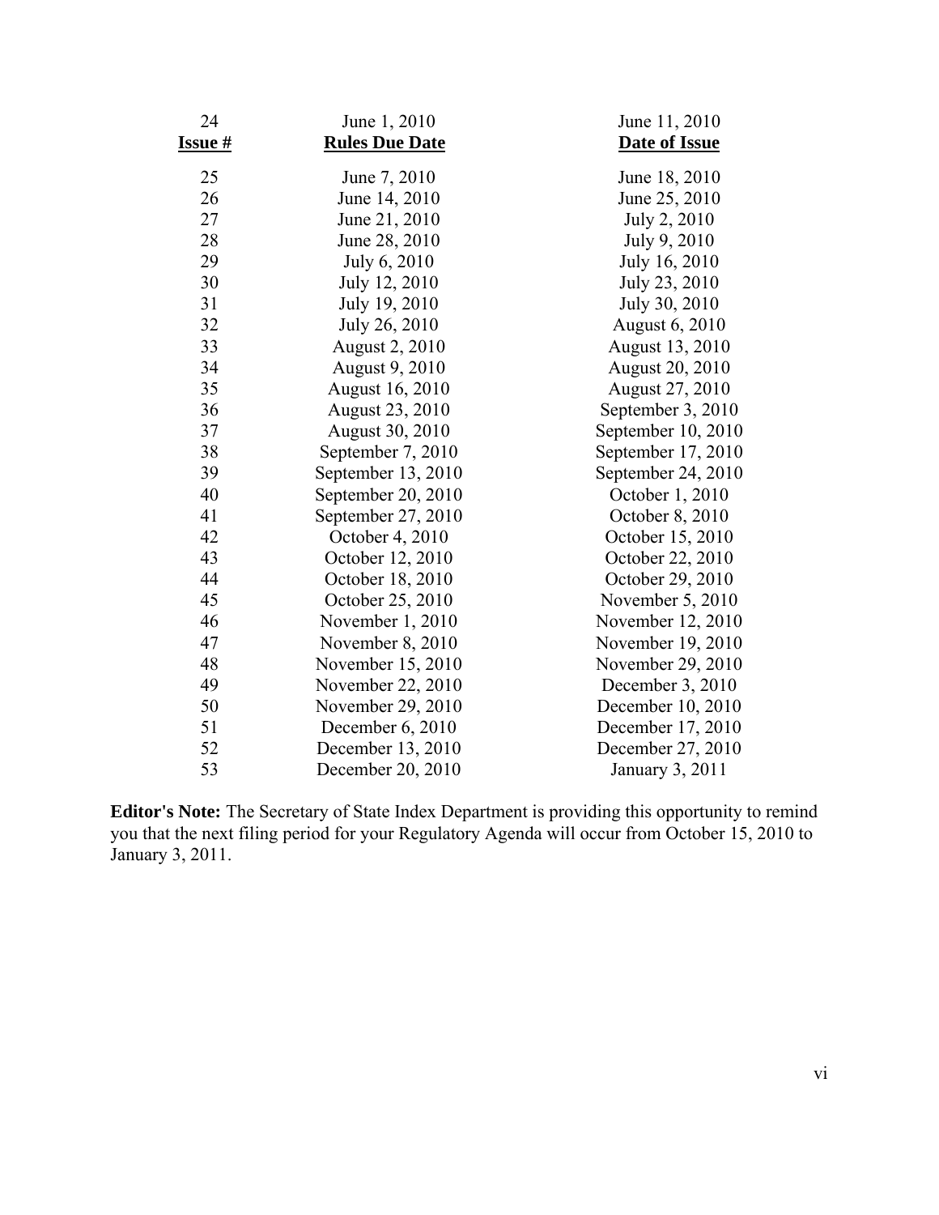| Issue # | Rules Due Date | Date of Issue |
|---|---|---|
| 24 | June 1, 2010 | June 11, 2010 |
| 25 | June 7, 2010 | June 18, 2010 |
| 26 | June 14, 2010 | June 25, 2010 |
| 27 | June 21, 2010 | July 2, 2010 |
| 28 | June 28, 2010 | July 9, 2010 |
| 29 | July 6, 2010 | July 16, 2010 |
| 30 | July 12, 2010 | July 23, 2010 |
| 31 | July 19, 2010 | July 30, 2010 |
| 32 | July 26, 2010 | August 6, 2010 |
| 33 | August 2, 2010 | August 13, 2010 |
| 34 | August 9, 2010 | August 20, 2010 |
| 35 | August 16, 2010 | August 27, 2010 |
| 36 | August 23, 2010 | September 3, 2010 |
| 37 | August 30, 2010 | September 10, 2010 |
| 38 | September 7, 2010 | September 17, 2010 |
| 39 | September 13, 2010 | September 24, 2010 |
| 40 | September 20, 2010 | October 1, 2010 |
| 41 | September 27, 2010 | October 8, 2010 |
| 42 | October 4, 2010 | October 15, 2010 |
| 43 | October 12, 2010 | October 22, 2010 |
| 44 | October 18, 2010 | October 29, 2010 |
| 45 | October 25, 2010 | November 5, 2010 |
| 46 | November 1, 2010 | November 12, 2010 |
| 47 | November 8, 2010 | November 19, 2010 |
| 48 | November 15, 2010 | November 29, 2010 |
| 49 | November 22, 2010 | December 3, 2010 |
| 50 | November 29, 2010 | December 10, 2010 |
| 51 | December 6, 2010 | December 17, 2010 |
| 52 | December 13, 2010 | December 27, 2010 |
| 53 | December 20, 2010 | January 3, 2011 |

**Editor's Note:** The Secretary of State Index Department is providing this opportunity to remind you that the next filing period for your Regulatory Agenda will occur from October 15, 2010 to January 3, 2011.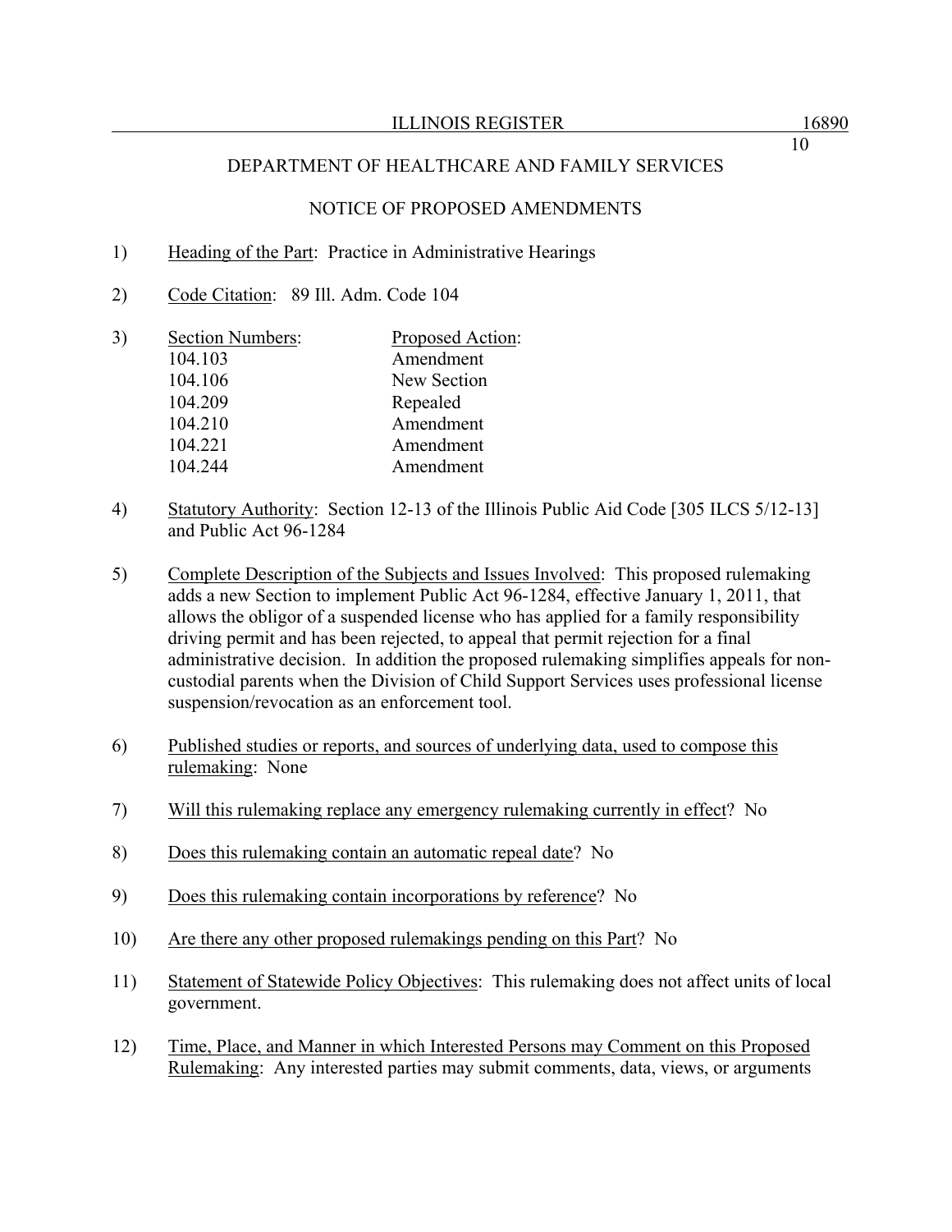DEPARTMENT OF HEALTHCARE AND FAMILY SERVICES

NOTICE OF PROPOSED AMENDMENTS

1) Heading of the Part: Practice in Administrative Hearings

2) Code Citation: 89 Ill. Adm. Code 104

3)

| Section Numbers: | Proposed Action: |
|---|---|
| 104.103 | Amendment |
| 104.106 | New Section |
| 104.209 | Repealed |
| 104.210 | Amendment |
| 104.221 | Amendment |
| 104.244 | Amendment |

4) Statutory Authority: Section 12-13 of the Illinois Public Aid Code [305 ILCS 5/12-13] and Public Act 96-1284

5) Complete Description of the Subjects and Issues Involved: This proposed rulemaking adds a new Section to implement Public Act 96-1284, effective January 1, 2011, that allows the obligor of a suspended license who has applied for a family responsibility driving permit and has been rejected, to appeal that permit rejection for a final administrative decision. In addition the proposed rulemaking simplifies appeals for non-custodial parents when the Division of Child Support Services uses professional license suspension/revocation as an enforcement tool.

6) Published studies or reports, and sources of underlying data, used to compose this rulemaking: None

7) Will this rulemaking replace any emergency rulemaking currently in effect? No

8) Does this rulemaking contain an automatic repeal date? No

9) Does this rulemaking contain incorporations by reference? No

10) Are there any other proposed rulemakings pending on this Part? No

11) Statement of Statewide Policy Objectives: This rulemaking does not affect units of local government.

12) Time, Place, and Manner in which Interested Persons may Comment on this Proposed Rulemaking: Any interested parties may submit comments, data, views, or arguments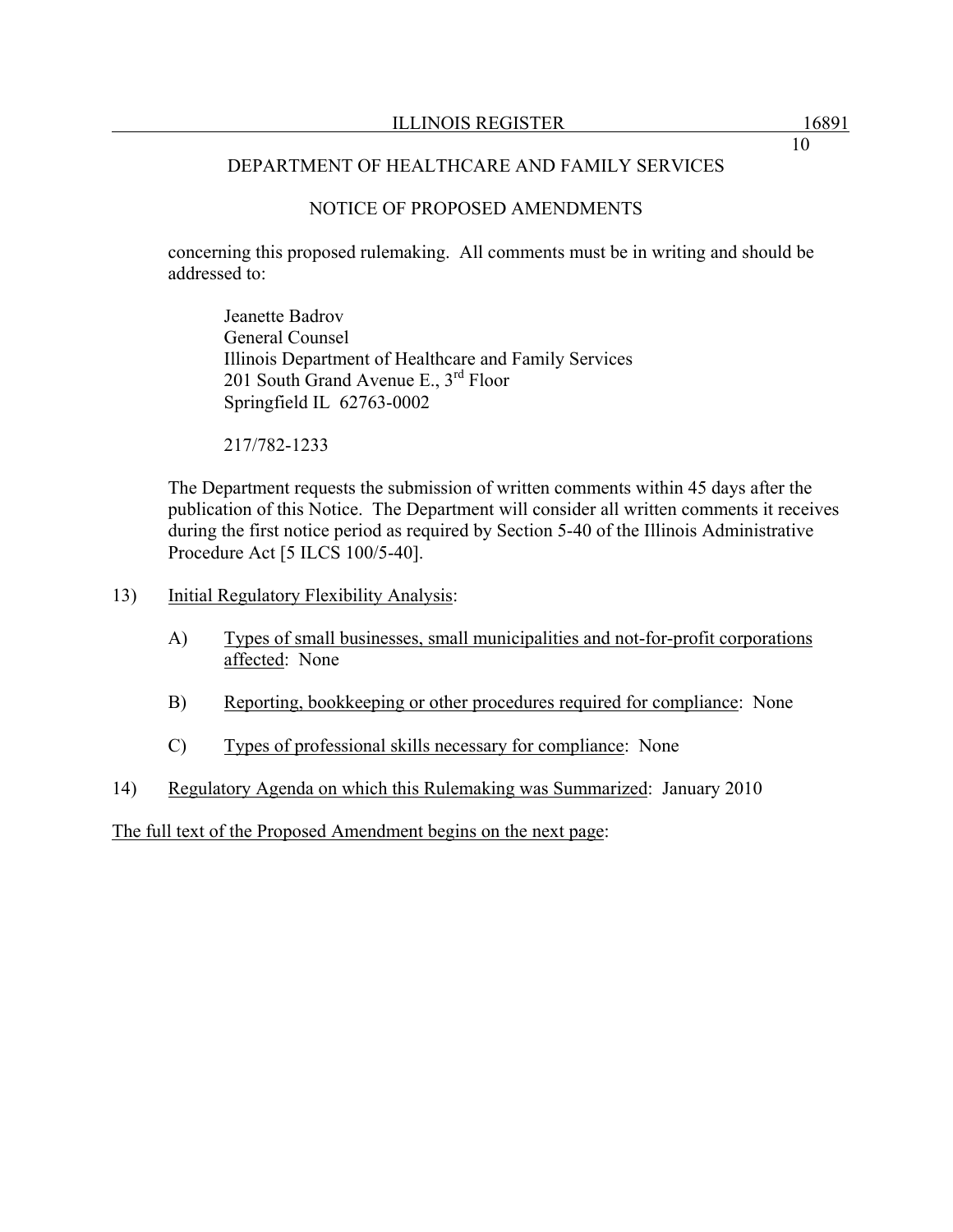DEPARTMENT OF HEALTHCARE AND FAMILY SERVICES

NOTICE OF PROPOSED AMENDMENTS

concerning this proposed rulemaking. All comments must be in writing and should be addressed to:

Jeanette Badrov
General Counsel
Illinois Department of Healthcare and Family Services
201 South Grand Avenue E., 3rd Floor
Springfield IL 62763-0002

217/782-1233

The Department requests the submission of written comments within 45 days after the publication of this Notice. The Department will consider all written comments it receives during the first notice period as required by Section 5-40 of the Illinois Administrative Procedure Act [5 ILCS 100/5-40].

13) Initial Regulatory Flexibility Analysis:

A) Types of small businesses, small municipalities and not-for-profit corporations affected: None

B) Reporting, bookkeeping or other procedures required for compliance: None

C) Types of professional skills necessary for compliance: None

14) Regulatory Agenda on which this Rulemaking was Summarized: January 2010

The full text of the Proposed Amendment begins on the next page: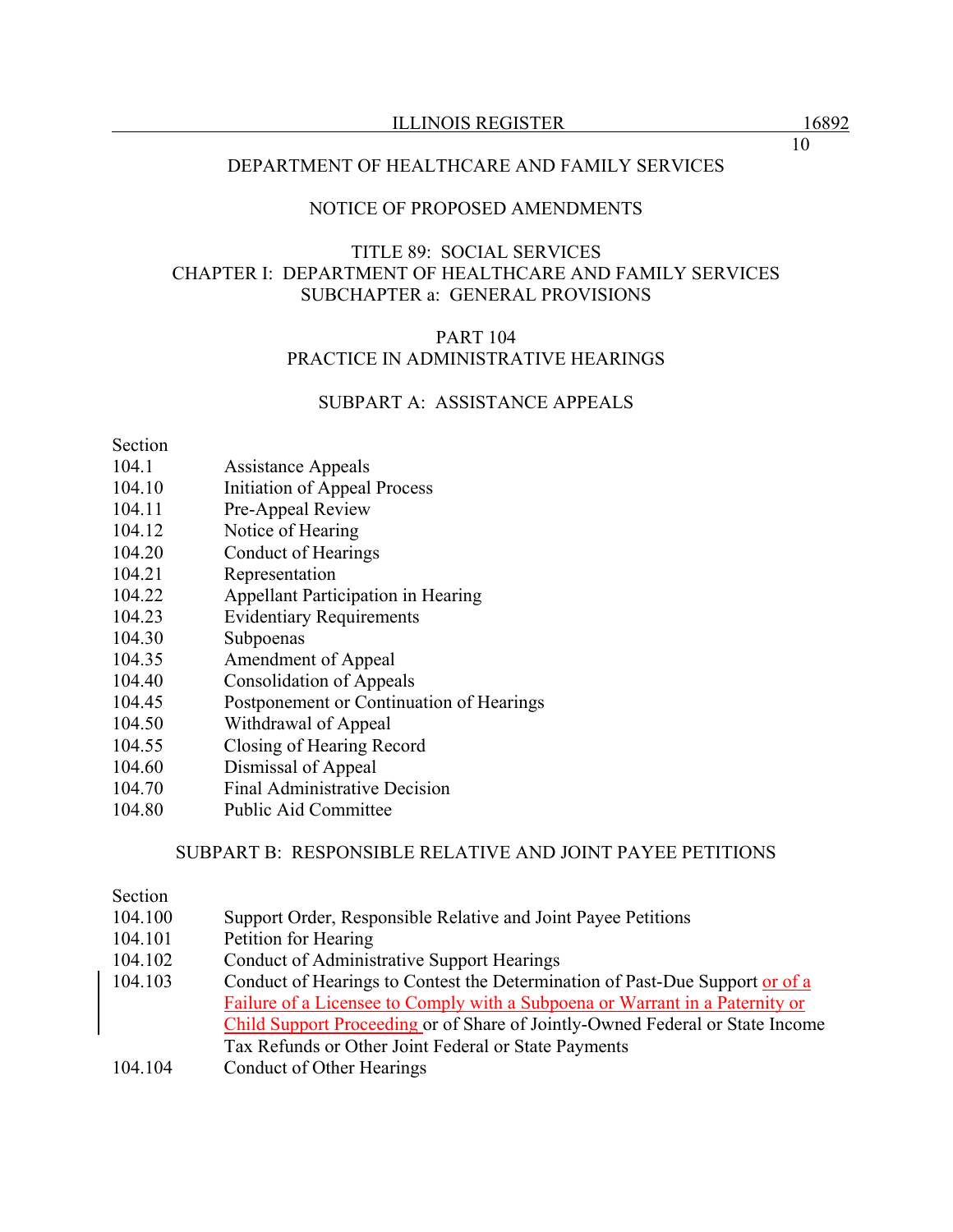DEPARTMENT OF HEALTHCARE AND FAMILY SERVICES

NOTICE OF PROPOSED AMENDMENTS

TITLE 89: SOCIAL SERVICES
CHAPTER I: DEPARTMENT OF HEALTHCARE AND FAMILY SERVICES
SUBCHAPTER a: GENERAL PROVISIONS

PART 104
PRACTICE IN ADMINISTRATIVE HEARINGS

SUBPART A: ASSISTANCE APPEALS

| Section | |
|---|---|
| 104.1 | Assistance Appeals |
| 104.10 | Initiation of Appeal Process |
| 104.11 | Pre-Appeal Review |
| 104.12 | Notice of Hearing |
| 104.20 | Conduct of Hearings |
| 104.21 | Representation |
| 104.22 | Appellant Participation in Hearing |
| 104.23 | Evidentiary Requirements |
| 104.30 | Subpoenas |
| 104.35 | Amendment of Appeal |
| 104.40 | Consolidation of Appeals |
| 104.45 | Postponement or Continuation of Hearings |
| 104.50 | Withdrawal of Appeal |
| 104.55 | Closing of Hearing Record |
| 104.60 | Dismissal of Appeal |
| 104.70 | Final Administrative Decision |
| 104.80 | Public Aid Committee |

SUBPART B: RESPONSIBLE RELATIVE AND JOINT PAYEE PETITIONS

| Section | |
|---|---|
| 104.100 | Support Order, Responsible Relative and Joint Payee Petitions |
| 104.101 | Petition for Hearing |
| 104.102 | Conduct of Administrative Support Hearings |
| 104.103 | Conduct of Hearings to Contest the Determination of Past-Due Support <u>or of a Failure of a Licensee to Comply with a Subpoena or Warrant in a Paternity or Child Support Proceeding</u> or of Share of Jointly-Owned Federal or State Income Tax Refunds or Other Joint Federal or State Payments |
| 104.104 | Conduct of Other Hearings |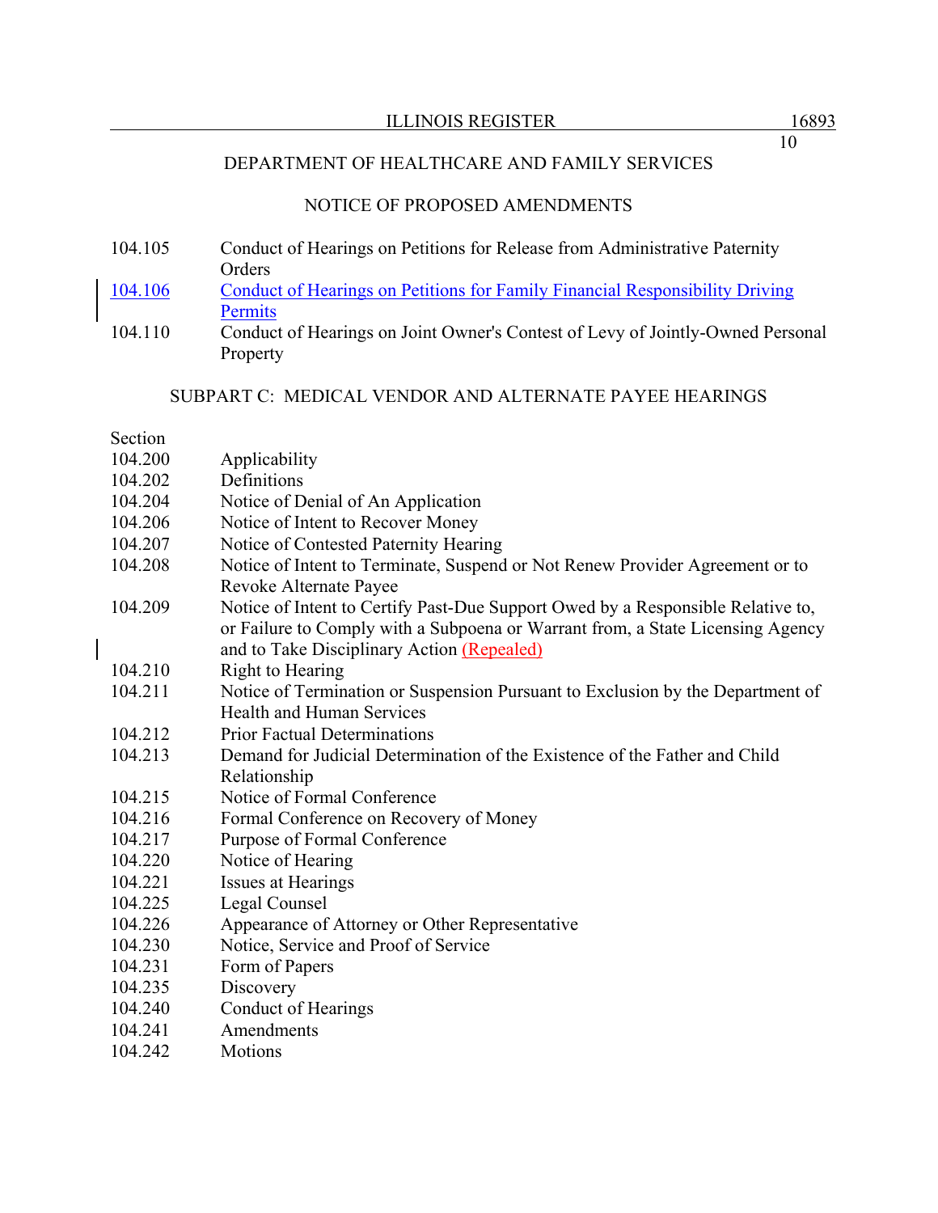DEPARTMENT OF HEALTHCARE AND FAMILY SERVICES

NOTICE OF PROPOSED AMENDMENTS

| | |
|---|---|
| 104.105 | Conduct of Hearings on Petitions for Release from Administrative Paternity Orders |
| 104.106 | Conduct of Hearings on Petitions for Family Financial Responsibility Driving Permits |
| 104.110 | Conduct of Hearings on Joint Owner's Contest of Levy of Jointly-Owned Personal Property |

SUBPART C: MEDICAL VENDOR AND ALTERNATE PAYEE HEARINGS

| Section | |
|---|---|
| 104.200 | Applicability |
| 104.202 | Definitions |
| 104.204 | Notice of Denial of An Application |
| 104.206 | Notice of Intent to Recover Money |
| 104.207 | Notice of Contested Paternity Hearing |
| 104.208 | Notice of Intent to Terminate, Suspend or Not Renew Provider Agreement or to Revoke Alternate Payee |
| 104.209 | Notice of Intent to Certify Past-Due Support Owed by a Responsible Relative to, or Failure to Comply with a Subpoena or Warrant from, a State Licensing Agency and to Take Disciplinary Action (Repealed) |
| 104.210 | Right to Hearing |
| 104.211 | Notice of Termination or Suspension Pursuant to Exclusion by the Department of Health and Human Services |
| 104.212 | Prior Factual Determinations |
| 104.213 | Demand for Judicial Determination of the Existence of the Father and Child Relationship |
| 104.215 | Notice of Formal Conference |
| 104.216 | Formal Conference on Recovery of Money |
| 104.217 | Purpose of Formal Conference |
| 104.220 | Notice of Hearing |
| 104.221 | Issues at Hearings |
| 104.225 | Legal Counsel |
| 104.226 | Appearance of Attorney or Other Representative |
| 104.230 | Notice, Service and Proof of Service |
| 104.231 | Form of Papers |
| 104.235 | Discovery |
| 104.240 | Conduct of Hearings |
| 104.241 | Amendments |
| 104.242 | Motions |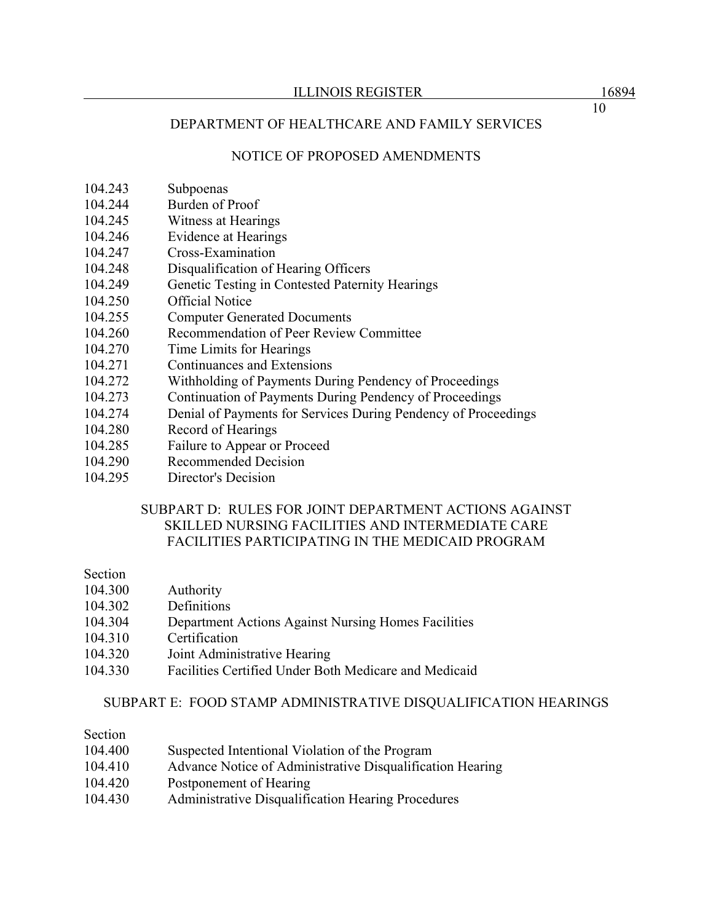104.243 Subpoenas
104.244 Burden of Proof
104.245 Witness at Hearings
104.246 Evidence at Hearings
104.247 Cross-Examination
104.248 Disqualification of Hearing Officers
104.249 Genetic Testing in Contested Paternity Hearings
104.250 Official Notice
104.255 Computer Generated Documents
104.260 Recommendation of Peer Review Committee
104.270 Time Limits for Hearings
104.271 Continuances and Extensions
104.272 Withholding of Payments During Pendency of Proceedings
104.273 Continuation of Payments During Pendency of Proceedings
104.274 Denial of Payments for Services During Pendency of Proceedings
104.280 Record of Hearings
104.285 Failure to Appear or Proceed
104.290 Recommended Decision
104.295 Director's Decision

## SUBPART D: RULES FOR JOINT DEPARTMENT ACTIONS AGAINST SKILLED NURSING FACILITIES AND INTERMEDIATE CARE FACILITIES PARTICIPATING IN THE MEDICAID PROGRAM

Section
104.300 Authority
104.302 Definitions
104.304 Department Actions Against Nursing Homes Facilities
104.310 Certification
104.320 Joint Administrative Hearing
104.330 Facilities Certified Under Both Medicare and Medicaid

## SUBPART E: FOOD STAMP ADMINISTRATIVE DISQUALIFICATION HEARINGS

Section
104.400 Suspected Intentional Violation of the Program
104.410 Advance Notice of Administrative Disqualification Hearing
104.420 Postponement of Hearing
104.430 Administrative Disqualification Hearing Procedures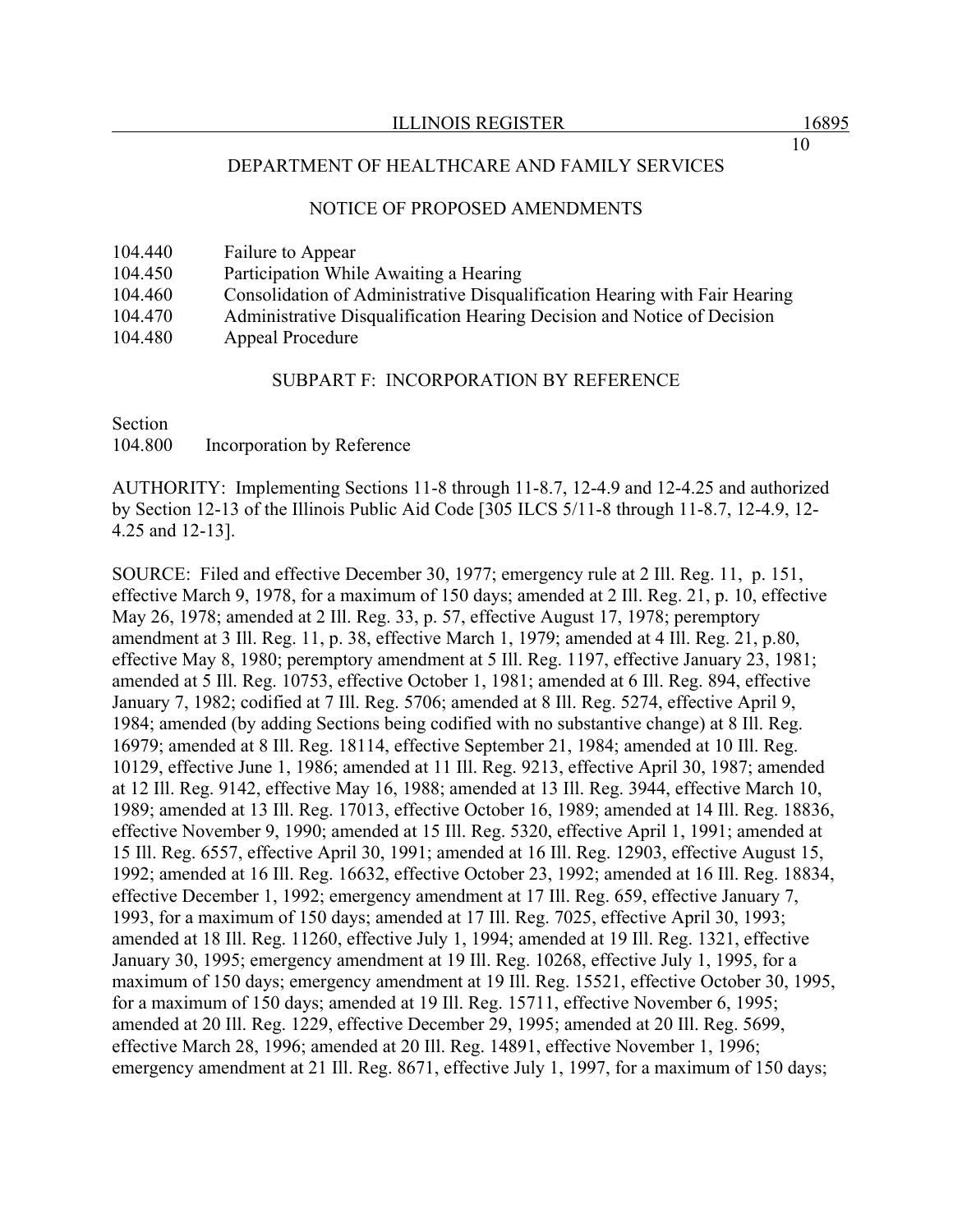DEPARTMENT OF HEALTHCARE AND FAMILY SERVICES

NOTICE OF PROPOSED AMENDMENTS

104.440 Failure to Appear
104.450 Participation While Awaiting a Hearing
104.460 Consolidation of Administrative Disqualification Hearing with Fair Hearing
104.470 Administrative Disqualification Hearing Decision and Notice of Decision
104.480 Appeal Procedure

SUBPART F: INCORPORATION BY REFERENCE

Section
104.800 Incorporation by Reference

AUTHORITY: Implementing Sections 11-8 through 11-8.7, 12-4.9 and 12-4.25 and authorized by Section 12-13 of the Illinois Public Aid Code [305 ILCS 5/11-8 through 11-8.7, 12-4.9, 12-4.25 and 12-13].

SOURCE: Filed and effective December 30, 1977; emergency rule at 2 Ill. Reg. 11, p. 151, effective March 9, 1978, for a maximum of 150 days; amended at 2 Ill. Reg. 21, p. 10, effective May 26, 1978; amended at 2 Ill. Reg. 33, p. 57, effective August 17, 1978; peremptory amendment at 3 Ill. Reg. 11, p. 38, effective March 1, 1979; amended at 4 Ill. Reg. 21, p.80, effective May 8, 1980; peremptory amendment at 5 Ill. Reg. 1197, effective January 23, 1981; amended at 5 Ill. Reg. 10753, effective October 1, 1981; amended at 6 Ill. Reg. 894, effective January 7, 1982; codified at 7 Ill. Reg. 5706; amended at 8 Ill. Reg. 5274, effective April 9, 1984; amended (by adding Sections being codified with no substantive change) at 8 Ill. Reg. 16979; amended at 8 Ill. Reg. 18114, effective September 21, 1984; amended at 10 Ill. Reg. 10129, effective June 1, 1986; amended at 11 Ill. Reg. 9213, effective April 30, 1987; amended at 12 Ill. Reg. 9142, effective May 16, 1988; amended at 13 Ill. Reg. 3944, effective March 10, 1989; amended at 13 Ill. Reg. 17013, effective October 16, 1989; amended at 14 Ill. Reg. 18836, effective November 9, 1990; amended at 15 Ill. Reg. 5320, effective April 1, 1991; amended at 15 Ill. Reg. 6557, effective April 30, 1991; amended at 16 Ill. Reg. 12903, effective August 15, 1992; amended at 16 Ill. Reg. 16632, effective October 23, 1992; amended at 16 Ill. Reg. 18834, effective December 1, 1992; emergency amendment at 17 Ill. Reg. 659, effective January 7, 1993, for a maximum of 150 days; amended at 17 Ill. Reg. 7025, effective April 30, 1993; amended at 18 Ill. Reg. 11260, effective July 1, 1994; amended at 19 Ill. Reg. 1321, effective January 30, 1995; emergency amendment at 19 Ill. Reg. 10268, effective July 1, 1995, for a maximum of 150 days; emergency amendment at 19 Ill. Reg. 15521, effective October 30, 1995, for a maximum of 150 days; amended at 19 Ill. Reg. 15711, effective November 6, 1995; amended at 20 Ill. Reg. 1229, effective December 29, 1995; amended at 20 Ill. Reg. 5699, effective March 28, 1996; amended at 20 Ill. Reg. 14891, effective November 1, 1996; emergency amendment at 21 Ill. Reg. 8671, effective July 1, 1997, for a maximum of 150 days;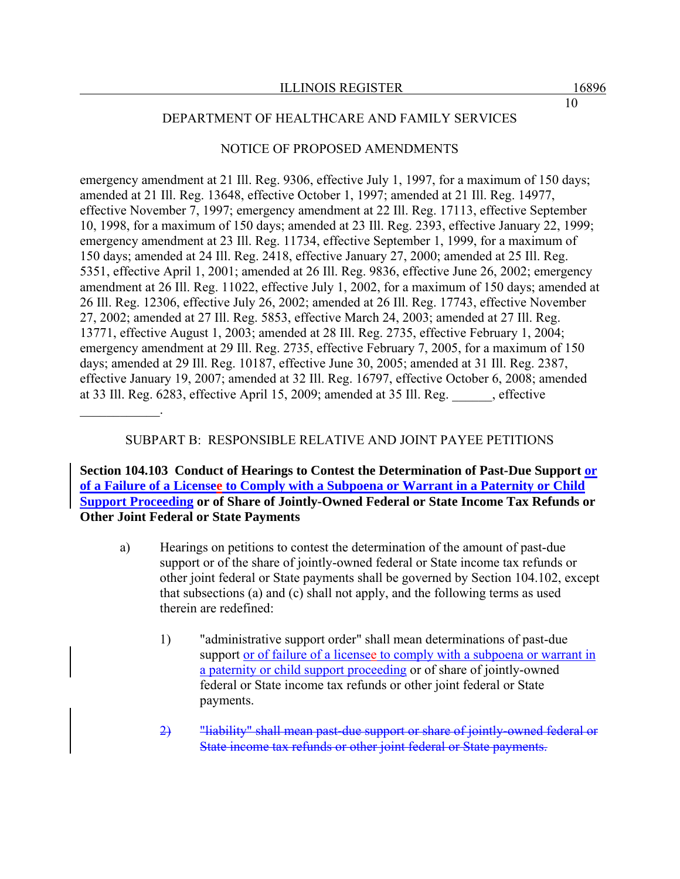DEPARTMENT OF HEALTHCARE AND FAMILY SERVICES

NOTICE OF PROPOSED AMENDMENTS

emergency amendment at 21 Ill. Reg. 9306, effective July 1, 1997, for a maximum of 150 days; amended at 21 Ill. Reg. 13648, effective October 1, 1997; amended at 21 Ill. Reg. 14977, effective November 7, 1997; emergency amendment at 22 Ill. Reg. 17113, effective September 10, 1998, for a maximum of 150 days; amended at 23 Ill. Reg. 2393, effective January 22, 1999; emergency amendment at 23 Ill. Reg. 11734, effective September 1, 1999, for a maximum of 150 days; amended at 24 Ill. Reg. 2418, effective January 27, 2000; amended at 25 Ill. Reg. 5351, effective April 1, 2001; amended at 26 Ill. Reg. 9836, effective June 26, 2002; emergency amendment at 26 Ill. Reg. 11022, effective July 1, 2002, for a maximum of 150 days; amended at 26 Ill. Reg. 12306, effective July 26, 2002; amended at 26 Ill. Reg. 17743, effective November 27, 2002; amended at 27 Ill. Reg. 5853, effective March 24, 2003; amended at 27 Ill. Reg. 13771, effective August 1, 2003; amended at 28 Ill. Reg. 2735, effective February 1, 2004; emergency amendment at 29 Ill. Reg. 2735, effective February 7, 2005, for a maximum of 150 days; amended at 29 Ill. Reg. 10187, effective June 30, 2005; amended at 31 Ill. Reg. 2387, effective January 19, 2007; amended at 32 Ill. Reg. 16797, effective October 6, 2008; amended at 33 Ill. Reg. 6283, effective April 15, 2009; amended at 35 Ill. Reg. ______, effective ____________.

SUBPART B: RESPONSIBLE RELATIVE AND JOINT PAYEE PETITIONS

**Section 104.103 Conduct of Hearings to Contest the Determination of Past-Due Support <u>or of a Failure of a Licensee to Comply with a Subpoena or Warrant in a Paternity or Child Support Proceeding</u> or of Share of Jointly-Owned Federal or State Income Tax Refunds or Other Joint Federal or State Payments**

a) Hearings on petitions to contest the determination of the amount of past-due support or of the share of jointly-owned federal or State income tax refunds or other joint federal or State payments shall be governed by Section 104.102, except that subsections (a) and (c) shall not apply, and the following terms as used therein are redefined:

1) "administrative support order" shall mean determinations of past-due support <u>or of failure of a licensee to comply with a subpoena or warrant in a paternity or child support proceeding</u> or of share of jointly-owned federal or State income tax refunds or other joint federal or State payments.

2) ~~"liability" shall mean past-due support or share of jointly-owned federal or State income tax refunds or other joint federal or State payments.~~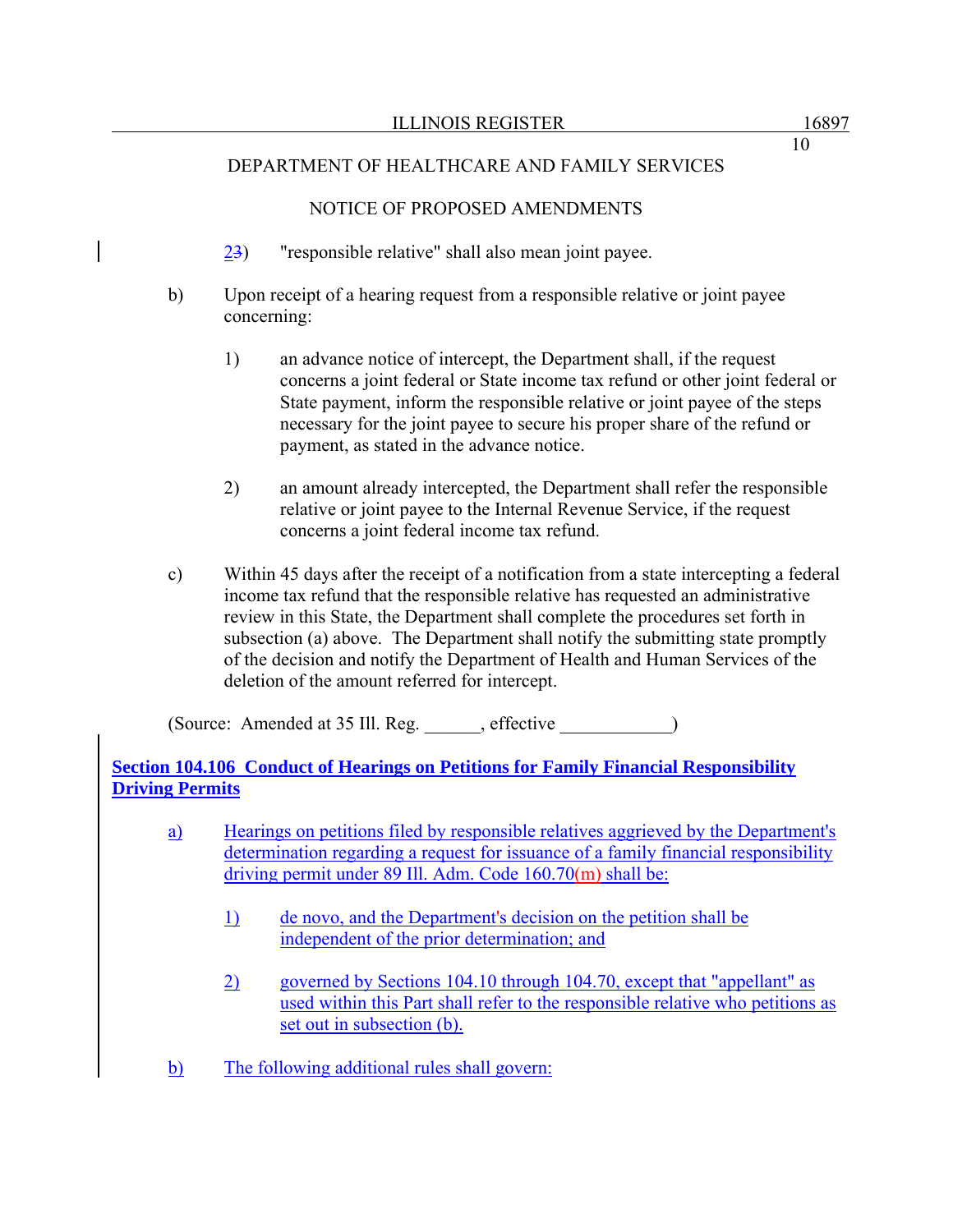DEPARTMENT OF HEALTHCARE AND FAMILY SERVICES

NOTICE OF PROPOSED AMENDMENTS

23) "responsible relative" shall also mean joint payee.

b) Upon receipt of a hearing request from a responsible relative or joint payee concerning:

1) an advance notice of intercept, the Department shall, if the request concerns a joint federal or State income tax refund or other joint federal or State payment, inform the responsible relative or joint payee of the steps necessary for the joint payee to secure his proper share of the refund or payment, as stated in the advance notice.

2) an amount already intercepted, the Department shall refer the responsible relative or joint payee to the Internal Revenue Service, if the request concerns a joint federal income tax refund.

c) Within 45 days after the receipt of a notification from a state intercepting a federal income tax refund that the responsible relative has requested an administrative review in this State, the Department shall complete the procedures set forth in subsection (a) above. The Department shall notify the submitting state promptly of the decision and notify the Department of Health and Human Services of the deletion of the amount referred for intercept.

(Source: Amended at 35 Ill. Reg. ______, effective ____________)

**Section 104.106 Conduct of Hearings on Petitions for Family Financial Responsibility Driving Permits**

a) Hearings on petitions filed by responsible relatives aggrieved by the Department's determination regarding a request for issuance of a family financial responsibility driving permit under 89 Ill. Adm. Code 160.70(m) shall be:

1) de novo, and the Department's decision on the petition shall be independent of the prior determination; and

2) governed by Sections 104.10 through 104.70, except that "appellant" as used within this Part shall refer to the responsible relative who petitions as set out in subsection (b).

b) The following additional rules shall govern: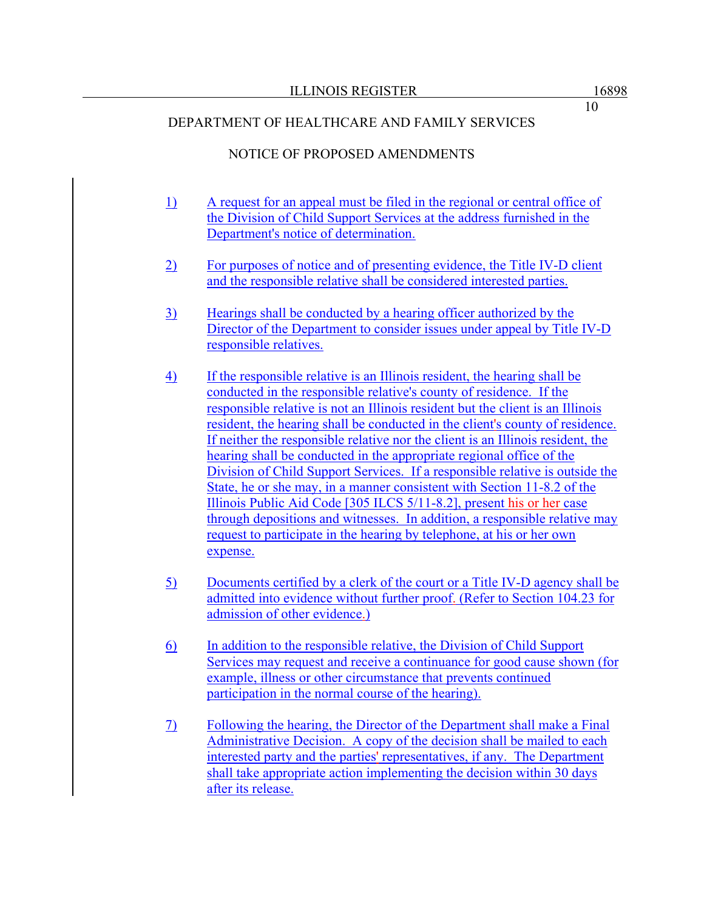DEPARTMENT OF HEALTHCARE AND FAMILY SERVICES

NOTICE OF PROPOSED AMENDMENTS

1) A request for an appeal must be filed in the regional or central office of the Division of Child Support Services at the address furnished in the Department's notice of determination.

2) For purposes of notice and of presenting evidence, the Title IV-D client and the responsible relative shall be considered interested parties.

3) Hearings shall be conducted by a hearing officer authorized by the Director of the Department to consider issues under appeal by Title IV-D responsible relatives.

4) If the responsible relative is an Illinois resident, the hearing shall be conducted in the responsible relative's county of residence. If the responsible relative is not an Illinois resident but the client is an Illinois resident, the hearing shall be conducted in the client's county of residence. If neither the responsible relative nor the client is an Illinois resident, the hearing shall be conducted in the appropriate regional office of the Division of Child Support Services. If a responsible relative is outside the State, he or she may, in a manner consistent with Section 11-8.2 of the Illinois Public Aid Code [305 ILCS 5/11-8.2], present his or her case through depositions and witnesses. In addition, a responsible relative may request to participate in the hearing by telephone, at his or her own expense.

5) Documents certified by a clerk of the court or a Title IV-D agency shall be admitted into evidence without further proof. (Refer to Section 104.23 for admission of other evidence.)

6) In addition to the responsible relative, the Division of Child Support Services may request and receive a continuance for good cause shown (for example, illness or other circumstance that prevents continued participation in the normal course of the hearing).

7) Following the hearing, the Director of the Department shall make a Final Administrative Decision. A copy of the decision shall be mailed to each interested party and the parties' representatives, if any. The Department shall take appropriate action implementing the decision within 30 days after its release.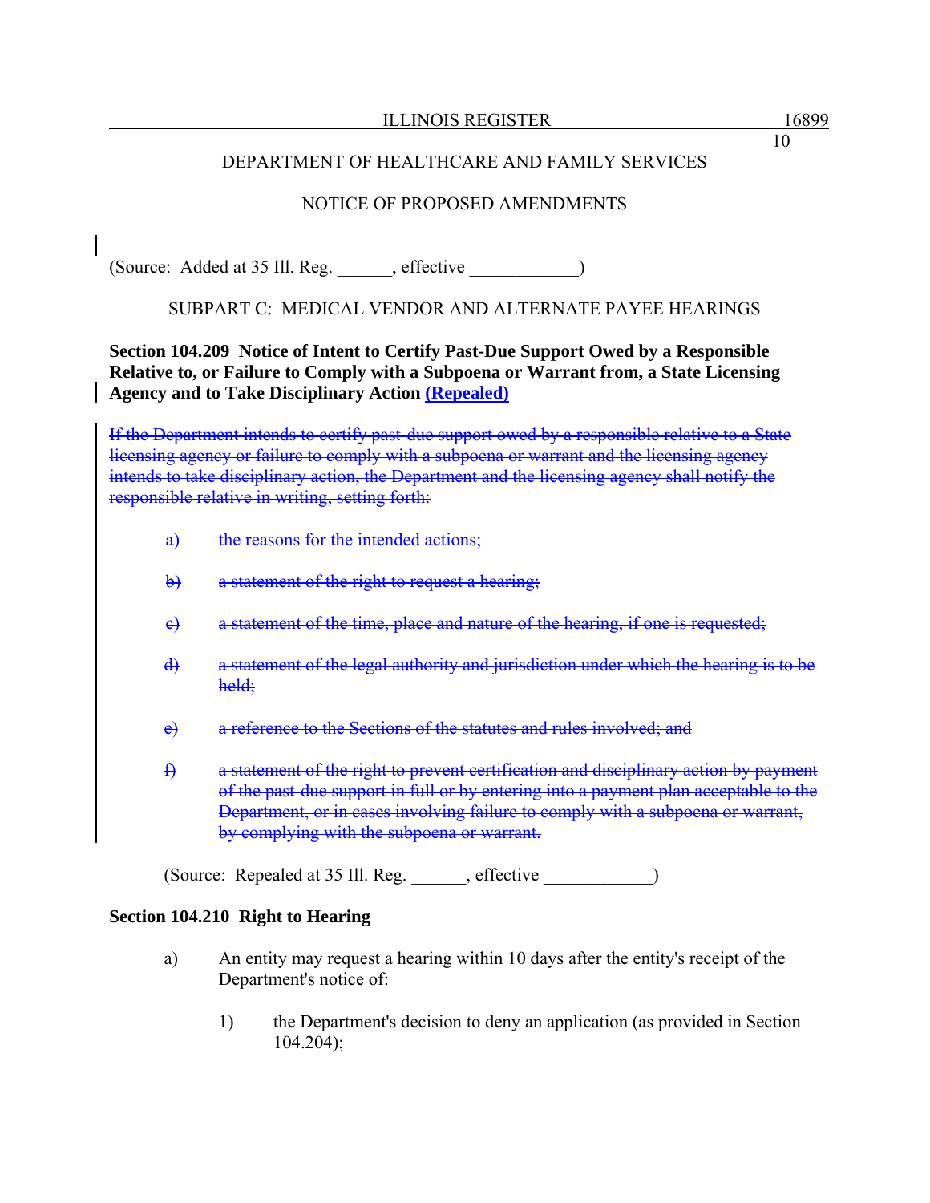(Source: Added at 35 Ill. Reg. ______, effective ____________)

SUBPART C: MEDICAL VENDOR AND ALTERNATE PAYEE HEARINGS

**Section 104.209 Notice of Intent to Certify Past-Due Support Owed by a Responsible Relative to, or Failure to Comply with a Subpoena or Warrant from, a State Licensing Agency and to Take Disciplinary Action (Repealed)**

~~If the Department intends to certify past-due support owed by a responsible relative to a State licensing agency or failure to comply with a subpoena or warrant and the licensing agency intends to take disciplinary action, the Department and the licensing agency shall notify the responsible relative in writing, setting forth:~~

- ~~a) the reasons for the intended actions;~~
- ~~b) a statement of the right to request a hearing;~~
- ~~c) a statement of the time, place and nature of the hearing, if one is requested;~~
- ~~d) a statement of the legal authority and jurisdiction under which the hearing is to be held;~~
- ~~e) a reference to the Sections of the statutes and rules involved; and~~
- ~~f) a statement of the right to prevent certification and disciplinary action by payment of the past-due support in full or by entering into a payment plan acceptable to the Department, or in cases involving failure to comply with a subpoena or warrant, by complying with the subpoena or warrant.~~

(Source: Repealed at 35 Ill. Reg. ______, effective ____________)

**Section 104.210 Right to Hearing**

a) An entity may request a hearing within 10 days after the entity's receipt of the Department's notice of:

1) the Department's decision to deny an application (as provided in Section 104.204);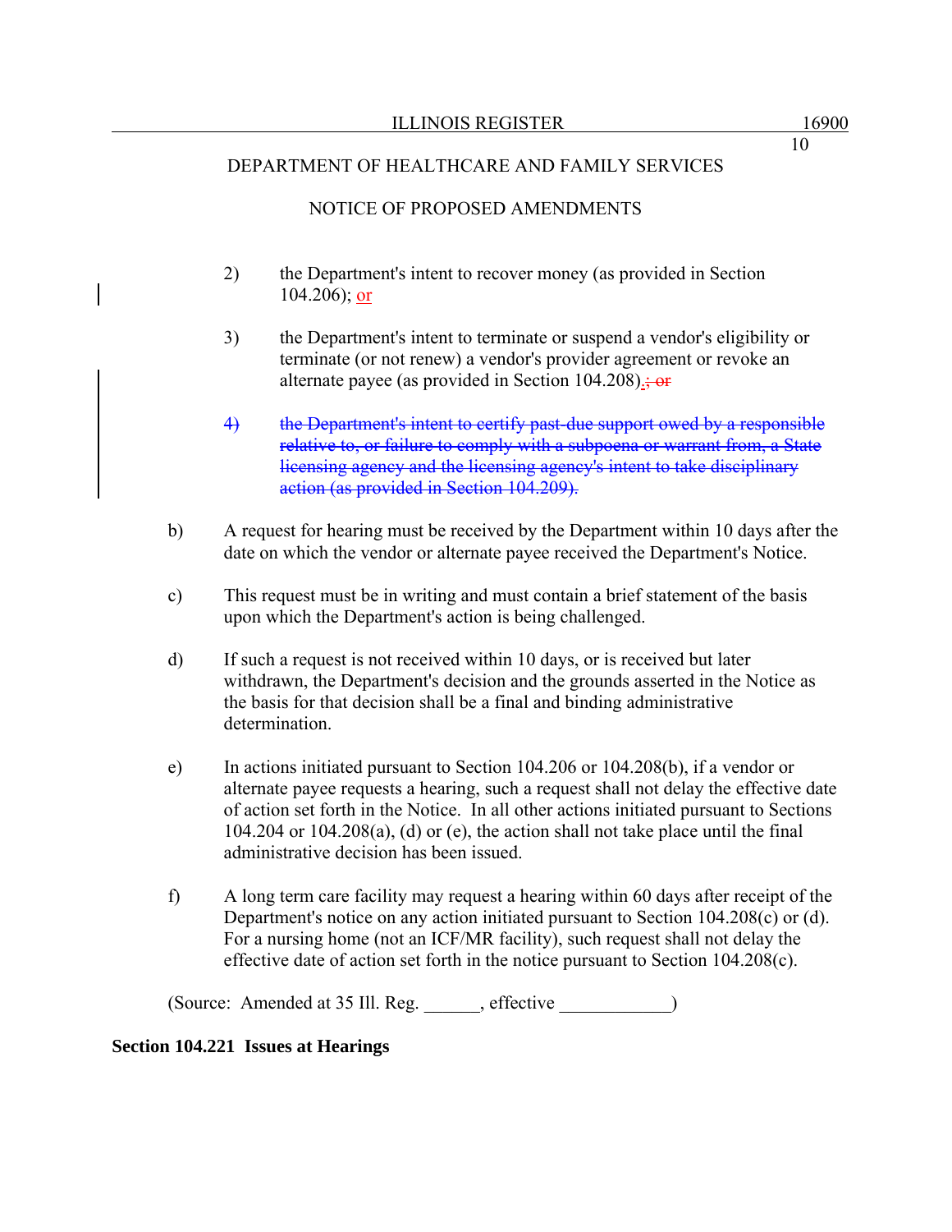DEPARTMENT OF HEALTHCARE AND FAMILY SERVICES

NOTICE OF PROPOSED AMENDMENTS

2) the Department's intent to recover money (as provided in Section 104.206); <u>or</u>

3) the Department's intent to terminate or suspend a vendor's eligibility or terminate (or not renew) a vendor's provider agreement or revoke an alternate payee (as provided in Section 104.208)<u>.</u>~~; or~~

~~4) the Department's intent to certify past-due support owed by a responsible relative to, or failure to comply with a subpoena or warrant from, a State licensing agency and the licensing agency's intent to take disciplinary action (as provided in Section 104.209).~~

b) A request for hearing must be received by the Department within 10 days after the date on which the vendor or alternate payee received the Department's Notice.

c) This request must be in writing and must contain a brief statement of the basis upon which the Department's action is being challenged.

d) If such a request is not received within 10 days, or is received but later withdrawn, the Department's decision and the grounds asserted in the Notice as the basis for that decision shall be a final and binding administrative determination.

e) In actions initiated pursuant to Section 104.206 or 104.208(b), if a vendor or alternate payee requests a hearing, such a request shall not delay the effective date of action set forth in the Notice. In all other actions initiated pursuant to Sections 104.204 or 104.208(a), (d) or (e), the action shall not take place until the final administrative decision has been issued.

f) A long term care facility may request a hearing within 60 days after receipt of the Department's notice on any action initiated pursuant to Section 104.208(c) or (d). For a nursing home (not an ICF/MR facility), such request shall not delay the effective date of action set forth in the notice pursuant to Section 104.208(c).

(Source: Amended at 35 Ill. Reg. ______, effective ____________)

**Section 104.221 Issues at Hearings**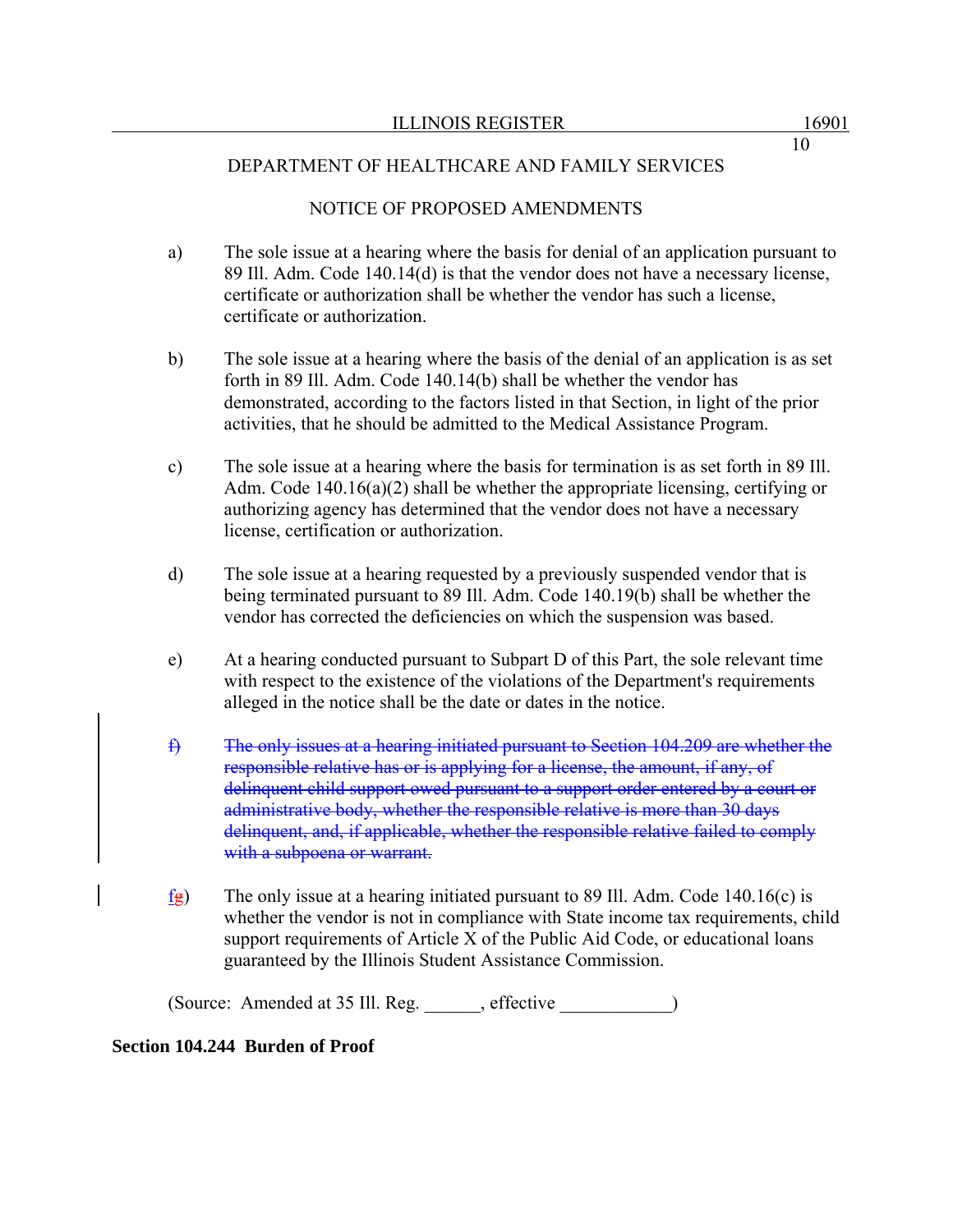DEPARTMENT OF HEALTHCARE AND FAMILY SERVICES

NOTICE OF PROPOSED AMENDMENTS

a) The sole issue at a hearing where the basis for denial of an application pursuant to 89 Ill. Adm. Code 140.14(d) is that the vendor does not have a necessary license, certificate or authorization shall be whether the vendor has such a license, certificate or authorization.

b) The sole issue at a hearing where the basis of the denial of an application is as set forth in 89 Ill. Adm. Code 140.14(b) shall be whether the vendor has demonstrated, according to the factors listed in that Section, in light of the prior activities, that he should be admitted to the Medical Assistance Program.

c) The sole issue at a hearing where the basis for termination is as set forth in 89 Ill. Adm. Code 140.16(a)(2) shall be whether the appropriate licensing, certifying or authorizing agency has determined that the vendor does not have a necessary license, certification or authorization.

d) The sole issue at a hearing requested by a previously suspended vendor that is being terminated pursuant to 89 Ill. Adm. Code 140.19(b) shall be whether the vendor has corrected the deficiencies on which the suspension was based.

e) At a hearing conducted pursuant to Subpart D of this Part, the sole relevant time with respect to the existence of the violations of the Department's requirements alleged in the notice shall be the date or dates in the notice.

~~f) The only issues at a hearing initiated pursuant to Section 104.209 are whether the responsible relative has or is applying for a license, the amount, if any, of delinquent child support owed pursuant to a support order entered by a court or administrative body, whether the responsible relative is more than 30 days delinquent, and, if applicable, whether the responsible relative failed to comply with a subpoena or warrant.~~

f~~g~~) The only issue at a hearing initiated pursuant to 89 Ill. Adm. Code 140.16(c) is whether the vendor is not in compliance with State income tax requirements, child support requirements of Article X of the Public Aid Code, or educational loans guaranteed by the Illinois Student Assistance Commission.

(Source: Amended at 35 Ill. Reg. ______, effective ____________)

**Section 104.244 Burden of Proof**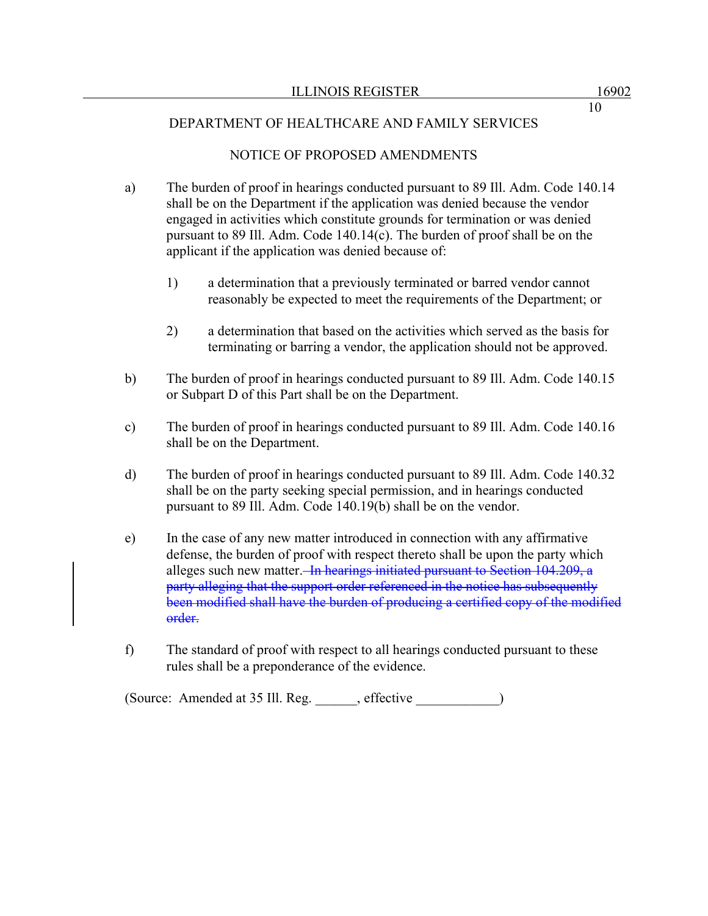DEPARTMENT OF HEALTHCARE AND FAMILY SERVICES

NOTICE OF PROPOSED AMENDMENTS

a) The burden of proof in hearings conducted pursuant to 89 Ill. Adm. Code 140.14 shall be on the Department if the application was denied because the vendor engaged in activities which constitute grounds for termination or was denied pursuant to 89 Ill. Adm. Code 140.14(c). The burden of proof shall be on the applicant if the application was denied because of:

   1) a determination that a previously terminated or barred vendor cannot reasonably be expected to meet the requirements of the Department; or

   2) a determination that based on the activities which served as the basis for terminating or barring a vendor, the application should not be approved.

b) The burden of proof in hearings conducted pursuant to 89 Ill. Adm. Code 140.15 or Subpart D of this Part shall be on the Department.

c) The burden of proof in hearings conducted pursuant to 89 Ill. Adm. Code 140.16 shall be on the Department.

d) The burden of proof in hearings conducted pursuant to 89 Ill. Adm. Code 140.32 shall be on the party seeking special permission, and in hearings conducted pursuant to 89 Ill. Adm. Code 140.19(b) shall be on the vendor.

e) In the case of any new matter introduced in connection with any affirmative defense, the burden of proof with respect thereto shall be upon the party which alleges such new matter.~~ In hearings initiated pursuant to Section 104.209, a party alleging that the support order referenced in the notice has subsequently been modified shall have the burden of producing a certified copy of the modified order.~~

f) The standard of proof with respect to all hearings conducted pursuant to these rules shall be a preponderance of the evidence.

(Source: Amended at 35 Ill. Reg. ______, effective ____________)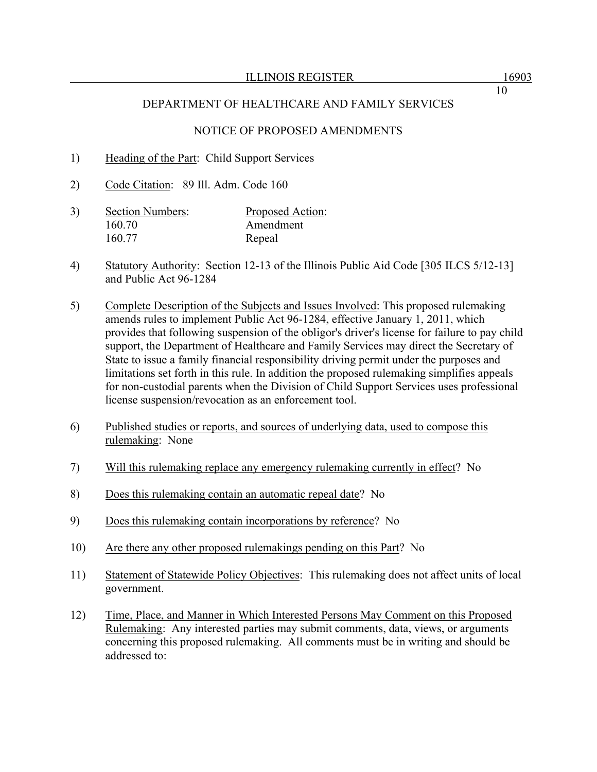## DEPARTMENT OF HEALTHCARE AND FAMILY SERVICES

### NOTICE OF PROPOSED AMENDMENTS

1) Heading of the Part: Child Support Services

2) Code Citation: 89 Ill. Adm. Code 160

3) 

| Section Numbers: | Proposed Action: |
|---|---|
| 160.70 | Amendment |
| 160.77 | Repeal |

4) Statutory Authority: Section 12-13 of the Illinois Public Aid Code [305 ILCS 5/12-13] and Public Act 96-1284

5) Complete Description of the Subjects and Issues Involved: This proposed rulemaking amends rules to implement Public Act 96-1284, effective January 1, 2011, which provides that following suspension of the obligor's driver's license for failure to pay child support, the Department of Healthcare and Family Services may direct the Secretary of State to issue a family financial responsibility driving permit under the purposes and limitations set forth in this rule. In addition the proposed rulemaking simplifies appeals for non-custodial parents when the Division of Child Support Services uses professional license suspension/revocation as an enforcement tool.

6) Published studies or reports, and sources of underlying data, used to compose this rulemaking: None

7) Will this rulemaking replace any emergency rulemaking currently in effect? No

8) Does this rulemaking contain an automatic repeal date? No

9) Does this rulemaking contain incorporations by reference? No

10) Are there any other proposed rulemakings pending on this Part? No

11) Statement of Statewide Policy Objectives: This rulemaking does not affect units of local government.

12) Time, Place, and Manner in Which Interested Persons May Comment on this Proposed Rulemaking: Any interested parties may submit comments, data, views, or arguments concerning this proposed rulemaking. All comments must be in writing and should be addressed to: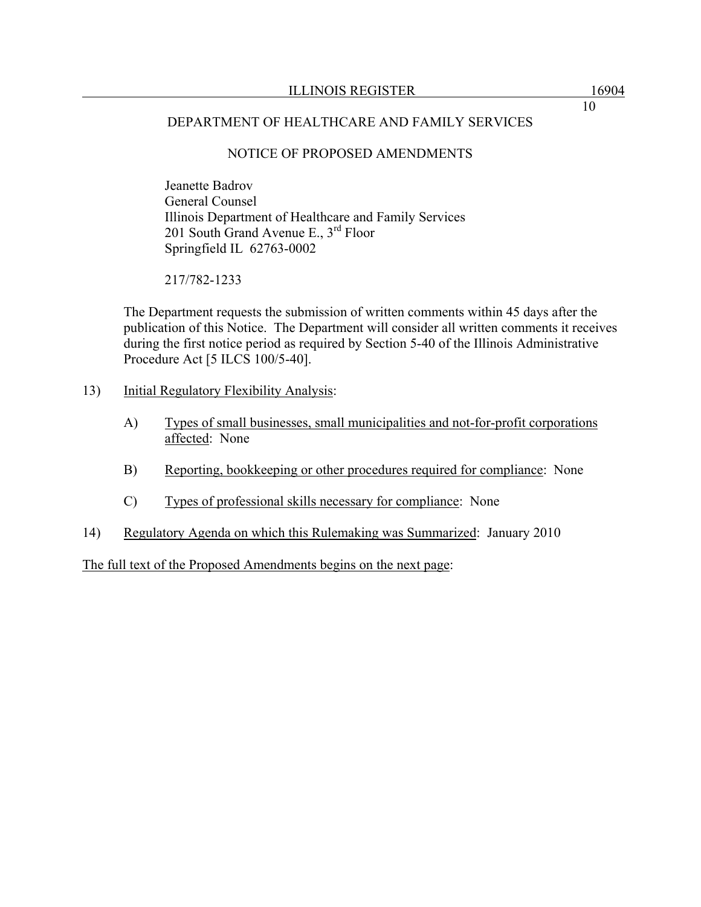DEPARTMENT OF HEALTHCARE AND FAMILY SERVICES

NOTICE OF PROPOSED AMENDMENTS

Jeanette Badrov
General Counsel
Illinois Department of Healthcare and Family Services
201 South Grand Avenue E., 3rd Floor
Springfield IL 62763-0002

217/782-1233

The Department requests the submission of written comments within 45 days after the publication of this Notice. The Department will consider all written comments it receives during the first notice period as required by Section 5-40 of the Illinois Administrative Procedure Act [5 ILCS 100/5-40].

13) Initial Regulatory Flexibility Analysis:

   A) Types of small businesses, small municipalities and not-for-profit corporations affected: None

   B) Reporting, bookkeeping or other procedures required for compliance: None

   C) Types of professional skills necessary for compliance: None

14) Regulatory Agenda on which this Rulemaking was Summarized: January 2010

The full text of the Proposed Amendments begins on the next page: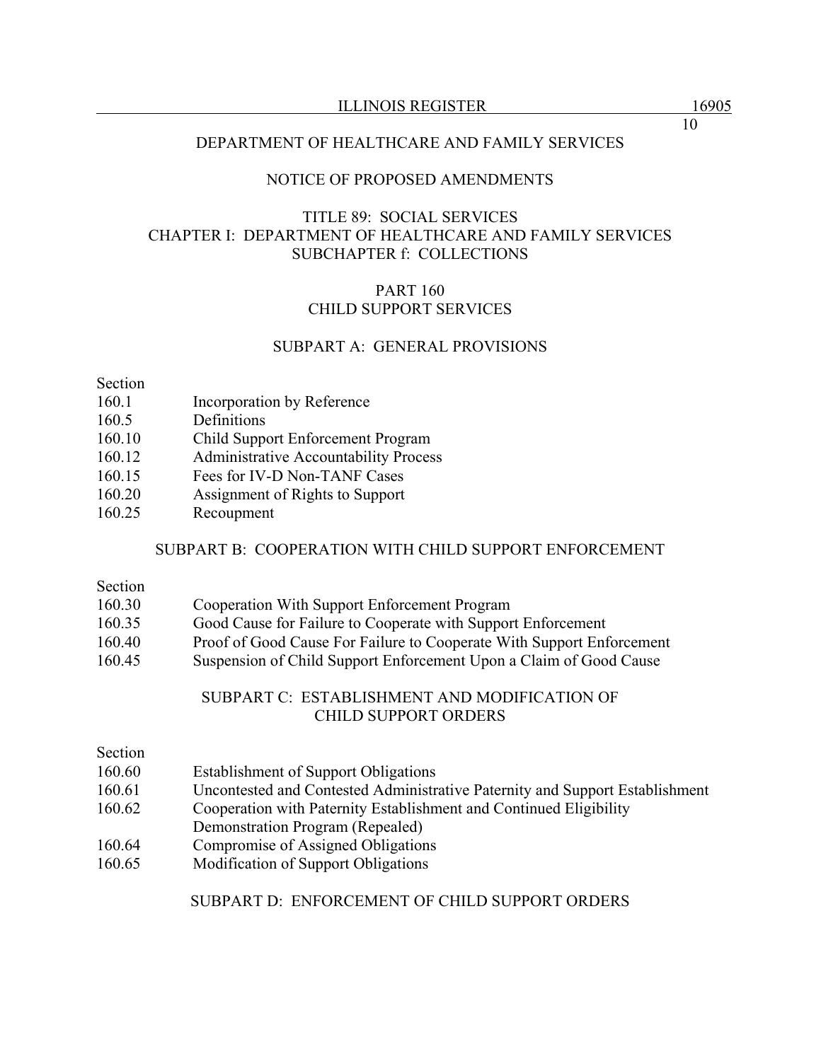DEPARTMENT OF HEALTHCARE AND FAMILY SERVICES

NOTICE OF PROPOSED AMENDMENTS

TITLE 89: SOCIAL SERVICES
CHAPTER I: DEPARTMENT OF HEALTHCARE AND FAMILY SERVICES
SUBCHAPTER f: COLLECTIONS

PART 160
CHILD SUPPORT SERVICES

SUBPART A: GENERAL PROVISIONS

| Section | |
|---|---|
| 160.1 | Incorporation by Reference |
| 160.5 | Definitions |
| 160.10 | Child Support Enforcement Program |
| 160.12 | Administrative Accountability Process |
| 160.15 | Fees for IV-D Non-TANF Cases |
| 160.20 | Assignment of Rights to Support |
| 160.25 | Recoupment |

SUBPART B: COOPERATION WITH CHILD SUPPORT ENFORCEMENT

| Section | |
|---|---|
| 160.30 | Cooperation With Support Enforcement Program |
| 160.35 | Good Cause for Failure to Cooperate with Support Enforcement |
| 160.40 | Proof of Good Cause For Failure to Cooperate With Support Enforcement |
| 160.45 | Suspension of Child Support Enforcement Upon a Claim of Good Cause |

SUBPART C: ESTABLISHMENT AND MODIFICATION OF CHILD SUPPORT ORDERS

| Section | |
|---|---|
| 160.60 | Establishment of Support Obligations |
| 160.61 | Uncontested and Contested Administrative Paternity and Support Establishment |
| 160.62 | Cooperation with Paternity Establishment and Continued Eligibility Demonstration Program (Repealed) |
| 160.64 | Compromise of Assigned Obligations |
| 160.65 | Modification of Support Obligations |

SUBPART D: ENFORCEMENT OF CHILD SUPPORT ORDERS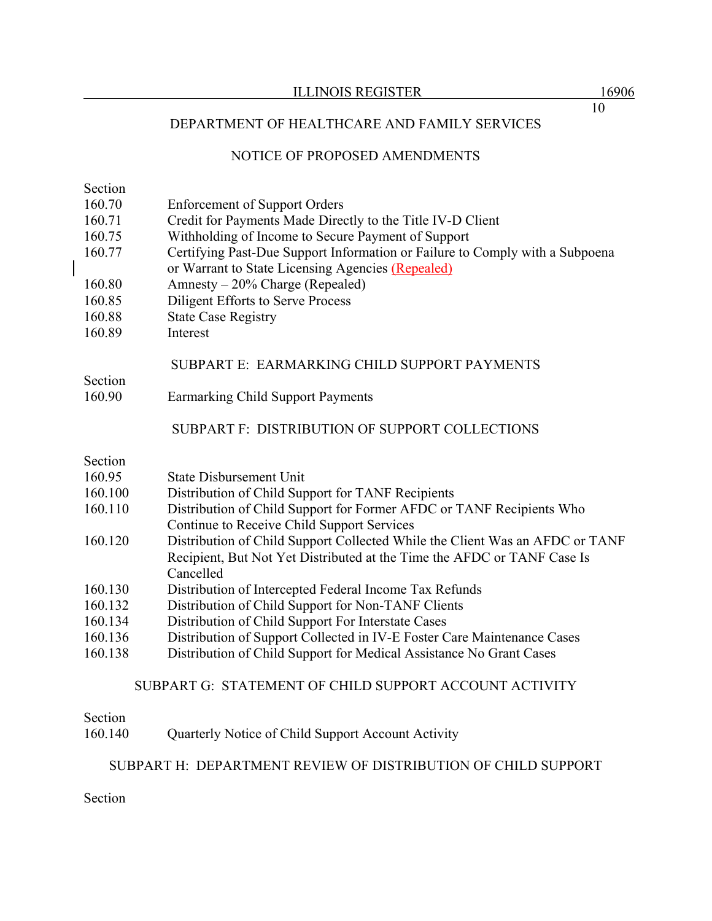DEPARTMENT OF HEALTHCARE AND FAMILY SERVICES

NOTICE OF PROPOSED AMENDMENTS

| Section | |
|---|---|
| 160.70 | Enforcement of Support Orders |
| 160.71 | Credit for Payments Made Directly to the Title IV-D Client |
| 160.75 | Withholding of Income to Secure Payment of Support |
| 160.77 | Certifying Past-Due Support Information or Failure to Comply with a Subpoena or Warrant to State Licensing Agencies (Repealed) |
| 160.80 | Amnesty – 20% Charge (Repealed) |
| 160.85 | Diligent Efforts to Serve Process |
| 160.88 | State Case Registry |
| 160.89 | Interest |

SUBPART E: EARMARKING CHILD SUPPORT PAYMENTS

| Section | |
|---|---|
| 160.90 | Earmarking Child Support Payments |

SUBPART F: DISTRIBUTION OF SUPPORT COLLECTIONS

| Section | |
|---|---|
| 160.95 | State Disbursement Unit |
| 160.100 | Distribution of Child Support for TANF Recipients |
| 160.110 | Distribution of Child Support for Former AFDC or TANF Recipients Who Continue to Receive Child Support Services |
| 160.120 | Distribution of Child Support Collected While the Client Was an AFDC or TANF Recipient, But Not Yet Distributed at the Time the AFDC or TANF Case Is Cancelled |
| 160.130 | Distribution of Intercepted Federal Income Tax Refunds |
| 160.132 | Distribution of Child Support for Non-TANF Clients |
| 160.134 | Distribution of Child Support For Interstate Cases |
| 160.136 | Distribution of Support Collected in IV-E Foster Care Maintenance Cases |
| 160.138 | Distribution of Child Support for Medical Assistance No Grant Cases |

SUBPART G: STATEMENT OF CHILD SUPPORT ACCOUNT ACTIVITY

| Section | |
|---|---|
| 160.140 | Quarterly Notice of Child Support Account Activity |

SUBPART H: DEPARTMENT REVIEW OF DISTRIBUTION OF CHILD SUPPORT

Section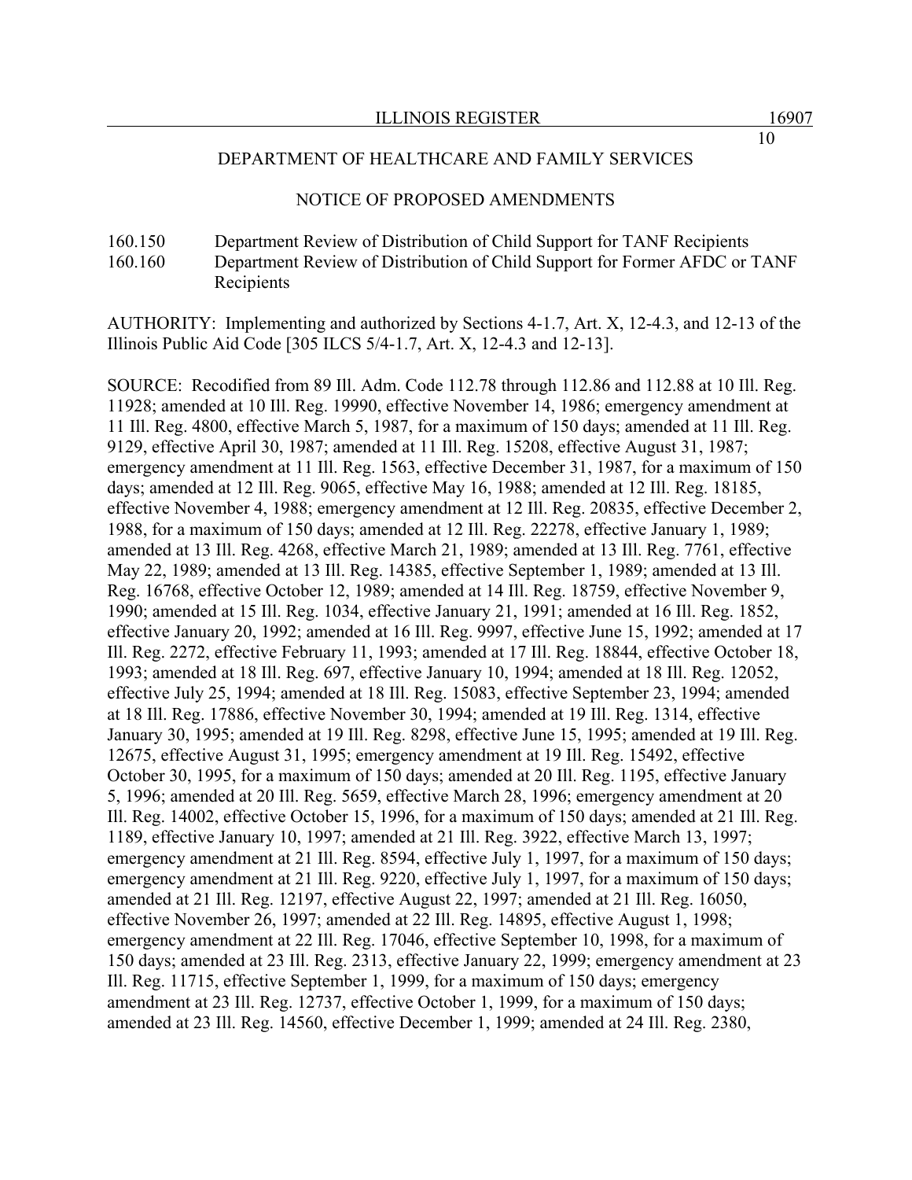DEPARTMENT OF HEALTHCARE AND FAMILY SERVICES

NOTICE OF PROPOSED AMENDMENTS

160.150 Department Review of Distribution of Child Support for TANF Recipients
160.160 Department Review of Distribution of Child Support for Former AFDC or TANF Recipients

AUTHORITY: Implementing and authorized by Sections 4-1.7, Art. X, 12-4.3, and 12-13 of the Illinois Public Aid Code [305 ILCS 5/4-1.7, Art. X, 12-4.3 and 12-13].

SOURCE: Recodified from 89 Ill. Adm. Code 112.78 through 112.86 and 112.88 at 10 Ill. Reg. 11928; amended at 10 Ill. Reg. 19990, effective November 14, 1986; emergency amendment at 11 Ill. Reg. 4800, effective March 5, 1987, for a maximum of 150 days; amended at 11 Ill. Reg. 9129, effective April 30, 1987; amended at 11 Ill. Reg. 15208, effective August 31, 1987; emergency amendment at 11 Ill. Reg. 1563, effective December 31, 1987, for a maximum of 150 days; amended at 12 Ill. Reg. 9065, effective May 16, 1988; amended at 12 Ill. Reg. 18185, effective November 4, 1988; emergency amendment at 12 Ill. Reg. 20835, effective December 2, 1988, for a maximum of 150 days; amended at 12 Ill. Reg. 22278, effective January 1, 1989; amended at 13 Ill. Reg. 4268, effective March 21, 1989; amended at 13 Ill. Reg. 7761, effective May 22, 1989; amended at 13 Ill. Reg. 14385, effective September 1, 1989; amended at 13 Ill. Reg. 16768, effective October 12, 1989; amended at 14 Ill. Reg. 18759, effective November 9, 1990; amended at 15 Ill. Reg. 1034, effective January 21, 1991; amended at 16 Ill. Reg. 1852, effective January 20, 1992; amended at 16 Ill. Reg. 9997, effective June 15, 1992; amended at 17 Ill. Reg. 2272, effective February 11, 1993; amended at 17 Ill. Reg. 18844, effective October 18, 1993; amended at 18 Ill. Reg. 697, effective January 10, 1994; amended at 18 Ill. Reg. 12052, effective July 25, 1994; amended at 18 Ill. Reg. 15083, effective September 23, 1994; amended at 18 Ill. Reg. 17886, effective November 30, 1994; amended at 19 Ill. Reg. 1314, effective January 30, 1995; amended at 19 Ill. Reg. 8298, effective June 15, 1995; amended at 19 Ill. Reg. 12675, effective August 31, 1995; emergency amendment at 19 Ill. Reg. 15492, effective October 30, 1995, for a maximum of 150 days; amended at 20 Ill. Reg. 1195, effective January 5, 1996; amended at 20 Ill. Reg. 5659, effective March 28, 1996; emergency amendment at 20 Ill. Reg. 14002, effective October 15, 1996, for a maximum of 150 days; amended at 21 Ill. Reg. 1189, effective January 10, 1997; amended at 21 Ill. Reg. 3922, effective March 13, 1997; emergency amendment at 21 Ill. Reg. 8594, effective July 1, 1997, for a maximum of 150 days; emergency amendment at 21 Ill. Reg. 9220, effective July 1, 1997, for a maximum of 150 days; amended at 21 Ill. Reg. 12197, effective August 22, 1997; amended at 21 Ill. Reg. 16050, effective November 26, 1997; amended at 22 Ill. Reg. 14895, effective August 1, 1998; emergency amendment at 22 Ill. Reg. 17046, effective September 10, 1998, for a maximum of 150 days; amended at 23 Ill. Reg. 2313, effective January 22, 1999; emergency amendment at 23 Ill. Reg. 11715, effective September 1, 1999, for a maximum of 150 days; emergency amendment at 23 Ill. Reg. 12737, effective October 1, 1999, for a maximum of 150 days; amended at 23 Ill. Reg. 14560, effective December 1, 1999; amended at 24 Ill. Reg. 2380,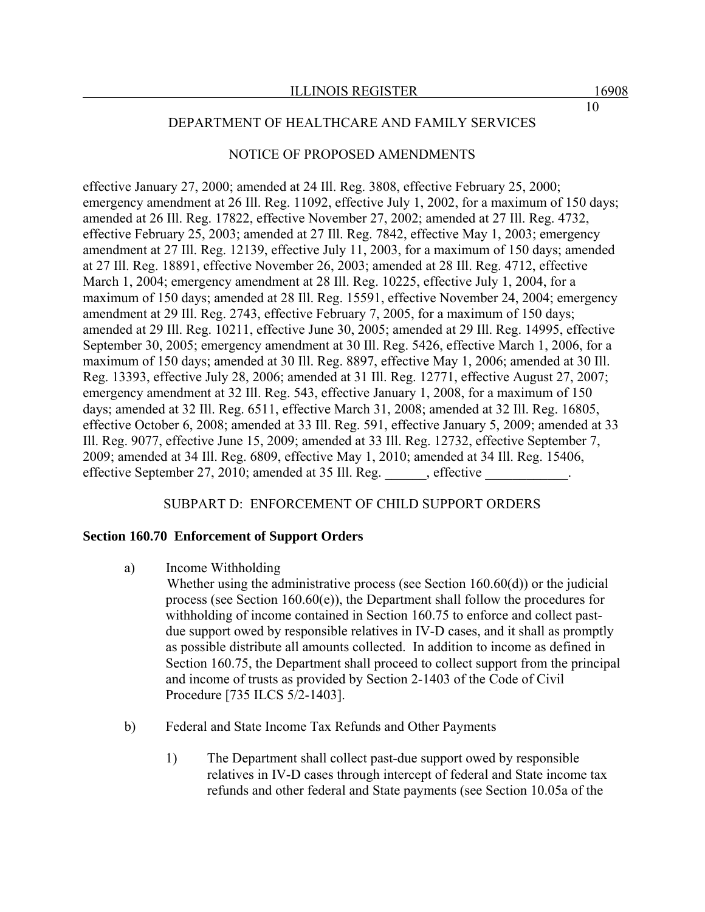DEPARTMENT OF HEALTHCARE AND FAMILY SERVICES

NOTICE OF PROPOSED AMENDMENTS

effective January 27, 2000; amended at 24 Ill. Reg. 3808, effective February 25, 2000; emergency amendment at 26 Ill. Reg. 11092, effective July 1, 2002, for a maximum of 150 days; amended at 26 Ill. Reg. 17822, effective November 27, 2002; amended at 27 Ill. Reg. 4732, effective February 25, 2003; amended at 27 Ill. Reg. 7842, effective May 1, 2003; emergency amendment at 27 Ill. Reg. 12139, effective July 11, 2003, for a maximum of 150 days; amended at 27 Ill. Reg. 18891, effective November 26, 2003; amended at 28 Ill. Reg. 4712, effective March 1, 2004; emergency amendment at 28 Ill. Reg. 10225, effective July 1, 2004, for a maximum of 150 days; amended at 28 Ill. Reg. 15591, effective November 24, 2004; emergency amendment at 29 Ill. Reg. 2743, effective February 7, 2005, for a maximum of 150 days; amended at 29 Ill. Reg. 10211, effective June 30, 2005; amended at 29 Ill. Reg. 14995, effective September 30, 2005; emergency amendment at 30 Ill. Reg. 5426, effective March 1, 2006, for a maximum of 150 days; amended at 30 Ill. Reg. 8897, effective May 1, 2006; amended at 30 Ill. Reg. 13393, effective July 28, 2006; amended at 31 Ill. Reg. 12771, effective August 27, 2007; emergency amendment at 32 Ill. Reg. 543, effective January 1, 2008, for a maximum of 150 days; amended at 32 Ill. Reg. 6511, effective March 31, 2008; amended at 32 Ill. Reg. 16805, effective October 6, 2008; amended at 33 Ill. Reg. 591, effective January 5, 2009; amended at 33 Ill. Reg. 9077, effective June 15, 2009; amended at 33 Ill. Reg. 12732, effective September 7, 2009; amended at 34 Ill. Reg. 6809, effective May 1, 2010; amended at 34 Ill. Reg. 15406, effective September 27, 2010; amended at 35 Ill. Reg. ______, effective ____________.

SUBPART D: ENFORCEMENT OF CHILD SUPPORT ORDERS

**Section 160.70 Enforcement of Support Orders**

a) Income Withholding
Whether using the administrative process (see Section 160.60(d)) or the judicial process (see Section 160.60(e)), the Department shall follow the procedures for withholding of income contained in Section 160.75 to enforce and collect past-due support owed by responsible relatives in IV-D cases, and it shall as promptly as possible distribute all amounts collected. In addition to income as defined in Section 160.75, the Department shall proceed to collect support from the principal and income of trusts as provided by Section 2-1403 of the Code of Civil Procedure [735 ILCS 5/2-1403].

b) Federal and State Income Tax Refunds and Other Payments

1) The Department shall collect past-due support owed by responsible relatives in IV-D cases through intercept of federal and State income tax refunds and other federal and State payments (see Section 10.05a of the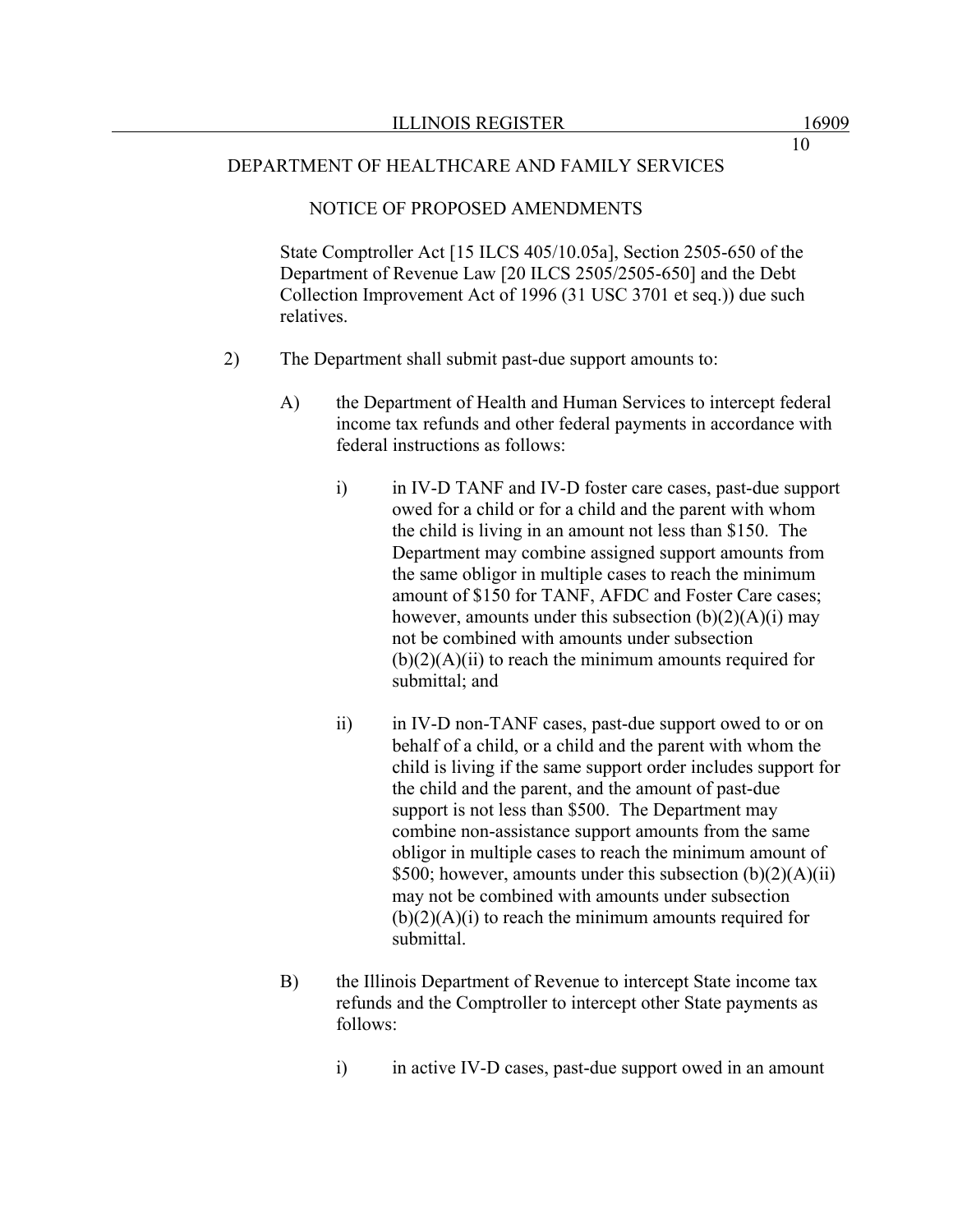State Comptroller Act [15 ILCS 405/10.05a], Section 2505-650 of the Department of Revenue Law [20 ILCS 2505/2505-650] and the Debt Collection Improvement Act of 1996 (31 USC 3701 et seq.)) due such relatives.

2) The Department shall submit past-due support amounts to:

A) the Department of Health and Human Services to intercept federal income tax refunds and other federal payments in accordance with federal instructions as follows:

i) in IV-D TANF and IV-D foster care cases, past-due support owed for a child or for a child and the parent with whom the child is living in an amount not less than $150. The Department may combine assigned support amounts from the same obligor in multiple cases to reach the minimum amount of $150 for TANF, AFDC and Foster Care cases; however, amounts under this subsection (b)(2)(A)(i) may not be combined with amounts under subsection (b)(2)(A)(ii) to reach the minimum amounts required for submittal; and

ii) in IV-D non-TANF cases, past-due support owed to or on behalf of a child, or a child and the parent with whom the child is living if the same support order includes support for the child and the parent, and the amount of past-due support is not less than $500. The Department may combine non-assistance support amounts from the same obligor in multiple cases to reach the minimum amount of $500; however, amounts under this subsection (b)(2)(A)(ii) may not be combined with amounts under subsection (b)(2)(A)(i) to reach the minimum amounts required for submittal.

B) the Illinois Department of Revenue to intercept State income tax refunds and the Comptroller to intercept other State payments as follows:

i) in active IV-D cases, past-due support owed in an amount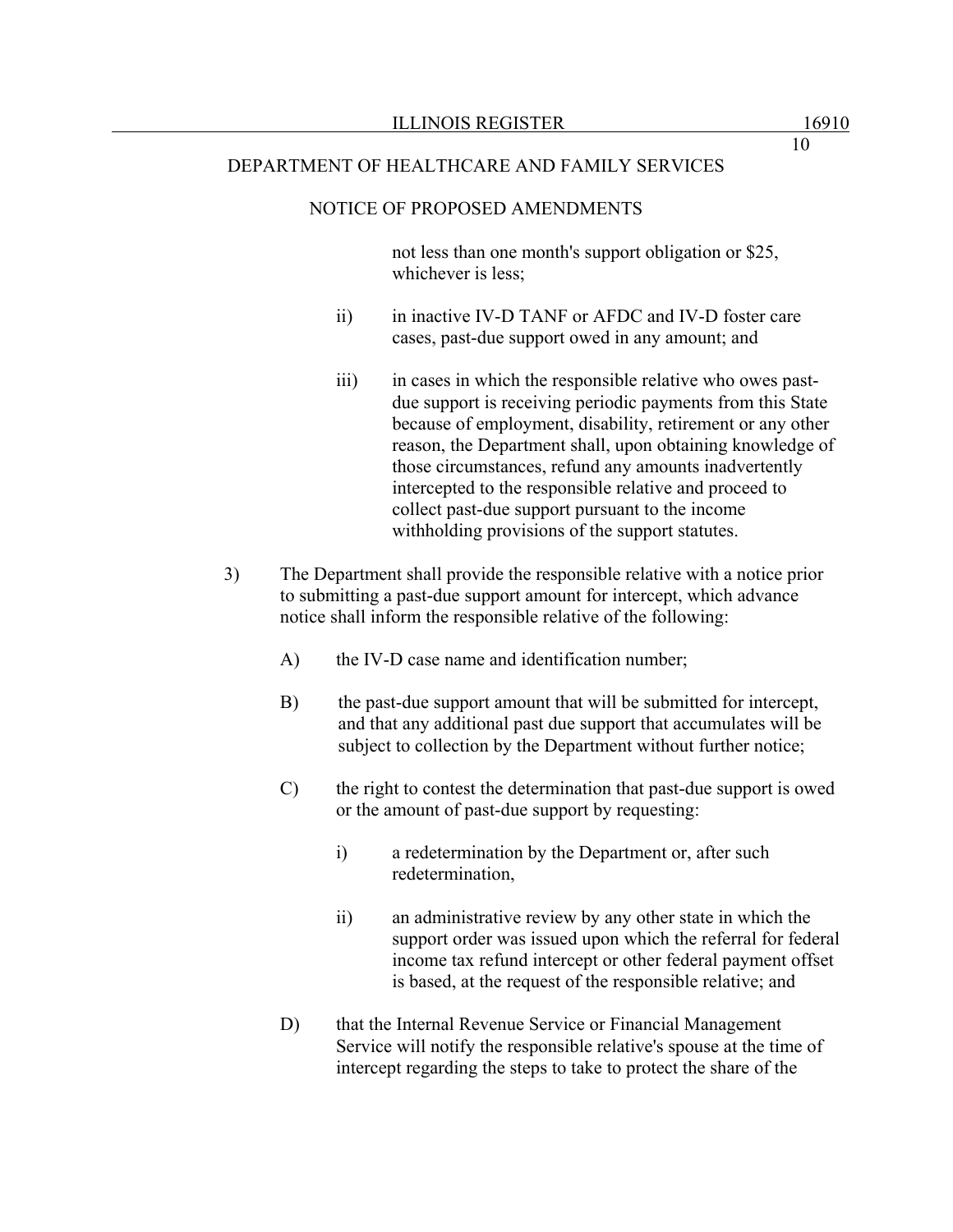not less than one month's support obligation or $25, whichever is less;

ii) in inactive IV-D TANF or AFDC and IV-D foster care cases, past-due support owed in any amount; and

iii) in cases in which the responsible relative who owes past-due support is receiving periodic payments from this State because of employment, disability, retirement or any other reason, the Department shall, upon obtaining knowledge of those circumstances, refund any amounts inadvertently intercepted to the responsible relative and proceed to collect past-due support pursuant to the income withholding provisions of the support statutes.

3) The Department shall provide the responsible relative with a notice prior to submitting a past-due support amount for intercept, which advance notice shall inform the responsible relative of the following:

A) the IV-D case name and identification number;

B) the past-due support amount that will be submitted for intercept, and that any additional past due support that accumulates will be subject to collection by the Department without further notice;

C) the right to contest the determination that past-due support is owed or the amount of past-due support by requesting:

i) a redetermination by the Department or, after such redetermination,

ii) an administrative review by any other state in which the support order was issued upon which the referral for federal income tax refund intercept or other federal payment offset is based, at the request of the responsible relative; and

D) that the Internal Revenue Service or Financial Management Service will notify the responsible relative's spouse at the time of intercept regarding the steps to take to protect the share of the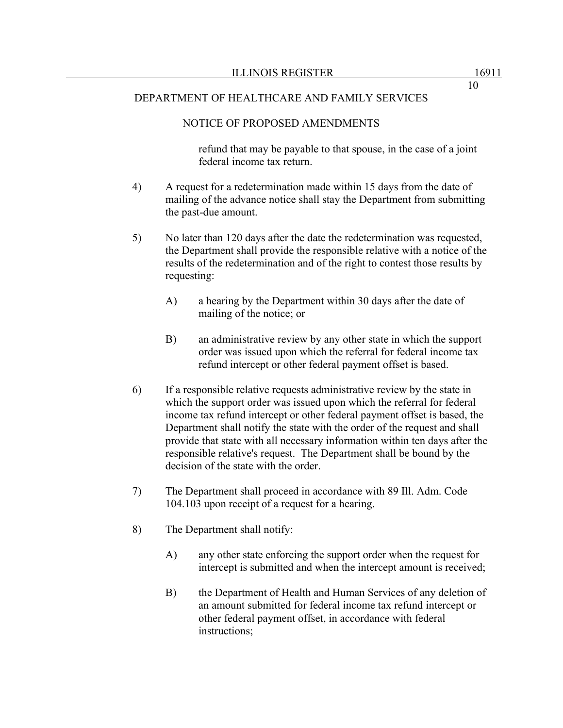DEPARTMENT OF HEALTHCARE AND FAMILY SERVICES

NOTICE OF PROPOSED AMENDMENTS

refund that may be payable to that spouse, in the case of a joint federal income tax return.

4) A request for a redetermination made within 15 days from the date of mailing of the advance notice shall stay the Department from submitting the past-due amount.

5) No later than 120 days after the date the redetermination was requested, the Department shall provide the responsible relative with a notice of the results of the redetermination and of the right to contest those results by requesting:

   A) a hearing by the Department within 30 days after the date of mailing of the notice; or

   B) an administrative review by any other state in which the support order was issued upon which the referral for federal income tax refund intercept or other federal payment offset is based.

6) If a responsible relative requests administrative review by the state in which the support order was issued upon which the referral for federal income tax refund intercept or other federal payment offset is based, the Department shall notify the state with the order of the request and shall provide that state with all necessary information within ten days after the responsible relative's request. The Department shall be bound by the decision of the state with the order.

7) The Department shall proceed in accordance with 89 Ill. Adm. Code 104.103 upon receipt of a request for a hearing.

8) The Department shall notify:

   A) any other state enforcing the support order when the request for intercept is submitted and when the intercept amount is received;

   B) the Department of Health and Human Services of any deletion of an amount submitted for federal income tax refund intercept or other federal payment offset, in accordance with federal instructions;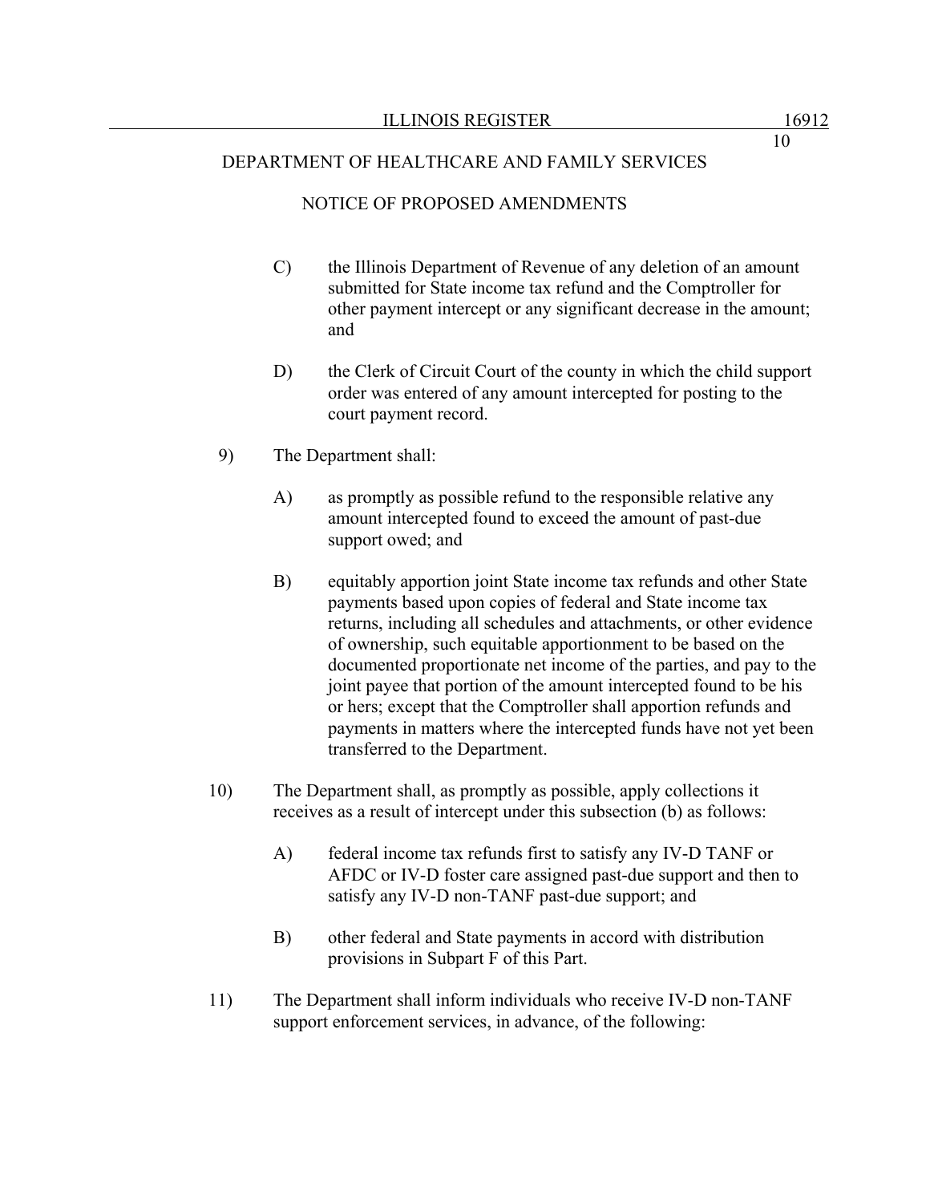DEPARTMENT OF HEALTHCARE AND FAMILY SERVICES

NOTICE OF PROPOSED AMENDMENTS

C) the Illinois Department of Revenue of any deletion of an amount submitted for State income tax refund and the Comptroller for other payment intercept or any significant decrease in the amount; and

D) the Clerk of Circuit Court of the county in which the child support order was entered of any amount intercepted for posting to the court payment record.

9) The Department shall:

A) as promptly as possible refund to the responsible relative any amount intercepted found to exceed the amount of past-due support owed; and

B) equitably apportion joint State income tax refunds and other State payments based upon copies of federal and State income tax returns, including all schedules and attachments, or other evidence of ownership, such equitable apportionment to be based on the documented proportionate net income of the parties, and pay to the joint payee that portion of the amount intercepted found to be his or hers; except that the Comptroller shall apportion refunds and payments in matters where the intercepted funds have not yet been transferred to the Department.

10) The Department shall, as promptly as possible, apply collections it receives as a result of intercept under this subsection (b) as follows:

A) federal income tax refunds first to satisfy any IV-D TANF or AFDC or IV-D foster care assigned past-due support and then to satisfy any IV-D non-TANF past-due support; and

B) other federal and State payments in accord with distribution provisions in Subpart F of this Part.

11) The Department shall inform individuals who receive IV-D non-TANF support enforcement services, in advance, of the following: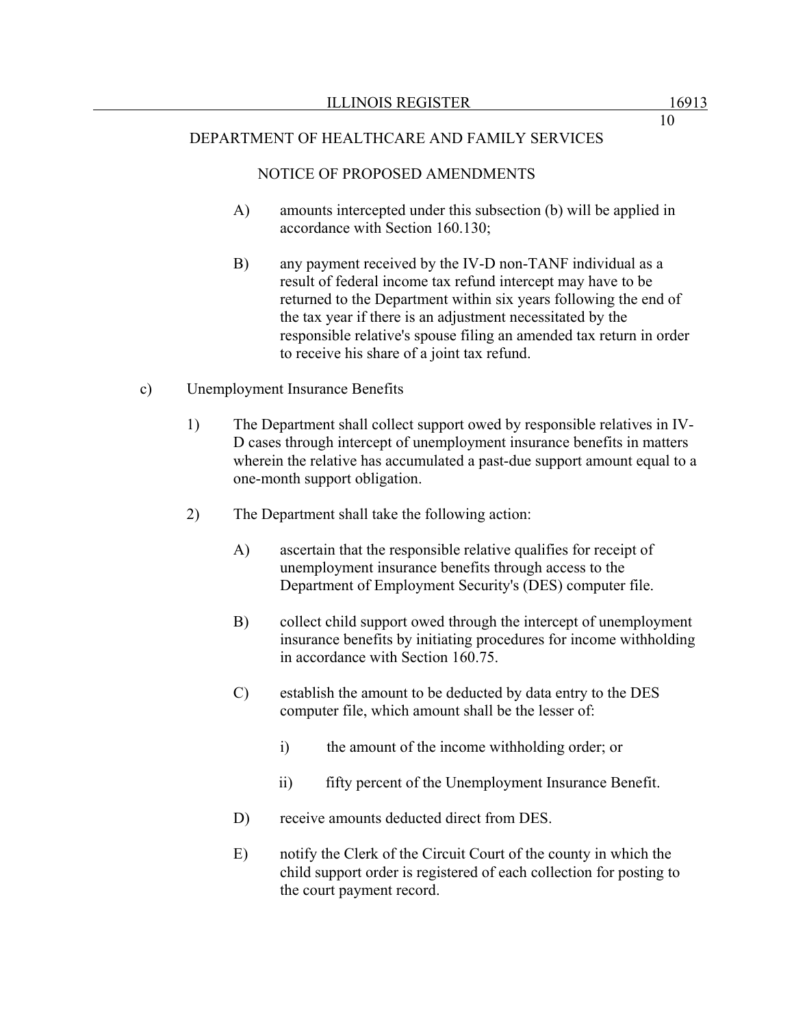DEPARTMENT OF HEALTHCARE AND FAMILY SERVICES

NOTICE OF PROPOSED AMENDMENTS

A) amounts intercepted under this subsection (b) will be applied in accordance with Section 160.130;

B) any payment received by the IV-D non-TANF individual as a result of federal income tax refund intercept may have to be returned to the Department within six years following the end of the tax year if there is an adjustment necessitated by the responsible relative's spouse filing an amended tax return in order to receive his share of a joint tax refund.

c) Unemployment Insurance Benefits

1) The Department shall collect support owed by responsible relatives in IV-D cases through intercept of unemployment insurance benefits in matters wherein the relative has accumulated a past-due support amount equal to a one-month support obligation.

2) The Department shall take the following action:

A) ascertain that the responsible relative qualifies for receipt of unemployment insurance benefits through access to the Department of Employment Security's (DES) computer file.

B) collect child support owed through the intercept of unemployment insurance benefits by initiating procedures for income withholding in accordance with Section 160.75.

C) establish the amount to be deducted by data entry to the DES computer file, which amount shall be the lesser of:

i) the amount of the income withholding order; or

ii) fifty percent of the Unemployment Insurance Benefit.

D) receive amounts deducted direct from DES.

E) notify the Clerk of the Circuit Court of the county in which the child support order is registered of each collection for posting to the court payment record.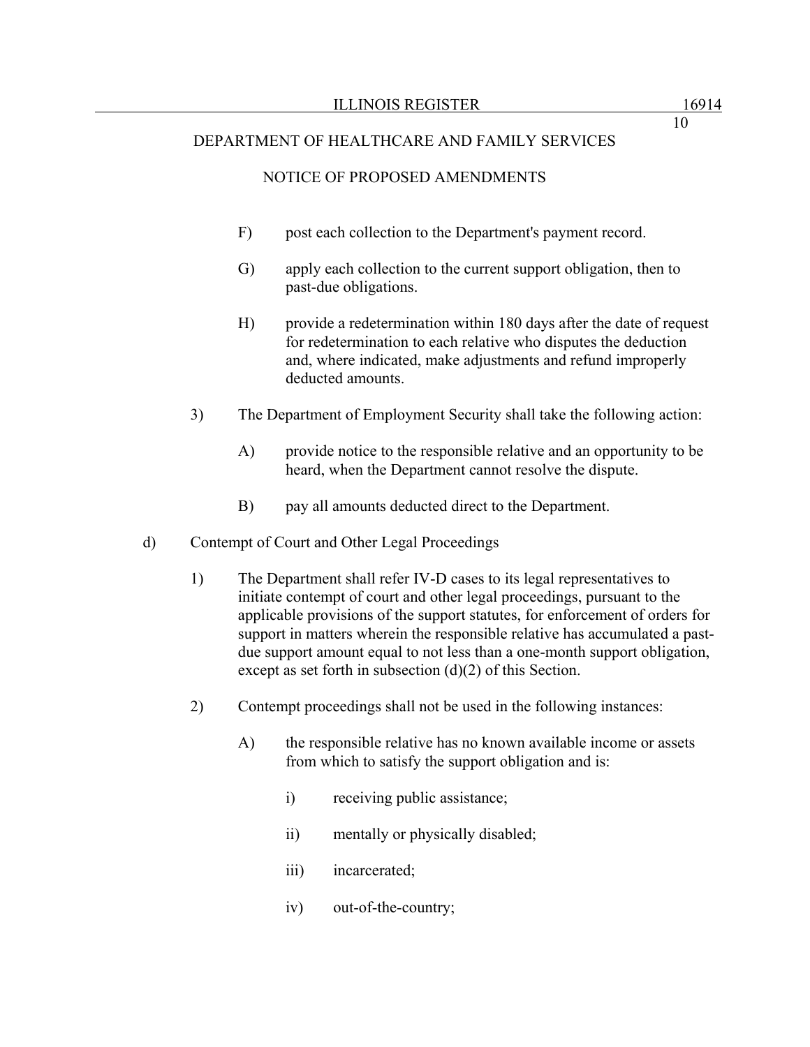F) post each collection to the Department's payment record.

G) apply each collection to the current support obligation, then to past-due obligations.

H) provide a redetermination within 180 days after the date of request for redetermination to each relative who disputes the deduction and, where indicated, make adjustments and refund improperly deducted amounts.

3) The Department of Employment Security shall take the following action:

A) provide notice to the responsible relative and an opportunity to be heard, when the Department cannot resolve the dispute.

B) pay all amounts deducted direct to the Department.

d) Contempt of Court and Other Legal Proceedings

1) The Department shall refer IV-D cases to its legal representatives to initiate contempt of court and other legal proceedings, pursuant to the applicable provisions of the support statutes, for enforcement of orders for support in matters wherein the responsible relative has accumulated a past-due support amount equal to not less than a one-month support obligation, except as set forth in subsection (d)(2) of this Section.

2) Contempt proceedings shall not be used in the following instances:

A) the responsible relative has no known available income or assets from which to satisfy the support obligation and is:

i) receiving public assistance;

ii) mentally or physically disabled;

iii) incarcerated;

iv) out-of-the-country;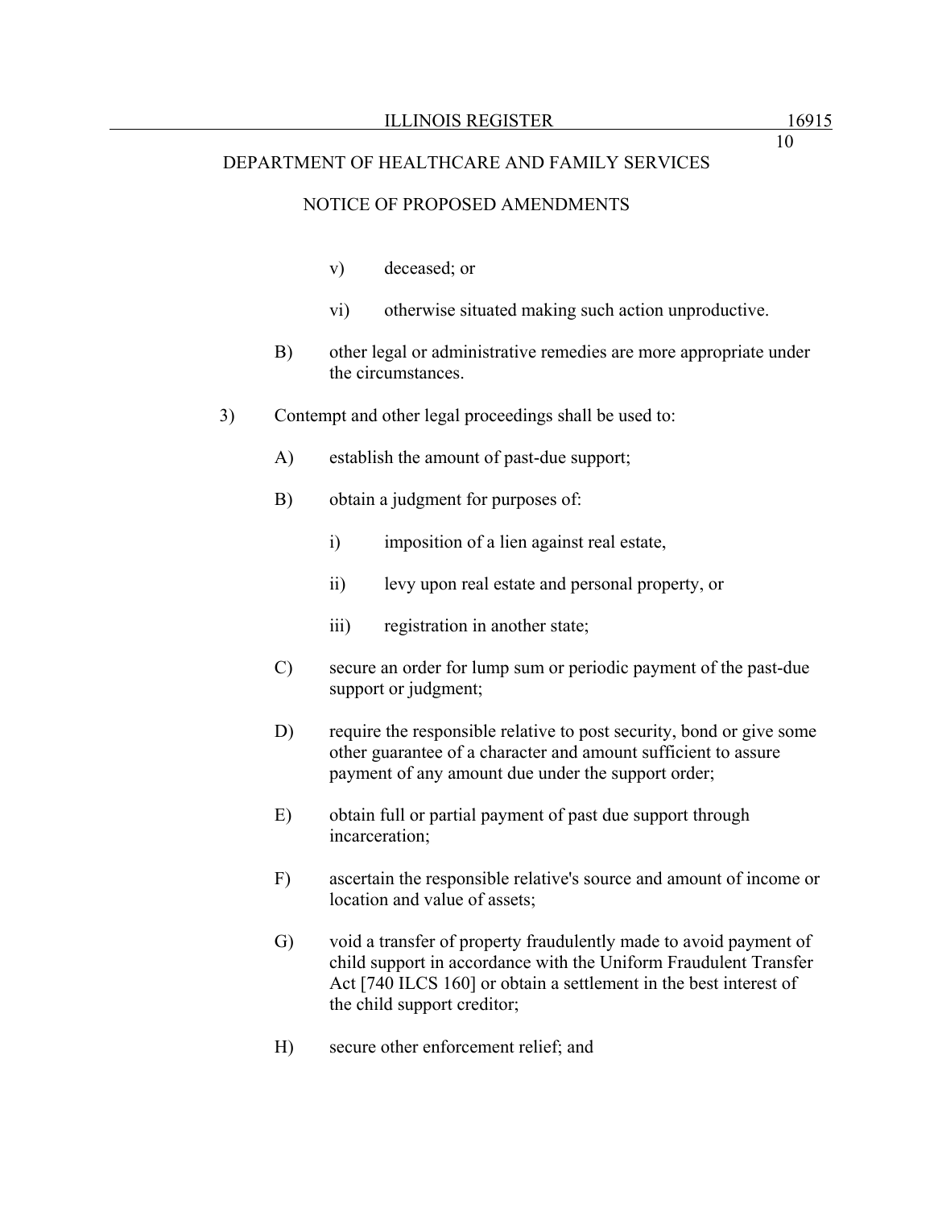v) deceased; or

vi) otherwise situated making such action unproductive.

B) other legal or administrative remedies are more appropriate under the circumstances.

3) Contempt and other legal proceedings shall be used to:

A) establish the amount of past-due support;

B) obtain a judgment for purposes of:

i) imposition of a lien against real estate,

ii) levy upon real estate and personal property, or

iii) registration in another state;

C) secure an order for lump sum or periodic payment of the past-due support or judgment;

D) require the responsible relative to post security, bond or give some other guarantee of a character and amount sufficient to assure payment of any amount due under the support order;

E) obtain full or partial payment of past due support through incarceration;

F) ascertain the responsible relative's source and amount of income or location and value of assets;

G) void a transfer of property fraudulently made to avoid payment of child support in accordance with the Uniform Fraudulent Transfer Act [740 ILCS 160] or obtain a settlement in the best interest of the child support creditor;

H) secure other enforcement relief; and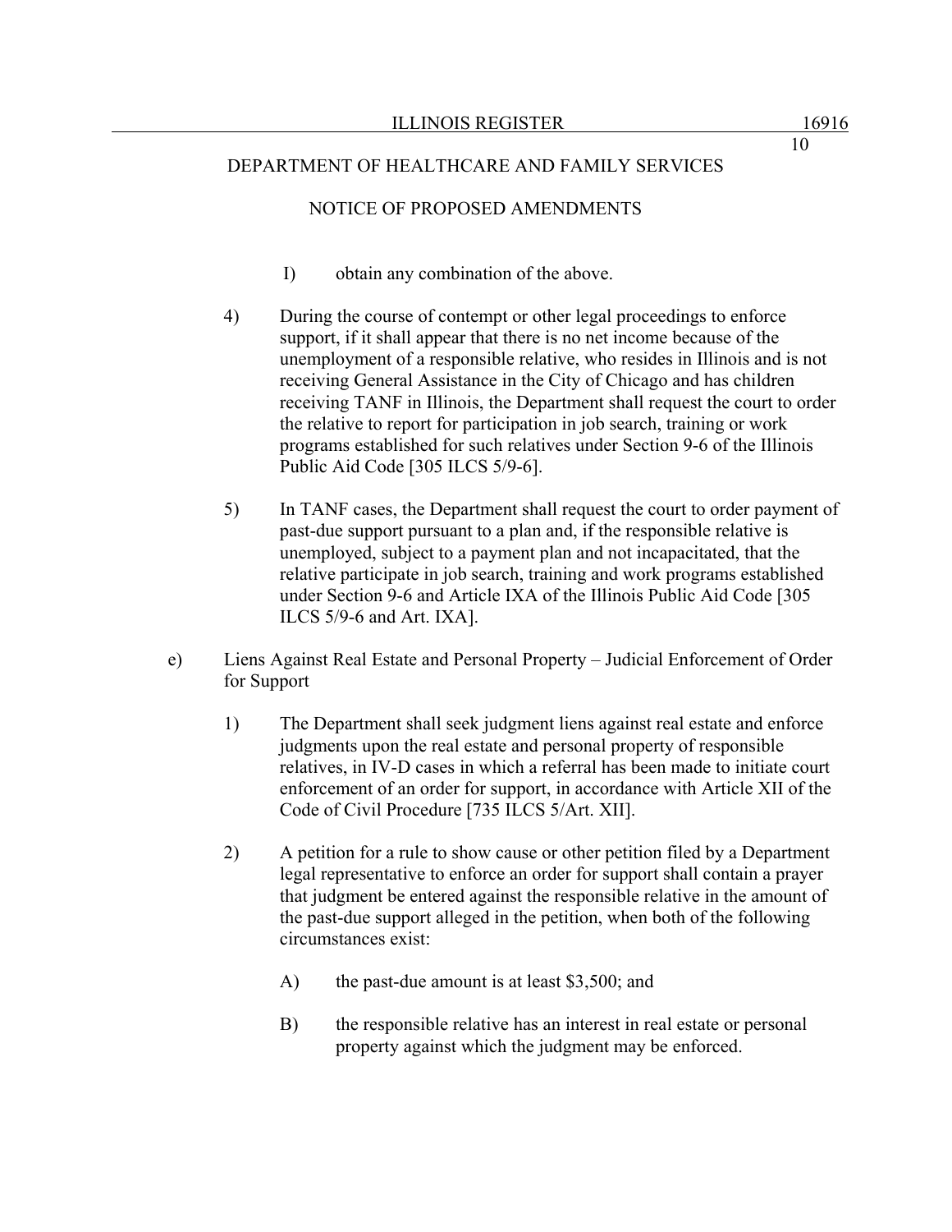I) obtain any combination of the above.

4) During the course of contempt or other legal proceedings to enforce support, if it shall appear that there is no net income because of the unemployment of a responsible relative, who resides in Illinois and is not receiving General Assistance in the City of Chicago and has children receiving TANF in Illinois, the Department shall request the court to order the relative to report for participation in job search, training or work programs established for such relatives under Section 9-6 of the Illinois Public Aid Code [305 ILCS 5/9-6].

5) In TANF cases, the Department shall request the court to order payment of past-due support pursuant to a plan and, if the responsible relative is unemployed, subject to a payment plan and not incapacitated, that the relative participate in job search, training and work programs established under Section 9-6 and Article IXA of the Illinois Public Aid Code [305 ILCS 5/9-6 and Art. IXA].

e) Liens Against Real Estate and Personal Property – Judicial Enforcement of Order for Support

1) The Department shall seek judgment liens against real estate and enforce judgments upon the real estate and personal property of responsible relatives, in IV-D cases in which a referral has been made to initiate court enforcement of an order for support, in accordance with Article XII of the Code of Civil Procedure [735 ILCS 5/Art. XII].

2) A petition for a rule to show cause or other petition filed by a Department legal representative to enforce an order for support shall contain a prayer that judgment be entered against the responsible relative in the amount of the past-due support alleged in the petition, when both of the following circumstances exist:

A) the past-due amount is at least $3,500; and

B) the responsible relative has an interest in real estate or personal property against which the judgment may be enforced.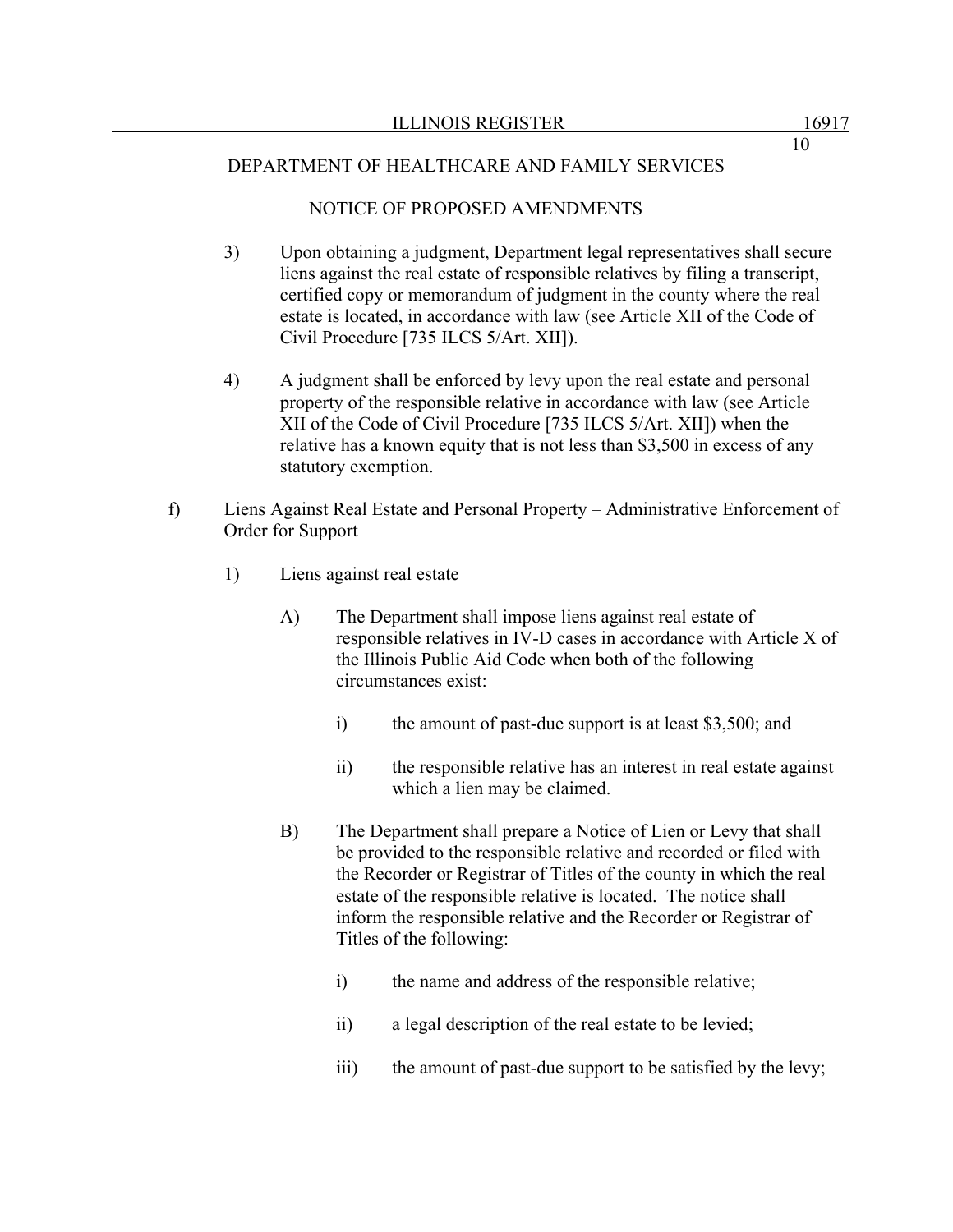DEPARTMENT OF HEALTHCARE AND FAMILY SERVICES

NOTICE OF PROPOSED AMENDMENTS

3) Upon obtaining a judgment, Department legal representatives shall secure liens against the real estate of responsible relatives by filing a transcript, certified copy or memorandum of judgment in the county where the real estate is located, in accordance with law (see Article XII of the Code of Civil Procedure [735 ILCS 5/Art. XII]).

4) A judgment shall be enforced by levy upon the real estate and personal property of the responsible relative in accordance with law (see Article XII of the Code of Civil Procedure [735 ILCS 5/Art. XII]) when the relative has a known equity that is not less than $3,500 in excess of any statutory exemption.

f) Liens Against Real Estate and Personal Property – Administrative Enforcement of Order for Support

1) Liens against real estate

A) The Department shall impose liens against real estate of responsible relatives in IV-D cases in accordance with Article X of the Illinois Public Aid Code when both of the following circumstances exist:

i) the amount of past-due support is at least $3,500; and

ii) the responsible relative has an interest in real estate against which a lien may be claimed.

B) The Department shall prepare a Notice of Lien or Levy that shall be provided to the responsible relative and recorded or filed with the Recorder or Registrar of Titles of the county in which the real estate of the responsible relative is located. The notice shall inform the responsible relative and the Recorder or Registrar of Titles of the following:

i) the name and address of the responsible relative;

ii) a legal description of the real estate to be levied;

iii) the amount of past-due support to be satisfied by the levy;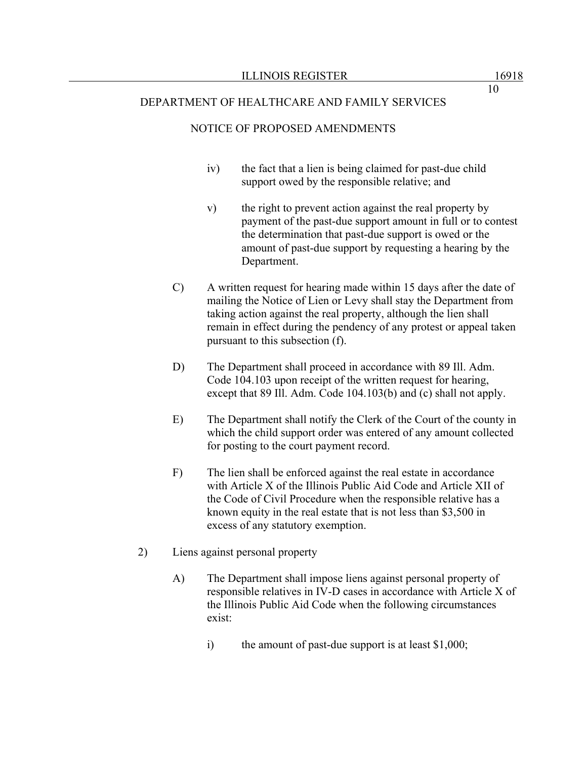iv) the fact that a lien is being claimed for past-due child support owed by the responsible relative; and

v) the right to prevent action against the real property by payment of the past-due support amount in full or to contest the determination that past-due support is owed or the amount of past-due support by requesting a hearing by the Department.

C) A written request for hearing made within 15 days after the date of mailing the Notice of Lien or Levy shall stay the Department from taking action against the real property, although the lien shall remain in effect during the pendency of any protest or appeal taken pursuant to this subsection (f).

D) The Department shall proceed in accordance with 89 Ill. Adm. Code 104.103 upon receipt of the written request for hearing, except that 89 Ill. Adm. Code 104.103(b) and (c) shall not apply.

E) The Department shall notify the Clerk of the Court of the county in which the child support order was entered of any amount collected for posting to the court payment record.

F) The lien shall be enforced against the real estate in accordance with Article X of the Illinois Public Aid Code and Article XII of the Code of Civil Procedure when the responsible relative has a known equity in the real estate that is not less than $3,500 in excess of any statutory exemption.

2) Liens against personal property

A) The Department shall impose liens against personal property of responsible relatives in IV-D cases in accordance with Article X of the Illinois Public Aid Code when the following circumstances exist:

i) the amount of past-due support is at least $1,000;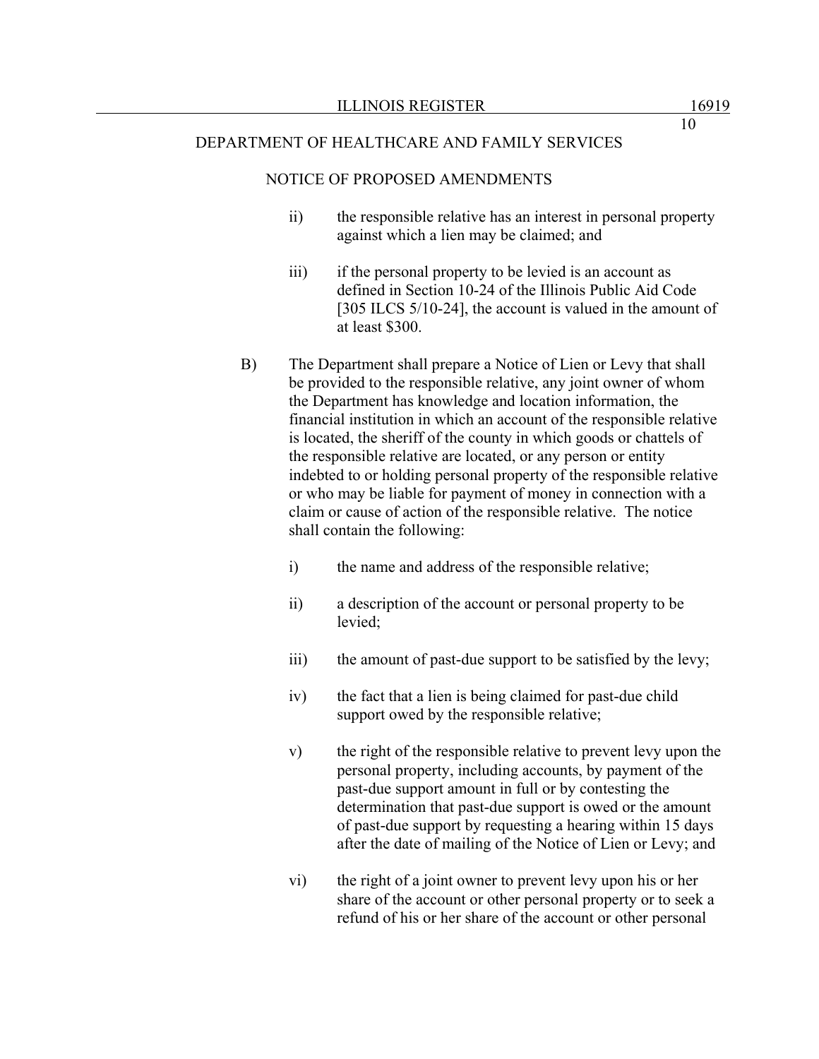ii) the responsible relative has an interest in personal property against which a lien may be claimed; and

iii) if the personal property to be levied is an account as defined in Section 10-24 of the Illinois Public Aid Code [305 ILCS 5/10-24], the account is valued in the amount of at least $300.

B) The Department shall prepare a Notice of Lien or Levy that shall be provided to the responsible relative, any joint owner of whom the Department has knowledge and location information, the financial institution in which an account of the responsible relative is located, the sheriff of the county in which goods or chattels of the responsible relative are located, or any person or entity indebted to or holding personal property of the responsible relative or who may be liable for payment of money in connection with a claim or cause of action of the responsible relative. The notice shall contain the following:

i) the name and address of the responsible relative;

ii) a description of the account or personal property to be levied;

iii) the amount of past-due support to be satisfied by the levy;

iv) the fact that a lien is being claimed for past-due child support owed by the responsible relative;

v) the right of the responsible relative to prevent levy upon the personal property, including accounts, by payment of the past-due support amount in full or by contesting the determination that past-due support is owed or the amount of past-due support by requesting a hearing within 15 days after the date of mailing of the Notice of Lien or Levy; and

vi) the right of a joint owner to prevent levy upon his or her share of the account or other personal property or to seek a refund of his or her share of the account or other personal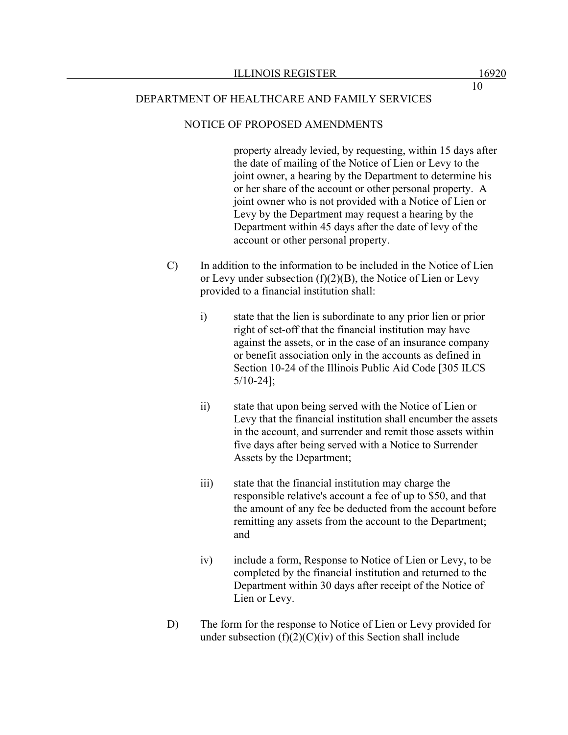property already levied, by requesting, within 15 days after the date of mailing of the Notice of Lien or Levy to the joint owner, a hearing by the Department to determine his or her share of the account or other personal property. A joint owner who is not provided with a Notice of Lien or Levy by the Department may request a hearing by the Department within 45 days after the date of levy of the account or other personal property.

C) In addition to the information to be included in the Notice of Lien or Levy under subsection (f)(2)(B), the Notice of Lien or Levy provided to a financial institution shall:

i) state that the lien is subordinate to any prior lien or prior right of set-off that the financial institution may have against the assets, or in the case of an insurance company or benefit association only in the accounts as defined in Section 10-24 of the Illinois Public Aid Code [305 ILCS 5/10-24];

ii) state that upon being served with the Notice of Lien or Levy that the financial institution shall encumber the assets in the account, and surrender and remit those assets within five days after being served with a Notice to Surrender Assets by the Department;

iii) state that the financial institution may charge the responsible relative's account a fee of up to $50, and that the amount of any fee be deducted from the account before remitting any assets from the account to the Department; and

iv) include a form, Response to Notice of Lien or Levy, to be completed by the financial institution and returned to the Department within 30 days after receipt of the Notice of Lien or Levy.

D) The form for the response to Notice of Lien or Levy provided for under subsection (f)(2)(C)(iv) of this Section shall include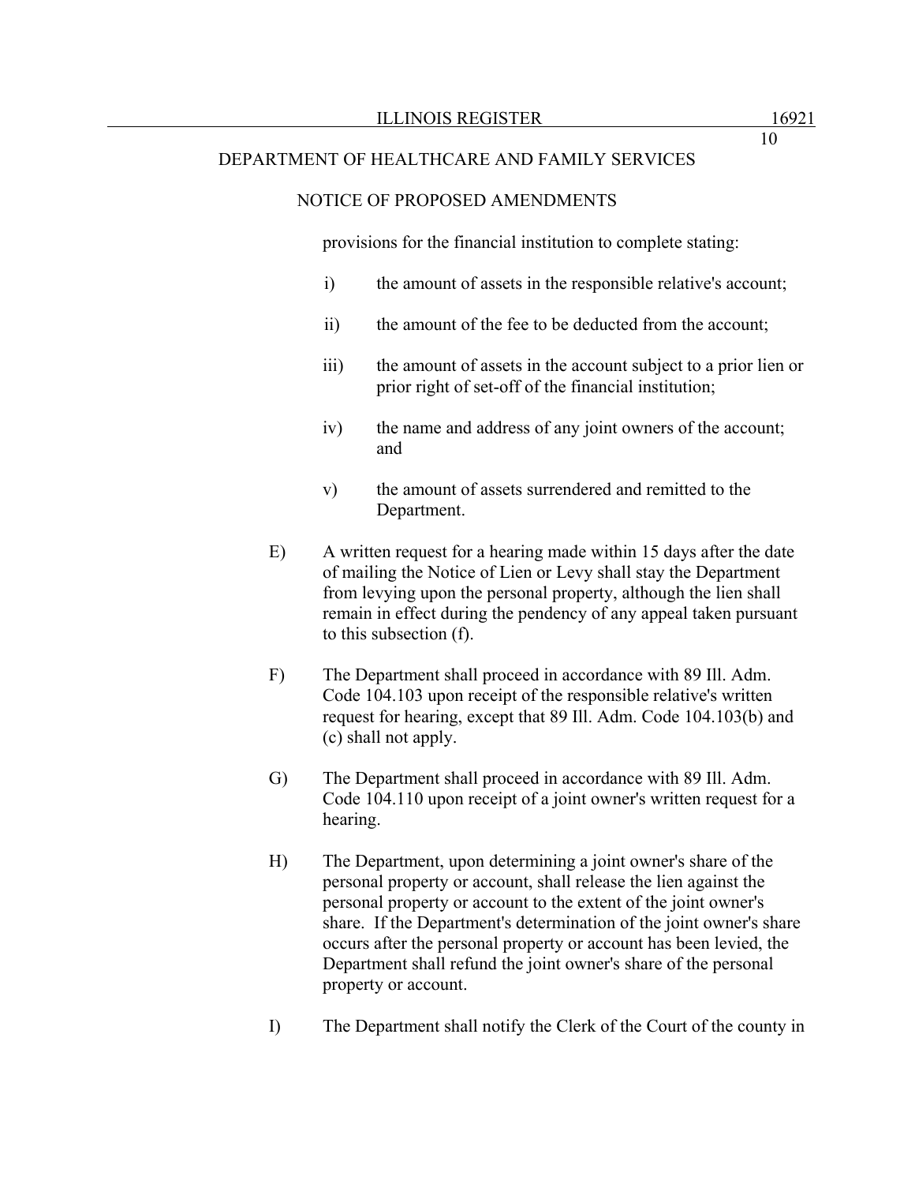provisions for the financial institution to complete stating:

i) the amount of assets in the responsible relative's account;

ii) the amount of the fee to be deducted from the account;

iii) the amount of assets in the account subject to a prior lien or prior right of set-off of the financial institution;

iv) the name and address of any joint owners of the account; and

v) the amount of assets surrendered and remitted to the Department.

E) A written request for a hearing made within 15 days after the date of mailing the Notice of Lien or Levy shall stay the Department from levying upon the personal property, although the lien shall remain in effect during the pendency of any appeal taken pursuant to this subsection (f).

F) The Department shall proceed in accordance with 89 Ill. Adm. Code 104.103 upon receipt of the responsible relative's written request for hearing, except that 89 Ill. Adm. Code 104.103(b) and (c) shall not apply.

G) The Department shall proceed in accordance with 89 Ill. Adm. Code 104.110 upon receipt of a joint owner's written request for a hearing.

H) The Department, upon determining a joint owner's share of the personal property or account, shall release the lien against the personal property or account to the extent of the joint owner's share. If the Department's determination of the joint owner's share occurs after the personal property or account has been levied, the Department shall refund the joint owner's share of the personal property or account.

I) The Department shall notify the Clerk of the Court of the county in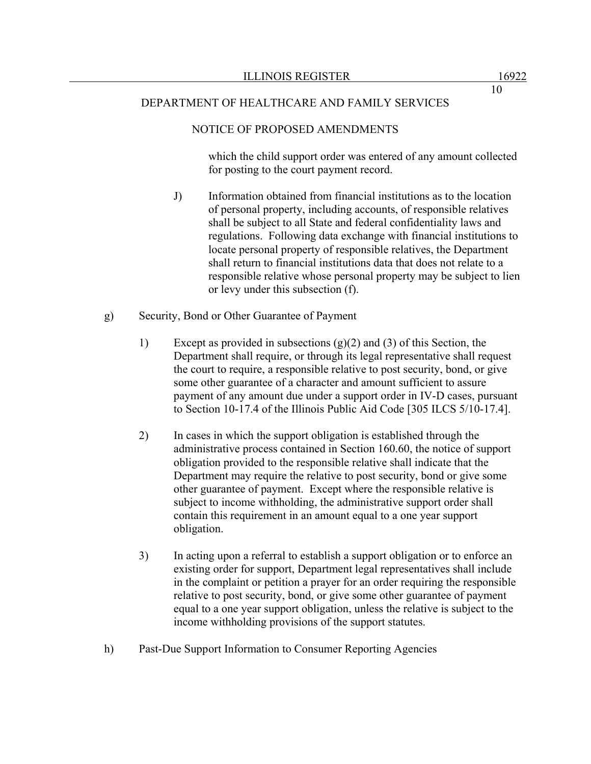which the child support order was entered of any amount collected for posting to the court payment record.

J) Information obtained from financial institutions as to the location of personal property, including accounts, of responsible relatives shall be subject to all State and federal confidentiality laws and regulations. Following data exchange with financial institutions to locate personal property of responsible relatives, the Department shall return to financial institutions data that does not relate to a responsible relative whose personal property may be subject to lien or levy under this subsection (f).

g) Security, Bond or Other Guarantee of Payment

1) Except as provided in subsections (g)(2) and (3) of this Section, the Department shall require, or through its legal representative shall request the court to require, a responsible relative to post security, bond, or give some other guarantee of a character and amount sufficient to assure payment of any amount due under a support order in IV-D cases, pursuant to Section 10-17.4 of the Illinois Public Aid Code [305 ILCS 5/10-17.4].

2) In cases in which the support obligation is established through the administrative process contained in Section 160.60, the notice of support obligation provided to the responsible relative shall indicate that the Department may require the relative to post security, bond or give some other guarantee of payment. Except where the responsible relative is subject to income withholding, the administrative support order shall contain this requirement in an amount equal to a one year support obligation.

3) In acting upon a referral to establish a support obligation or to enforce an existing order for support, Department legal representatives shall include in the complaint or petition a prayer for an order requiring the responsible relative to post security, bond, or give some other guarantee of payment equal to a one year support obligation, unless the relative is subject to the income withholding provisions of the support statutes.

h) Past-Due Support Information to Consumer Reporting Agencies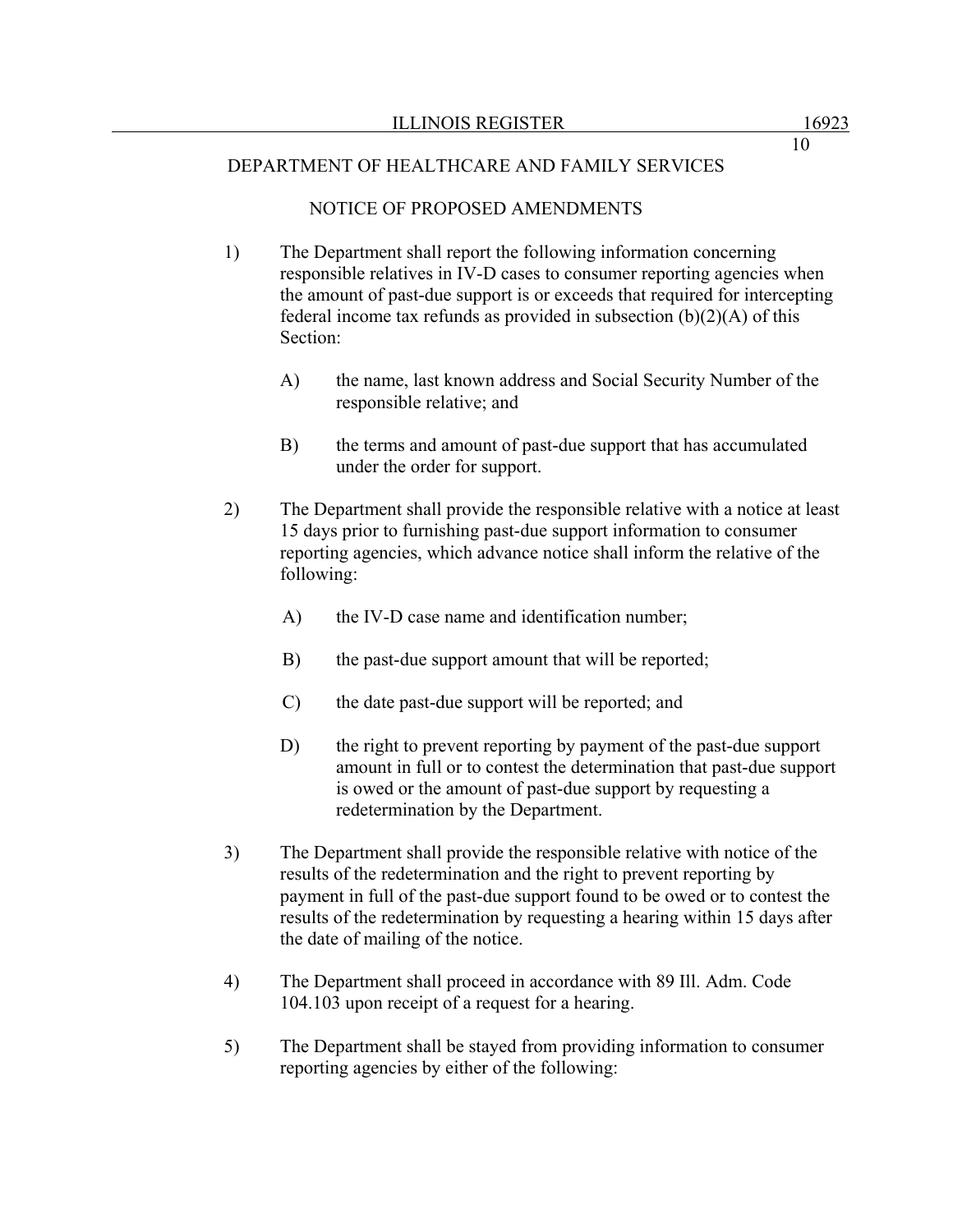DEPARTMENT OF HEALTHCARE AND FAMILY SERVICES

NOTICE OF PROPOSED AMENDMENTS

1) The Department shall report the following information concerning responsible relatives in IV-D cases to consumer reporting agencies when the amount of past-due support is or exceeds that required for intercepting federal income tax refunds as provided in subsection (b)(2)(A) of this Section:

   A) the name, last known address and Social Security Number of the responsible relative; and

   B) the terms and amount of past-due support that has accumulated under the order for support.

2) The Department shall provide the responsible relative with a notice at least 15 days prior to furnishing past-due support information to consumer reporting agencies, which advance notice shall inform the relative of the following:

   A) the IV-D case name and identification number;

   B) the past-due support amount that will be reported;

   C) the date past-due support will be reported; and

   D) the right to prevent reporting by payment of the past-due support amount in full or to contest the determination that past-due support is owed or the amount of past-due support by requesting a redetermination by the Department.

3) The Department shall provide the responsible relative with notice of the results of the redetermination and the right to prevent reporting by payment in full of the past-due support found to be owed or to contest the results of the redetermination by requesting a hearing within 15 days after the date of mailing of the notice.

4) The Department shall proceed in accordance with 89 Ill. Adm. Code 104.103 upon receipt of a request for a hearing.

5) The Department shall be stayed from providing information to consumer reporting agencies by either of the following: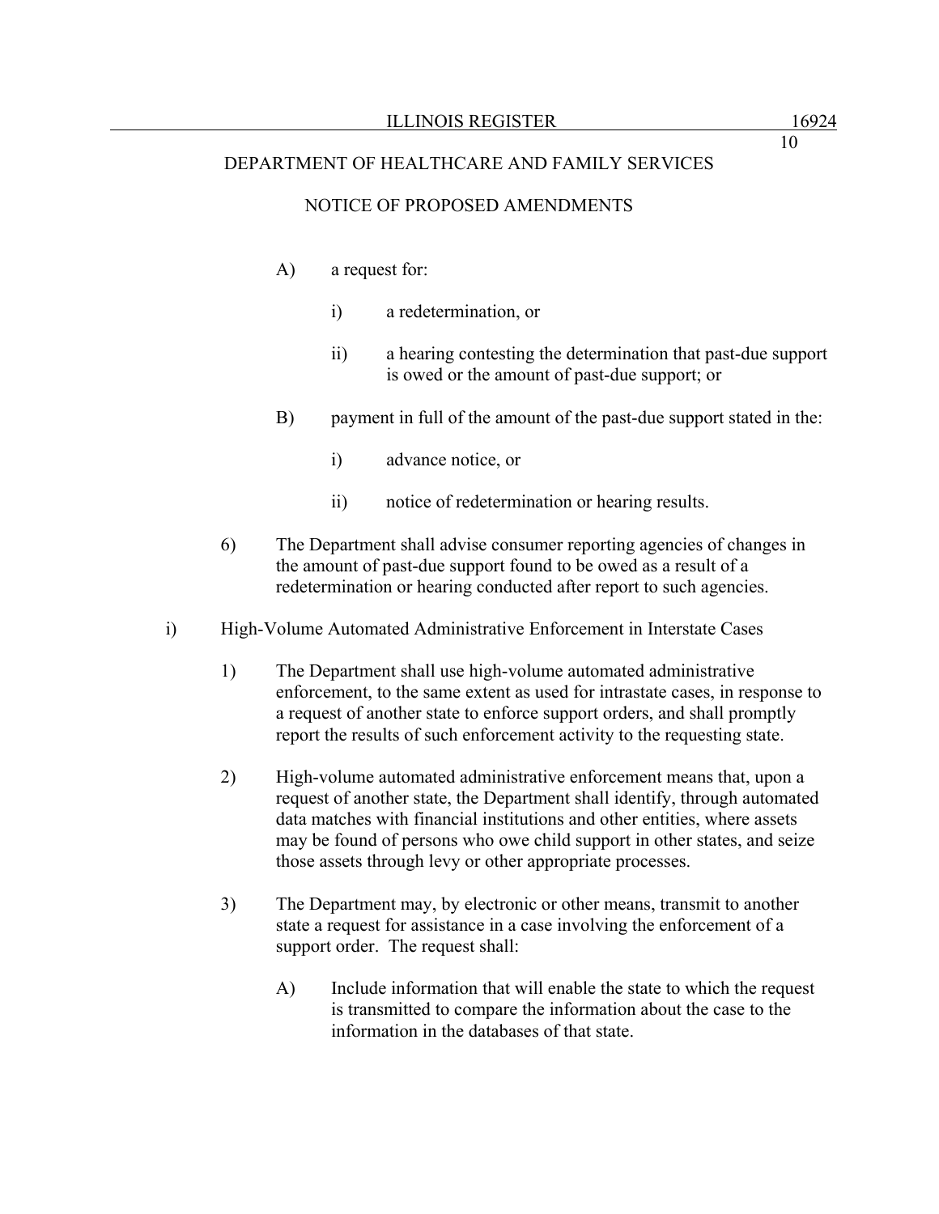A) a request for:

i) a redetermination, or

ii) a hearing contesting the determination that past-due support is owed or the amount of past-due support; or

B) payment in full of the amount of the past-due support stated in the:

i) advance notice, or

ii) notice of redetermination or hearing results.

6) The Department shall advise consumer reporting agencies of changes in the amount of past-due support found to be owed as a result of a redetermination or hearing conducted after report to such agencies.

i) High-Volume Automated Administrative Enforcement in Interstate Cases

1) The Department shall use high-volume automated administrative enforcement, to the same extent as used for intrastate cases, in response to a request of another state to enforce support orders, and shall promptly report the results of such enforcement activity to the requesting state.

2) High-volume automated administrative enforcement means that, upon a request of another state, the Department shall identify, through automated data matches with financial institutions and other entities, where assets may be found of persons who owe child support in other states, and seize those assets through levy or other appropriate processes.

3) The Department may, by electronic or other means, transmit to another state a request for assistance in a case involving the enforcement of a support order. The request shall:

A) Include information that will enable the state to which the request is transmitted to compare the information about the case to the information in the databases of that state.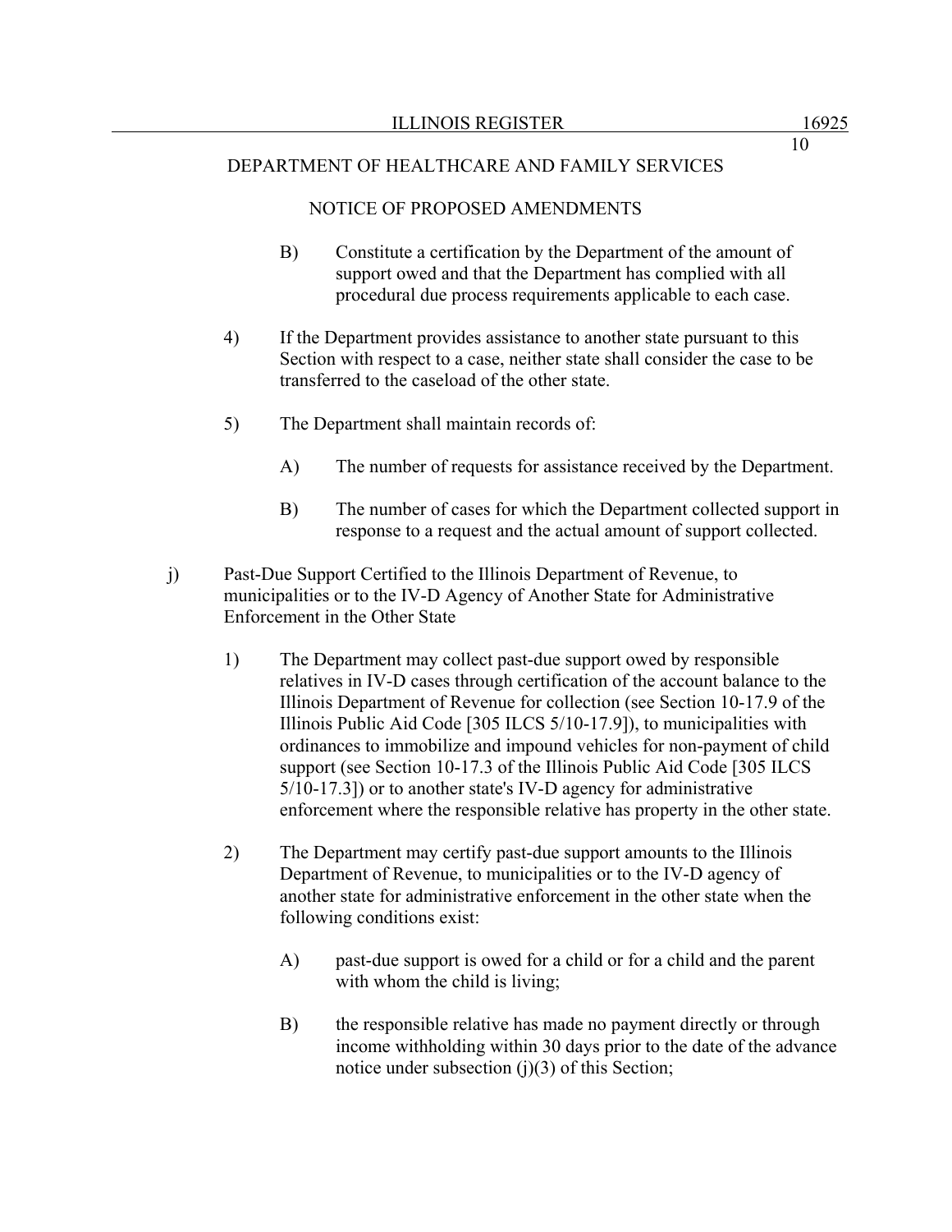DEPARTMENT OF HEALTHCARE AND FAMILY SERVICES

NOTICE OF PROPOSED AMENDMENTS

B) Constitute a certification by the Department of the amount of support owed and that the Department has complied with all procedural due process requirements applicable to each case.

4) If the Department provides assistance to another state pursuant to this Section with respect to a case, neither state shall consider the case to be transferred to the caseload of the other state.

5) The Department shall maintain records of:

A) The number of requests for assistance received by the Department.

B) The number of cases for which the Department collected support in response to a request and the actual amount of support collected.

j) Past-Due Support Certified to the Illinois Department of Revenue, to municipalities or to the IV-D Agency of Another State for Administrative Enforcement in the Other State

1) The Department may collect past-due support owed by responsible relatives in IV-D cases through certification of the account balance to the Illinois Department of Revenue for collection (see Section 10-17.9 of the Illinois Public Aid Code [305 ILCS 5/10-17.9]), to municipalities with ordinances to immobilize and impound vehicles for non-payment of child support (see Section 10-17.3 of the Illinois Public Aid Code [305 ILCS 5/10-17.3]) or to another state's IV-D agency for administrative enforcement where the responsible relative has property in the other state.

2) The Department may certify past-due support amounts to the Illinois Department of Revenue, to municipalities or to the IV-D agency of another state for administrative enforcement in the other state when the following conditions exist:

A) past-due support is owed for a child or for a child and the parent with whom the child is living;

B) the responsible relative has made no payment directly or through income withholding within 30 days prior to the date of the advance notice under subsection (j)(3) of this Section;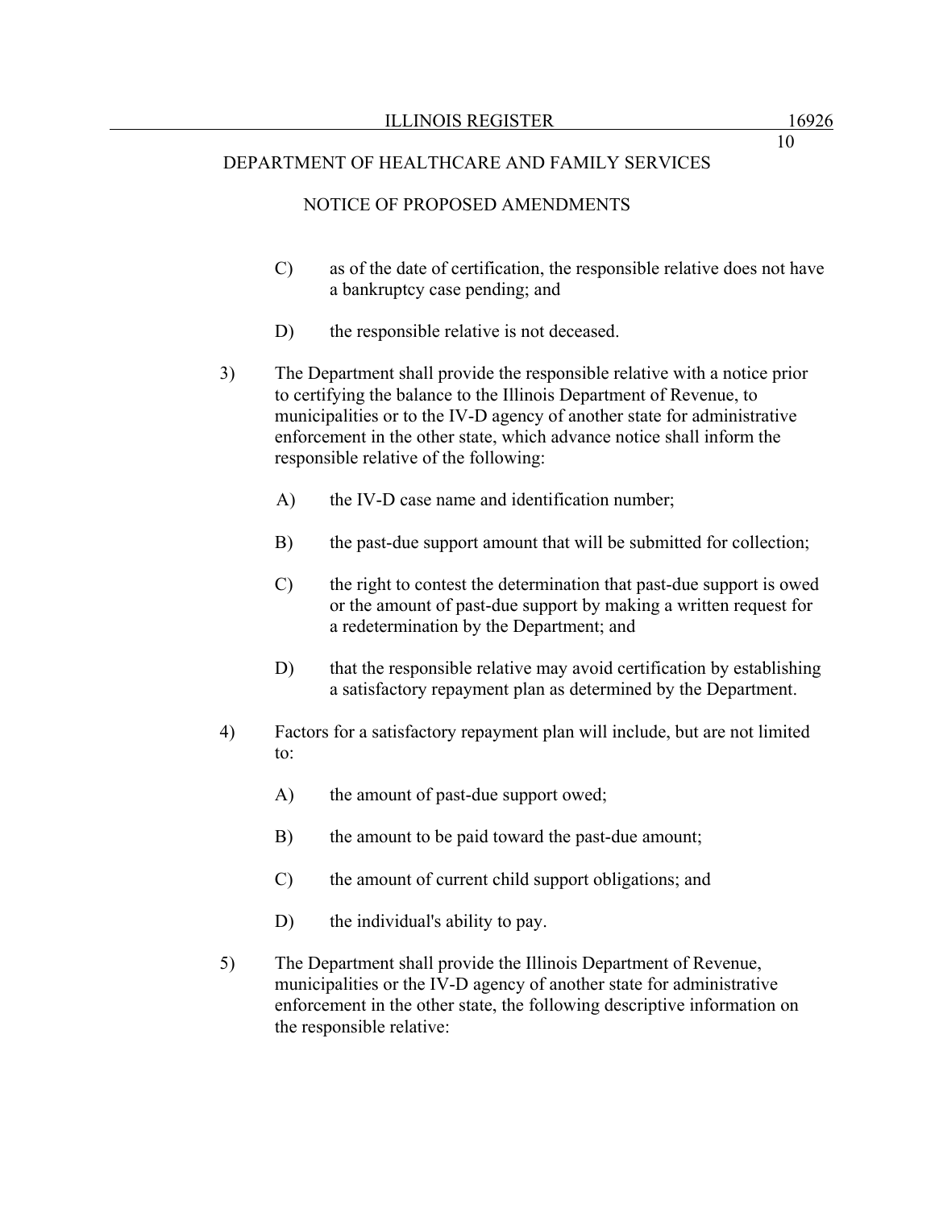C) as of the date of certification, the responsible relative does not have a bankruptcy case pending; and

D) the responsible relative is not deceased.

3) The Department shall provide the responsible relative with a notice prior to certifying the balance to the Illinois Department of Revenue, to municipalities or to the IV-D agency of another state for administrative enforcement in the other state, which advance notice shall inform the responsible relative of the following:

A) the IV-D case name and identification number;

B) the past-due support amount that will be submitted for collection;

C) the right to contest the determination that past-due support is owed or the amount of past-due support by making a written request for a redetermination by the Department; and

D) that the responsible relative may avoid certification by establishing a satisfactory repayment plan as determined by the Department.

4) Factors for a satisfactory repayment plan will include, but are not limited to:

A) the amount of past-due support owed;

B) the amount to be paid toward the past-due amount;

C) the amount of current child support obligations; and

D) the individual's ability to pay.

5) The Department shall provide the Illinois Department of Revenue, municipalities or the IV-D agency of another state for administrative enforcement in the other state, the following descriptive information on the responsible relative: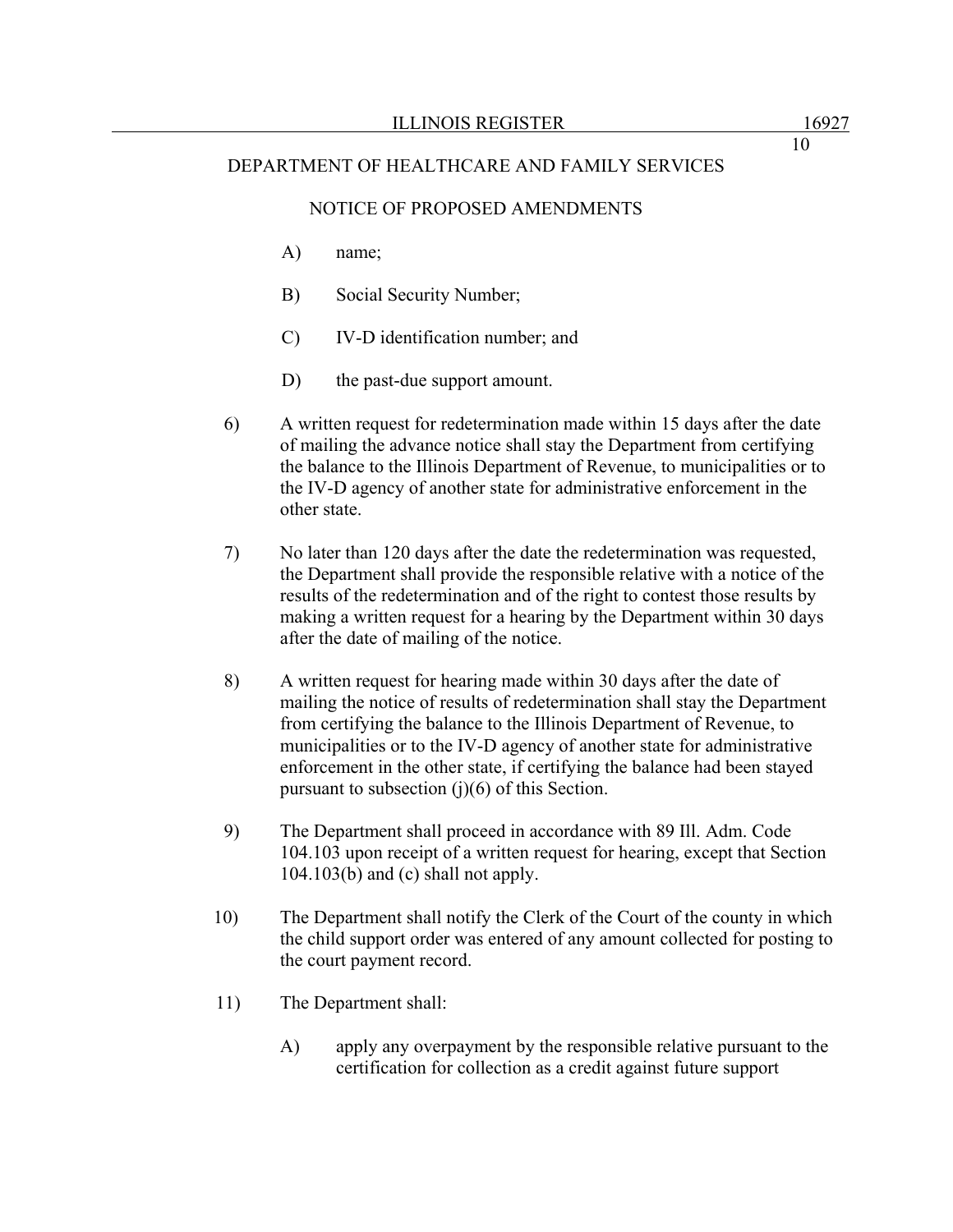DEPARTMENT OF HEALTHCARE AND FAMILY SERVICES

NOTICE OF PROPOSED AMENDMENTS

A) name;

B) Social Security Number;

C) IV-D identification number; and

D) the past-due support amount.

6) A written request for redetermination made within 15 days after the date of mailing the advance notice shall stay the Department from certifying the balance to the Illinois Department of Revenue, to municipalities or to the IV-D agency of another state for administrative enforcement in the other state.

7) No later than 120 days after the date the redetermination was requested, the Department shall provide the responsible relative with a notice of the results of the redetermination and of the right to contest those results by making a written request for a hearing by the Department within 30 days after the date of mailing of the notice.

8) A written request for hearing made within 30 days after the date of mailing the notice of results of redetermination shall stay the Department from certifying the balance to the Illinois Department of Revenue, to municipalities or to the IV-D agency of another state for administrative enforcement in the other state, if certifying the balance had been stayed pursuant to subsection (j)(6) of this Section.

9) The Department shall proceed in accordance with 89 Ill. Adm. Code 104.103 upon receipt of a written request for hearing, except that Section 104.103(b) and (c) shall not apply.

10) The Department shall notify the Clerk of the Court of the county in which the child support order was entered of any amount collected for posting to the court payment record.

11) The Department shall:

A) apply any overpayment by the responsible relative pursuant to the certification for collection as a credit against future support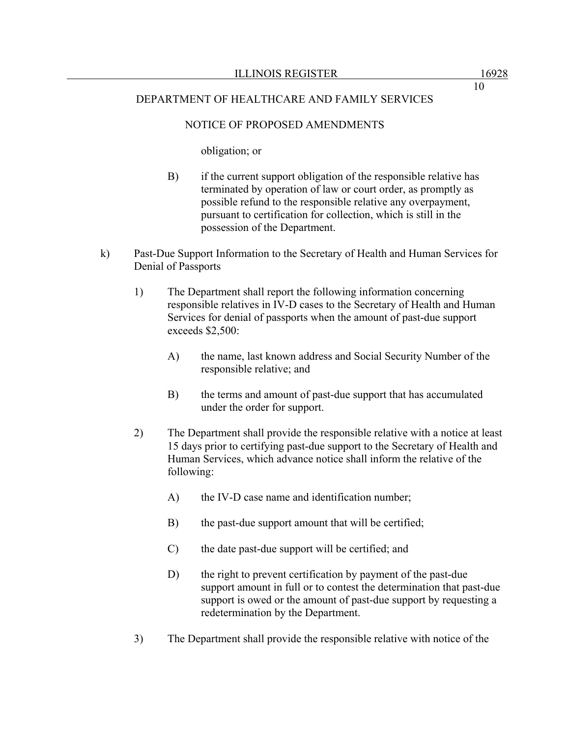obligation; or

B) if the current support obligation of the responsible relative has terminated by operation of law or court order, as promptly as possible refund to the responsible relative any overpayment, pursuant to certification for collection, which is still in the possession of the Department.

k) Past-Due Support Information to the Secretary of Health and Human Services for Denial of Passports

1) The Department shall report the following information concerning responsible relatives in IV-D cases to the Secretary of Health and Human Services for denial of passports when the amount of past-due support exceeds $2,500:

A) the name, last known address and Social Security Number of the responsible relative; and

B) the terms and amount of past-due support that has accumulated under the order for support.

2) The Department shall provide the responsible relative with a notice at least 15 days prior to certifying past-due support to the Secretary of Health and Human Services, which advance notice shall inform the relative of the following:

A) the IV-D case name and identification number;

B) the past-due support amount that will be certified;

C) the date past-due support will be certified; and

D) the right to prevent certification by payment of the past-due support amount in full or to contest the determination that past-due support is owed or the amount of past-due support by requesting a redetermination by the Department.

3) The Department shall provide the responsible relative with notice of the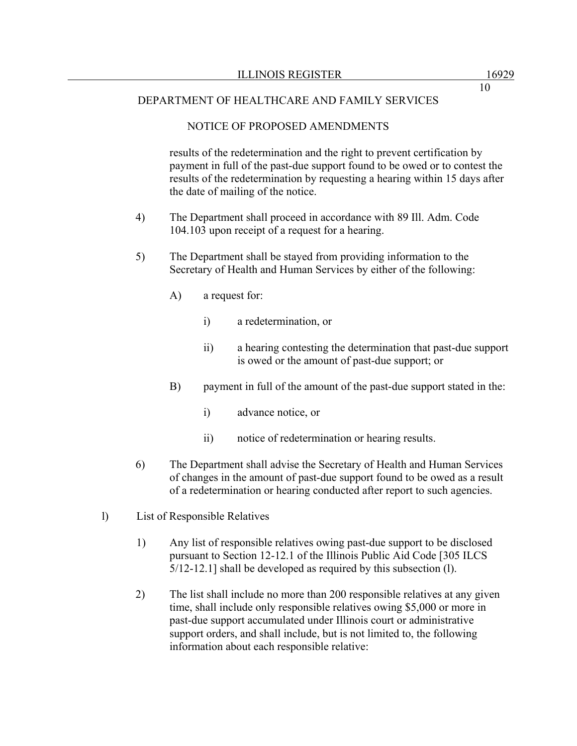DEPARTMENT OF HEALTHCARE AND FAMILY SERVICES

NOTICE OF PROPOSED AMENDMENTS

results of the redetermination and the right to prevent certification by payment in full of the past-due support found to be owed or to contest the results of the redetermination by requesting a hearing within 15 days after the date of mailing of the notice.

4) The Department shall proceed in accordance with 89 Ill. Adm. Code 104.103 upon receipt of a request for a hearing.

5) The Department shall be stayed from providing information to the Secretary of Health and Human Services by either of the following:

  A) a request for:

    i) a redetermination, or

    ii) a hearing contesting the determination that past-due support is owed or the amount of past-due support; or

  B) payment in full of the amount of the past-due support stated in the:

    i) advance notice, or

    ii) notice of redetermination or hearing results.

6) The Department shall advise the Secretary of Health and Human Services of changes in the amount of past-due support found to be owed as a result of a redetermination or hearing conducted after report to such agencies.

l) List of Responsible Relatives

1) Any list of responsible relatives owing past-due support to be disclosed pursuant to Section 12-12.1 of the Illinois Public Aid Code [305 ILCS 5/12-12.1] shall be developed as required by this subsection (l).

2) The list shall include no more than 200 responsible relatives at any given time, shall include only responsible relatives owing $5,000 or more in past-due support accumulated under Illinois court or administrative support orders, and shall include, but is not limited to, the following information about each responsible relative: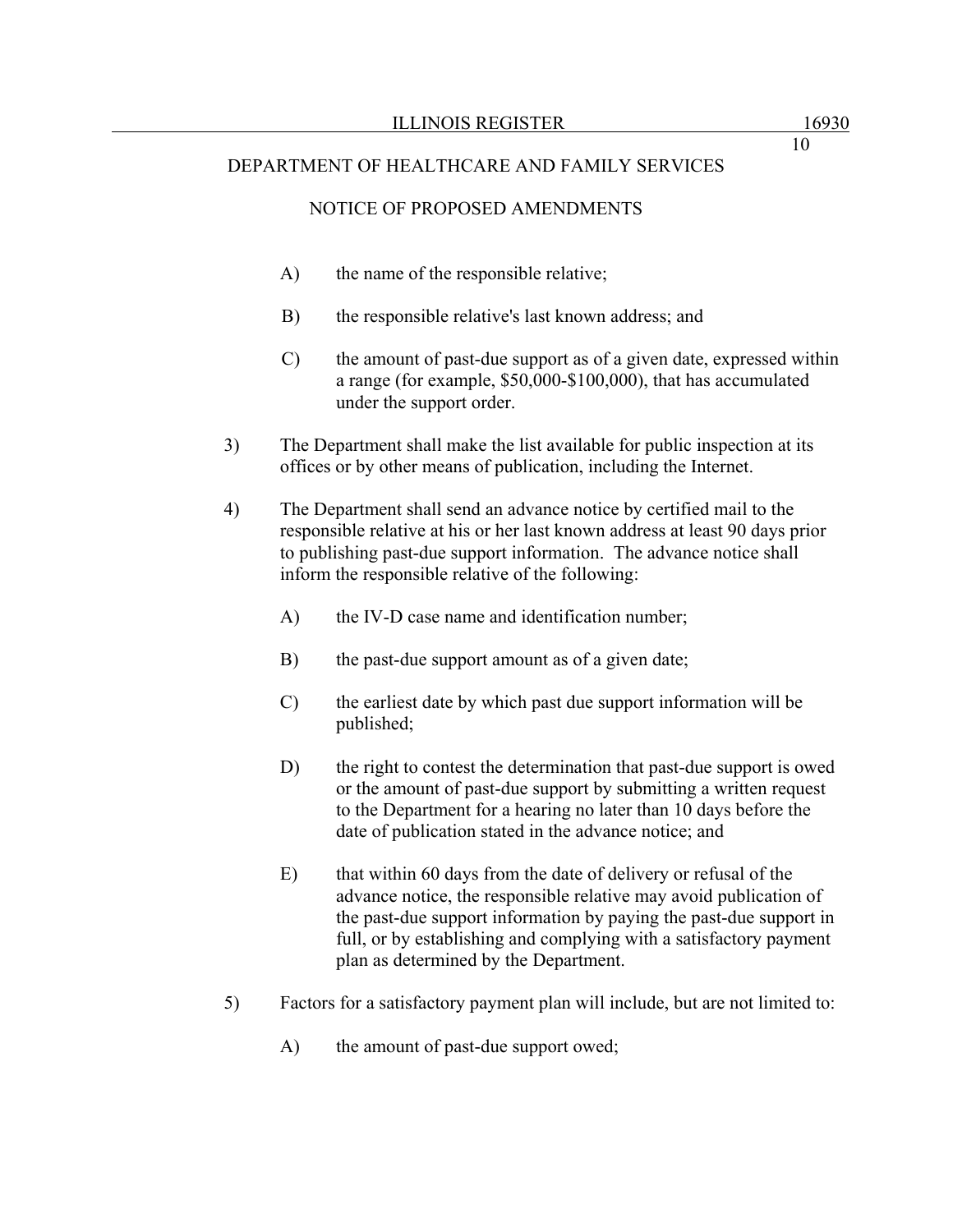A) the name of the responsible relative;

B) the responsible relative's last known address; and

C) the amount of past-due support as of a given date, expressed within a range (for example, $50,000-$100,000), that has accumulated under the support order.

3) The Department shall make the list available for public inspection at its offices or by other means of publication, including the Internet.

4) The Department shall send an advance notice by certified mail to the responsible relative at his or her last known address at least 90 days prior to publishing past-due support information. The advance notice shall inform the responsible relative of the following:

A) the IV-D case name and identification number;

B) the past-due support amount as of a given date;

C) the earliest date by which past due support information will be published;

D) the right to contest the determination that past-due support is owed or the amount of past-due support by submitting a written request to the Department for a hearing no later than 10 days before the date of publication stated in the advance notice; and

E) that within 60 days from the date of delivery or refusal of the advance notice, the responsible relative may avoid publication of the past-due support information by paying the past-due support in full, or by establishing and complying with a satisfactory payment plan as determined by the Department.

5) Factors for a satisfactory payment plan will include, but are not limited to:

A) the amount of past-due support owed;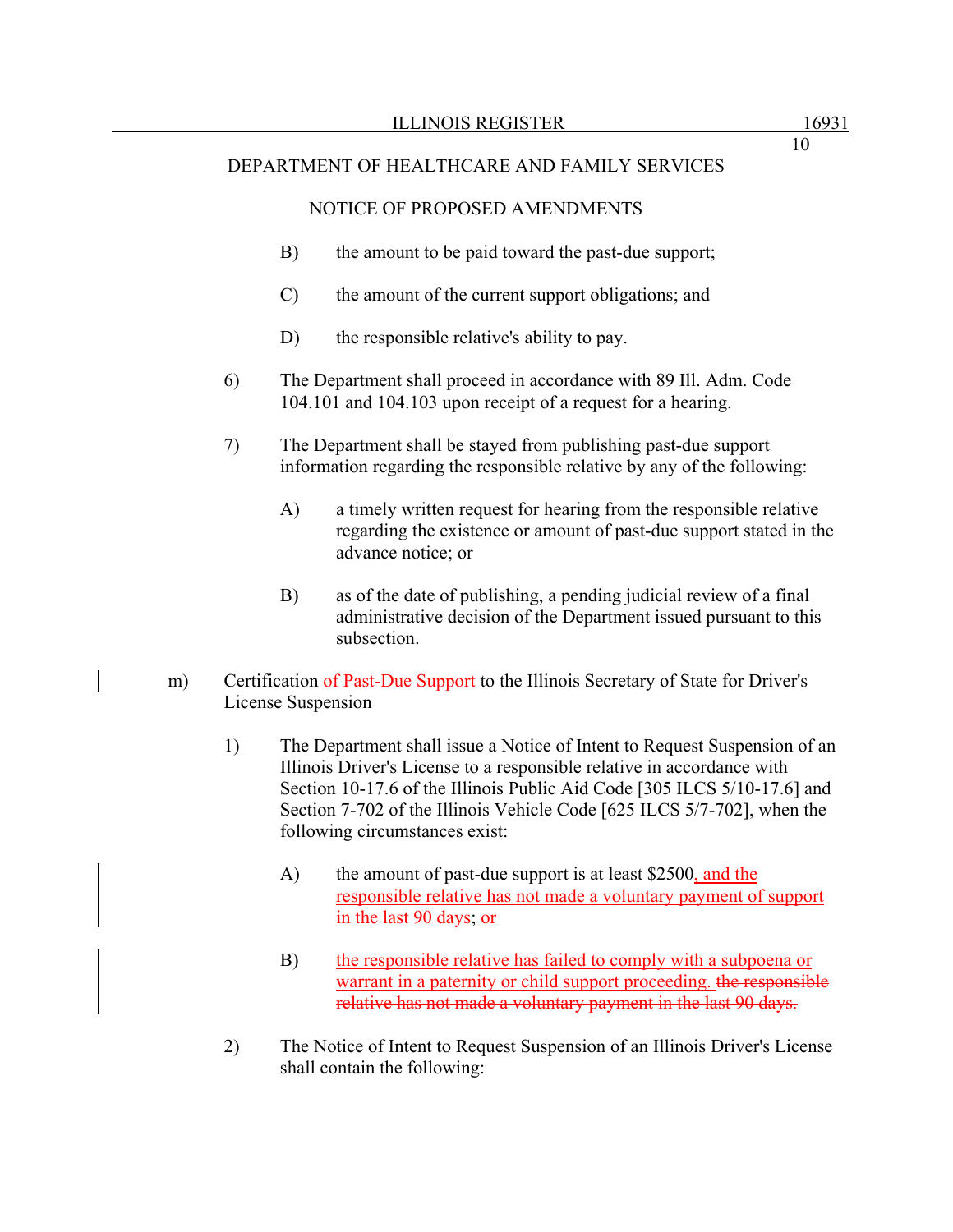DEPARTMENT OF HEALTHCARE AND FAMILY SERVICES

NOTICE OF PROPOSED AMENDMENTS

B) the amount to be paid toward the past-due support;

C) the amount of the current support obligations; and

D) the responsible relative's ability to pay.

6) The Department shall proceed in accordance with 89 Ill. Adm. Code 104.101 and 104.103 upon receipt of a request for a hearing.

7) The Department shall be stayed from publishing past-due support information regarding the responsible relative by any of the following:

A) a timely written request for hearing from the responsible relative regarding the existence or amount of past-due support stated in the advance notice; or

B) as of the date of publishing, a pending judicial review of a final administrative decision of the Department issued pursuant to this subsection.

m) Certification ~~of Past-Due Support~~ to the Illinois Secretary of State for Driver's License Suspension

1) The Department shall issue a Notice of Intent to Request Suspension of an Illinois Driver's License to a responsible relative in accordance with Section 10-17.6 of the Illinois Public Aid Code [305 ILCS 5/10-17.6] and Section 7-702 of the Illinois Vehicle Code [625 ILCS 5/7-702], when the following circumstances exist:

A) the amount of past-due support is at least $2500, and the responsible relative has not made a voluntary payment of support in the last 90 days; or

B) the responsible relative has failed to comply with a subpoena or warrant in a paternity or child support proceeding. ~~the responsible relative has not made a voluntary payment in the last 90 days.~~

2) The Notice of Intent to Request Suspension of an Illinois Driver's License shall contain the following: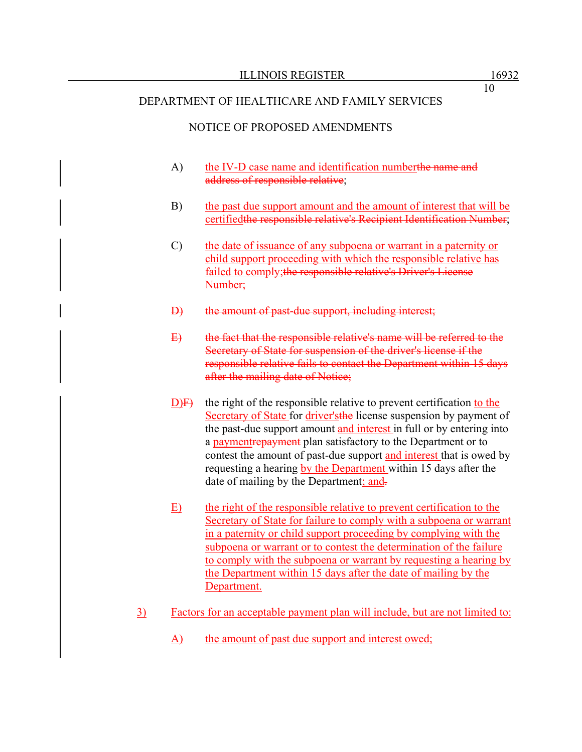DEPARTMENT OF HEALTHCARE AND FAMILY SERVICES

NOTICE OF PROPOSED AMENDMENTS

A) <u>the IV-D case name and identification number</u>~~the name and address of responsible relative~~;

B) <u>the past due support amount and the amount of interest that will be certified</u>~~the responsible relative's Recipient Identification Number~~;

C) <u>the date of issuance of any subpoena or warrant in a paternity or child support proceeding with which the responsible relative has failed to comply;</u>~~the responsible relative's Driver's License Number;~~

~~D) the amount of past-due support, including interest;~~

~~E) the fact that the responsible relative's name will be referred to the Secretary of State for suspension of the driver's license if the responsible relative fails to contact the Department within 15 days after the mailing date of Notice;~~

<u>D)</u>~~F)~~ the right of the responsible relative to prevent certification <u>to the Secretary of State</u> for <u>driver's</u>~~the~~ license suspension by payment of the past-due support amount <u>and interest</u> in full or by entering into a <u>payment</u>~~repayment~~ plan satisfactory to the Department or to contest the amount of past-due support <u>and interest</u> that is owed by requesting a hearing <u>by the Department</u> within 15 days after the date of mailing by the Department<u>; and</u>~~.~~

<u>E) the right of the responsible relative to prevent certification to the Secretary of State for failure to comply with a subpoena or warrant in a paternity or child support proceeding by complying with the subpoena or warrant or to contest the determination of the failure to comply with the subpoena or warrant by requesting a hearing by the Department within 15 days after the date of mailing by the Department.</u>

<u>3) Factors for an acceptable payment plan will include, but are not limited to:</u>

<u>A) the amount of past due support and interest owed;</u>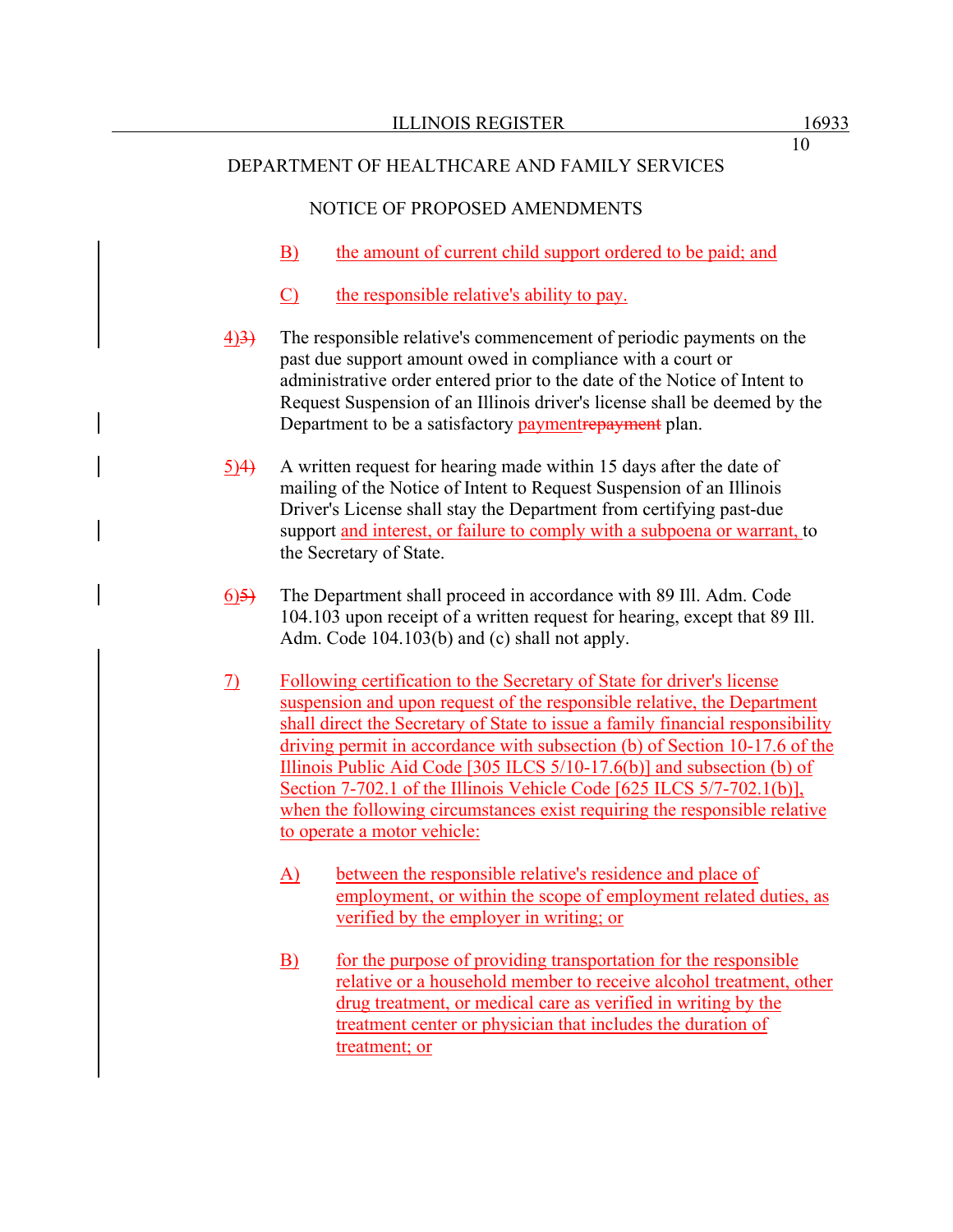DEPARTMENT OF HEALTHCARE AND FAMILY SERVICES

NOTICE OF PROPOSED AMENDMENTS

B) the amount of current child support ordered to be paid; and

C) the responsible relative's ability to pay.

4)~~3)~~ The responsible relative's commencement of periodic payments on the past due support amount owed in compliance with a court or administrative order entered prior to the date of the Notice of Intent to Request Suspension of an Illinois driver's license shall be deemed by the Department to be a satisfactory payment~~repayment~~ plan.

5)~~4)~~ A written request for hearing made within 15 days after the date of mailing of the Notice of Intent to Request Suspension of an Illinois Driver's License shall stay the Department from certifying past-due support and interest, or failure to comply with a subpoena or warrant, to the Secretary of State.

6)~~5)~~ The Department shall proceed in accordance with 89 Ill. Adm. Code 104.103 upon receipt of a written request for hearing, except that 89 Ill. Adm. Code 104.103(b) and (c) shall not apply.

7) Following certification to the Secretary of State for driver's license suspension and upon request of the responsible relative, the Department shall direct the Secretary of State to issue a family financial responsibility driving permit in accordance with subsection (b) of Section 10-17.6 of the Illinois Public Aid Code [305 ILCS 5/10-17.6(b)] and subsection (b) of Section 7-702.1 of the Illinois Vehicle Code [625 ILCS 5/7-702.1(b)], when the following circumstances exist requiring the responsible relative to operate a motor vehicle:

A) between the responsible relative's residence and place of employment, or within the scope of employment related duties, as verified by the employer in writing; or

B) for the purpose of providing transportation for the responsible relative or a household member to receive alcohol treatment, other drug treatment, or medical care as verified in writing by the treatment center or physician that includes the duration of treatment; or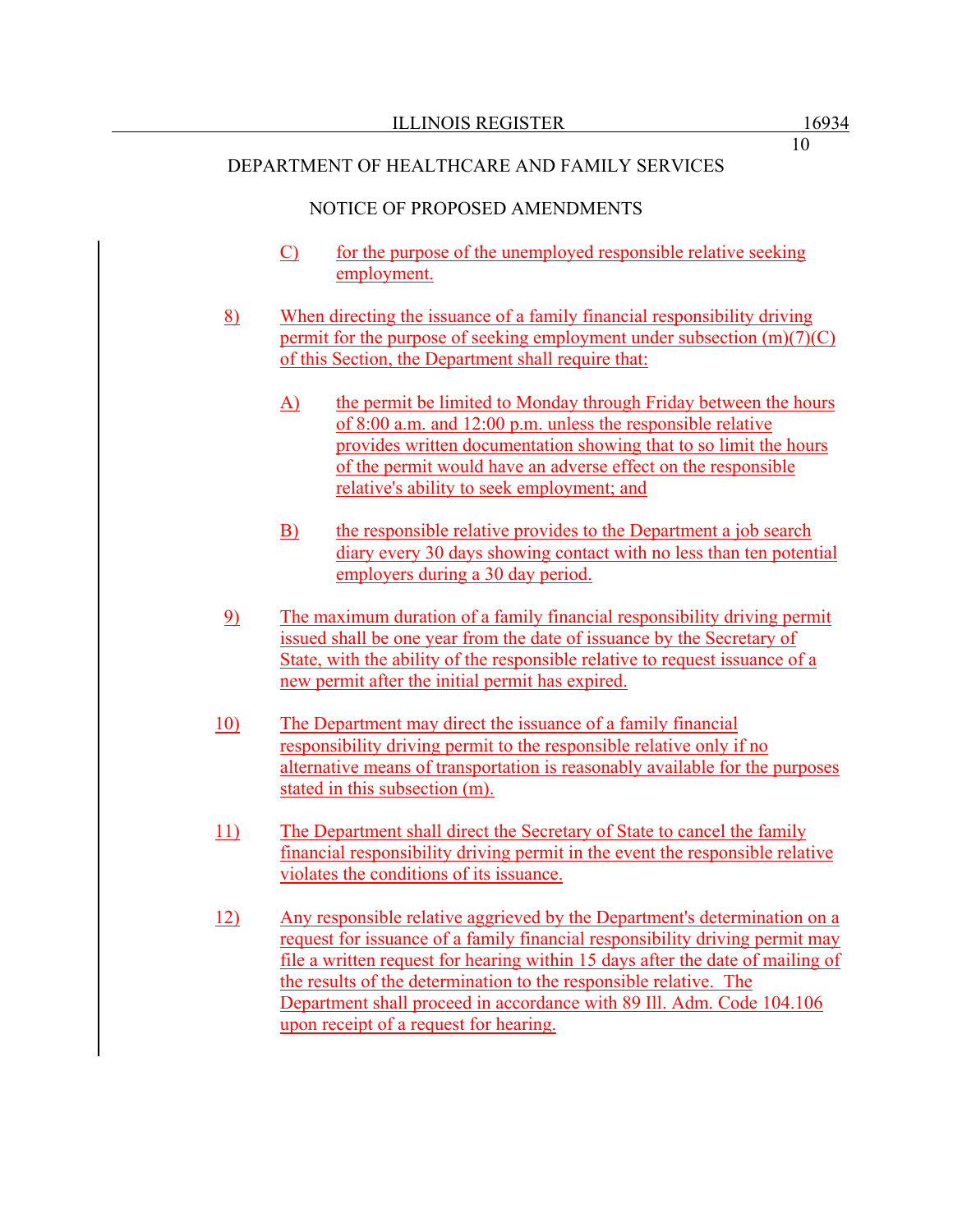DEPARTMENT OF HEALTHCARE AND FAMILY SERVICES

NOTICE OF PROPOSED AMENDMENTS

C) for the purpose of the unemployed responsible relative seeking employment.

8) When directing the issuance of a family financial responsibility driving permit for the purpose of seeking employment under subsection (m)(7)(C) of this Section, the Department shall require that:

A) the permit be limited to Monday through Friday between the hours of 8:00 a.m. and 12:00 p.m. unless the responsible relative provides written documentation showing that to so limit the hours of the permit would have an adverse effect on the responsible relative's ability to seek employment; and

B) the responsible relative provides to the Department a job search diary every 30 days showing contact with no less than ten potential employers during a 30 day period.

9) The maximum duration of a family financial responsibility driving permit issued shall be one year from the date of issuance by the Secretary of State, with the ability of the responsible relative to request issuance of a new permit after the initial permit has expired.

10) The Department may direct the issuance of a family financial responsibility driving permit to the responsible relative only if no alternative means of transportation is reasonably available for the purposes stated in this subsection (m).

11) The Department shall direct the Secretary of State to cancel the family financial responsibility driving permit in the event the responsible relative violates the conditions of its issuance.

12) Any responsible relative aggrieved by the Department's determination on a request for issuance of a family financial responsibility driving permit may file a written request for hearing within 15 days after the date of mailing of the results of the determination to the responsible relative. The Department shall proceed in accordance with 89 Ill. Adm. Code 104.106 upon receipt of a request for hearing.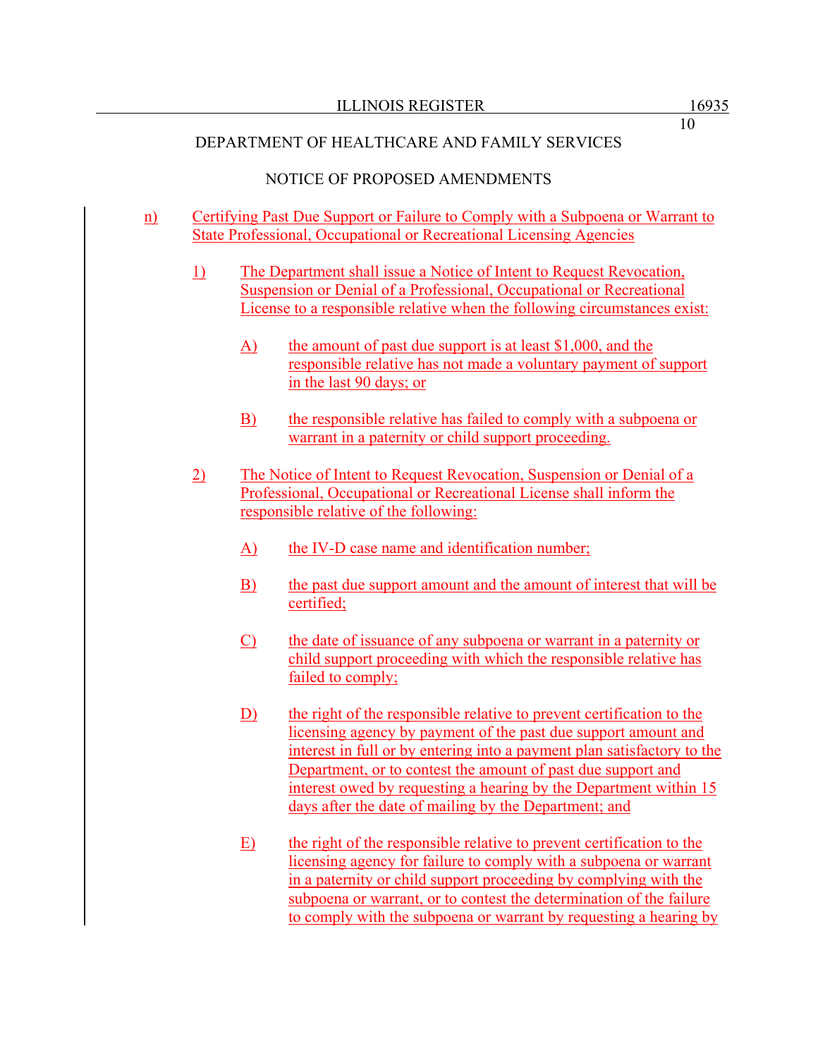DEPARTMENT OF HEALTHCARE AND FAMILY SERVICES

NOTICE OF PROPOSED AMENDMENTS

n) Certifying Past Due Support or Failure to Comply with a Subpoena or Warrant to State Professional, Occupational or Recreational Licensing Agencies

1) The Department shall issue a Notice of Intent to Request Revocation, Suspension or Denial of a Professional, Occupational or Recreational License to a responsible relative when the following circumstances exist:

A) the amount of past due support is at least $1,000, and the responsible relative has not made a voluntary payment of support in the last 90 days; or

B) the responsible relative has failed to comply with a subpoena or warrant in a paternity or child support proceeding.

2) The Notice of Intent to Request Revocation, Suspension or Denial of a Professional, Occupational or Recreational License shall inform the responsible relative of the following:

A) the IV-D case name and identification number;

B) the past due support amount and the amount of interest that will be certified;

C) the date of issuance of any subpoena or warrant in a paternity or child support proceeding with which the responsible relative has failed to comply;

D) the right of the responsible relative to prevent certification to the licensing agency by payment of the past due support amount and interest in full or by entering into a payment plan satisfactory to the Department, or to contest the amount of past due support and interest owed by requesting a hearing by the Department within 15 days after the date of mailing by the Department; and

E) the right of the responsible relative to prevent certification to the licensing agency for failure to comply with a subpoena or warrant in a paternity or child support proceeding by complying with the subpoena or warrant, or to contest the determination of the failure to comply with the subpoena or warrant by requesting a hearing by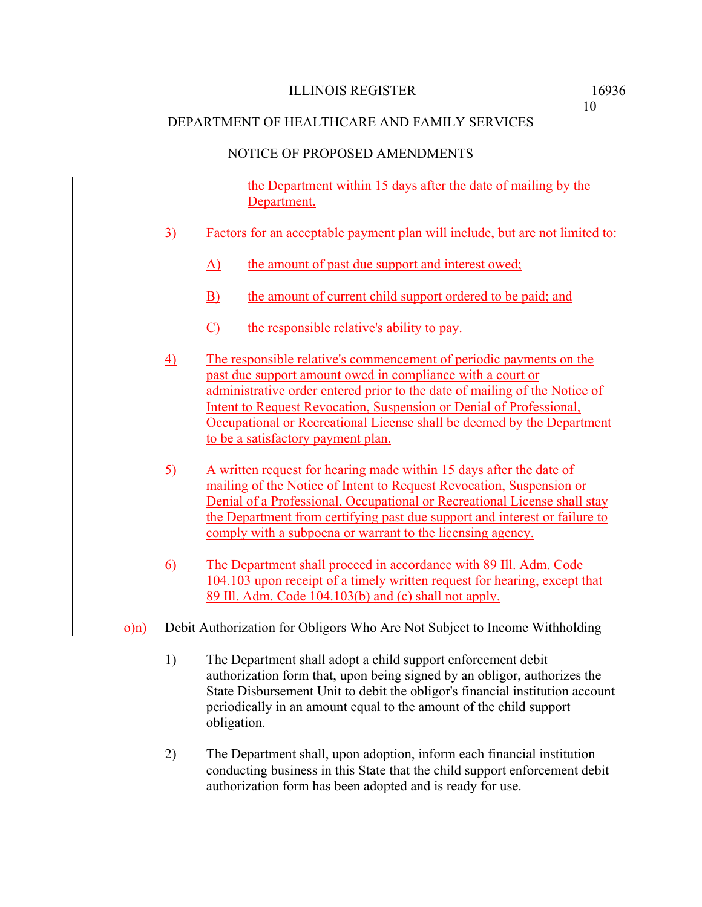DEPARTMENT OF HEALTHCARE AND FAMILY SERVICES

NOTICE OF PROPOSED AMENDMENTS

the Department within 15 days after the date of mailing by the Department.

3) Factors for an acceptable payment plan will include, but are not limited to:

A) the amount of past due support and interest owed;

B) the amount of current child support ordered to be paid; and

C) the responsible relative's ability to pay.

4) The responsible relative's commencement of periodic payments on the past due support amount owed in compliance with a court or administrative order entered prior to the date of mailing of the Notice of Intent to Request Revocation, Suspension or Denial of Professional, Occupational or Recreational License shall be deemed by the Department to be a satisfactory payment plan.

5) A written request for hearing made within 15 days after the date of mailing of the Notice of Intent to Request Revocation, Suspension or Denial of a Professional, Occupational or Recreational License shall stay the Department from certifying past due support and interest or failure to comply with a subpoena or warrant to the licensing agency.

6) The Department shall proceed in accordance with 89 Ill. Adm. Code 104.103 upon receipt of a timely written request for hearing, except that 89 Ill. Adm. Code 104.103(b) and (c) shall not apply.

o)~~n)~~ Debit Authorization for Obligors Who Are Not Subject to Income Withholding

1) The Department shall adopt a child support enforcement debit authorization form that, upon being signed by an obligor, authorizes the State Disbursement Unit to debit the obligor's financial institution account periodically in an amount equal to the amount of the child support obligation.

2) The Department shall, upon adoption, inform each financial institution conducting business in this State that the child support enforcement debit authorization form has been adopted and is ready for use.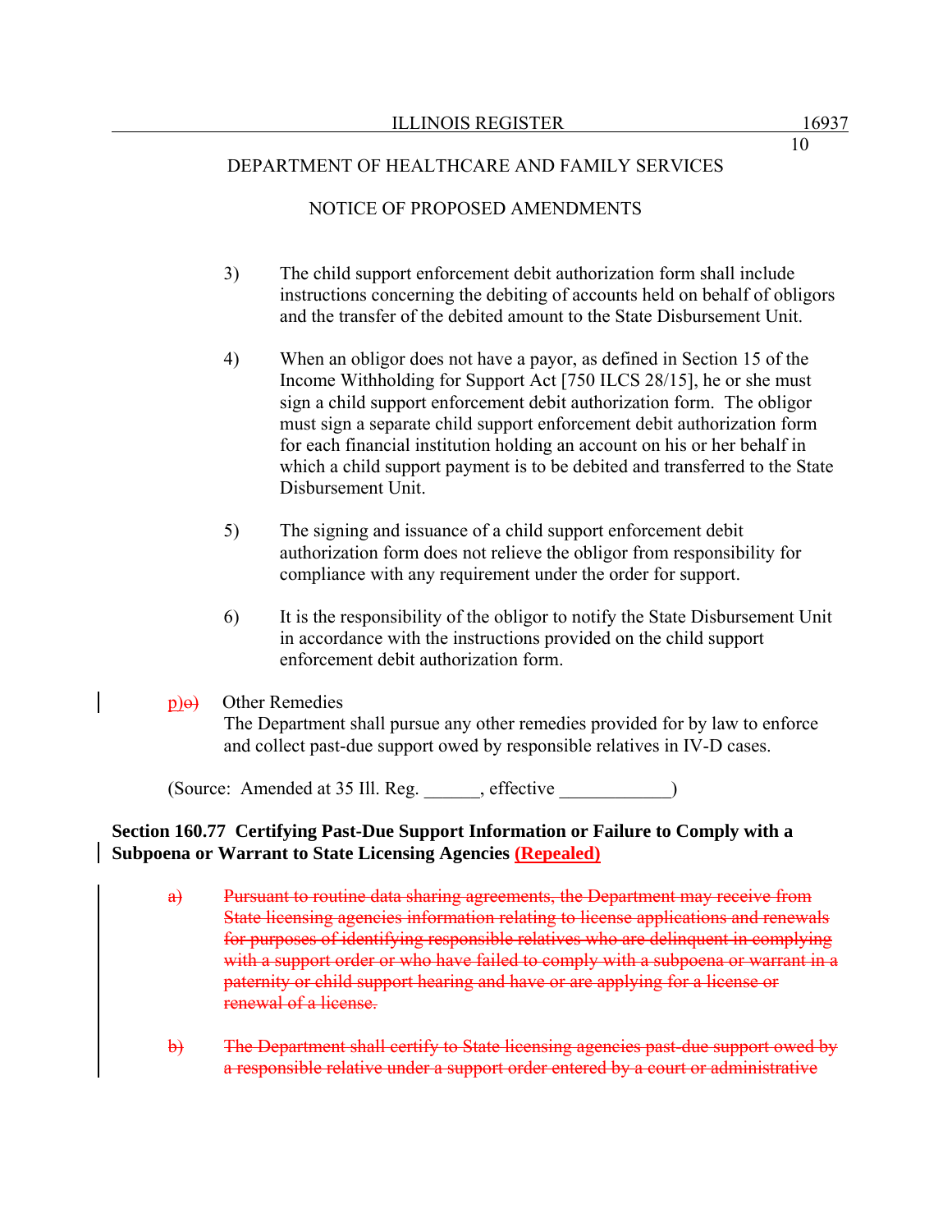DEPARTMENT OF HEALTHCARE AND FAMILY SERVICES

NOTICE OF PROPOSED AMENDMENTS

3) The child support enforcement debit authorization form shall include instructions concerning the debiting of accounts held on behalf of obligors and the transfer of the debited amount to the State Disbursement Unit.

4) When an obligor does not have a payor, as defined in Section 15 of the Income Withholding for Support Act [750 ILCS 28/15], he or she must sign a child support enforcement debit authorization form. The obligor must sign a separate child support enforcement debit authorization form for each financial institution holding an account on his or her behalf in which a child support payment is to be debited and transferred to the State Disbursement Unit.

5) The signing and issuance of a child support enforcement debit authorization form does not relieve the obligor from responsibility for compliance with any requirement under the order for support.

6) It is the responsibility of the obligor to notify the State Disbursement Unit in accordance with the instructions provided on the child support enforcement debit authorization form.

p)~~o)~~ Other Remedies
The Department shall pursue any other remedies provided for by law to enforce and collect past-due support owed by responsible relatives in IV-D cases.

(Source: Amended at 35 Ill. Reg. ______, effective ____________)

**Section 160.77 Certifying Past-Due Support Information or Failure to Comply with a Subpoena or Warrant to State Licensing Agencies (Repealed)**

~~a) Pursuant to routine data sharing agreements, the Department may receive from State licensing agencies information relating to license applications and renewals for purposes of identifying responsible relatives who are delinquent in complying with a support order or who have failed to comply with a subpoena or warrant in a paternity or child support hearing and have or are applying for a license or renewal of a license.~~

~~b) The Department shall certify to State licensing agencies past-due support owed by a responsible relative under a support order entered by a court or administrative~~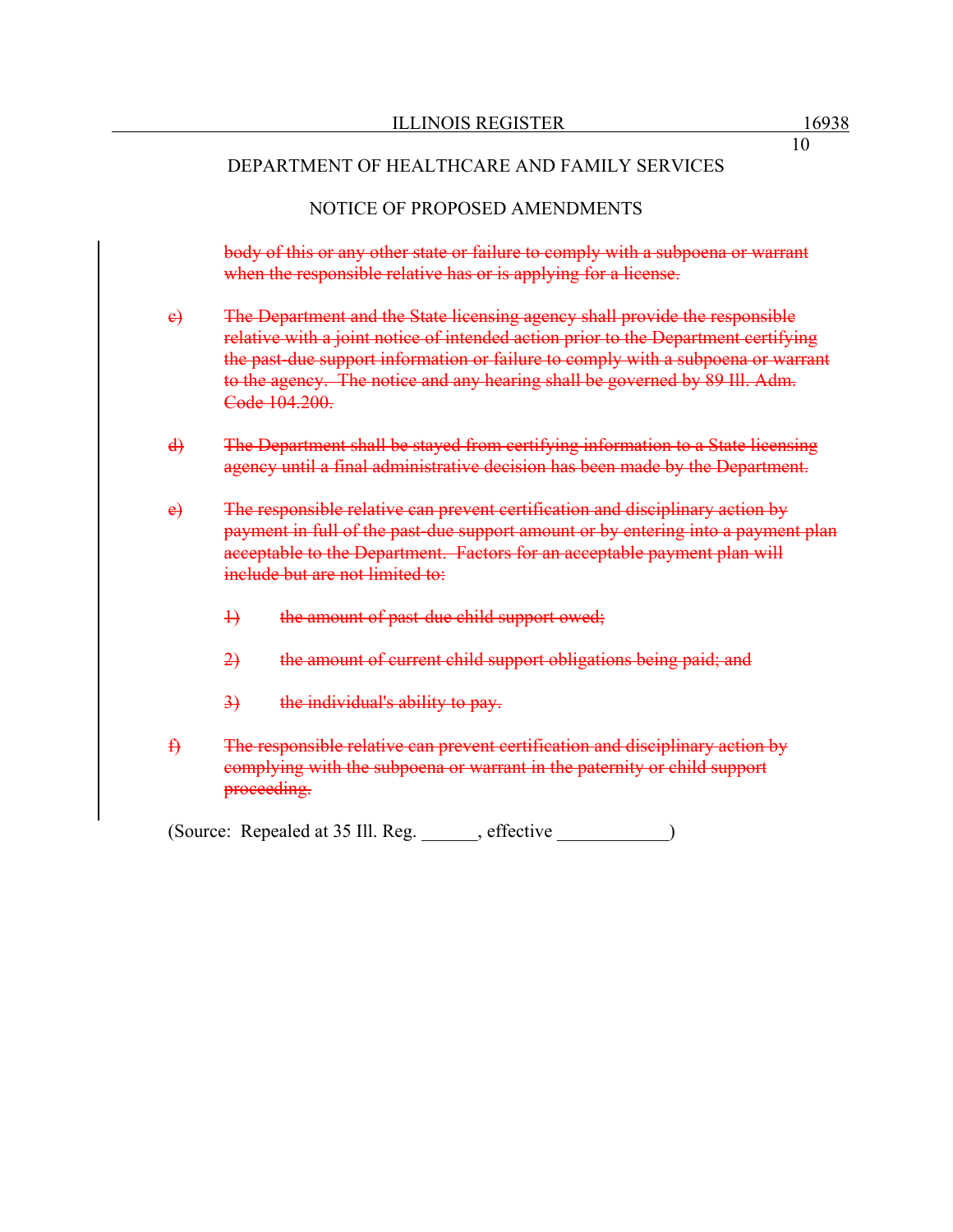~~body of this or any other state or failure to comply with a subpoena or warrant when the responsible relative has or is applying for a license.~~

~~c) The Department and the State licensing agency shall provide the responsible relative with a joint notice of intended action prior to the Department certifying the past-due support information or failure to comply with a subpoena or warrant to the agency. The notice and any hearing shall be governed by 89 Ill. Adm. Code 104.200.~~

~~d) The Department shall be stayed from certifying information to a State licensing agency until a final administrative decision has been made by the Department.~~

~~e) The responsible relative can prevent certification and disciplinary action by payment in full of the past-due support amount or by entering into a payment plan acceptable to the Department. Factors for an acceptable payment plan will include but are not limited to:~~

~~1) the amount of past-due child support owed;~~

~~2) the amount of current child support obligations being paid; and~~

~~3) the individual's ability to pay.~~

~~f) The responsible relative can prevent certification and disciplinary action by complying with the subpoena or warrant in the paternity or child support proceeding.~~

(Source: Repealed at 35 Ill. Reg. ______, effective ____________)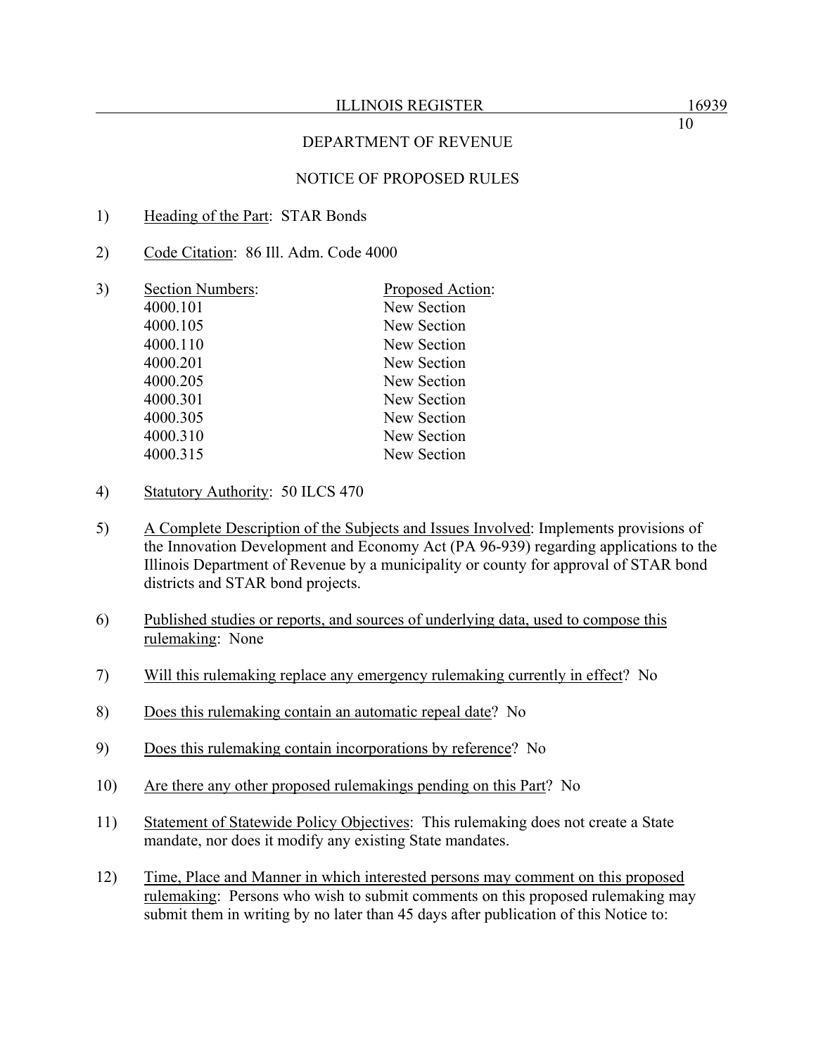DEPARTMENT OF REVENUE

NOTICE OF PROPOSED RULES

1) Heading of the Part: STAR Bonds

2) Code Citation: 86 Ill. Adm. Code 4000

3) 

| Section Numbers: | Proposed Action: |
|---|---|
| 4000.101 | New Section |
| 4000.105 | New Section |
| 4000.110 | New Section |
| 4000.201 | New Section |
| 4000.205 | New Section |
| 4000.301 | New Section |
| 4000.305 | New Section |
| 4000.310 | New Section |
| 4000.315 | New Section |

4) Statutory Authority: 50 ILCS 470

5) A Complete Description of the Subjects and Issues Involved: Implements provisions of the Innovation Development and Economy Act (PA 96-939) regarding applications to the Illinois Department of Revenue by a municipality or county for approval of STAR bond districts and STAR bond projects.

6) Published studies or reports, and sources of underlying data, used to compose this rulemaking: None

7) Will this rulemaking replace any emergency rulemaking currently in effect? No

8) Does this rulemaking contain an automatic repeal date? No

9) Does this rulemaking contain incorporations by reference? No

10) Are there any other proposed rulemakings pending on this Part? No

11) Statement of Statewide Policy Objectives: This rulemaking does not create a State mandate, nor does it modify any existing State mandates.

12) Time, Place and Manner in which interested persons may comment on this proposed rulemaking: Persons who wish to submit comments on this proposed rulemaking may submit them in writing by no later than 45 days after publication of this Notice to: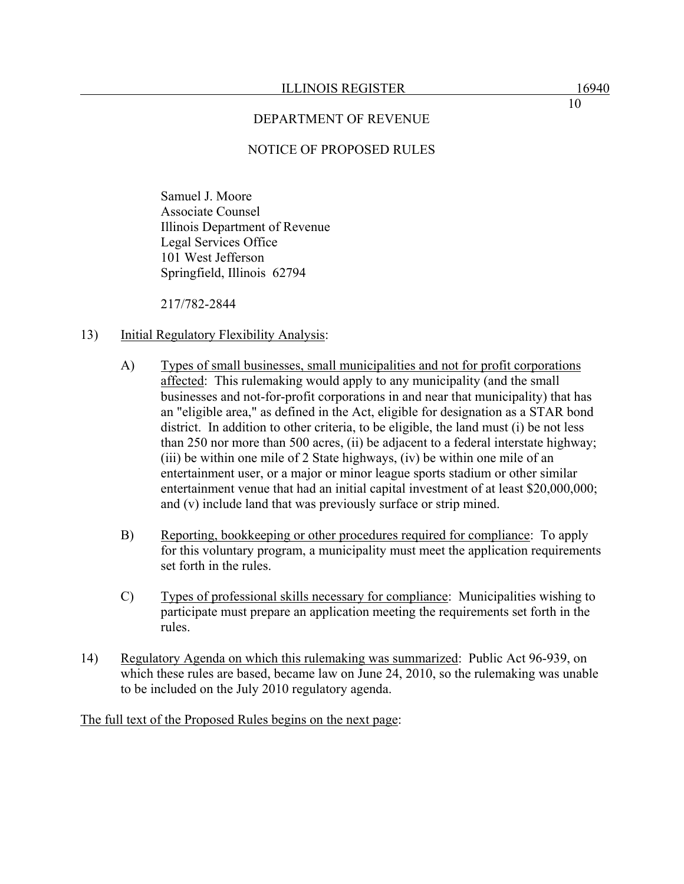DEPARTMENT OF REVENUE

NOTICE OF PROPOSED RULES

Samuel J. Moore
Associate Counsel
Illinois Department of Revenue
Legal Services Office
101 West Jefferson
Springfield, Illinois 62794

217/782-2844

13) Initial Regulatory Flexibility Analysis:

A) Types of small businesses, small municipalities and not for profit corporations affected: This rulemaking would apply to any municipality (and the small businesses and not-for-profit corporations in and near that municipality) that has an "eligible area," as defined in the Act, eligible for designation as a STAR bond district. In addition to other criteria, to be eligible, the land must (i) be not less than 250 nor more than 500 acres, (ii) be adjacent to a federal interstate highway; (iii) be within one mile of 2 State highways, (iv) be within one mile of an entertainment user, or a major or minor league sports stadium or other similar entertainment venue that had an initial capital investment of at least $20,000,000; and (v) include land that was previously surface or strip mined.

B) Reporting, bookkeeping or other procedures required for compliance: To apply for this voluntary program, a municipality must meet the application requirements set forth in the rules.

C) Types of professional skills necessary for compliance: Municipalities wishing to participate must prepare an application meeting the requirements set forth in the rules.

14) Regulatory Agenda on which this rulemaking was summarized: Public Act 96-939, on which these rules are based, became law on June 24, 2010, so the rulemaking was unable to be included on the July 2010 regulatory agenda.

The full text of the Proposed Rules begins on the next page: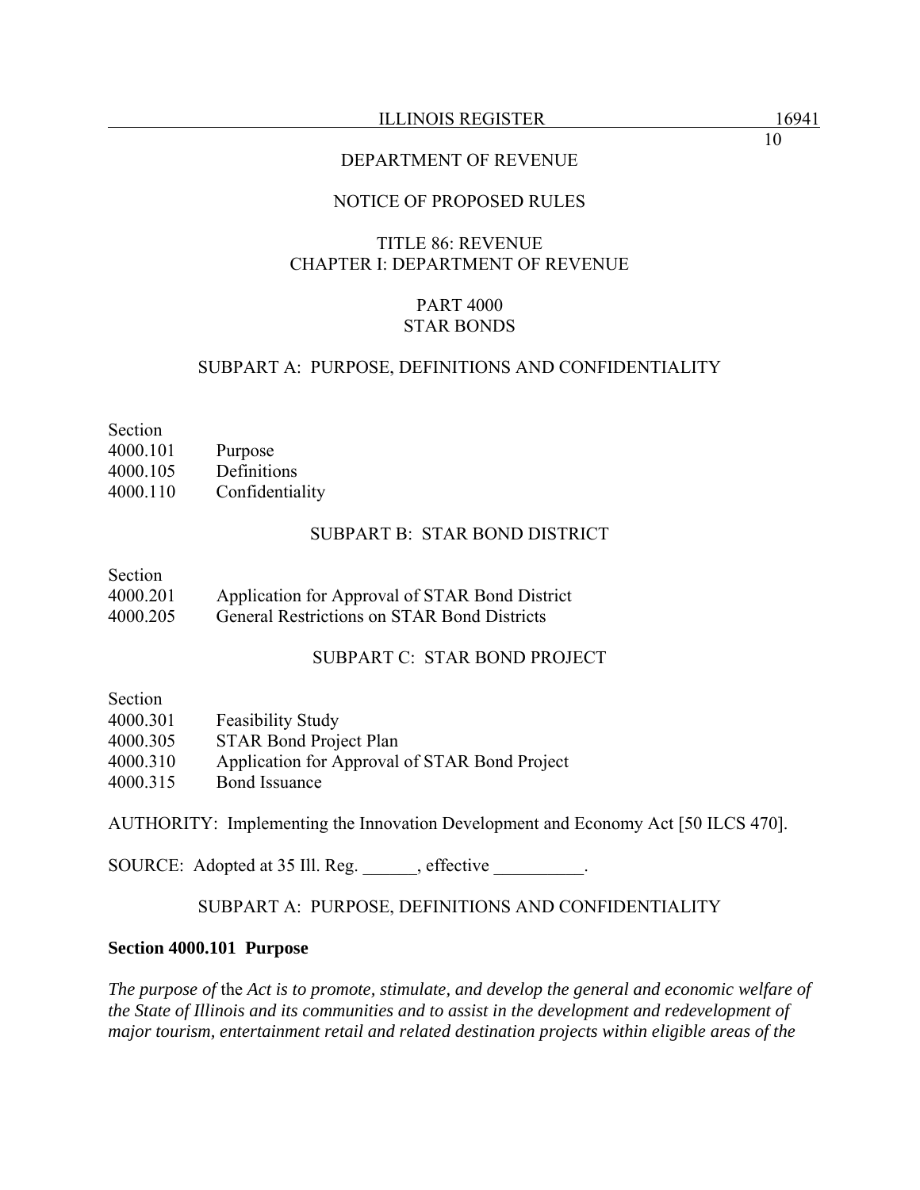DEPARTMENT OF REVENUE

NOTICE OF PROPOSED RULES

TITLE 86: REVENUE
CHAPTER I: DEPARTMENT OF REVENUE

PART 4000
STAR BONDS

SUBPART A: PURPOSE, DEFINITIONS AND CONFIDENTIALITY

| Section | |
|---|---|
| 4000.101 | Purpose |
| 4000.105 | Definitions |
| 4000.110 | Confidentiality |

SUBPART B: STAR BOND DISTRICT

| Section | |
|---|---|
| 4000.201 | Application for Approval of STAR Bond District |
| 4000.205 | General Restrictions on STAR Bond Districts |

SUBPART C: STAR BOND PROJECT

| Section | |
|---|---|
| 4000.301 | Feasibility Study |
| 4000.305 | STAR Bond Project Plan |
| 4000.310 | Application for Approval of STAR Bond Project |
| 4000.315 | Bond Issuance |

AUTHORITY: Implementing the Innovation Development and Economy Act [50 ILCS 470].

SOURCE: Adopted at 35 Ill. Reg. ______, effective __________.

SUBPART A: PURPOSE, DEFINITIONS AND CONFIDENTIALITY

**Section 4000.101 Purpose**

*The purpose of* the *Act is to promote, stimulate, and develop the general and economic welfare of the State of Illinois and its communities and to assist in the development and redevelopment of major tourism, entertainment retail and related destination projects within eligible areas of the*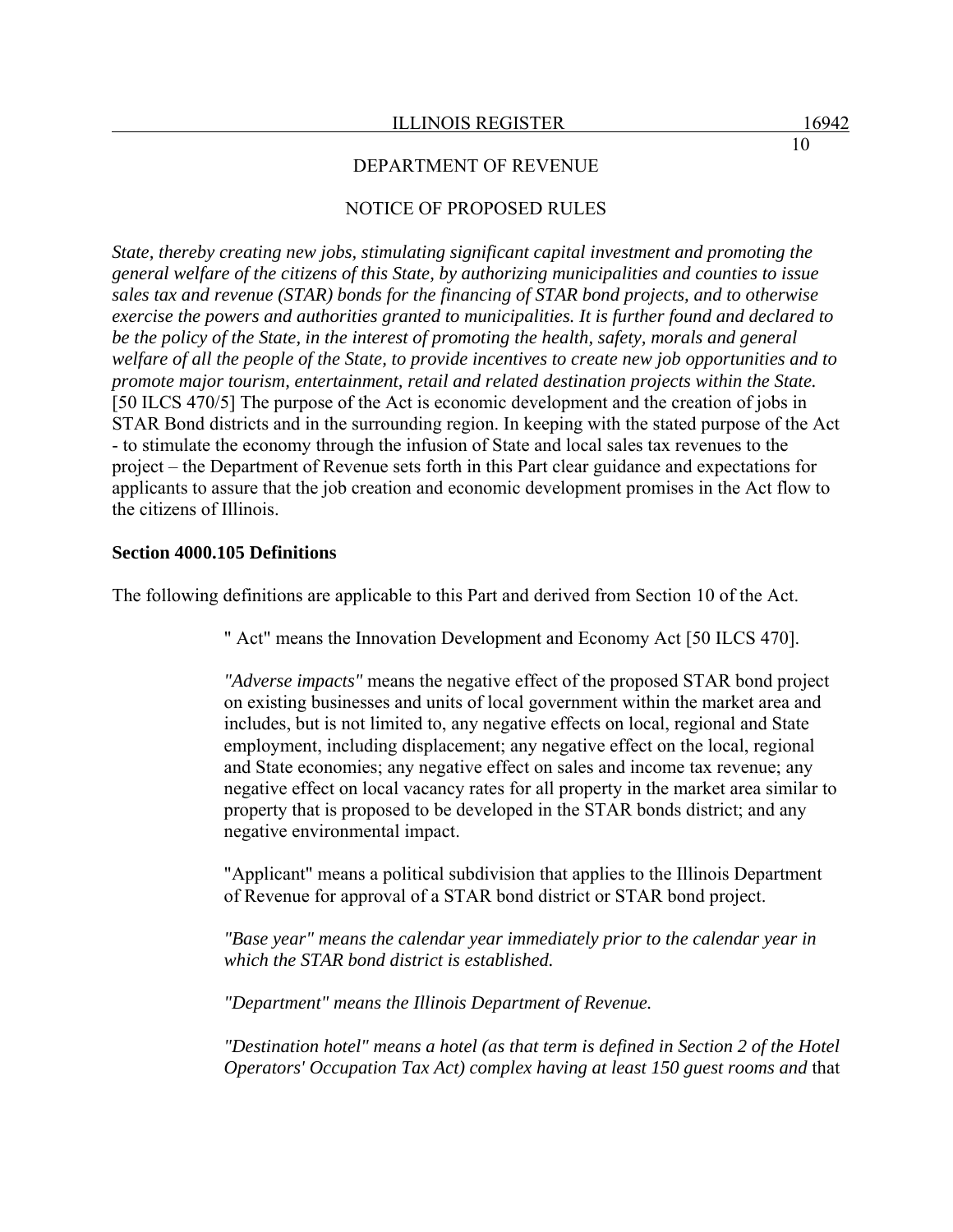*State, thereby creating new jobs, stimulating significant capital investment and promoting the general welfare of the citizens of this State, by authorizing municipalities and counties to issue sales tax and revenue (STAR) bonds for the financing of STAR bond projects, and to otherwise exercise the powers and authorities granted to municipalities. It is further found and declared to be the policy of the State, in the interest of promoting the health, safety, morals and general welfare of all the people of the State, to provide incentives to create new job opportunities and to promote major tourism, entertainment, retail and related destination projects within the State.* [50 ILCS 470/5] The purpose of the Act is economic development and the creation of jobs in STAR Bond districts and in the surrounding region. In keeping with the stated purpose of the Act - to stimulate the economy through the infusion of State and local sales tax revenues to the project – the Department of Revenue sets forth in this Part clear guidance and expectations for applicants to assure that the job creation and economic development promises in the Act flow to the citizens of Illinois.

**Section 4000.105 Definitions**

The following definitions are applicable to this Part and derived from Section 10 of the Act.

" Act" means the Innovation Development and Economy Act [50 ILCS 470].

*"Adverse impacts"* means the negative effect of the proposed STAR bond project on existing businesses and units of local government within the market area and includes, but is not limited to, any negative effects on local, regional and State employment, including displacement; any negative effect on the local, regional and State economies; any negative effect on sales and income tax revenue; any negative effect on local vacancy rates for all property in the market area similar to property that is proposed to be developed in the STAR bonds district; and any negative environmental impact.

"Applicant" means a political subdivision that applies to the Illinois Department of Revenue for approval of a STAR bond district or STAR bond project.

*"Base year" means the calendar year immediately prior to the calendar year in which the STAR bond district is established.*

*"Department" means the Illinois Department of Revenue.*

*"Destination hotel" means a hotel (as that term is defined in Section 2 of the Hotel Operators' Occupation Tax Act) complex having at least 150 guest rooms and* that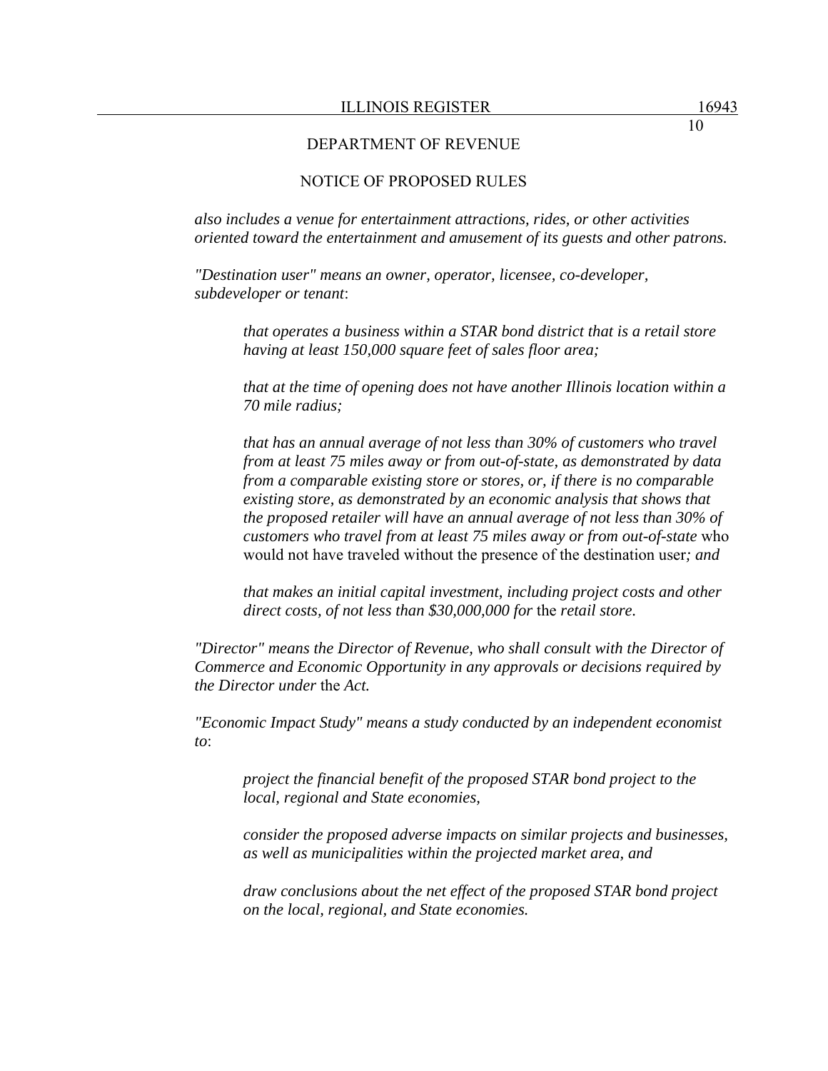*also includes a venue for entertainment attractions, rides, or other activities oriented toward the entertainment and amusement of its guests and other patrons.*

*"Destination user" means an owner, operator, licensee, co-developer, subdeveloper or tenant*:

> *that operates a business within a STAR bond district that is a retail store having at least 150,000 square feet of sales floor area;*
>
> *that at the time of opening does not have another Illinois location within a 70 mile radius;*
>
> *that has an annual average of not less than 30% of customers who travel from at least 75 miles away or from out-of-state, as demonstrated by data from a comparable existing store or stores, or, if there is no comparable existing store, as demonstrated by an economic analysis that shows that the proposed retailer will have an annual average of not less than 30% of customers who travel from at least 75 miles away or from out-of-state* who would not have traveled without the presence of the destination user*; and*
>
> *that makes an initial capital investment, including project costs and other direct costs, of not less than $30,000,000 for* the *retail store.*

*"Director" means the Director of Revenue, who shall consult with the Director of Commerce and Economic Opportunity in any approvals or decisions required by the Director under* the *Act.*

*"Economic Impact Study" means a study conducted by an independent economist to*:

> *project the financial benefit of the proposed STAR bond project to the local, regional and State economies,*
>
> *consider the proposed adverse impacts on similar projects and businesses, as well as municipalities within the projected market area, and*
>
> *draw conclusions about the net effect of the proposed STAR bond project on the local, regional, and State economies.*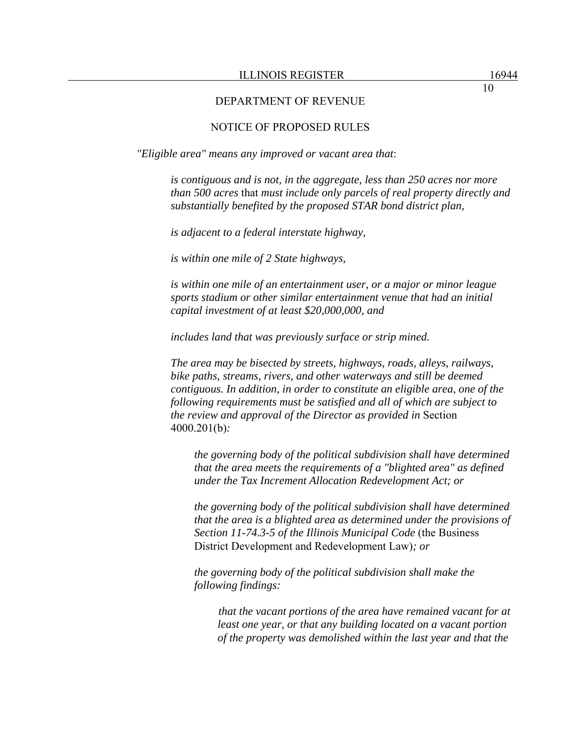*"Eligible area" means any improved or vacant area that*:

> *is contiguous and is not, in the aggregate, less than 250 acres nor more than 500 acres* that *must include only parcels of real property directly and substantially benefited by the proposed STAR bond district plan,*
>
> *is adjacent to a federal interstate highway,*
>
> *is within one mile of 2 State highways,*
>
> *is within one mile of an entertainment user, or a major or minor league sports stadium or other similar entertainment venue that had an initial capital investment of at least $20,000,000, and*
>
> *includes land that was previously surface or strip mined.*
>
> *The area may be bisected by streets, highways, roads, alleys, railways, bike paths, streams, rivers, and other waterways and still be deemed contiguous. In addition, in order to constitute an eligible area*, *one of the following requirements must be satisfied and all of which are subject to the review and approval of the Director as provided in* Section 4000.201(b)*:*
>
> > *the governing body of the political subdivision shall have determined that the area meets the requirements of a "blighted area" as defined under the Tax Increment Allocation Redevelopment Act; or*
> >
> > *the governing body of the political subdivision shall have determined that the area is a blighted area as determined under the provisions of Section 11-74.3-5 of the Illinois Municipal Code* (the Business District Development and Redevelopment Law)*; or*
> >
> > *the governing body of the political subdivision shall make the following findings:*
> >
> > > *that the vacant portions of the area have remained vacant for at least one year, or that any building located on a vacant portion of the property was demolished within the last year and that the*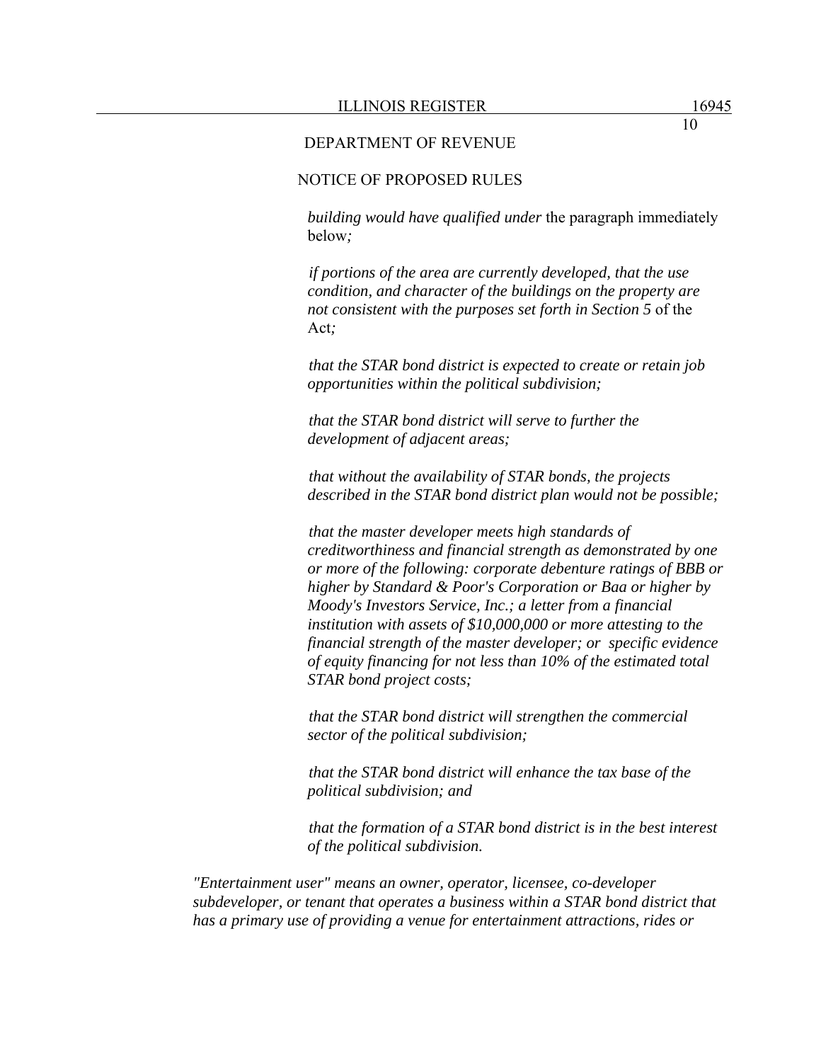*building would have qualified under* the paragraph immediately below*;*

*if portions of the area are currently developed, that the use condition, and character of the buildings on the property are not consistent with the purposes set forth in Section 5* of the Act*;*

*that the STAR bond district is expected to create or retain job opportunities within the political subdivision;*

*that the STAR bond district will serve to further the development of adjacent areas;*

*that without the availability of STAR bonds, the projects described in the STAR bond district plan would not be possible;*

*that the master developer meets high standards of creditworthiness and financial strength as demonstrated by one or more of the following: corporate debenture ratings of BBB or higher by Standard & Poor's Corporation or Baa or higher by Moody's Investors Service, Inc.; a letter from a financial institution with assets of $10,000,000 or more attesting to the financial strength of the master developer; or specific evidence of equity financing for not less than 10% of the estimated total STAR bond project costs;*

*that the STAR bond district will strengthen the commercial sector of the political subdivision;*

*that the STAR bond district will enhance the tax base of the political subdivision; and*

*that the formation of a STAR bond district is in the best interest of the political subdivision.*

*"Entertainment user" means an owner, operator, licensee, co-developer subdeveloper, or tenant that operates a business within a STAR bond district that has a primary use of providing a venue for entertainment attractions, rides or*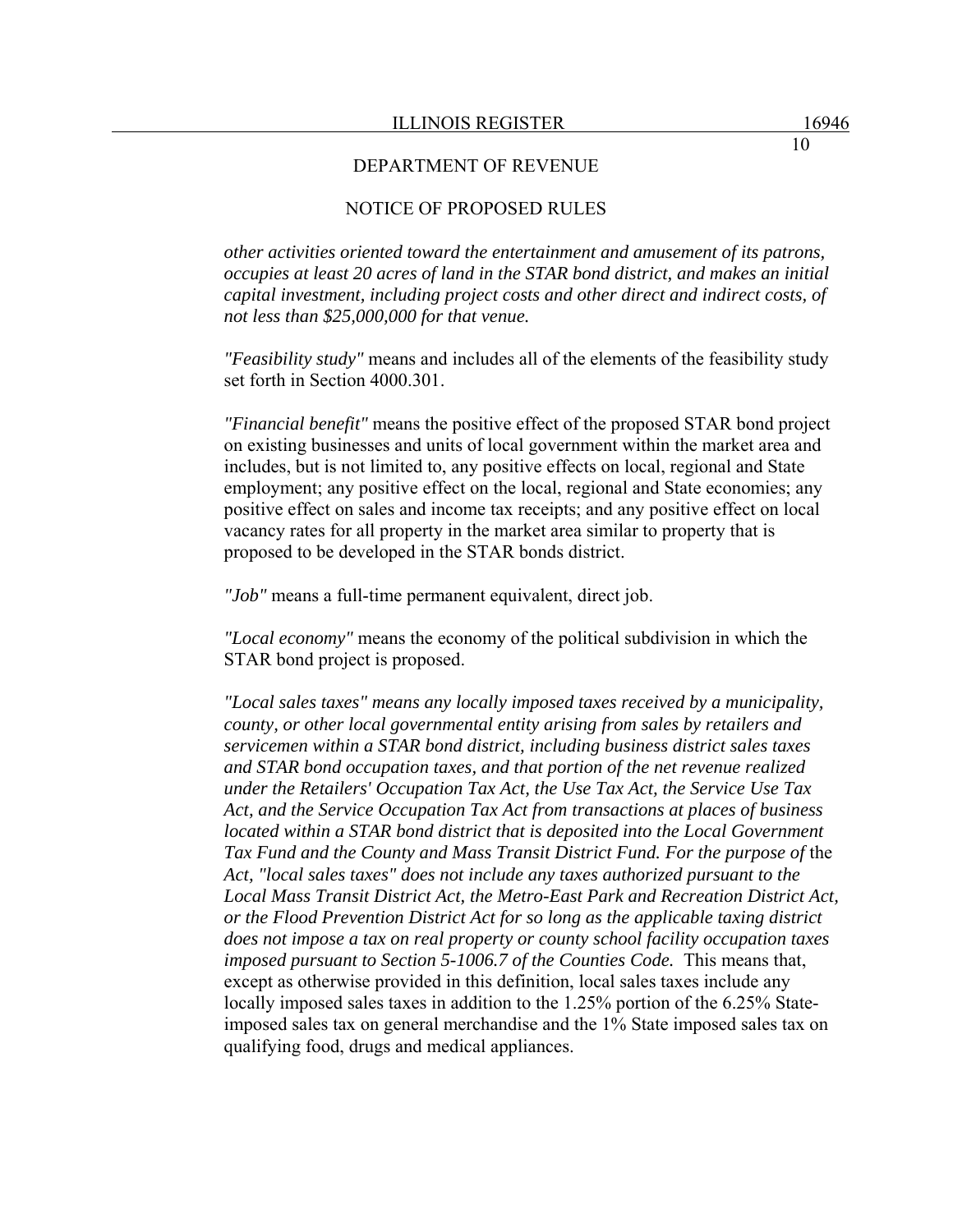*other activities oriented toward the entertainment and amusement of its patrons, occupies at least 20 acres of land in the STAR bond district, and makes an initial capital investment, including project costs and other direct and indirect costs, of not less than $25,000,000 for that venue.*

*"Feasibility study"* means and includes all of the elements of the feasibility study set forth in Section 4000.301.

*"Financial benefit"* means the positive effect of the proposed STAR bond project on existing businesses and units of local government within the market area and includes, but is not limited to, any positive effects on local, regional and State employment; any positive effect on the local, regional and State economies; any positive effect on sales and income tax receipts; and any positive effect on local vacancy rates for all property in the market area similar to property that is proposed to be developed in the STAR bonds district.

*"Job"* means a full-time permanent equivalent, direct job.

*"Local economy"* means the economy of the political subdivision in which the STAR bond project is proposed.

*"Local sales taxes" means any locally imposed taxes received by a municipality, county, or other local governmental entity arising from sales by retailers and servicemen within a STAR bond district, including business district sales taxes and STAR bond occupation taxes, and that portion of the net revenue realized under the Retailers' Occupation Tax Act, the Use Tax Act, the Service Use Tax Act, and the Service Occupation Tax Act from transactions at places of business located within a STAR bond district that is deposited into the Local Government Tax Fund and the County and Mass Transit District Fund. For the purpose of* the *Act, "local sales taxes" does not include any taxes authorized pursuant to the Local Mass Transit District Act, the Metro-East Park and Recreation District Act, or the Flood Prevention District Act for so long as the applicable taxing district does not impose a tax on real property or county school facility occupation taxes imposed pursuant to Section 5-1006.7 of the Counties Code.* This means that, except as otherwise provided in this definition, local sales taxes include any locally imposed sales taxes in addition to the 1.25% portion of the 6.25% State-imposed sales tax on general merchandise and the 1% State imposed sales tax on qualifying food, drugs and medical appliances.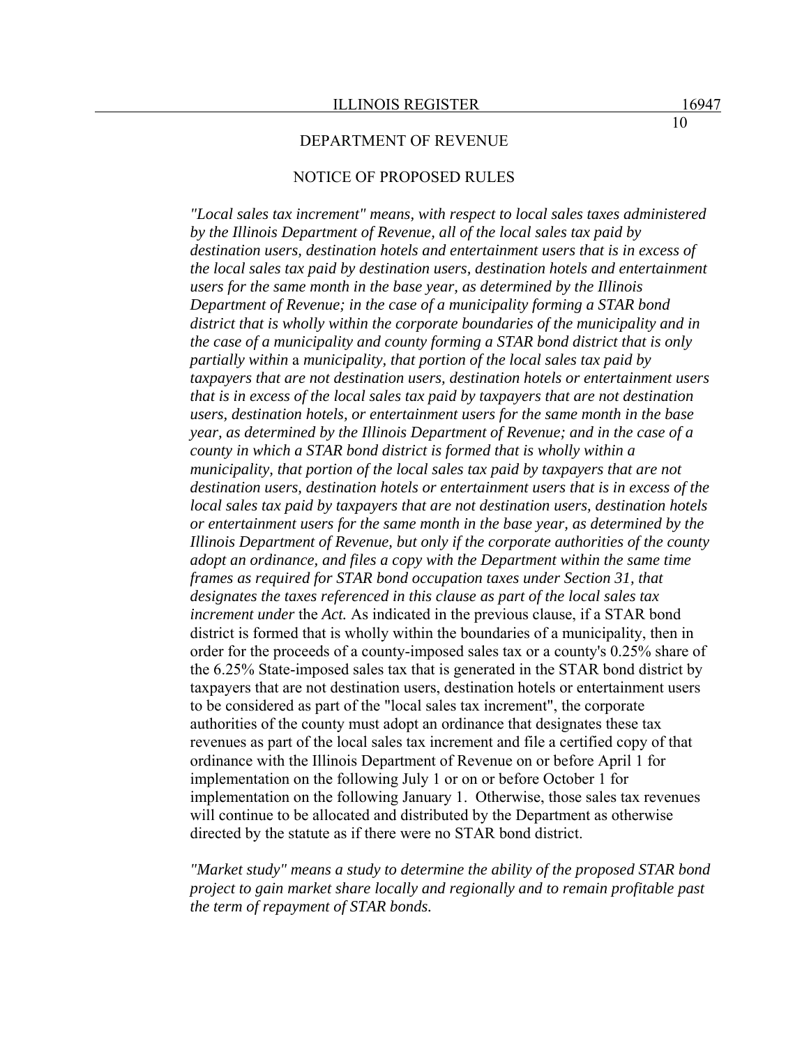*"Local sales tax increment" means, with respect to local sales taxes administered by the Illinois Department of Revenue, all of the local sales tax paid by destination users, destination hotels and entertainment users that is in excess of the local sales tax paid by destination users, destination hotels and entertainment users for the same month in the base year, as determined by the Illinois Department of Revenue; in the case of a municipality forming a STAR bond district that is wholly within the corporate boundaries of the municipality and in the case of a municipality and county forming a STAR bond district that is only partially within* a *municipality, that portion of the local sales tax paid by taxpayers that are not destination users, destination hotels or entertainment users that is in excess of the local sales tax paid by taxpayers that are not destination users, destination hotels, or entertainment users for the same month in the base year, as determined by the Illinois Department of Revenue; and in the case of a county in which a STAR bond district is formed that is wholly within a municipality, that portion of the local sales tax paid by taxpayers that are not destination users, destination hotels or entertainment users that is in excess of the local sales tax paid by taxpayers that are not destination users, destination hotels or entertainment users for the same month in the base year, as determined by the Illinois Department of Revenue, but only if the corporate authorities of the county adopt an ordinance, and files a copy with the Department within the same time frames as required for STAR bond occupation taxes under Section 31, that designates the taxes referenced in this clause as part of the local sales tax increment under* the *Act.* As indicated in the previous clause, if a STAR bond district is formed that is wholly within the boundaries of a municipality, then in order for the proceeds of a county-imposed sales tax or a county's 0.25% share of the 6.25% State-imposed sales tax that is generated in the STAR bond district by taxpayers that are not destination users, destination hotels or entertainment users to be considered as part of the "local sales tax increment", the corporate authorities of the county must adopt an ordinance that designates these tax revenues as part of the local sales tax increment and file a certified copy of that ordinance with the Illinois Department of Revenue on or before April 1 for implementation on the following July 1 or on or before October 1 for implementation on the following January 1. Otherwise, those sales tax revenues will continue to be allocated and distributed by the Department as otherwise directed by the statute as if there were no STAR bond district.

*"Market study" means a study to determine the ability of the proposed STAR bond project to gain market share locally and regionally and to remain profitable past the term of repayment of STAR bonds.*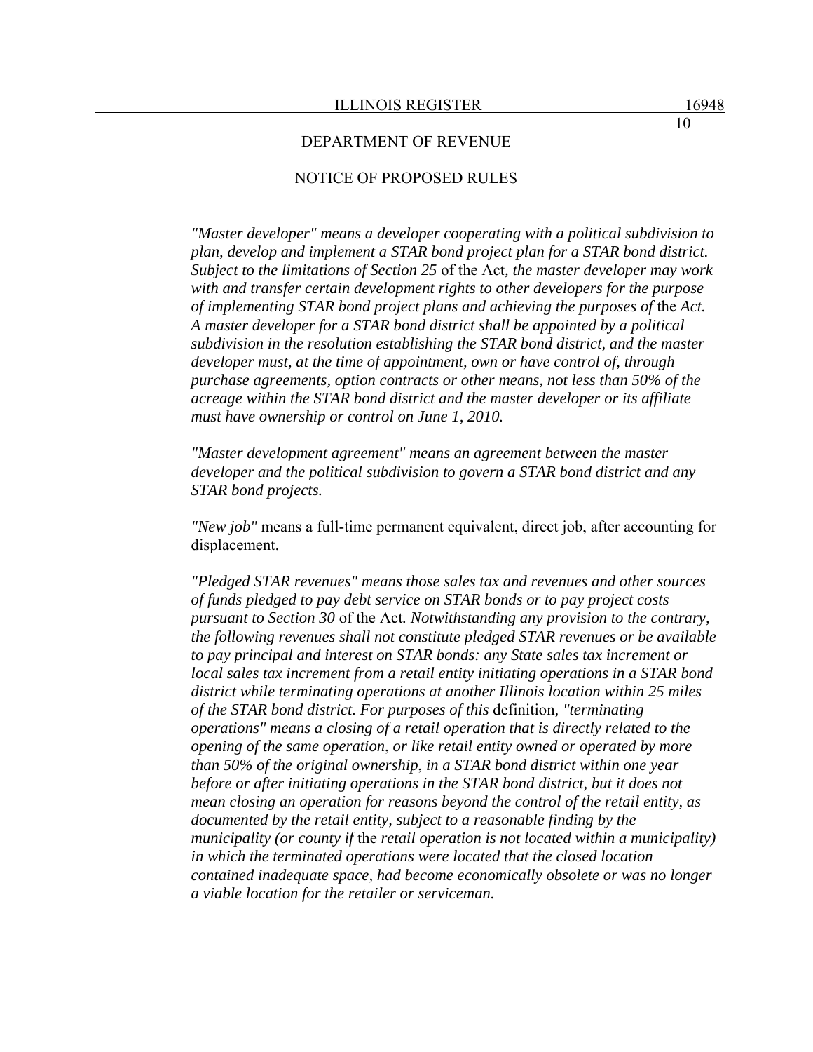*"Master developer" means a developer cooperating with a political subdivision to plan, develop and implement a STAR bond project plan for a STAR bond district. Subject to the limitations of Section 25* of the Act*, the master developer may work with and transfer certain development rights to other developers for the purpose of implementing STAR bond project plans and achieving the purposes of* the *Act. A master developer for a STAR bond district shall be appointed by a political subdivision in the resolution establishing the STAR bond district, and the master developer must, at the time of appointment, own or have control of, through purchase agreements, option contracts or other means, not less than 50% of the acreage within the STAR bond district and the master developer or its affiliate must have ownership or control on June 1, 2010.*

*"Master development agreement" means an agreement between the master developer and the political subdivision to govern a STAR bond district and any STAR bond projects.*

*"New job"* means a full-time permanent equivalent, direct job, after accounting for displacement.

*"Pledged STAR revenues" means those sales tax and revenues and other sources of funds pledged to pay debt service on STAR bonds or to pay project costs pursuant to Section 30* of the Act*. Notwithstanding any provision to the contrary, the following revenues shall not constitute pledged STAR revenues or be available to pay principal and interest on STAR bonds: any State sales tax increment or local sales tax increment from a retail entity initiating operations in a STAR bond district while terminating operations at another Illinois location within 25 miles of the STAR bond district. For purposes of this* definition*, "terminating operations" means a closing of a retail operation that is directly related to the opening of the same operation*, *or like retail entity owned or operated by more than 50% of the original ownership*, *in a STAR bond district within one year before or after initiating operations in the STAR bond district, but it does not mean closing an operation for reasons beyond the control of the retail entity, as documented by the retail entity, subject to a reasonable finding by the municipality (or county if* the *retail operation is not located within a municipality) in which the terminated operations were located that the closed location contained inadequate space, had become economically obsolete or was no longer a viable location for the retailer or serviceman.*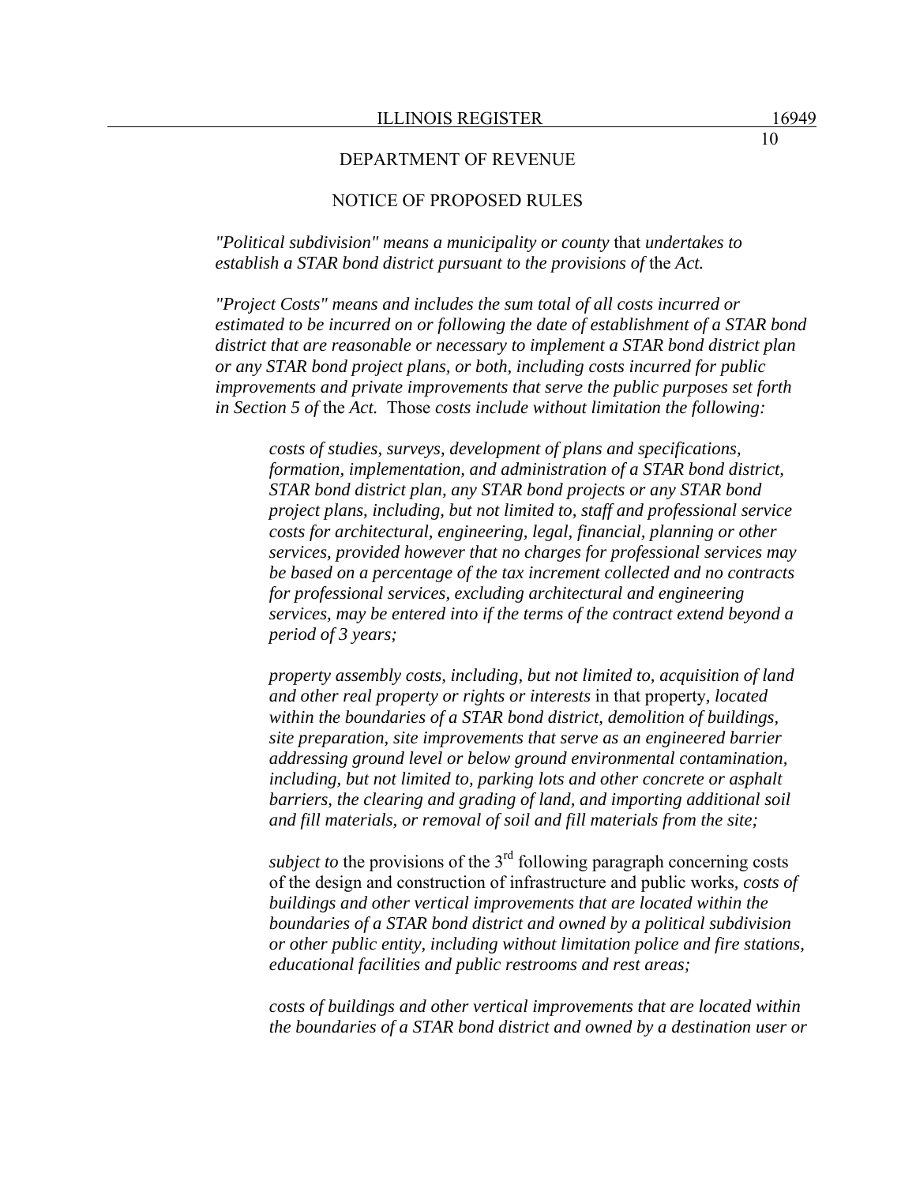DEPARTMENT OF REVENUE

NOTICE OF PROPOSED RULES

*"Political subdivision" means a municipality or county* that *undertakes to establish a STAR bond district pursuant to the provisions of* the *Act.*

*"Project Costs" means and includes the sum total of all costs incurred or estimated to be incurred on or following the date of establishment of a STAR bond district that are reasonable or necessary to implement a STAR bond district plan or any STAR bond project plans, or both, including costs incurred for public improvements and private improvements that serve the public purposes set forth in Section 5 of* the *Act.* Those *costs include without limitation the following:*

> *costs of studies, surveys, development of plans and specifications, formation, implementation, and administration of a STAR bond district, STAR bond district plan, any STAR bond projects or any STAR bond project plans, including, but not limited to, staff and professional service costs for architectural, engineering, legal, financial, planning or other services, provided however that no charges for professional services may be based on a percentage of the tax increment collected and no contracts for professional services, excluding architectural and engineering services, may be entered into if the terms of the contract extend beyond a period of 3 years;*
>
> *property assembly costs, including, but not limited to, acquisition of land and other real property or rights or interests* in that property, *located within the boundaries of a STAR bond district, demolition of buildings, site preparation, site improvements that serve as an engineered barrier addressing ground level or below ground environmental contamination, including, but not limited to, parking lots and other concrete or asphalt barriers, the clearing and grading of land, and importing additional soil and fill materials, or removal of soil and fill materials from the site;*
>
> *subject to* the provisions of the 3rd following paragraph concerning costs of the design and construction of infrastructure and public works, *costs of buildings and other vertical improvements that are located within the boundaries of a STAR bond district and owned by a political subdivision or other public entity, including without limitation police and fire stations, educational facilities and public restrooms and rest areas;*
>
> *costs of buildings and other vertical improvements that are located within the boundaries of a STAR bond district and owned by a destination user or*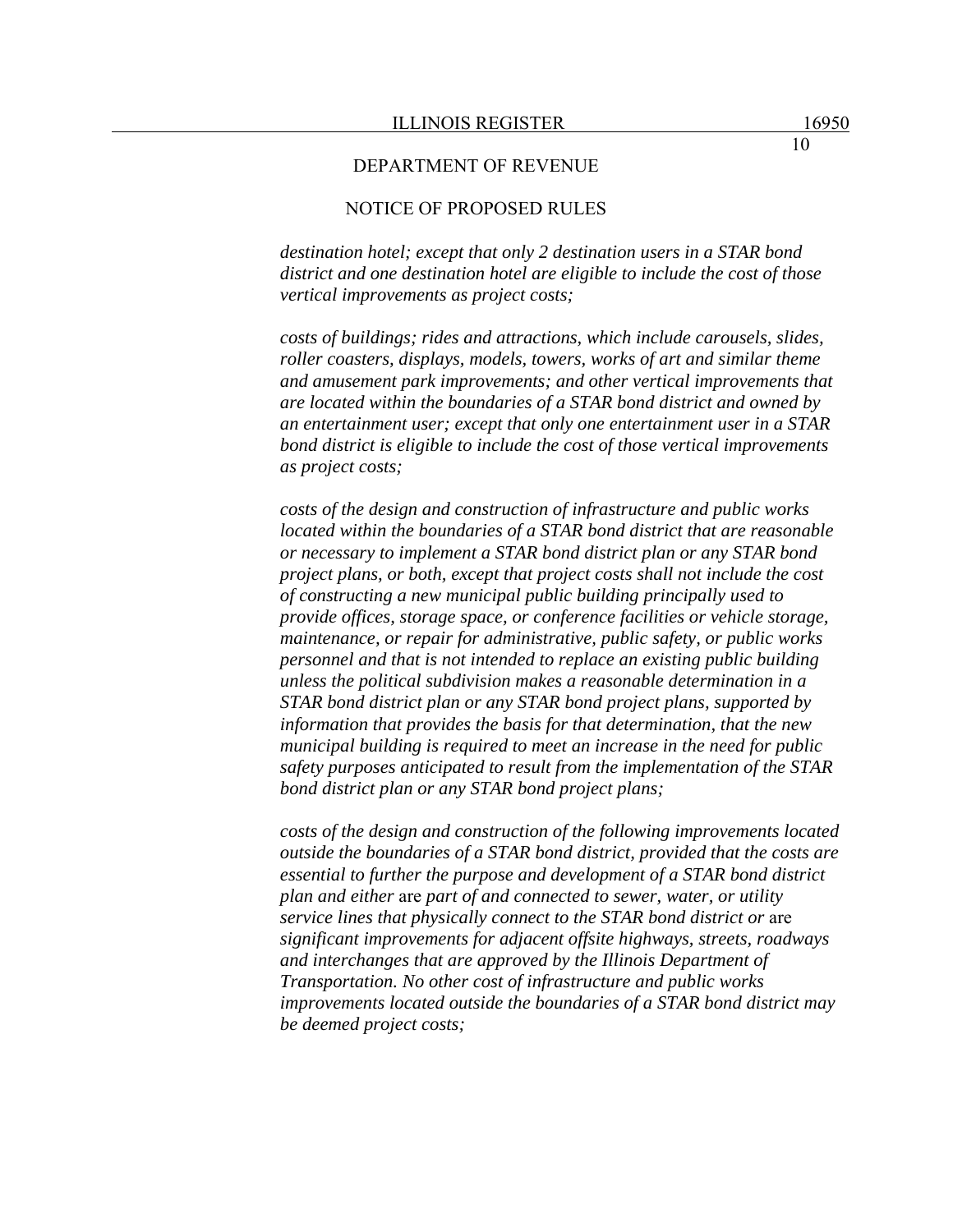*destination hotel; except that only 2 destination users in a STAR bond district and one destination hotel are eligible to include the cost of those vertical improvements as project costs;*

*costs of buildings; rides and attractions, which include carousels, slides, roller coasters, displays, models, towers, works of art and similar theme and amusement park improvements; and other vertical improvements that are located within the boundaries of a STAR bond district and owned by an entertainment user; except that only one entertainment user in a STAR bond district is eligible to include the cost of those vertical improvements as project costs;*

*costs of the design and construction of infrastructure and public works located within the boundaries of a STAR bond district that are reasonable or necessary to implement a STAR bond district plan or any STAR bond project plans, or both, except that project costs shall not include the cost of constructing a new municipal public building principally used to provide offices, storage space, or conference facilities or vehicle storage, maintenance, or repair for administrative, public safety, or public works personnel and that is not intended to replace an existing public building unless the political subdivision makes a reasonable determination in a STAR bond district plan or any STAR bond project plans, supported by information that provides the basis for that determination, that the new municipal building is required to meet an increase in the need for public safety purposes anticipated to result from the implementation of the STAR bond district plan or any STAR bond project plans;*

*costs of the design and construction of the following improvements located outside the boundaries of a STAR bond district, provided that the costs are essential to further the purpose and development of a STAR bond district plan and either* are *part of and connected to sewer, water, or utility service lines that physically connect to the STAR bond district or* are *significant improvements for adjacent offsite highways, streets, roadways and interchanges that are approved by the Illinois Department of Transportation. No other cost of infrastructure and public works improvements located outside the boundaries of a STAR bond district may be deemed project costs;*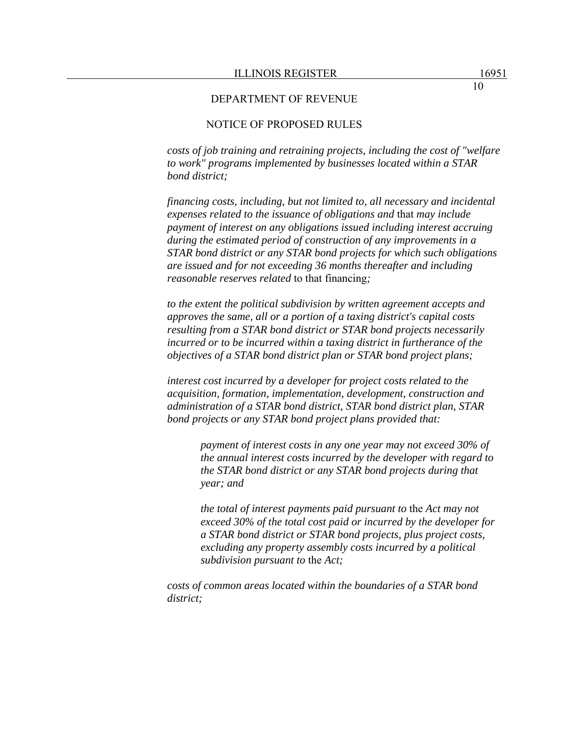*costs of job training and retraining projects, including the cost of "welfare to work" programs implemented by businesses located within a STAR bond district;*

*financing costs, including, but not limited to, all necessary and incidental expenses related to the issuance of obligations and* that *may include payment of interest on any obligations issued including interest accruing during the estimated period of construction of any improvements in a STAR bond district or any STAR bond projects for which such obligations are issued and for not exceeding 36 months thereafter and including reasonable reserves related* to that financing*;*

*to the extent the political subdivision by written agreement accepts and approves the same, all or a portion of a taxing district's capital costs resulting from a STAR bond district or STAR bond projects necessarily incurred or to be incurred within a taxing district in furtherance of the objectives of a STAR bond district plan or STAR bond project plans;*

*interest cost incurred by a developer for project costs related to the acquisition, formation, implementation, development, construction and administration of a STAR bond district, STAR bond district plan, STAR bond projects or any STAR bond project plans provided that:*

> *payment of interest costs in any one year may not exceed 30% of the annual interest costs incurred by the developer with regard to the STAR bond district or any STAR bond projects during that year; and*
>
> *the total of interest payments paid pursuant to* the *Act may not exceed 30% of the total cost paid or incurred by the developer for a STAR bond district or STAR bond projects, plus project costs, excluding any property assembly costs incurred by a political subdivision pursuant to* the *Act;*

*costs of common areas located within the boundaries of a STAR bond district;*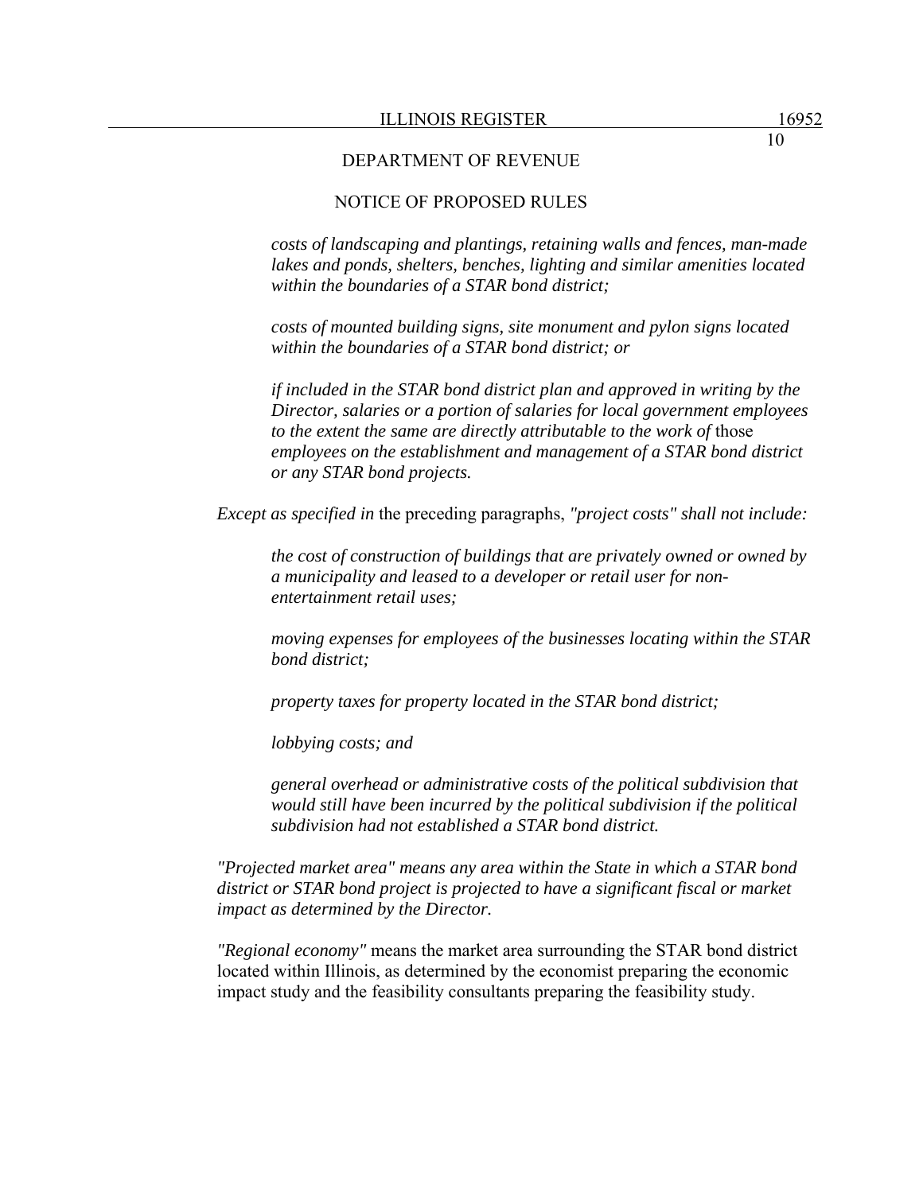*costs of landscaping and plantings, retaining walls and fences, man-made lakes and ponds, shelters, benches, lighting and similar amenities located within the boundaries of a STAR bond district;*

*costs of mounted building signs, site monument and pylon signs located within the boundaries of a STAR bond district; or*

*if included in the STAR bond district plan and approved in writing by the Director, salaries or a portion of salaries for local government employees to the extent the same are directly attributable to the work of* those *employees on the establishment and management of a STAR bond district or any STAR bond projects.*

*Except as specified in* the preceding paragraphs, *"project costs" shall not include:*

*the cost of construction of buildings that are privately owned or owned by a municipality and leased to a developer or retail user for non-entertainment retail uses;*

*moving expenses for employees of the businesses locating within the STAR bond district;*

*property taxes for property located in the STAR bond district;*

*lobbying costs; and*

*general overhead or administrative costs of the political subdivision that would still have been incurred by the political subdivision if the political subdivision had not established a STAR bond district.*

*"Projected market area" means any area within the State in which a STAR bond district or STAR bond project is projected to have a significant fiscal or market impact as determined by the Director.*

*"Regional economy"* means the market area surrounding the STAR bond district located within Illinois, as determined by the economist preparing the economic impact study and the feasibility consultants preparing the feasibility study.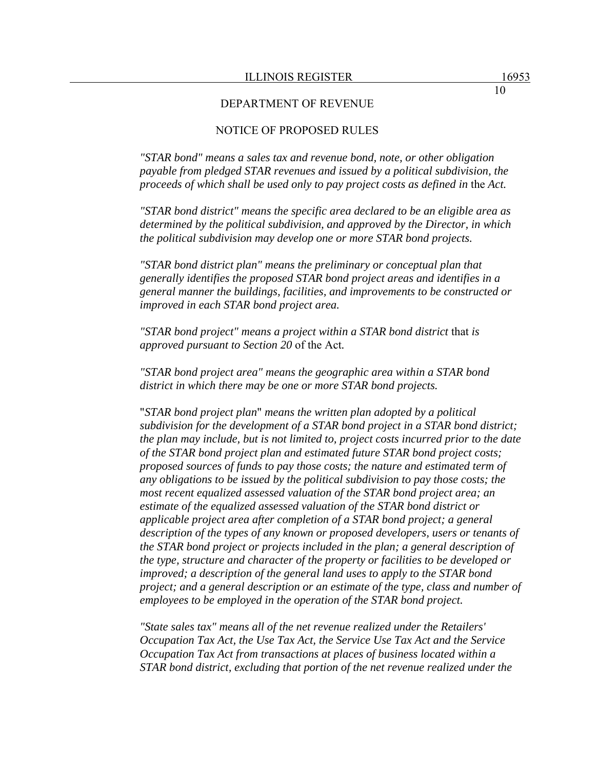DEPARTMENT OF REVENUE

NOTICE OF PROPOSED RULES

*"STAR bond" means a sales tax and revenue bond, note, or other obligation payable from pledged STAR revenues and issued by a political subdivision, the proceeds of which shall be used only to pay project costs as defined in* the *Act.*

*"STAR bond district" means the specific area declared to be an eligible area as determined by the political subdivision, and approved by the Director, in which the political subdivision may develop one or more STAR bond projects.*

*"STAR bond district plan" means the preliminary or conceptual plan that generally identifies the proposed STAR bond project areas and identifies in a general manner the buildings, facilities, and improvements to be constructed or improved in each STAR bond project area.*

*"STAR bond project" means a project within a STAR bond district* that *is approved pursuant to Section 20* of the Act.

*"STAR bond project area" means the geographic area within a STAR bond district in which there may be one or more STAR bond projects.*

"*STAR bond project plan*" *means the written plan adopted by a political subdivision for the development of a STAR bond project in a STAR bond district; the plan may include, but is not limited to, project costs incurred prior to the date of the STAR bond project plan and estimated future STAR bond project costs; proposed sources of funds to pay those costs; the nature and estimated term of any obligations to be issued by the political subdivision to pay those costs; the most recent equalized assessed valuation of the STAR bond project area; an estimate of the equalized assessed valuation of the STAR bond district or applicable project area after completion of a STAR bond project; a general description of the types of any known or proposed developers, users or tenants of the STAR bond project or projects included in the plan; a general description of the type, structure and character of the property or facilities to be developed or improved; a description of the general land uses to apply to the STAR bond project; and a general description or an estimate of the type, class and number of employees to be employed in the operation of the STAR bond project.*

*"State sales tax" means all of the net revenue realized under the Retailers' Occupation Tax Act, the Use Tax Act, the Service Use Tax Act and the Service Occupation Tax Act from transactions at places of business located within a STAR bond district, excluding that portion of the net revenue realized under the*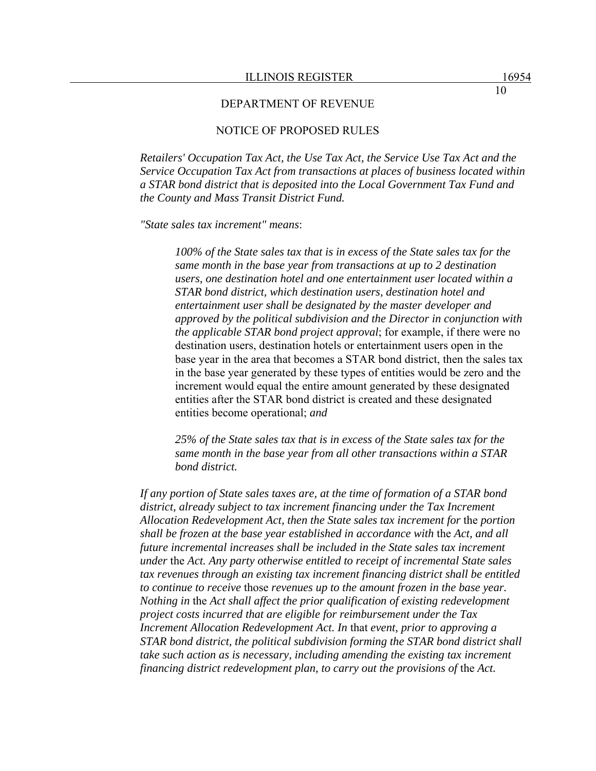*Retailers' Occupation Tax Act, the Use Tax Act, the Service Use Tax Act and the Service Occupation Tax Act from transactions at places of business located within a STAR bond district that is deposited into the Local Government Tax Fund and the County and Mass Transit District Fund.*

*"State sales tax increment" means*:

> *100% of the State sales tax that is in excess of the State sales tax for the same month in the base year from transactions at up to 2 destination users, one destination hotel and one entertainment user located within a STAR bond district, which destination users, destination hotel and entertainment user shall be designated by the master developer and approved by the political subdivision and the Director in conjunction with the applicable STAR bond project approval*; for example, if there were no destination users, destination hotels or entertainment users open in the base year in the area that becomes a STAR bond district, then the sales tax in the base year generated by these types of entities would be zero and the increment would equal the entire amount generated by these designated entities after the STAR bond district is created and these designated entities become operational; *and*
>
> *25% of the State sales tax that is in excess of the State sales tax for the same month in the base year from all other transactions within a STAR bond district.*

*If any portion of State sales taxes are, at the time of formation of a STAR bond district, already subject to tax increment financing under the Tax Increment Allocation Redevelopment Act, then the State sales tax increment for* the *portion shall be frozen at the base year established in accordance with* the *Act, and all future incremental increases shall be included in the State sales tax increment under* the *Act. Any party otherwise entitled to receipt of incremental State sales tax revenues through an existing tax increment financing district shall be entitled to continue to receive* those *revenues up to the amount frozen in the base year. Nothing in* the *Act shall affect the prior qualification of existing redevelopment project costs incurred that are eligible for reimbursement under the Tax Increment Allocation Redevelopment Act. In* that *event, prior to approving a STAR bond district, the political subdivision forming the STAR bond district shall take such action as is necessary, including amending the existing tax increment financing district redevelopment plan, to carry out the provisions of* the *Act.*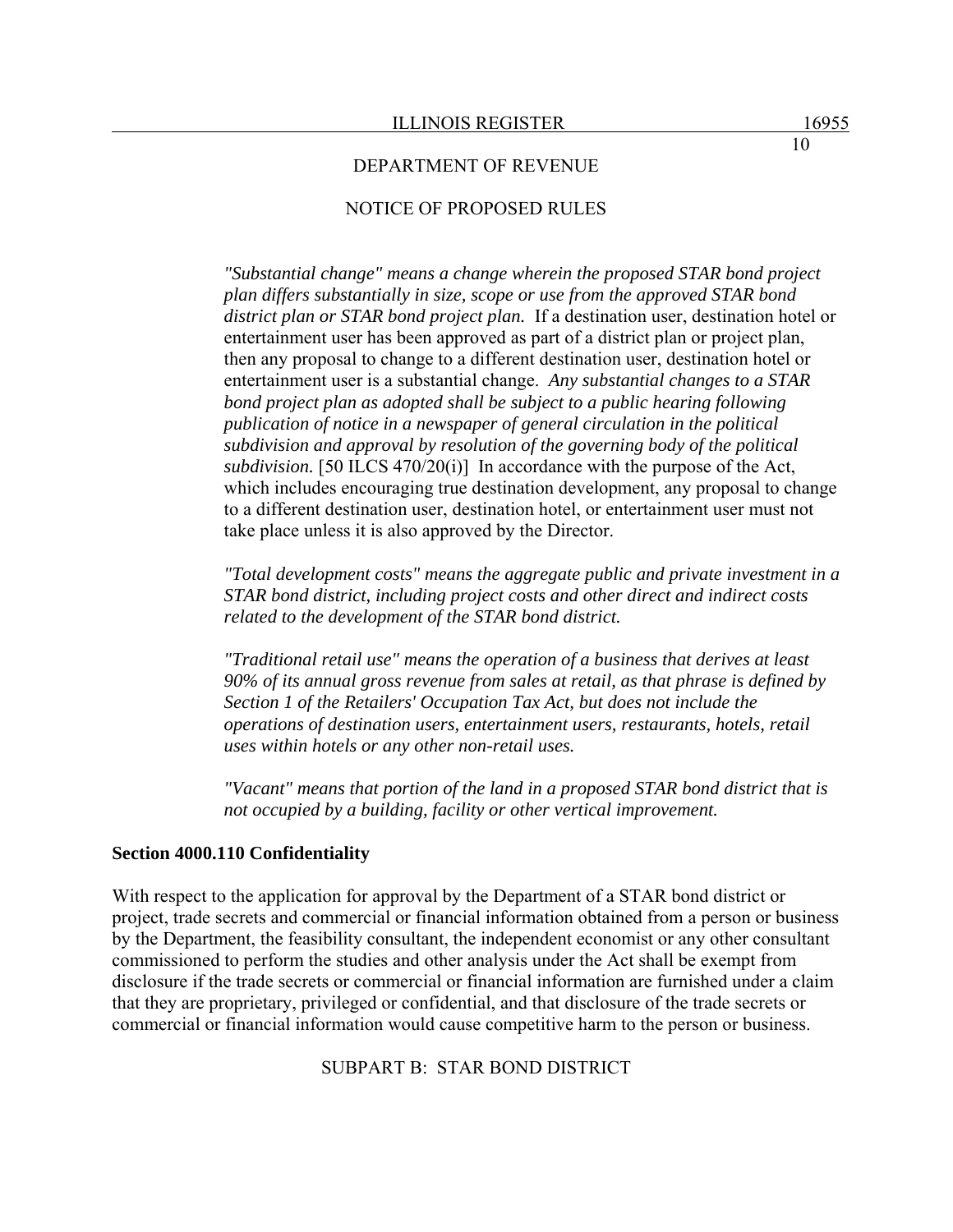*"Substantial change" means a change wherein the proposed STAR bond project plan differs substantially in size, scope or use from the approved STAR bond district plan or STAR bond project plan.* If a destination user, destination hotel or entertainment user has been approved as part of a district plan or project plan, then any proposal to change to a different destination user, destination hotel or entertainment user is a substantial change. *Any substantial changes to a STAR bond project plan as adopted shall be subject to a public hearing following publication of notice in a newspaper of general circulation in the political subdivision and approval by resolution of the governing body of the political subdivision.* [50 ILCS 470/20(i)] In accordance with the purpose of the Act, which includes encouraging true destination development, any proposal to change to a different destination user, destination hotel, or entertainment user must not take place unless it is also approved by the Director.

*"Total development costs" means the aggregate public and private investment in a STAR bond district, including project costs and other direct and indirect costs related to the development of the STAR bond district.*

*"Traditional retail use" means the operation of a business that derives at least 90% of its annual gross revenue from sales at retail, as that phrase is defined by Section 1 of the Retailers' Occupation Tax Act, but does not include the operations of destination users, entertainment users, restaurants, hotels, retail uses within hotels or any other non-retail uses.*

*"Vacant" means that portion of the land in a proposed STAR bond district that is not occupied by a building, facility or other vertical improvement.*

**Section 4000.110 Confidentiality**

With respect to the application for approval by the Department of a STAR bond district or project, trade secrets and commercial or financial information obtained from a person or business by the Department, the feasibility consultant, the independent economist or any other consultant commissioned to perform the studies and other analysis under the Act shall be exempt from disclosure if the trade secrets or commercial or financial information are furnished under a claim that they are proprietary, privileged or confidential, and that disclosure of the trade secrets or commercial or financial information would cause competitive harm to the person or business.

SUBPART B: STAR BOND DISTRICT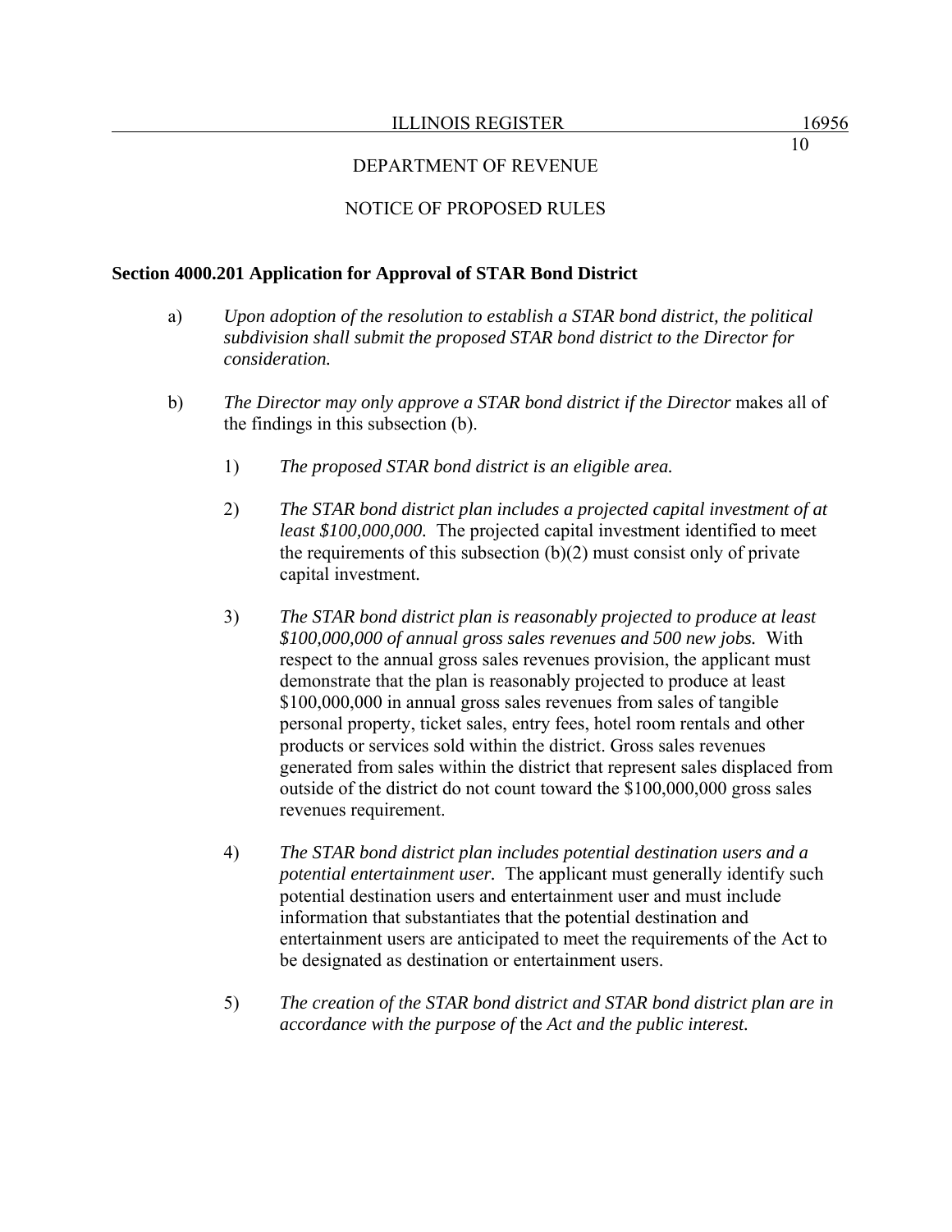**Section 4000.201 Application for Approval of STAR Bond District**

a) *Upon adoption of the resolution to establish a STAR bond district, the political subdivision shall submit the proposed STAR bond district to the Director for consideration.*

b) *The Director may only approve a STAR bond district if the Director* makes all of the findings in this subsection (b).

1) *The proposed STAR bond district is an eligible area.*

2) *The STAR bond district plan includes a projected capital investment of at least $100,000,000.* The projected capital investment identified to meet the requirements of this subsection (b)(2) must consist only of private capital investment.

3) *The STAR bond district plan is reasonably projected to produce at least $100,000,000 of annual gross sales revenues and 500 new jobs.* With respect to the annual gross sales revenues provision, the applicant must demonstrate that the plan is reasonably projected to produce at least $100,000,000 in annual gross sales revenues from sales of tangible personal property, ticket sales, entry fees, hotel room rentals and other products or services sold within the district. Gross sales revenues generated from sales within the district that represent sales displaced from outside of the district do not count toward the $100,000,000 gross sales revenues requirement.

4) *The STAR bond district plan includes potential destination users and a potential entertainment user.* The applicant must generally identify such potential destination users and entertainment user and must include information that substantiates that the potential destination and entertainment users are anticipated to meet the requirements of the Act to be designated as destination or entertainment users.

5) *The creation of the STAR bond district and STAR bond district plan are in accordance with the purpose of* the *Act and the public interest.*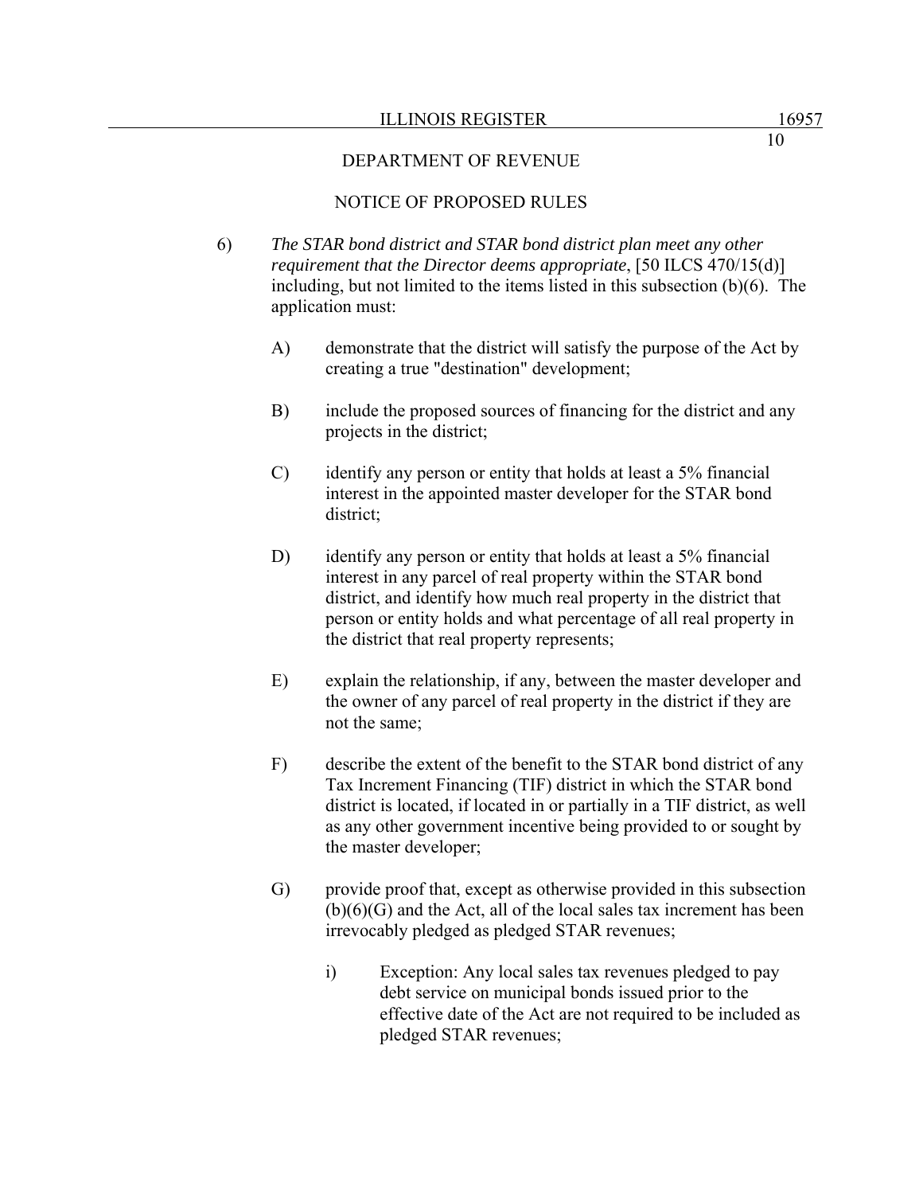DEPARTMENT OF REVENUE

NOTICE OF PROPOSED RULES

6) *The STAR bond district and STAR bond district plan meet any other requirement that the Director deems appropriate*, [50 ILCS 470/15(d)] including, but not limited to the items listed in this subsection (b)(6). The application must:

   A) demonstrate that the district will satisfy the purpose of the Act by creating a true "destination" development;

   B) include the proposed sources of financing for the district and any projects in the district;

   C) identify any person or entity that holds at least a 5% financial interest in the appointed master developer for the STAR bond district;

   D) identify any person or entity that holds at least a 5% financial interest in any parcel of real property within the STAR bond district, and identify how much real property in the district that person or entity holds and what percentage of all real property in the district that real property represents;

   E) explain the relationship, if any, between the master developer and the owner of any parcel of real property in the district if they are not the same;

   F) describe the extent of the benefit to the STAR bond district of any Tax Increment Financing (TIF) district in which the STAR bond district is located, if located in or partially in a TIF district, as well as any other government incentive being provided to or sought by the master developer;

   G) provide proof that, except as otherwise provided in this subsection (b)(6)(G) and the Act, all of the local sales tax increment has been irrevocably pledged as pledged STAR revenues;

      i) Exception: Any local sales tax revenues pledged to pay debt service on municipal bonds issued prior to the effective date of the Act are not required to be included as pledged STAR revenues;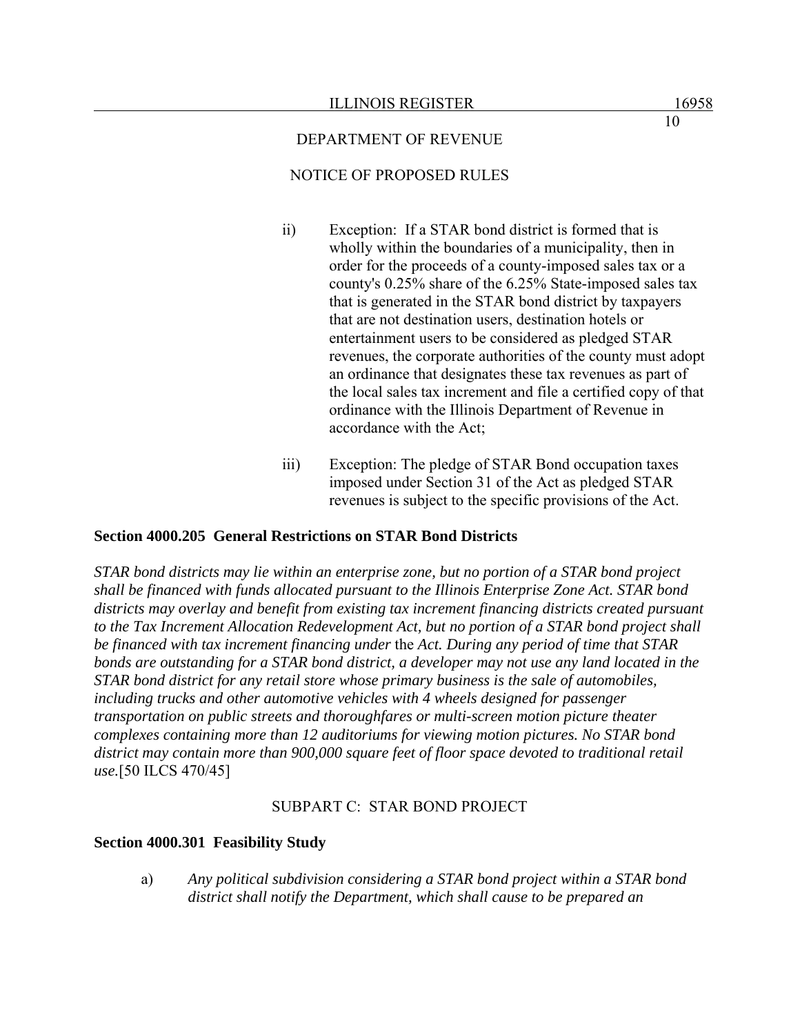ii) Exception: If a STAR bond district is formed that is wholly within the boundaries of a municipality, then in order for the proceeds of a county-imposed sales tax or a county's 0.25% share of the 6.25% State-imposed sales tax that is generated in the STAR bond district by taxpayers that are not destination users, destination hotels or entertainment users to be considered as pledged STAR revenues, the corporate authorities of the county must adopt an ordinance that designates these tax revenues as part of the local sales tax increment and file a certified copy of that ordinance with the Illinois Department of Revenue in accordance with the Act;

iii) Exception: The pledge of STAR Bond occupation taxes imposed under Section 31 of the Act as pledged STAR revenues is subject to the specific provisions of the Act.

**Section 4000.205 General Restrictions on STAR Bond Districts**

*STAR bond districts may lie within an enterprise zone, but no portion of a STAR bond project shall be financed with funds allocated pursuant to the Illinois Enterprise Zone Act. STAR bond districts may overlay and benefit from existing tax increment financing districts created pursuant to the Tax Increment Allocation Redevelopment Act, but no portion of a STAR bond project shall be financed with tax increment financing under* the *Act. During any period of time that STAR bonds are outstanding for a STAR bond district, a developer may not use any land located in the STAR bond district for any retail store whose primary business is the sale of automobiles, including trucks and other automotive vehicles with 4 wheels designed for passenger transportation on public streets and thoroughfares or multi-screen motion picture theater complexes containing more than 12 auditoriums for viewing motion pictures. No STAR bond district may contain more than 900,000 square feet of floor space devoted to traditional retail use.*[50 ILCS 470/45]

SUBPART C: STAR BOND PROJECT

**Section 4000.301 Feasibility Study**

a) *Any political subdivision considering a STAR bond project within a STAR bond district shall notify the Department, which shall cause to be prepared an*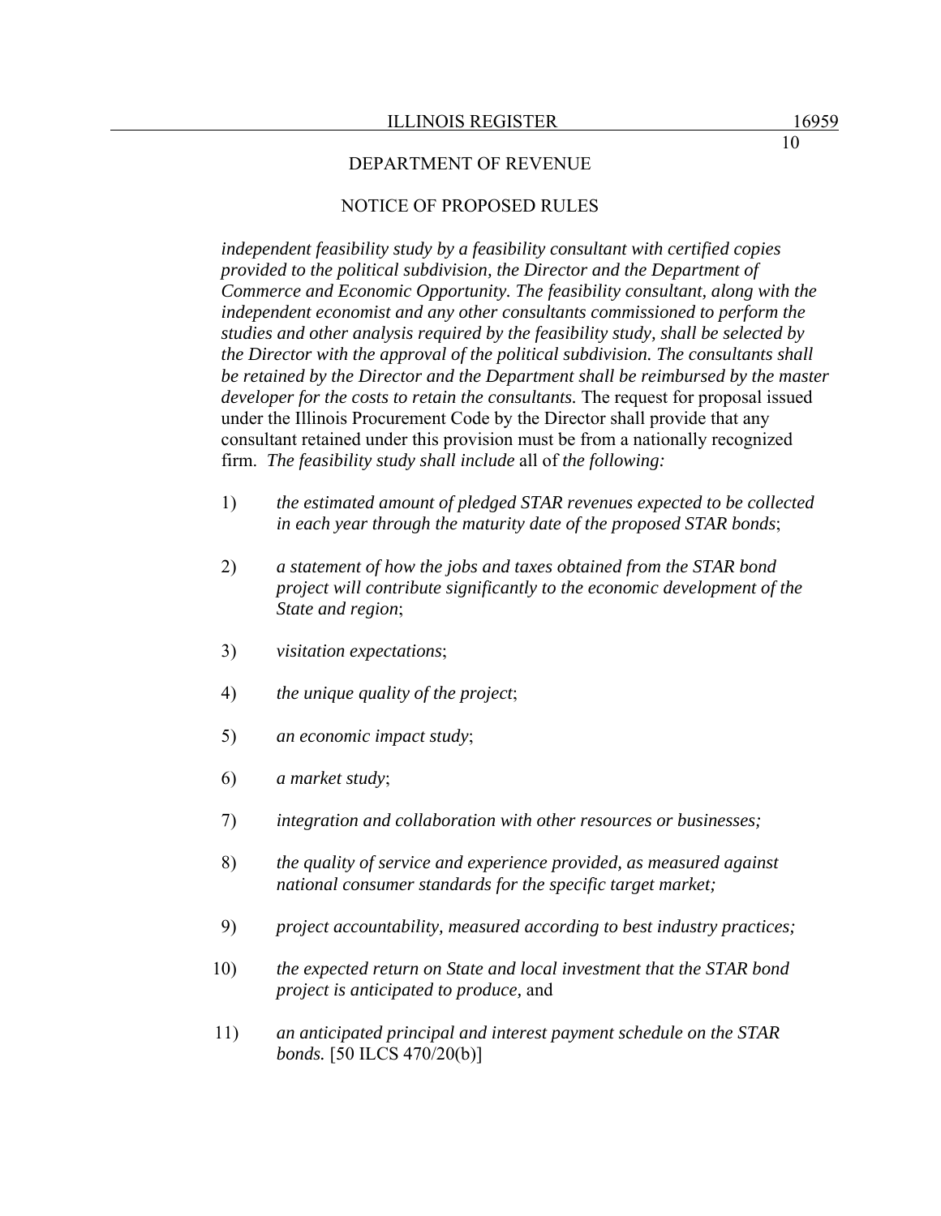*independent feasibility study by a feasibility consultant with certified copies provided to the political subdivision, the Director and the Department of Commerce and Economic Opportunity. The feasibility consultant, along with the independent economist and any other consultants commissioned to perform the studies and other analysis required by the feasibility study, shall be selected by the Director with the approval of the political subdivision. The consultants shall be retained by the Director and the Department shall be reimbursed by the master developer for the costs to retain the consultants.* The request for proposal issued under the Illinois Procurement Code by the Director shall provide that any consultant retained under this provision must be from a nationally recognized firm. *The feasibility study shall include* all of *the following:*

1) *the estimated amount of pledged STAR revenues expected to be collected in each year through the maturity date of the proposed STAR bonds*;

2) *a statement of how the jobs and taxes obtained from the STAR bond project will contribute significantly to the economic development of the State and region*;

3) *visitation expectations*;

4) *the unique quality of the project*;

5) *an economic impact study*;

6) *a market study*;

7) *integration and collaboration with other resources or businesses;*

8) *the quality of service and experience provided, as measured against national consumer standards for the specific target market;*

9) *project accountability, measured according to best industry practices;*

10) *the expected return on State and local investment that the STAR bond project is anticipated to produce,* and

11) *an anticipated principal and interest payment schedule on the STAR bonds.* [50 ILCS 470/20(b)]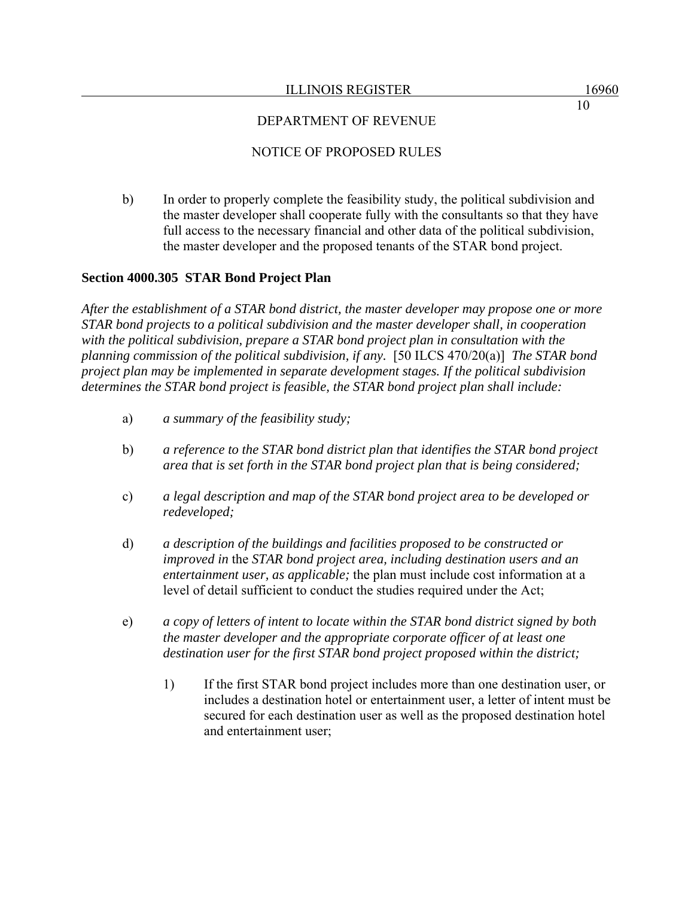b) In order to properly complete the feasibility study, the political subdivision and the master developer shall cooperate fully with the consultants so that they have full access to the necessary financial and other data of the political subdivision, the master developer and the proposed tenants of the STAR bond project.

**Section 4000.305 STAR Bond Project Plan**

*After the establishment of a STAR bond district, the master developer may propose one or more STAR bond projects to a political subdivision and the master developer shall, in cooperation with the political subdivision, prepare a STAR bond project plan in consultation with the planning commission of the political subdivision, if any.* [50 ILCS 470/20(a)] *The STAR bond project plan may be implemented in separate development stages. If the political subdivision determines the STAR bond project is feasible, the STAR bond project plan shall include:*

a) *a summary of the feasibility study;*

b) *a reference to the STAR bond district plan that identifies the STAR bond project area that is set forth in the STAR bond project plan that is being considered;*

c) *a legal description and map of the STAR bond project area to be developed or redeveloped;*

d) *a description of the buildings and facilities proposed to be constructed or improved in* the *STAR bond project area, including destination users and an entertainment user, as applicable;* the plan must include cost information at a level of detail sufficient to conduct the studies required under the Act;

e) *a copy of letters of intent to locate within the STAR bond district signed by both the master developer and the appropriate corporate officer of at least one destination user for the first STAR bond project proposed within the district;*

1) If the first STAR bond project includes more than one destination user, or includes a destination hotel or entertainment user, a letter of intent must be secured for each destination user as well as the proposed destination hotel and entertainment user;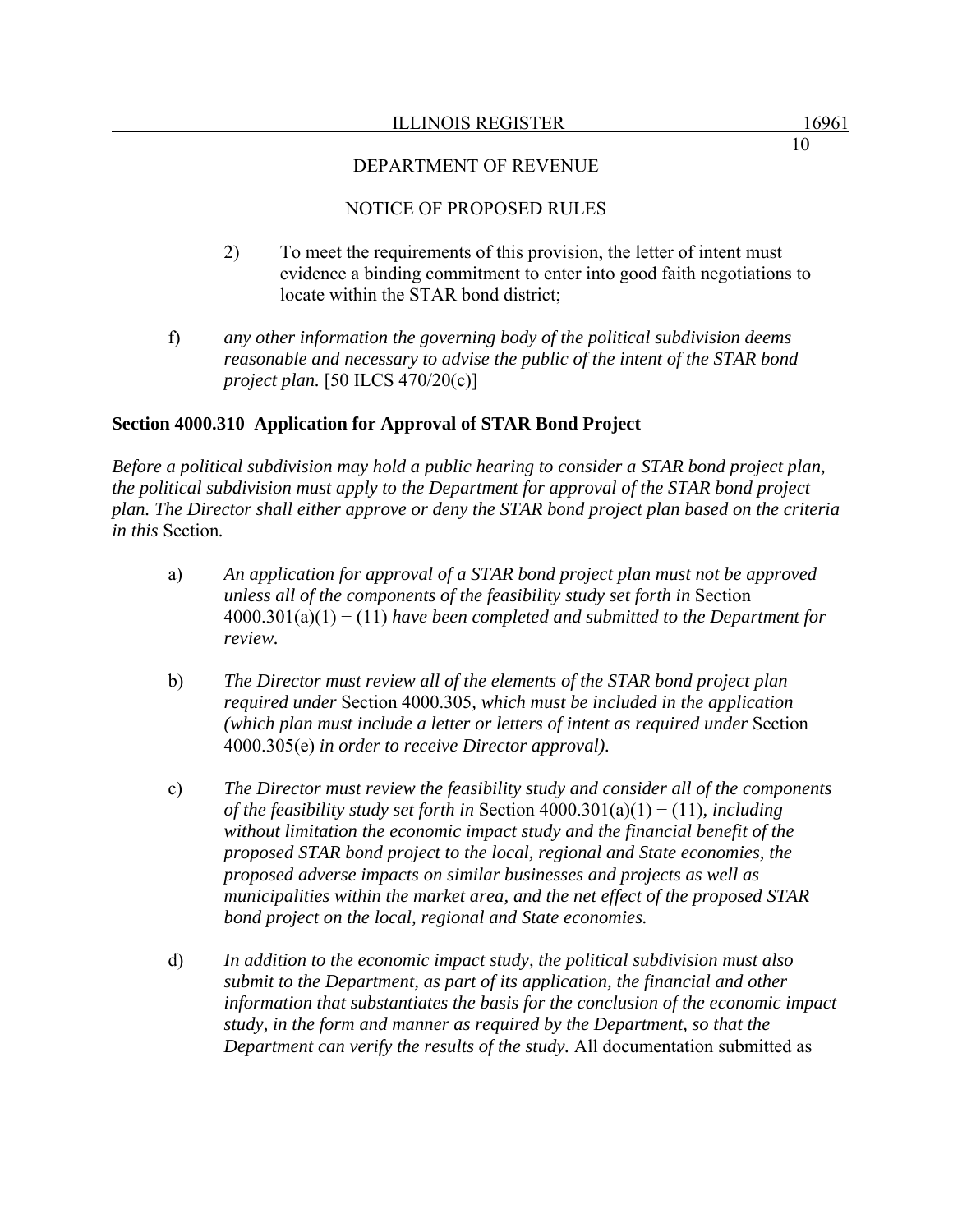2) To meet the requirements of this provision, the letter of intent must evidence a binding commitment to enter into good faith negotiations to locate within the STAR bond district;

f) *any other information the governing body of the political subdivision deems reasonable and necessary to advise the public of the intent of the STAR bond project plan.* [50 ILCS 470/20(c)]

**Section 4000.310 Application for Approval of STAR Bond Project**

*Before a political subdivision may hold a public hearing to consider a STAR bond project plan, the political subdivision must apply to the Department for approval of the STAR bond project plan. The Director shall either approve or deny the STAR bond project plan based on the criteria in this* Section*.*

a) *An application for approval of a STAR bond project plan must not be approved unless all of the components of the feasibility study set forth in* Section 4000.301(a)(1) − (11) *have been completed and submitted to the Department for review.*

b) *The Director must review all of the elements of the STAR bond project plan required under* Section 4000.305*, which must be included in the application (which plan must include a letter or letters of intent as required under* Section 4000.305(e) *in order to receive Director approval).*

c) *The Director must review the feasibility study and consider all of the components of the feasibility study set forth in* Section 4000.301(a)(1) − (11)*, including without limitation the economic impact study and the financial benefit of the proposed STAR bond project to the local, regional and State economies, the proposed adverse impacts on similar businesses and projects as well as municipalities within the market area, and the net effect of the proposed STAR bond project on the local, regional and State economies.*

d) *In addition to the economic impact study, the political subdivision must also submit to the Department, as part of its application, the financial and other information that substantiates the basis for the conclusion of the economic impact study, in the form and manner as required by the Department, so that the Department can verify the results of the study.* All documentation submitted as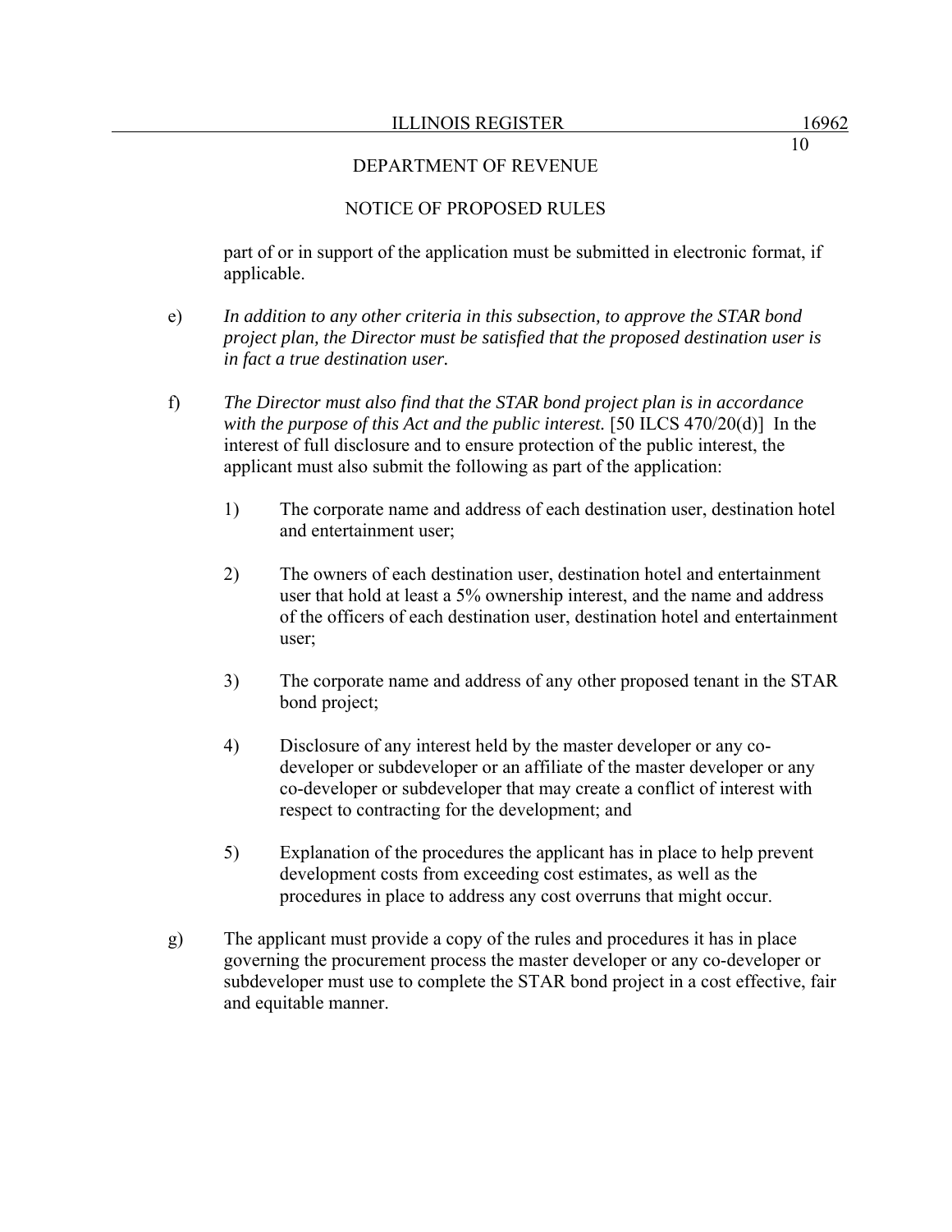part of or in support of the application must be submitted in electronic format, if applicable.

e) *In addition to any other criteria in this subsection, to approve the STAR bond project plan, the Director must be satisfied that the proposed destination user is in fact a true destination user.*

f) *The Director must also find that the STAR bond project plan is in accordance with the purpose of this Act and the public interest.* [50 ILCS 470/20(d)] In the interest of full disclosure and to ensure protection of the public interest, the applicant must also submit the following as part of the application:

1) The corporate name and address of each destination user, destination hotel and entertainment user;

2) The owners of each destination user, destination hotel and entertainment user that hold at least a 5% ownership interest, and the name and address of the officers of each destination user, destination hotel and entertainment user;

3) The corporate name and address of any other proposed tenant in the STAR bond project;

4) Disclosure of any interest held by the master developer or any co-developer or subdeveloper or an affiliate of the master developer or any co-developer or subdeveloper that may create a conflict of interest with respect to contracting for the development; and

5) Explanation of the procedures the applicant has in place to help prevent development costs from exceeding cost estimates, as well as the procedures in place to address any cost overruns that might occur.

g) The applicant must provide a copy of the rules and procedures it has in place governing the procurement process the master developer or any co-developer or subdeveloper must use to complete the STAR bond project in a cost effective, fair and equitable manner.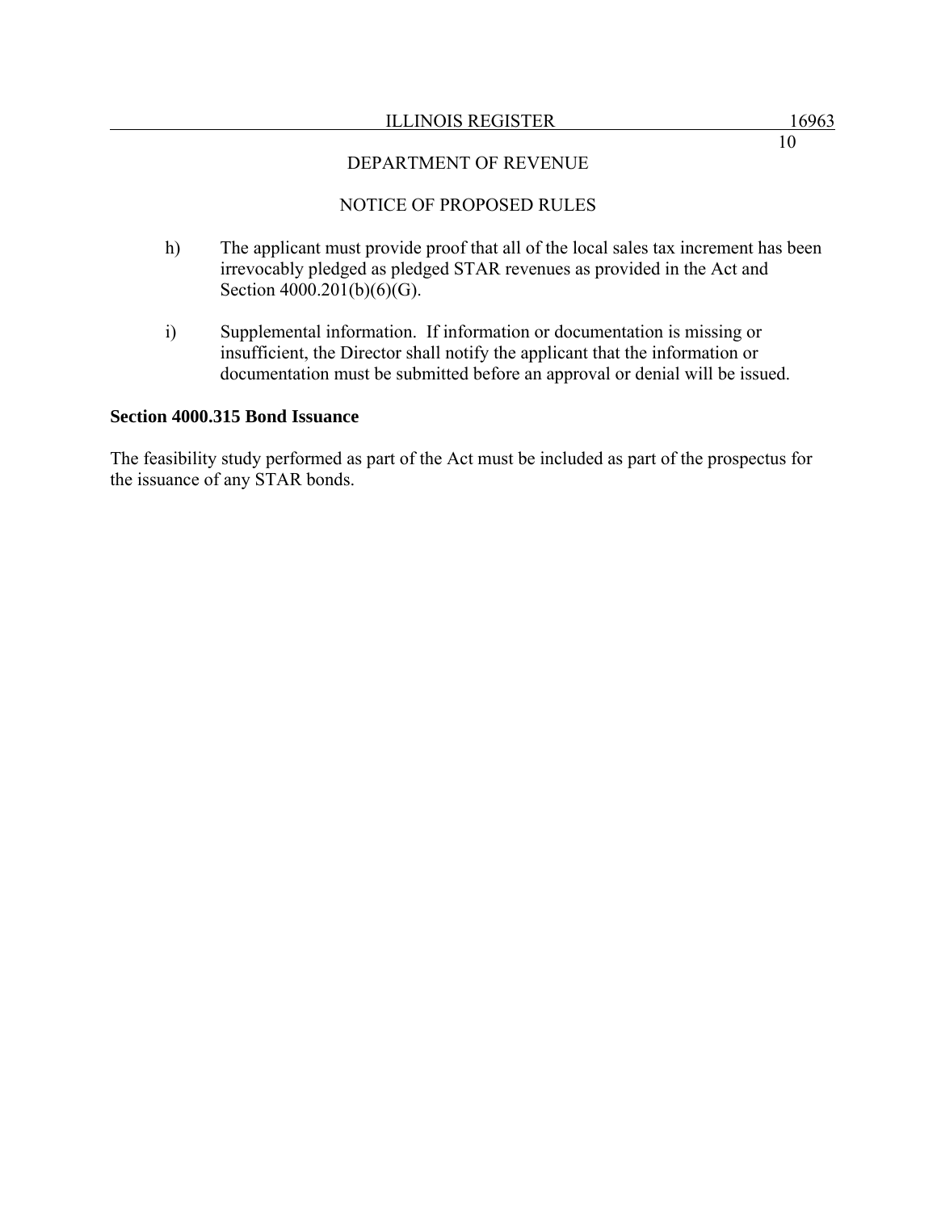h) The applicant must provide proof that all of the local sales tax increment has been irrevocably pledged as pledged STAR revenues as provided in the Act and Section 4000.201(b)(6)(G).

i) Supplemental information. If information or documentation is missing or insufficient, the Director shall notify the applicant that the information or documentation must be submitted before an approval or denial will be issued.

**Section 4000.315 Bond Issuance**

The feasibility study performed as part of the Act must be included as part of the prospectus for the issuance of any STAR bonds.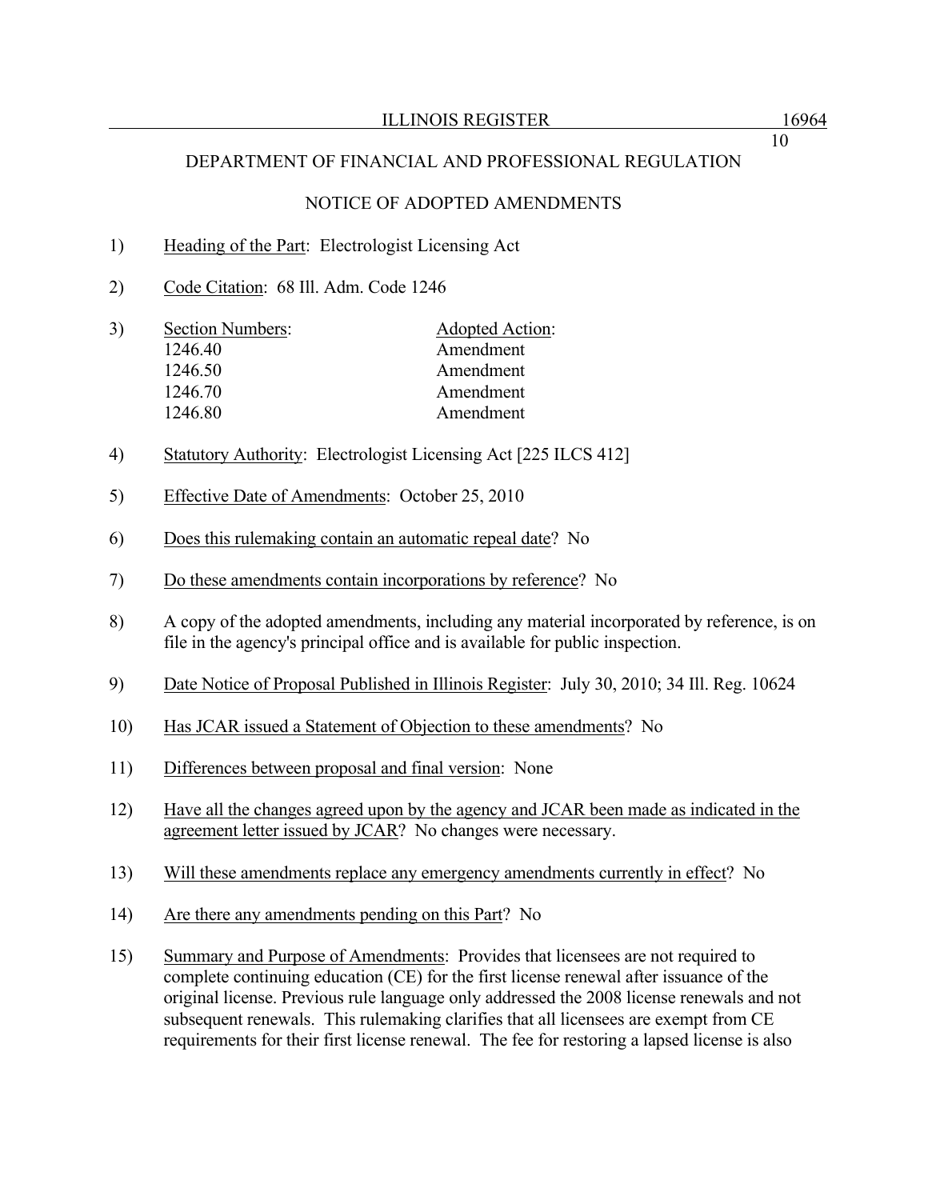DEPARTMENT OF FINANCIAL AND PROFESSIONAL REGULATION

NOTICE OF ADOPTED AMENDMENTS

1) Heading of the Part: Electrologist Licensing Act

2) Code Citation: 68 Ill. Adm. Code 1246

3) 

| Section Numbers: | Adopted Action: |
|---|---|
| 1246.40 | Amendment |
| 1246.50 | Amendment |
| 1246.70 | Amendment |
| 1246.80 | Amendment |

4) Statutory Authority: Electrologist Licensing Act [225 ILCS 412]

5) Effective Date of Amendments: October 25, 2010

6) Does this rulemaking contain an automatic repeal date? No

7) Do these amendments contain incorporations by reference? No

8) A copy of the adopted amendments, including any material incorporated by reference, is on file in the agency's principal office and is available for public inspection.

9) Date Notice of Proposal Published in Illinois Register: July 30, 2010; 34 Ill. Reg. 10624

10) Has JCAR issued a Statement of Objection to these amendments? No

11) Differences between proposal and final version: None

12) Have all the changes agreed upon by the agency and JCAR been made as indicated in the agreement letter issued by JCAR? No changes were necessary.

13) Will these amendments replace any emergency amendments currently in effect? No

14) Are there any amendments pending on this Part? No

15) Summary and Purpose of Amendments: Provides that licensees are not required to complete continuing education (CE) for the first license renewal after issuance of the original license. Previous rule language only addressed the 2008 license renewals and not subsequent renewals. This rulemaking clarifies that all licensees are exempt from CE requirements for their first license renewal. The fee for restoring a lapsed license is also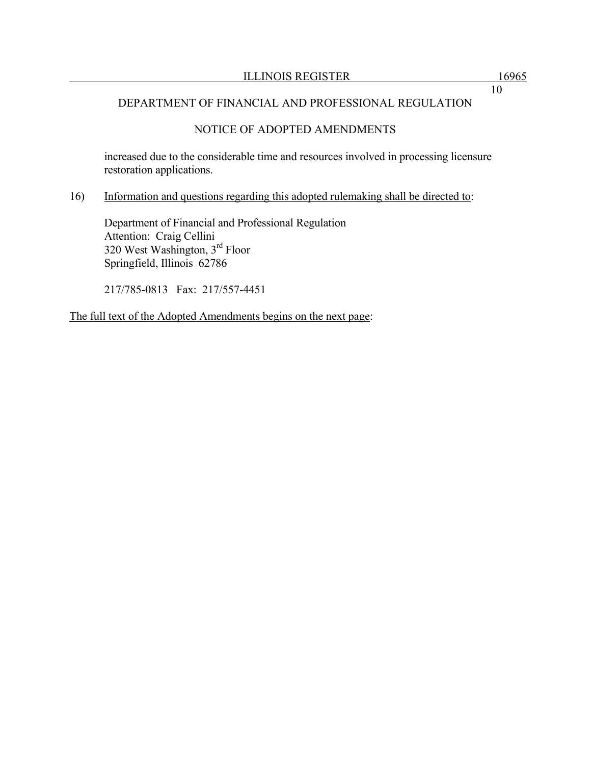DEPARTMENT OF FINANCIAL AND PROFESSIONAL REGULATION

NOTICE OF ADOPTED AMENDMENTS

increased due to the considerable time and resources involved in processing licensure restoration applications.

16) Information and questions regarding this adopted rulemaking shall be directed to:

Department of Financial and Professional Regulation
Attention: Craig Cellini
320 West Washington, 3rd Floor
Springfield, Illinois 62786

217/785-0813 Fax: 217/557-4451

The full text of the Adopted Amendments begins on the next page: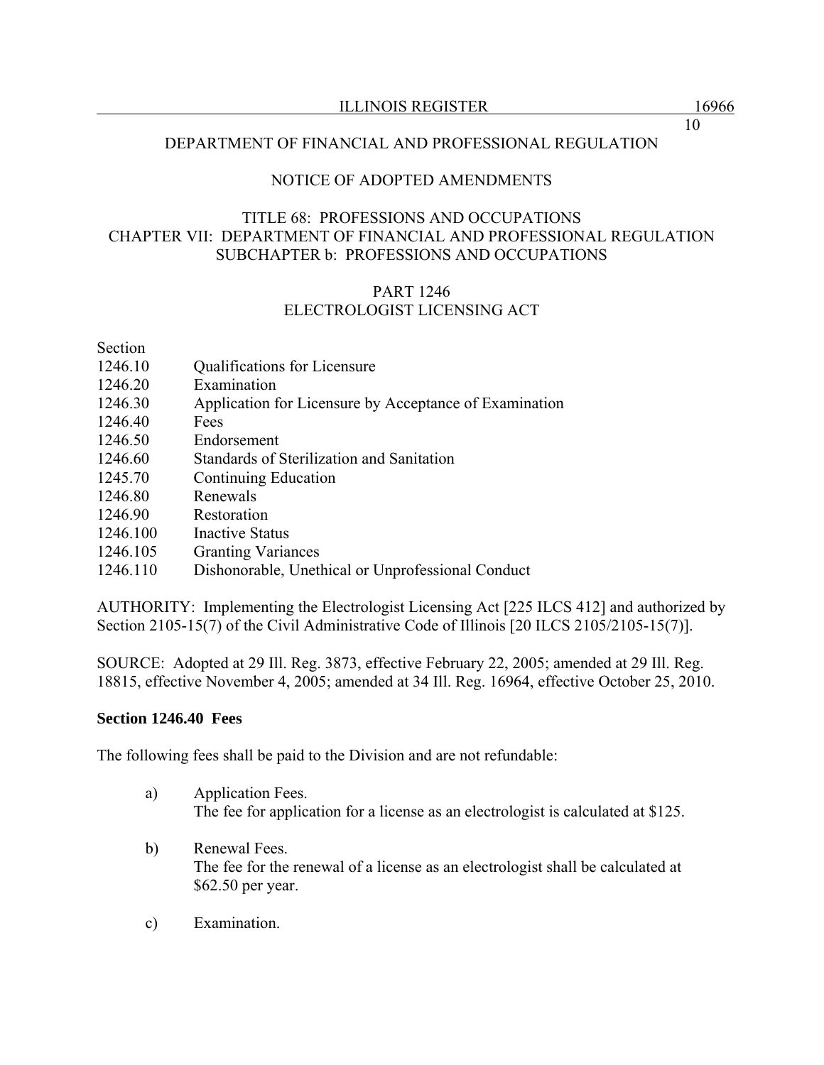DEPARTMENT OF FINANCIAL AND PROFESSIONAL REGULATION

NOTICE OF ADOPTED AMENDMENTS

TITLE 68: PROFESSIONS AND OCCUPATIONS
CHAPTER VII: DEPARTMENT OF FINANCIAL AND PROFESSIONAL REGULATION
SUBCHAPTER b: PROFESSIONS AND OCCUPATIONS

PART 1246
ELECTROLOGIST LICENSING ACT

| Section | |
|---|---|
| 1246.10 | Qualifications for Licensure |
| 1246.20 | Examination |
| 1246.30 | Application for Licensure by Acceptance of Examination |
| 1246.40 | Fees |
| 1246.50 | Endorsement |
| 1246.60 | Standards of Sterilization and Sanitation |
| 1245.70 | Continuing Education |
| 1246.80 | Renewals |
| 1246.90 | Restoration |
| 1246.100 | Inactive Status |
| 1246.105 | Granting Variances |
| 1246.110 | Dishonorable, Unethical or Unprofessional Conduct |

AUTHORITY: Implementing the Electrologist Licensing Act [225 ILCS 412] and authorized by Section 2105-15(7) of the Civil Administrative Code of Illinois [20 ILCS 2105/2105-15(7)].

SOURCE: Adopted at 29 Ill. Reg. 3873, effective February 22, 2005; amended at 29 Ill. Reg. 18815, effective November 4, 2005; amended at 34 Ill. Reg. 16964, effective October 25, 2010.

**Section 1246.40 Fees**

The following fees shall be paid to the Division and are not refundable:

a) Application Fees.
The fee for application for a license as an electrologist is calculated at $125.

b) Renewal Fees.
The fee for the renewal of a license as an electrologist shall be calculated at $62.50 per year.

c) Examination.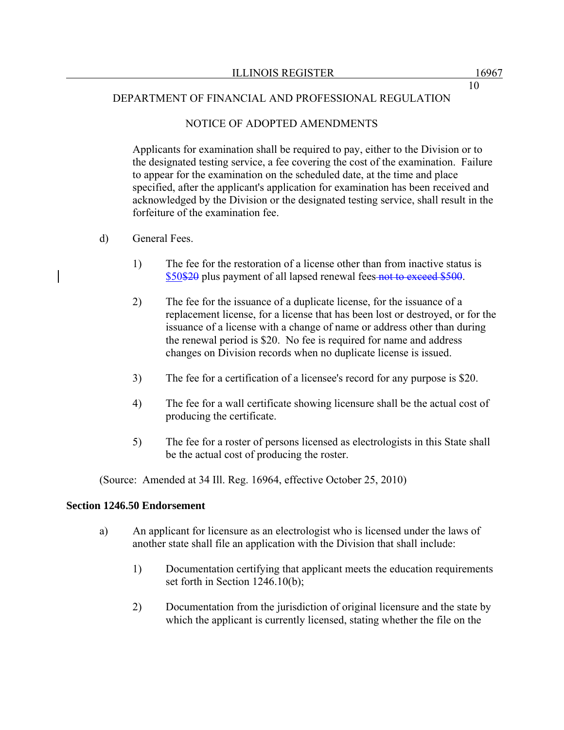DEPARTMENT OF FINANCIAL AND PROFESSIONAL REGULATION

NOTICE OF ADOPTED AMENDMENTS

Applicants for examination shall be required to pay, either to the Division or to the designated testing service, a fee covering the cost of the examination. Failure to appear for the examination on the scheduled date, at the time and place specified, after the applicant's application for examination has been received and acknowledged by the Division or the designated testing service, shall result in the forfeiture of the examination fee.

d) General Fees.

1) The fee for the restoration of a license other than from inactive status is <u>$50</u>~~$20~~ plus payment of all lapsed renewal fees ~~not to exceed $500~~.

2) The fee for the issuance of a duplicate license, for the issuance of a replacement license, for a license that has been lost or destroyed, or for the issuance of a license with a change of name or address other than during the renewal period is $20. No fee is required for name and address changes on Division records when no duplicate license is issued.

3) The fee for a certification of a licensee's record for any purpose is $20.

4) The fee for a wall certificate showing licensure shall be the actual cost of producing the certificate.

5) The fee for a roster of persons licensed as electrologists in this State shall be the actual cost of producing the roster.

(Source: Amended at 34 Ill. Reg. 16964, effective October 25, 2010)

**Section 1246.50 Endorsement**

a) An applicant for licensure as an electrologist who is licensed under the laws of another state shall file an application with the Division that shall include:

1) Documentation certifying that applicant meets the education requirements set forth in Section 1246.10(b);

2) Documentation from the jurisdiction of original licensure and the state by which the applicant is currently licensed, stating whether the file on the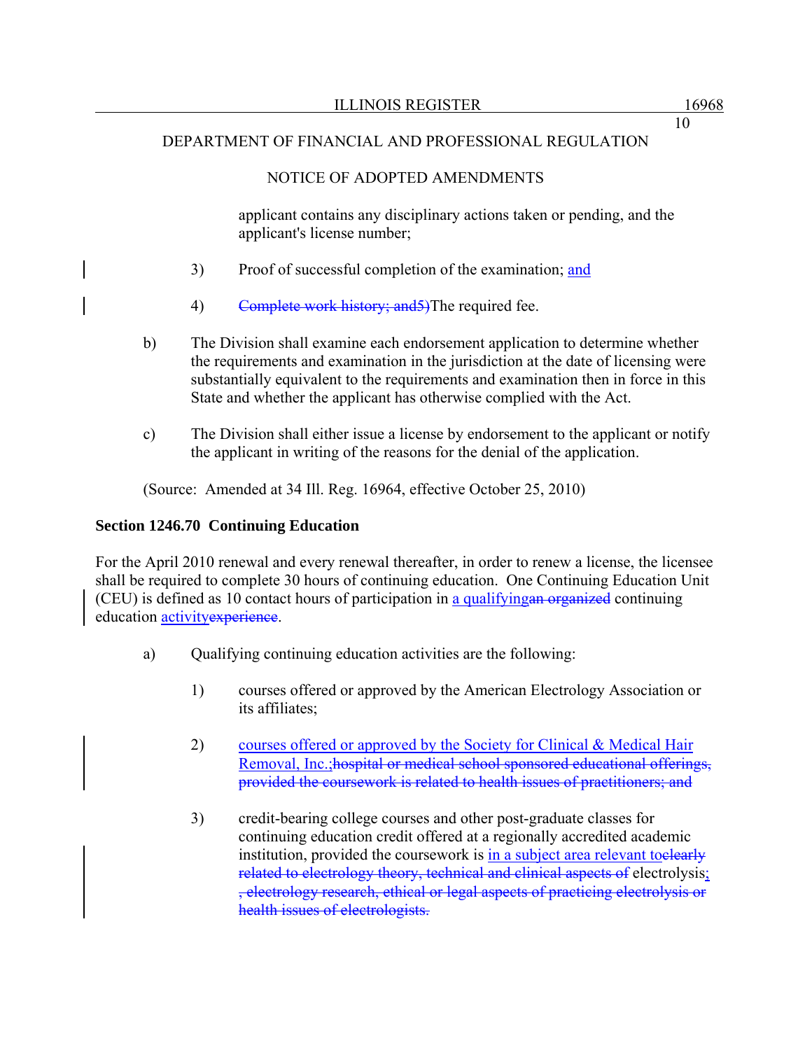DEPARTMENT OF FINANCIAL AND PROFESSIONAL REGULATION

NOTICE OF ADOPTED AMENDMENTS

applicant contains any disciplinary actions taken or pending, and the applicant's license number;

3) Proof of successful completion of the examination; and

4) ~~Complete work history; and5)~~The required fee.

b) The Division shall examine each endorsement application to determine whether the requirements and examination in the jurisdiction at the date of licensing were substantially equivalent to the requirements and examination then in force in this State and whether the applicant has otherwise complied with the Act.

c) The Division shall either issue a license by endorsement to the applicant or notify the applicant in writing of the reasons for the denial of the application.

(Source: Amended at 34 Ill. Reg. 16964, effective October 25, 2010)

**Section 1246.70 Continuing Education**

For the April 2010 renewal and every renewal thereafter, in order to renew a license, the licensee shall be required to complete 30 hours of continuing education. One Continuing Education Unit (CEU) is defined as 10 contact hours of participation in a qualifying~~an organized~~ continuing education activity~~experience~~.

a) Qualifying continuing education activities are the following:

1) courses offered or approved by the American Electrology Association or its affiliates;

2) courses offered or approved by the Society for Clinical & Medical Hair Removal, Inc.;~~hospital or medical school sponsored educational offerings, provided the coursework is related to health issues of practitioners; and~~

3) credit-bearing college courses and other post-graduate classes for continuing education credit offered at a regionally accredited academic institution, provided the coursework is in a subject area relevant to~~clearly related to electrology theory, technical and clinical aspects of~~ electrolysis;~~, electrology research, ethical or legal aspects of practicing electrolysis or health issues of electrologists.~~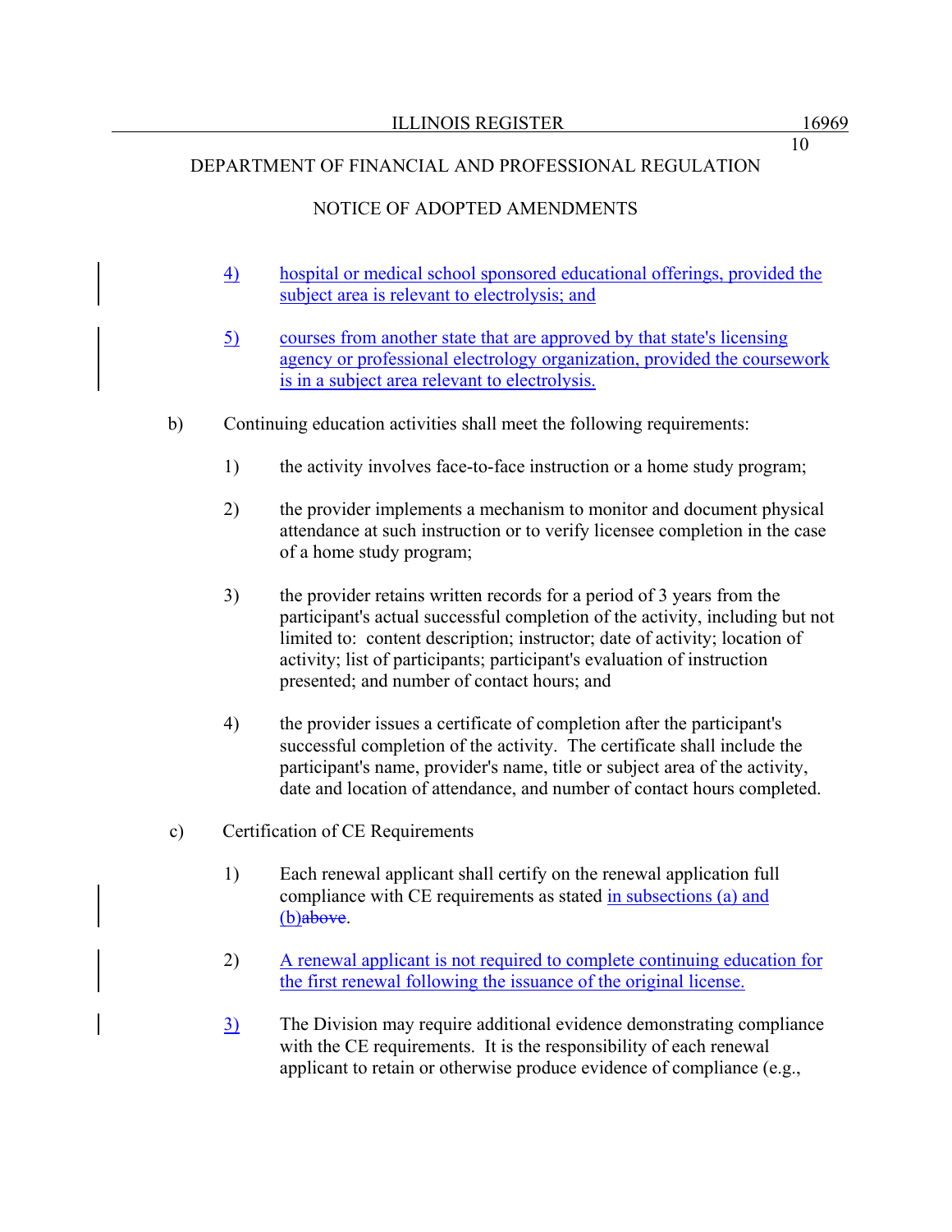DEPARTMENT OF FINANCIAL AND PROFESSIONAL REGULATION

NOTICE OF ADOPTED AMENDMENTS

4) hospital or medical school sponsored educational offerings, provided the subject area is relevant to electrolysis; and

5) courses from another state that are approved by that state's licensing agency or professional electrology organization, provided the coursework is in a subject area relevant to electrolysis.

b) Continuing education activities shall meet the following requirements:

1) the activity involves face-to-face instruction or a home study program;

2) the provider implements a mechanism to monitor and document physical attendance at such instruction or to verify licensee completion in the case of a home study program;

3) the provider retains written records for a period of 3 years from the participant's actual successful completion of the activity, including but not limited to: content description; instructor; date of activity; location of activity; list of participants; participant's evaluation of instruction presented; and number of contact hours; and

4) the provider issues a certificate of completion after the participant's successful completion of the activity. The certificate shall include the participant's name, provider's name, title or subject area of the activity, date and location of attendance, and number of contact hours completed.

c) Certification of CE Requirements

1) Each renewal applicant shall certify on the renewal application full compliance with CE requirements as stated in subsections (a) and (b)~~above~~.

2) A renewal applicant is not required to complete continuing education for the first renewal following the issuance of the original license.

3) The Division may require additional evidence demonstrating compliance with the CE requirements. It is the responsibility of each renewal applicant to retain or otherwise produce evidence of compliance (e.g.,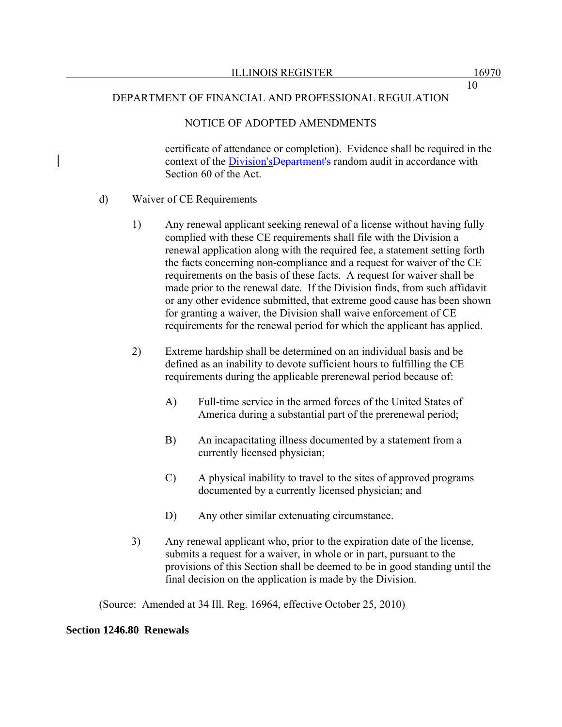certificate of attendance or completion). Evidence shall be required in the context of the Division's~~Department's~~ random audit in accordance with Section 60 of the Act.

d) Waiver of CE Requirements

1) Any renewal applicant seeking renewal of a license without having fully complied with these CE requirements shall file with the Division a renewal application along with the required fee, a statement setting forth the facts concerning non-compliance and a request for waiver of the CE requirements on the basis of these facts. A request for waiver shall be made prior to the renewal date. If the Division finds, from such affidavit or any other evidence submitted, that extreme good cause has been shown for granting a waiver, the Division shall waive enforcement of CE requirements for the renewal period for which the applicant has applied.

2) Extreme hardship shall be determined on an individual basis and be defined as an inability to devote sufficient hours to fulfilling the CE requirements during the applicable prerenewal period because of:

A) Full-time service in the armed forces of the United States of America during a substantial part of the prerenewal period;

B) An incapacitating illness documented by a statement from a currently licensed physician;

C) A physical inability to travel to the sites of approved programs documented by a currently licensed physician; and

D) Any other similar extenuating circumstance.

3) Any renewal applicant who, prior to the expiration date of the license, submits a request for a waiver, in whole or in part, pursuant to the provisions of this Section shall be deemed to be in good standing until the final decision on the application is made by the Division.

(Source: Amended at 34 Ill. Reg. 16964, effective October 25, 2010)

**Section 1246.80 Renewals**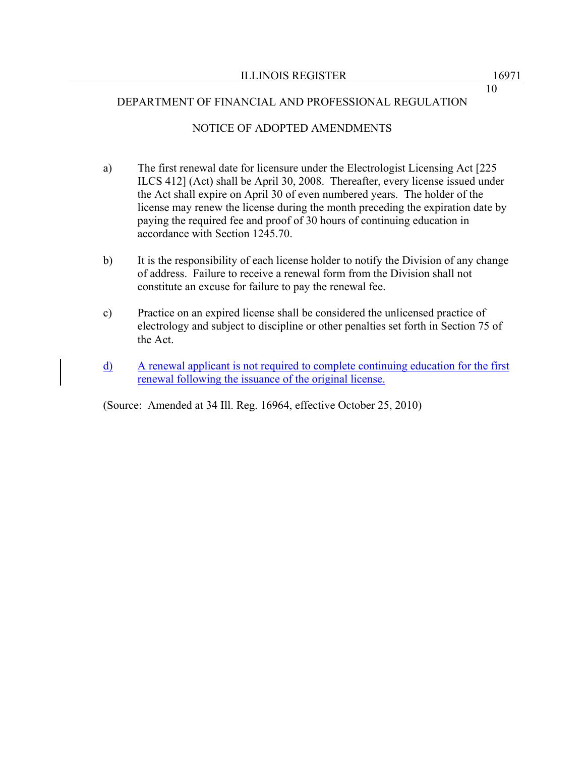DEPARTMENT OF FINANCIAL AND PROFESSIONAL REGULATION

NOTICE OF ADOPTED AMENDMENTS

a) The first renewal date for licensure under the Electrologist Licensing Act [225 ILCS 412] (Act) shall be April 30, 2008. Thereafter, every license issued under the Act shall expire on April 30 of even numbered years. The holder of the license may renew the license during the month preceding the expiration date by paying the required fee and proof of 30 hours of continuing education in accordance with Section 1245.70.

b) It is the responsibility of each license holder to notify the Division of any change of address. Failure to receive a renewal form from the Division shall not constitute an excuse for failure to pay the renewal fee.

c) Practice on an expired license shall be considered the unlicensed practice of electrology and subject to discipline or other penalties set forth in Section 75 of the Act.

d) A renewal applicant is not required to complete continuing education for the first renewal following the issuance of the original license.

(Source: Amended at 34 Ill. Reg. 16964, effective October 25, 2010)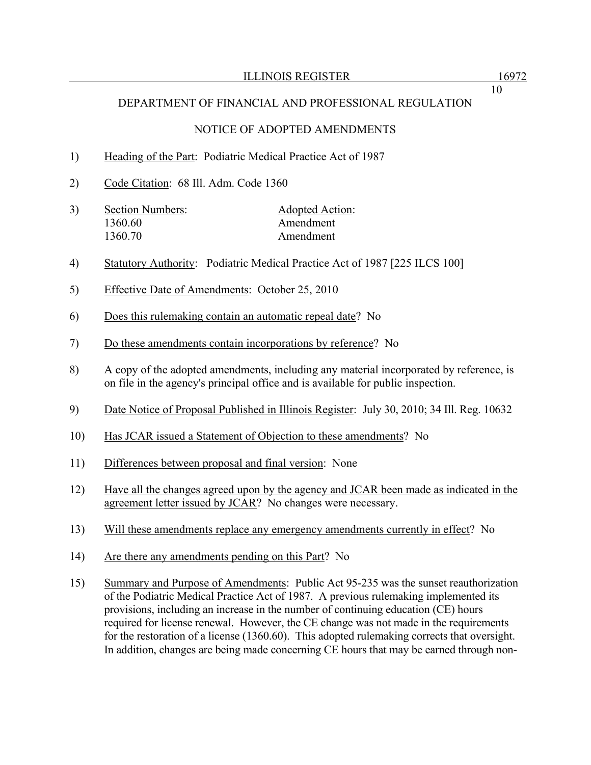DEPARTMENT OF FINANCIAL AND PROFESSIONAL REGULATION

NOTICE OF ADOPTED AMENDMENTS

1) Heading of the Part: Podiatric Medical Practice Act of 1987

2) Code Citation: 68 Ill. Adm. Code 1360

3) Section Numbers: Adopted Action:

| Section Numbers | Adopted Action |
|---|---|
| 1360.60 | Amendment |
| 1360.70 | Amendment |

4) Statutory Authority: Podiatric Medical Practice Act of 1987 [225 ILCS 100]

5) Effective Date of Amendments: October 25, 2010

6) Does this rulemaking contain an automatic repeal date? No

7) Do these amendments contain incorporations by reference? No

8) A copy of the adopted amendments, including any material incorporated by reference, is on file in the agency's principal office and is available for public inspection.

9) Date Notice of Proposal Published in Illinois Register: July 30, 2010; 34 Ill. Reg. 10632

10) Has JCAR issued a Statement of Objection to these amendments? No

11) Differences between proposal and final version: None

12) Have all the changes agreed upon by the agency and JCAR been made as indicated in the agreement letter issued by JCAR? No changes were necessary.

13) Will these amendments replace any emergency amendments currently in effect? No

14) Are there any amendments pending on this Part? No

15) Summary and Purpose of Amendments: Public Act 95-235 was the sunset reauthorization of the Podiatric Medical Practice Act of 1987. A previous rulemaking implemented its provisions, including an increase in the number of continuing education (CE) hours required for license renewal. However, the CE change was not made in the requirements for the restoration of a license (1360.60). This adopted rulemaking corrects that oversight. In addition, changes are being made concerning CE hours that may be earned through non-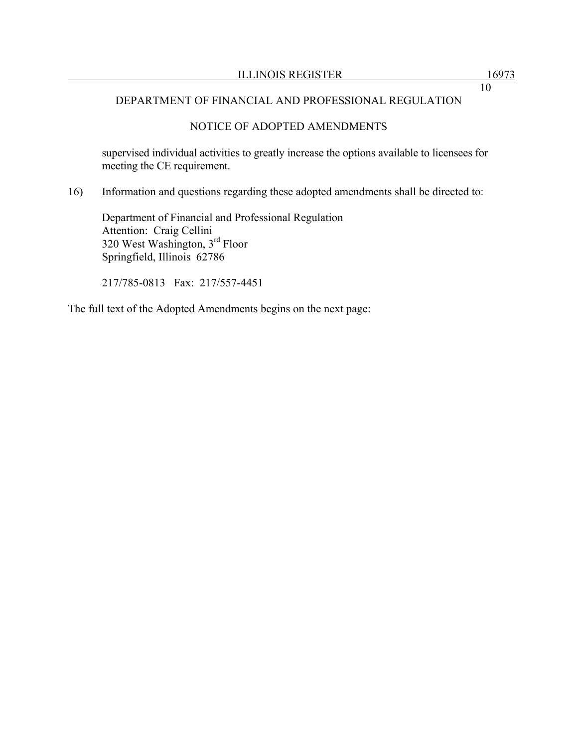DEPARTMENT OF FINANCIAL AND PROFESSIONAL REGULATION

NOTICE OF ADOPTED AMENDMENTS

supervised individual activities to greatly increase the options available to licensees for meeting the CE requirement.

16) Information and questions regarding these adopted amendments shall be directed to:

Department of Financial and Professional Regulation
Attention: Craig Cellini
320 West Washington, 3rd Floor
Springfield, Illinois 62786

217/785-0813 Fax: 217/557-4451

The full text of the Adopted Amendments begins on the next page: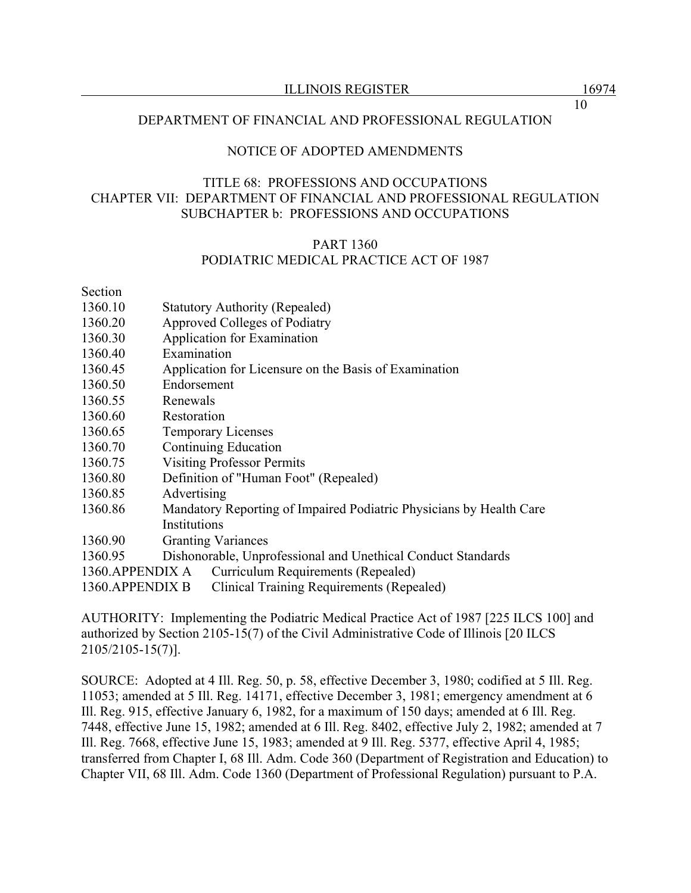DEPARTMENT OF FINANCIAL AND PROFESSIONAL REGULATION

NOTICE OF ADOPTED AMENDMENTS

TITLE 68: PROFESSIONS AND OCCUPATIONS
CHAPTER VII: DEPARTMENT OF FINANCIAL AND PROFESSIONAL REGULATION
SUBCHAPTER b: PROFESSIONS AND OCCUPATIONS

PART 1360
PODIATRIC MEDICAL PRACTICE ACT OF 1987

| Section | |
|---|---|
| 1360.10 | Statutory Authority (Repealed) |
| 1360.20 | Approved Colleges of Podiatry |
| 1360.30 | Application for Examination |
| 1360.40 | Examination |
| 1360.45 | Application for Licensure on the Basis of Examination |
| 1360.50 | Endorsement |
| 1360.55 | Renewals |
| 1360.60 | Restoration |
| 1360.65 | Temporary Licenses |
| 1360.70 | Continuing Education |
| 1360.75 | Visiting Professor Permits |
| 1360.80 | Definition of "Human Foot" (Repealed) |
| 1360.85 | Advertising |
| 1360.86 | Mandatory Reporting of Impaired Podiatric Physicians by Health Care Institutions |
| 1360.90 | Granting Variances |
| 1360.95 | Dishonorable, Unprofessional and Unethical Conduct Standards |
| 1360.APPENDIX A | Curriculum Requirements (Repealed) |
| 1360.APPENDIX B | Clinical Training Requirements (Repealed) |

AUTHORITY: Implementing the Podiatric Medical Practice Act of 1987 [225 ILCS 100] and authorized by Section 2105-15(7) of the Civil Administrative Code of Illinois [20 ILCS 2105/2105-15(7)].

SOURCE: Adopted at 4 Ill. Reg. 50, p. 58, effective December 3, 1980; codified at 5 Ill. Reg. 11053; amended at 5 Ill. Reg. 14171, effective December 3, 1981; emergency amendment at 6 Ill. Reg. 915, effective January 6, 1982, for a maximum of 150 days; amended at 6 Ill. Reg. 7448, effective June 15, 1982; amended at 6 Ill. Reg. 8402, effective July 2, 1982; amended at 7 Ill. Reg. 7668, effective June 15, 1983; amended at 9 Ill. Reg. 5377, effective April 4, 1985; transferred from Chapter I, 68 Ill. Adm. Code 360 (Department of Registration and Education) to Chapter VII, 68 Ill. Adm. Code 1360 (Department of Professional Regulation) pursuant to P.A.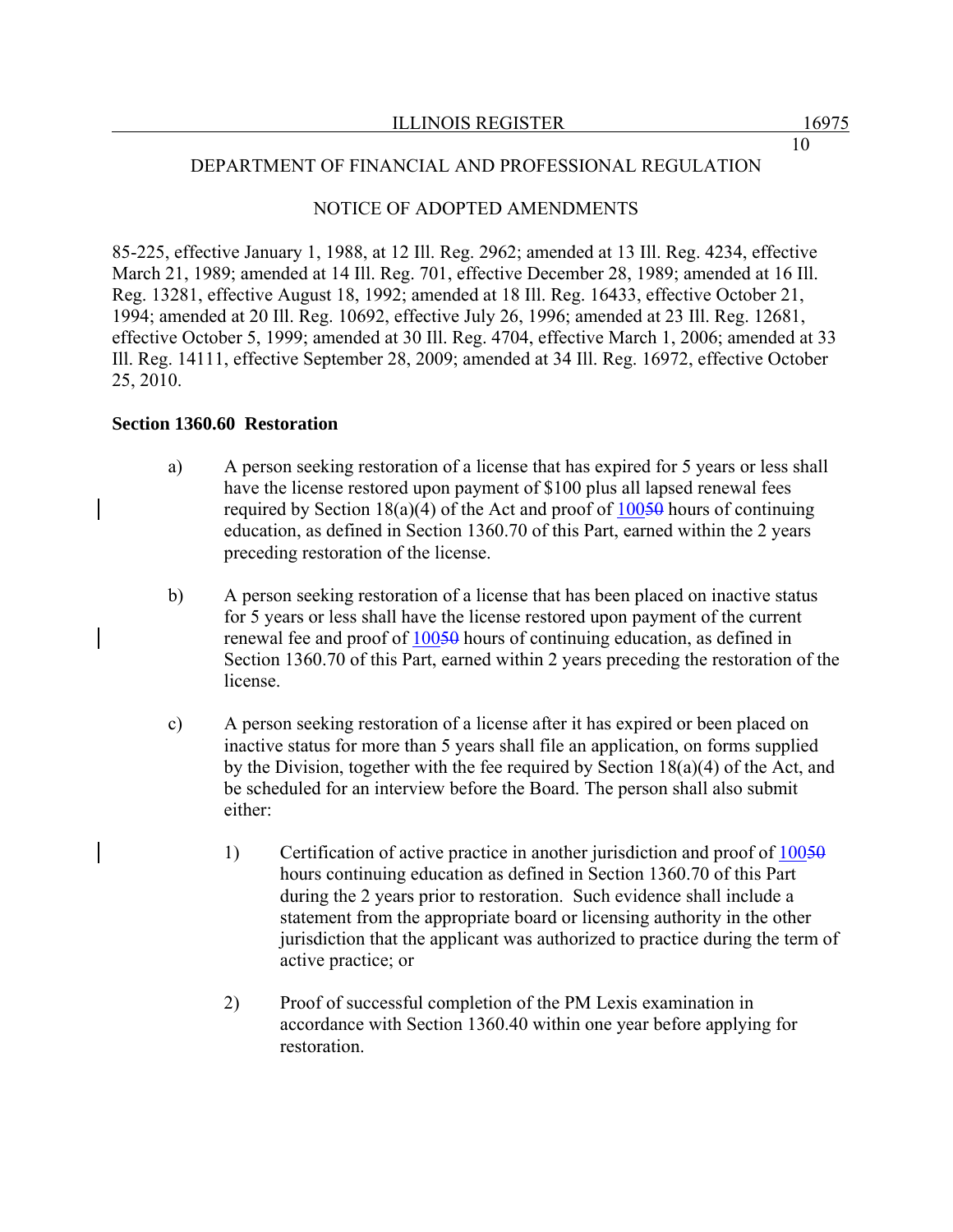85-225, effective January 1, 1988, at 12 Ill. Reg. 2962; amended at 13 Ill. Reg. 4234, effective March 21, 1989; amended at 14 Ill. Reg. 701, effective December 28, 1989; amended at 16 Ill. Reg. 13281, effective August 18, 1992; amended at 18 Ill. Reg. 16433, effective October 21, 1994; amended at 20 Ill. Reg. 10692, effective July 26, 1996; amended at 23 Ill. Reg. 12681, effective October 5, 1999; amended at 30 Ill. Reg. 4704, effective March 1, 2006; amended at 33 Ill. Reg. 14111, effective September 28, 2009; amended at 34 Ill. Reg. 16972, effective October 25, 2010.

**Section 1360.60 Restoration**

a) A person seeking restoration of a license that has expired for 5 years or less shall have the license restored upon payment of $100 plus all lapsed renewal fees required by Section 18(a)(4) of the Act and proof of 100~~50~~ hours of continuing education, as defined in Section 1360.70 of this Part, earned within the 2 years preceding restoration of the license.

b) A person seeking restoration of a license that has been placed on inactive status for 5 years or less shall have the license restored upon payment of the current renewal fee and proof of 100~~50~~ hours of continuing education, as defined in Section 1360.70 of this Part, earned within 2 years preceding the restoration of the license.

c) A person seeking restoration of a license after it has expired or been placed on inactive status for more than 5 years shall file an application, on forms supplied by the Division, together with the fee required by Section 18(a)(4) of the Act, and be scheduled for an interview before the Board. The person shall also submit either:

1) Certification of active practice in another jurisdiction and proof of 100~~50~~ hours continuing education as defined in Section 1360.70 of this Part during the 2 years prior to restoration. Such evidence shall include a statement from the appropriate board or licensing authority in the other jurisdiction that the applicant was authorized to practice during the term of active practice; or

2) Proof of successful completion of the PM Lexis examination in accordance with Section 1360.40 within one year before applying for restoration.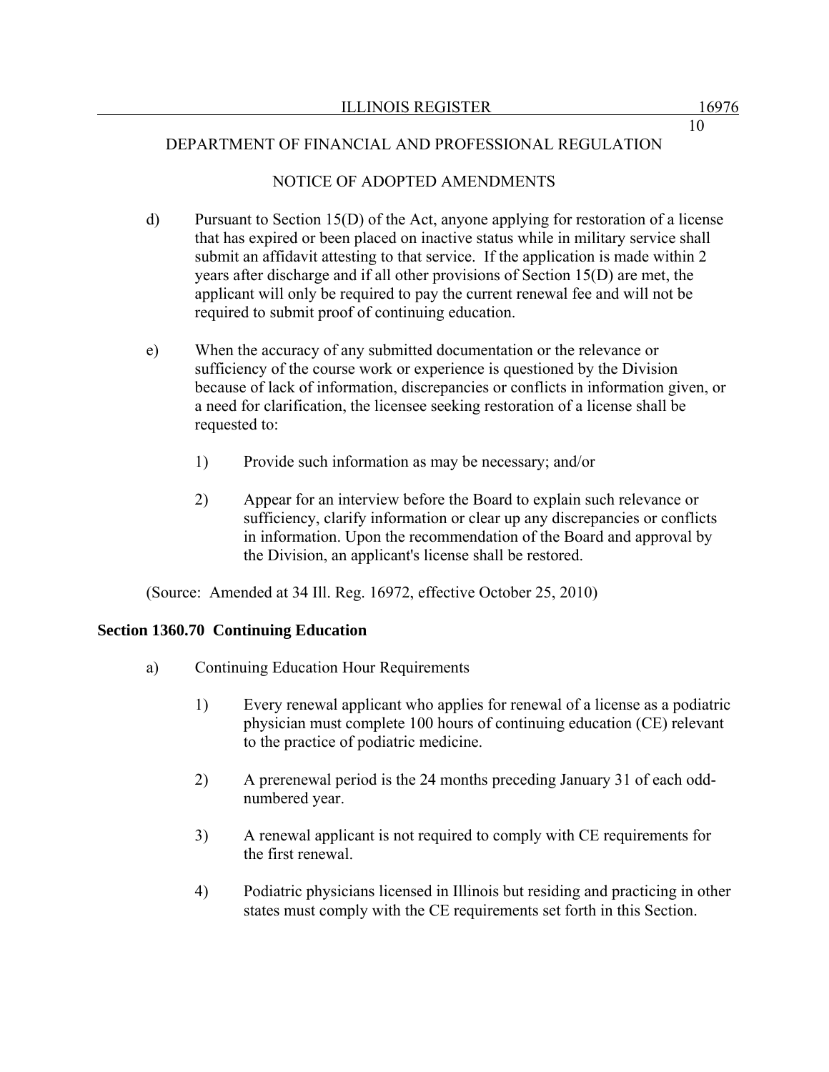DEPARTMENT OF FINANCIAL AND PROFESSIONAL REGULATION

NOTICE OF ADOPTED AMENDMENTS

d) Pursuant to Section 15(D) of the Act, anyone applying for restoration of a license that has expired or been placed on inactive status while in military service shall submit an affidavit attesting to that service. If the application is made within 2 years after discharge and if all other provisions of Section 15(D) are met, the applicant will only be required to pay the current renewal fee and will not be required to submit proof of continuing education.

e) When the accuracy of any submitted documentation or the relevance or sufficiency of the course work or experience is questioned by the Division because of lack of information, discrepancies or conflicts in information given, or a need for clarification, the licensee seeking restoration of a license shall be requested to:

1) Provide such information as may be necessary; and/or

2) Appear for an interview before the Board to explain such relevance or sufficiency, clarify information or clear up any discrepancies or conflicts in information. Upon the recommendation of the Board and approval by the Division, an applicant's license shall be restored.

(Source: Amended at 34 Ill. Reg. 16972, effective October 25, 2010)

**Section 1360.70 Continuing Education**

a) Continuing Education Hour Requirements

1) Every renewal applicant who applies for renewal of a license as a podiatric physician must complete 100 hours of continuing education (CE) relevant to the practice of podiatric medicine.

2) A prerenewal period is the 24 months preceding January 31 of each odd-numbered year.

3) A renewal applicant is not required to comply with CE requirements for the first renewal.

4) Podiatric physicians licensed in Illinois but residing and practicing in other states must comply with the CE requirements set forth in this Section.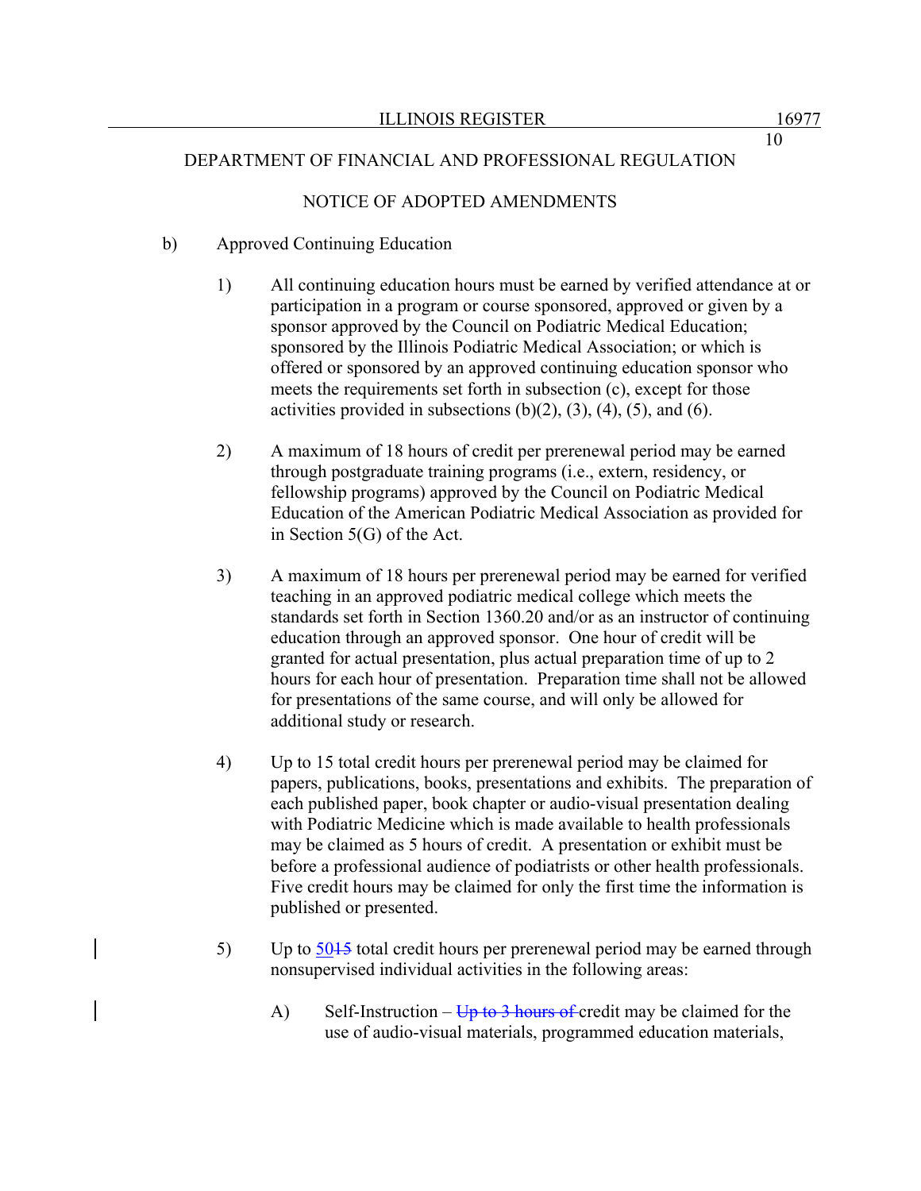b) Approved Continuing Education

1) All continuing education hours must be earned by verified attendance at or participation in a program or course sponsored, approved or given by a sponsor approved by the Council on Podiatric Medical Education; sponsored by the Illinois Podiatric Medical Association; or which is offered or sponsored by an approved continuing education sponsor who meets the requirements set forth in subsection (c), except for those activities provided in subsections (b)(2), (3), (4), (5), and (6).

2) A maximum of 18 hours of credit per prerenewal period may be earned through postgraduate training programs (i.e., extern, residency, or fellowship programs) approved by the Council on Podiatric Medical Education of the American Podiatric Medical Association as provided for in Section 5(G) of the Act.

3) A maximum of 18 hours per prerenewal period may be earned for verified teaching in an approved podiatric medical college which meets the standards set forth in Section 1360.20 and/or as an instructor of continuing education through an approved sponsor. One hour of credit will be granted for actual presentation, plus actual preparation time of up to 2 hours for each hour of presentation. Preparation time shall not be allowed for presentations of the same course, and will only be allowed for additional study or research.

4) Up to 15 total credit hours per prerenewal period may be claimed for papers, publications, books, presentations and exhibits. The preparation of each published paper, book chapter or audio-visual presentation dealing with Podiatric Medicine which is made available to health professionals may be claimed as 5 hours of credit. A presentation or exhibit must be before a professional audience of podiatrists or other health professionals. Five credit hours may be claimed for only the first time the information is published or presented.

5) Up to 50~~15~~ total credit hours per prerenewal period may be earned through nonsupervised individual activities in the following areas:

A) Self-Instruction – ~~Up to 3 hours of~~ credit may be claimed for the use of audio-visual materials, programmed education materials,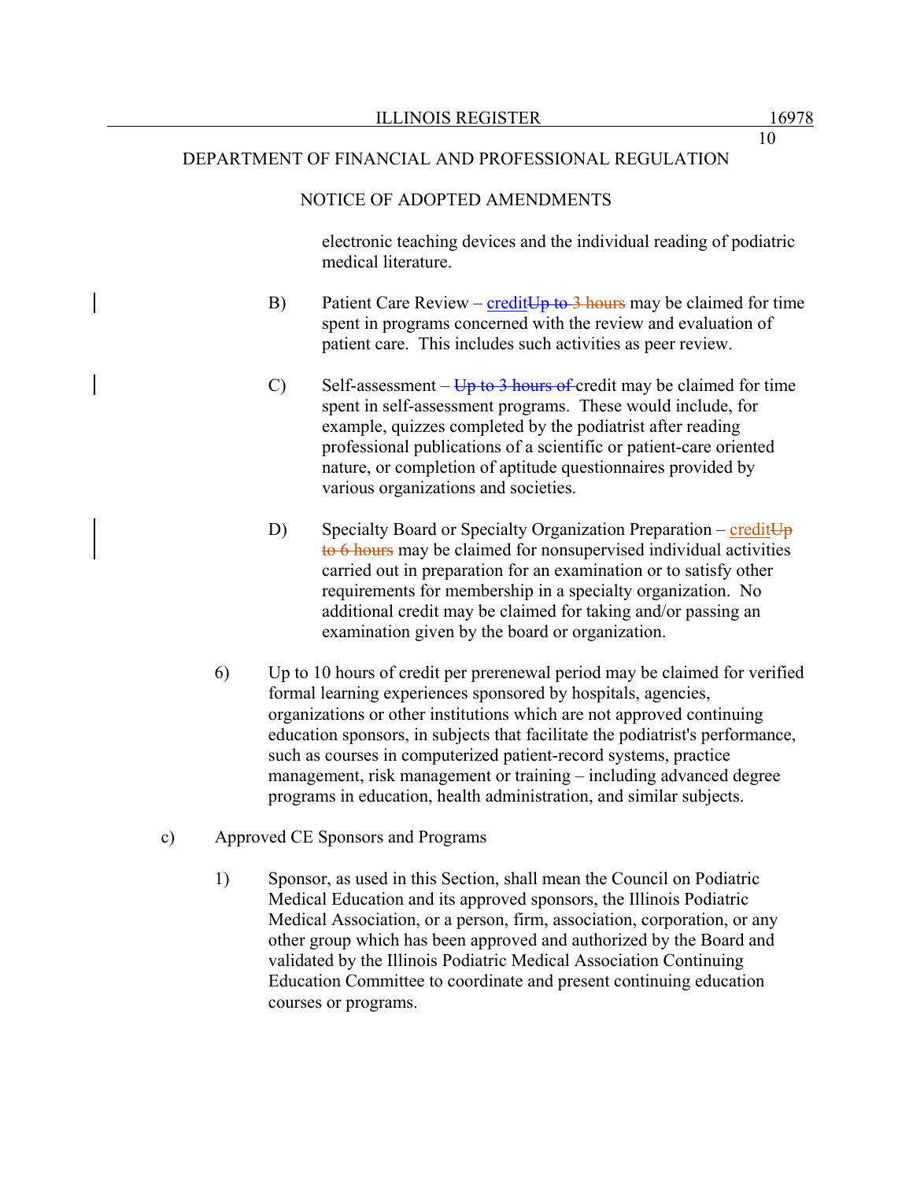electronic teaching devices and the individual reading of podiatric medical literature.

B) Patient Care Review – creditUp to 3 hours may be claimed for time spent in programs concerned with the review and evaluation of patient care. This includes such activities as peer review.

C) Self-assessment – Up to 3 hours of credit may be claimed for time spent in self-assessment programs. These would include, for example, quizzes completed by the podiatrist after reading professional publications of a scientific or patient-care oriented nature, or completion of aptitude questionnaires provided by various organizations and societies.

D) Specialty Board or Specialty Organization Preparation – creditUp to 6 hours may be claimed for nonsupervised individual activities carried out in preparation for an examination or to satisfy other requirements for membership in a specialty organization. No additional credit may be claimed for taking and/or passing an examination given by the board or organization.

6) Up to 10 hours of credit per prerenewal period may be claimed for verified formal learning experiences sponsored by hospitals, agencies, organizations or other institutions which are not approved continuing education sponsors, in subjects that facilitate the podiatrist's performance, such as courses in computerized patient-record systems, practice management, risk management or training – including advanced degree programs in education, health administration, and similar subjects.

c) Approved CE Sponsors and Programs

1) Sponsor, as used in this Section, shall mean the Council on Podiatric Medical Education and its approved sponsors, the Illinois Podiatric Medical Association, or a person, firm, association, corporation, or any other group which has been approved and authorized by the Board and validated by the Illinois Podiatric Medical Association Continuing Education Committee to coordinate and present continuing education courses or programs.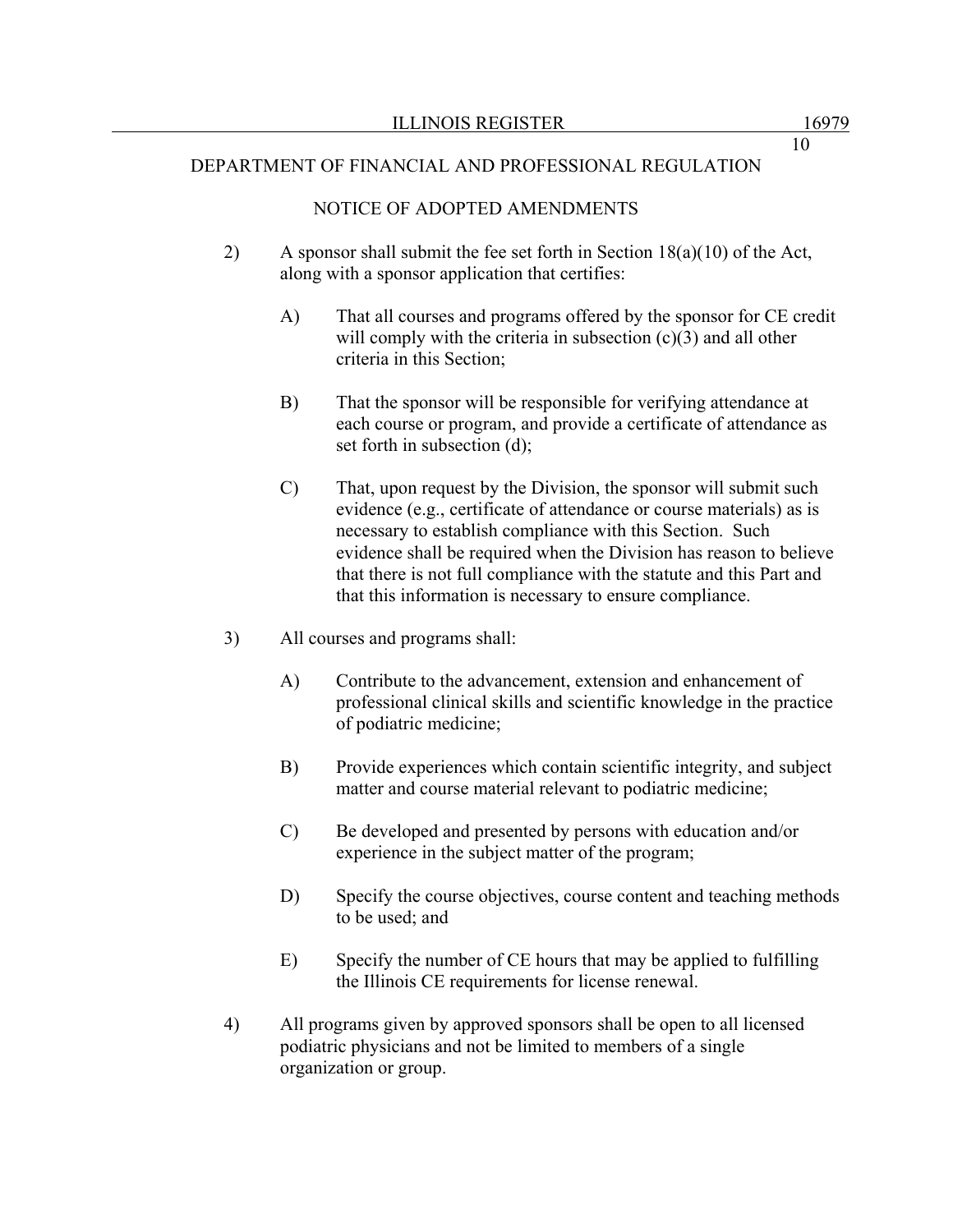DEPARTMENT OF FINANCIAL AND PROFESSIONAL REGULATION

NOTICE OF ADOPTED AMENDMENTS

2) A sponsor shall submit the fee set forth in Section 18(a)(10) of the Act, along with a sponsor application that certifies:

   A) That all courses and programs offered by the sponsor for CE credit will comply with the criteria in subsection (c)(3) and all other criteria in this Section;

   B) That the sponsor will be responsible for verifying attendance at each course or program, and provide a certificate of attendance as set forth in subsection (d);

   C) That, upon request by the Division, the sponsor will submit such evidence (e.g., certificate of attendance or course materials) as is necessary to establish compliance with this Section. Such evidence shall be required when the Division has reason to believe that there is not full compliance with the statute and this Part and that this information is necessary to ensure compliance.

3) All courses and programs shall:

   A) Contribute to the advancement, extension and enhancement of professional clinical skills and scientific knowledge in the practice of podiatric medicine;

   B) Provide experiences which contain scientific integrity, and subject matter and course material relevant to podiatric medicine;

   C) Be developed and presented by persons with education and/or experience in the subject matter of the program;

   D) Specify the course objectives, course content and teaching methods to be used; and

   E) Specify the number of CE hours that may be applied to fulfilling the Illinois CE requirements for license renewal.

4) All programs given by approved sponsors shall be open to all licensed podiatric physicians and not be limited to members of a single organization or group.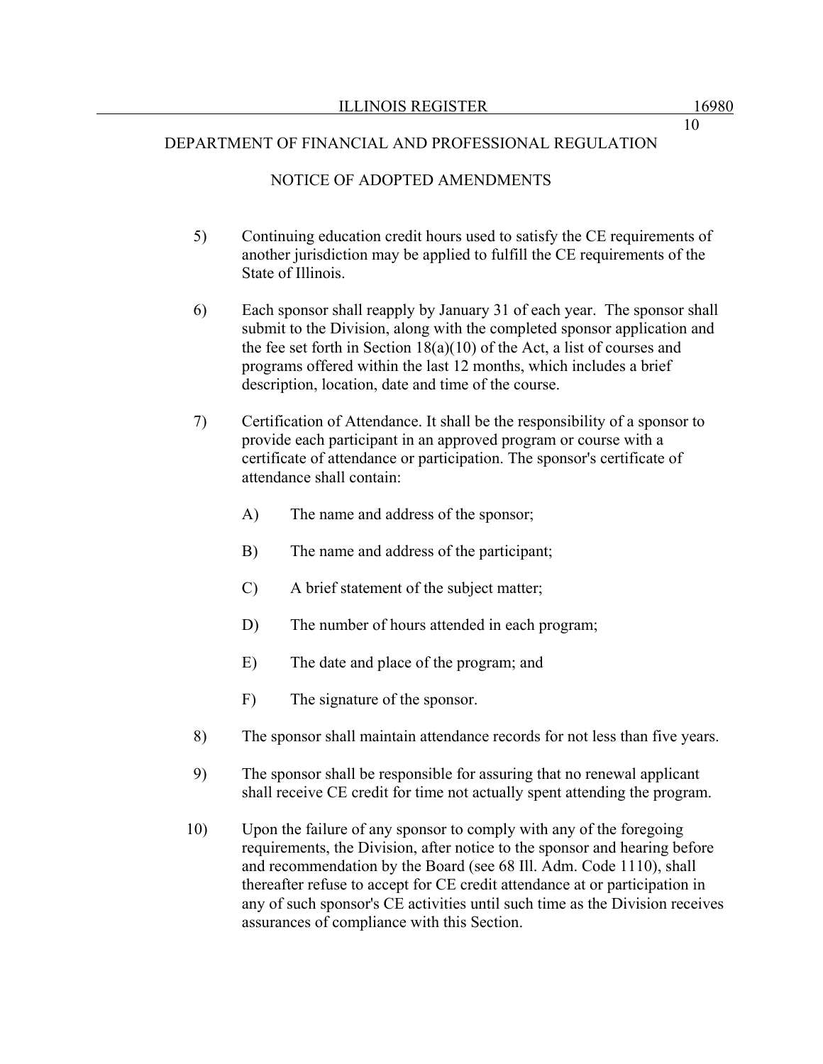DEPARTMENT OF FINANCIAL AND PROFESSIONAL REGULATION

NOTICE OF ADOPTED AMENDMENTS

5) Continuing education credit hours used to satisfy the CE requirements of another jurisdiction may be applied to fulfill the CE requirements of the State of Illinois.

6) Each sponsor shall reapply by January 31 of each year. The sponsor shall submit to the Division, along with the completed sponsor application and the fee set forth in Section 18(a)(10) of the Act, a list of courses and programs offered within the last 12 months, which includes a brief description, location, date and time of the course.

7) Certification of Attendance. It shall be the responsibility of a sponsor to provide each participant in an approved program or course with a certificate of attendance or participation. The sponsor's certificate of attendance shall contain:

   A) The name and address of the sponsor;

   B) The name and address of the participant;

   C) A brief statement of the subject matter;

   D) The number of hours attended in each program;

   E) The date and place of the program; and

   F) The signature of the sponsor.

8) The sponsor shall maintain attendance records for not less than five years.

9) The sponsor shall be responsible for assuring that no renewal applicant shall receive CE credit for time not actually spent attending the program.

10) Upon the failure of any sponsor to comply with any of the foregoing requirements, the Division, after notice to the sponsor and hearing before and recommendation by the Board (see 68 Ill. Adm. Code 1110), shall thereafter refuse to accept for CE credit attendance at or participation in any of such sponsor's CE activities until such time as the Division receives assurances of compliance with this Section.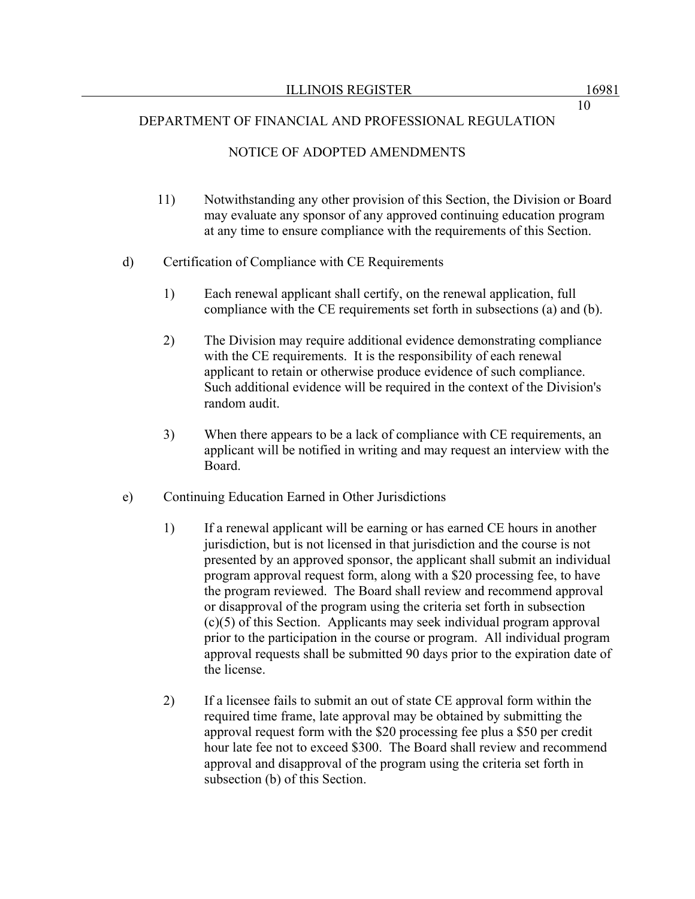11) Notwithstanding any other provision of this Section, the Division or Board may evaluate any sponsor of any approved continuing education program at any time to ensure compliance with the requirements of this Section.

d) Certification of Compliance with CE Requirements

1) Each renewal applicant shall certify, on the renewal application, full compliance with the CE requirements set forth in subsections (a) and (b).

2) The Division may require additional evidence demonstrating compliance with the CE requirements. It is the responsibility of each renewal applicant to retain or otherwise produce evidence of such compliance. Such additional evidence will be required in the context of the Division's random audit.

3) When there appears to be a lack of compliance with CE requirements, an applicant will be notified in writing and may request an interview with the Board.

e) Continuing Education Earned in Other Jurisdictions

1) If a renewal applicant will be earning or has earned CE hours in another jurisdiction, but is not licensed in that jurisdiction and the course is not presented by an approved sponsor, the applicant shall submit an individual program approval request form, along with a $20 processing fee, to have the program reviewed. The Board shall review and recommend approval or disapproval of the program using the criteria set forth in subsection (c)(5) of this Section. Applicants may seek individual program approval prior to the participation in the course or program. All individual program approval requests shall be submitted 90 days prior to the expiration date of the license.

2) If a licensee fails to submit an out of state CE approval form within the required time frame, late approval may be obtained by submitting the approval request form with the $20 processing fee plus a $50 per credit hour late fee not to exceed $300. The Board shall review and recommend approval and disapproval of the program using the criteria set forth in subsection (b) of this Section.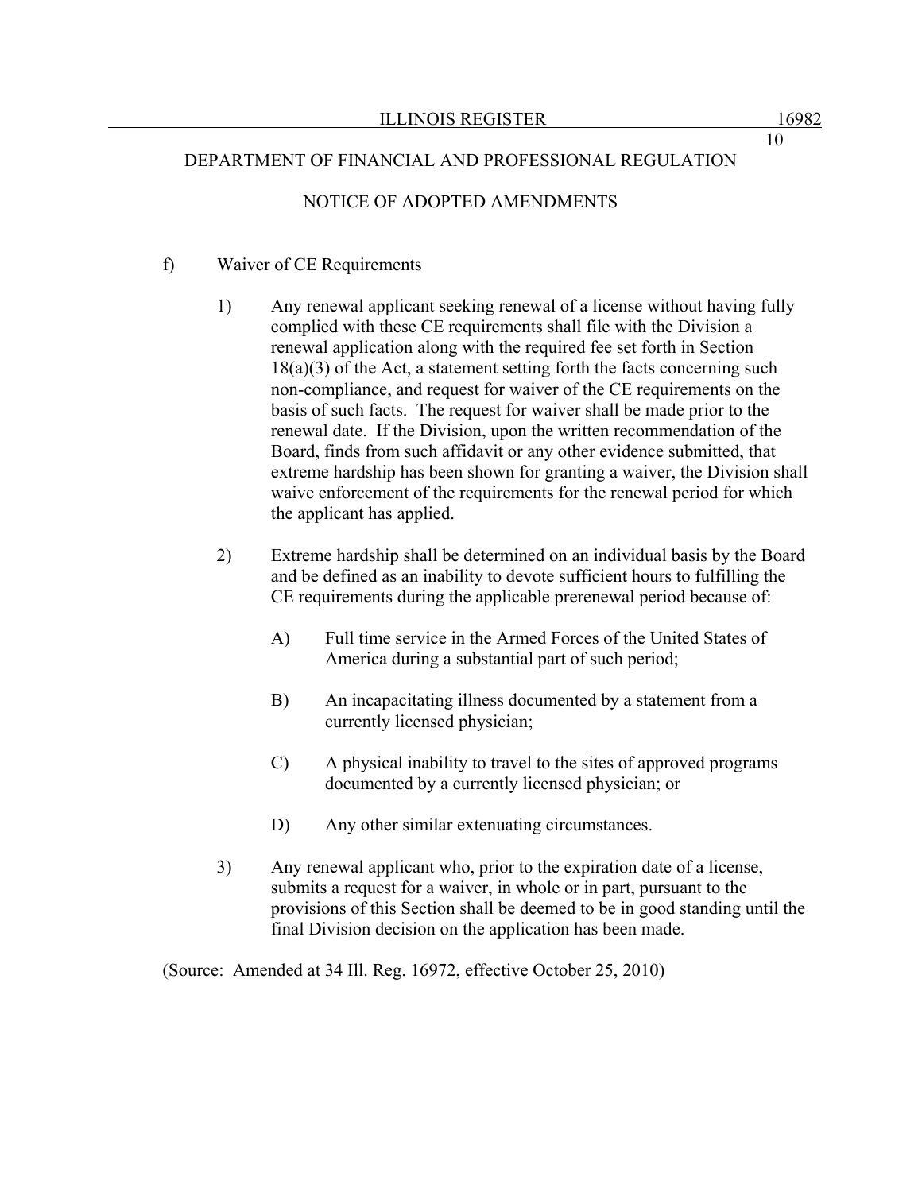f) Waiver of CE Requirements

1) Any renewal applicant seeking renewal of a license without having fully complied with these CE requirements shall file with the Division a renewal application along with the required fee set forth in Section 18(a)(3) of the Act, a statement setting forth the facts concerning such non-compliance, and request for waiver of the CE requirements on the basis of such facts. The request for waiver shall be made prior to the renewal date. If the Division, upon the written recommendation of the Board, finds from such affidavit or any other evidence submitted, that extreme hardship has been shown for granting a waiver, the Division shall waive enforcement of the requirements for the renewal period for which the applicant has applied.

2) Extreme hardship shall be determined on an individual basis by the Board and be defined as an inability to devote sufficient hours to fulfilling the CE requirements during the applicable prerenewal period because of:

   A) Full time service in the Armed Forces of the United States of America during a substantial part of such period;

   B) An incapacitating illness documented by a statement from a currently licensed physician;

   C) A physical inability to travel to the sites of approved programs documented by a currently licensed physician; or

   D) Any other similar extenuating circumstances.

3) Any renewal applicant who, prior to the expiration date of a license, submits a request for a waiver, in whole or in part, pursuant to the provisions of this Section shall be deemed to be in good standing until the final Division decision on the application has been made.

(Source: Amended at 34 Ill. Reg. 16972, effective October 25, 2010)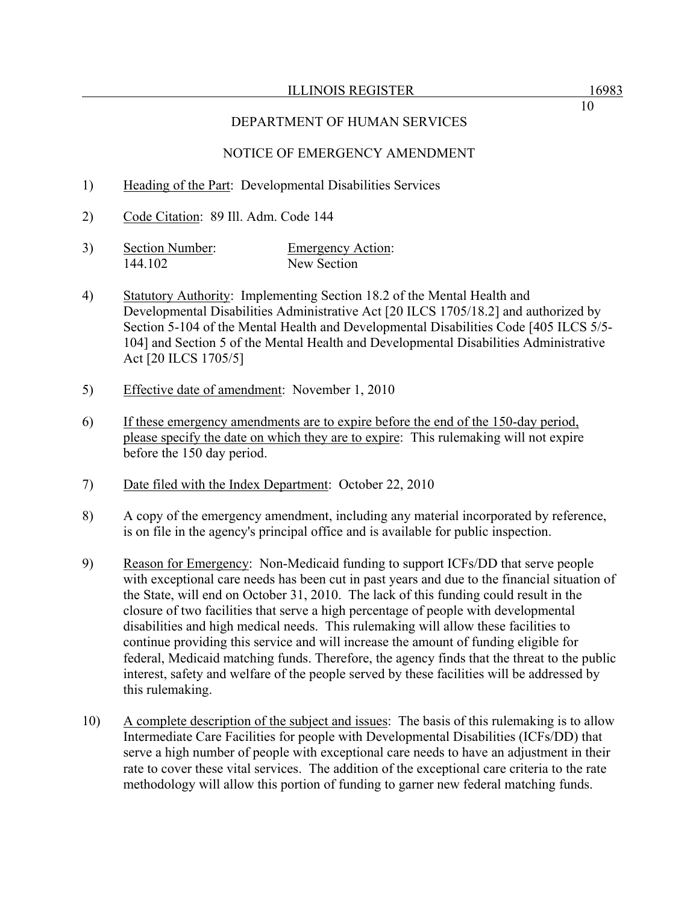DEPARTMENT OF HUMAN SERVICES

NOTICE OF EMERGENCY AMENDMENT

1) Heading of the Part: Developmental Disabilities Services

2) Code Citation: 89 Ill. Adm. Code 144

3) 

| Section Number: | Emergency Action: |
|---|---|
| 144.102 | New Section |

4) Statutory Authority: Implementing Section 18.2 of the Mental Health and Developmental Disabilities Administrative Act [20 ILCS 1705/18.2] and authorized by Section 5-104 of the Mental Health and Developmental Disabilities Code [405 ILCS 5/5-104] and Section 5 of the Mental Health and Developmental Disabilities Administrative Act [20 ILCS 1705/5]

5) Effective date of amendment: November 1, 2010

6) If these emergency amendments are to expire before the end of the 150-day period, please specify the date on which they are to expire: This rulemaking will not expire before the 150 day period.

7) Date filed with the Index Department: October 22, 2010

8) A copy of the emergency amendment, including any material incorporated by reference, is on file in the agency's principal office and is available for public inspection.

9) Reason for Emergency: Non-Medicaid funding to support ICFs/DD that serve people with exceptional care needs has been cut in past years and due to the financial situation of the State, will end on October 31, 2010. The lack of this funding could result in the closure of two facilities that serve a high percentage of people with developmental disabilities and high medical needs. This rulemaking will allow these facilities to continue providing this service and will increase the amount of funding eligible for federal, Medicaid matching funds. Therefore, the agency finds that the threat to the public interest, safety and welfare of the people served by these facilities will be addressed by this rulemaking.

10) A complete description of the subject and issues: The basis of this rulemaking is to allow Intermediate Care Facilities for people with Developmental Disabilities (ICFs/DD) that serve a high number of people with exceptional care needs to have an adjustment in their rate to cover these vital services. The addition of the exceptional care criteria to the rate methodology will allow this portion of funding to garner new federal matching funds.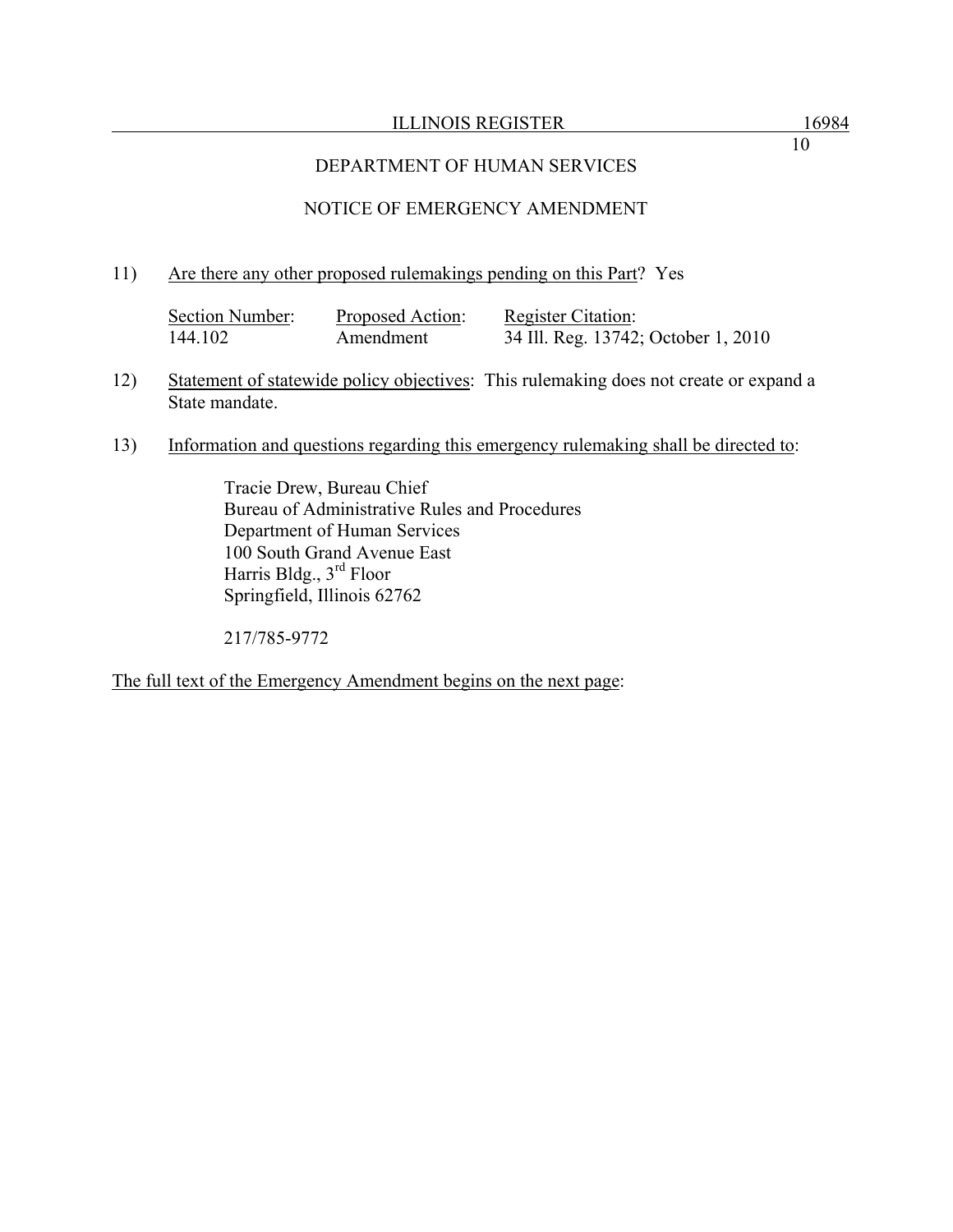DEPARTMENT OF HUMAN SERVICES

NOTICE OF EMERGENCY AMENDMENT

11) Are there any other proposed rulemakings pending on this Part? Yes

| Section Number: | Proposed Action: | Register Citation: |
|---|---|---|
| 144.102 | Amendment | 34 Ill. Reg. 13742; October 1, 2010 |

12) Statement of statewide policy objectives: This rulemaking does not create or expand a State mandate.

13) Information and questions regarding this emergency rulemaking shall be directed to:

Tracie Drew, Bureau Chief
Bureau of Administrative Rules and Procedures
Department of Human Services
100 South Grand Avenue East
Harris Bldg., 3rd Floor
Springfield, Illinois 62762

217/785-9772

The full text of the Emergency Amendment begins on the next page: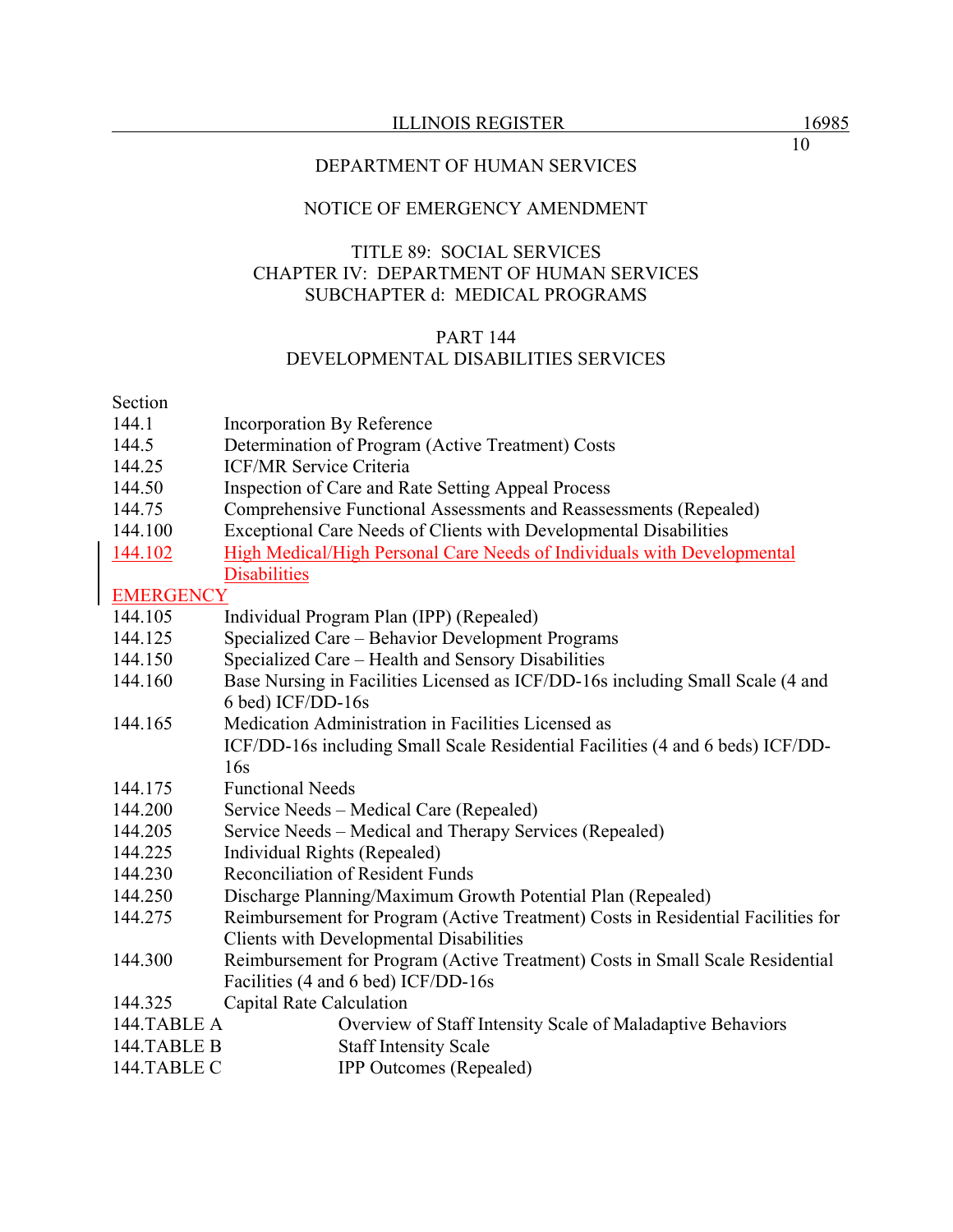DEPARTMENT OF HUMAN SERVICES

NOTICE OF EMERGENCY AMENDMENT

TITLE 89: SOCIAL SERVICES
CHAPTER IV: DEPARTMENT OF HUMAN SERVICES
SUBCHAPTER d: MEDICAL PROGRAMS

PART 144
DEVELOPMENTAL DISABILITIES SERVICES

| Section | |
|---|---|
| 144.1 | Incorporation By Reference |
| 144.5 | Determination of Program (Active Treatment) Costs |
| 144.25 | ICF/MR Service Criteria |
| 144.50 | Inspection of Care and Rate Setting Appeal Process |
| 144.75 | Comprehensive Functional Assessments and Reassessments (Repealed) |
| 144.100 | Exceptional Care Needs of Clients with Developmental Disabilities |
| 144.102 | High Medical/High Personal Care Needs of Individuals with Developmental Disabilities |
| EMERGENCY | |
| 144.105 | Individual Program Plan (IPP) (Repealed) |
| 144.125 | Specialized Care – Behavior Development Programs |
| 144.150 | Specialized Care – Health and Sensory Disabilities |
| 144.160 | Base Nursing in Facilities Licensed as ICF/DD-16s including Small Scale (4 and 6 bed) ICF/DD-16s |
| 144.165 | Medication Administration in Facilities Licensed as ICF/DD-16s including Small Scale Residential Facilities (4 and 6 beds) ICF/DD-16s |
| 144.175 | Functional Needs |
| 144.200 | Service Needs – Medical Care (Repealed) |
| 144.205 | Service Needs – Medical and Therapy Services (Repealed) |
| 144.225 | Individual Rights (Repealed) |
| 144.230 | Reconciliation of Resident Funds |
| 144.250 | Discharge Planning/Maximum Growth Potential Plan (Repealed) |
| 144.275 | Reimbursement for Program (Active Treatment) Costs in Residential Facilities for Clients with Developmental Disabilities |
| 144.300 | Reimbursement for Program (Active Treatment) Costs in Small Scale Residential Facilities (4 and 6 bed) ICF/DD-16s |
| 144.325 | Capital Rate Calculation |
| 144.TABLE A | Overview of Staff Intensity Scale of Maladaptive Behaviors |
| 144.TABLE B | Staff Intensity Scale |
| 144.TABLE C | IPP Outcomes (Repealed) |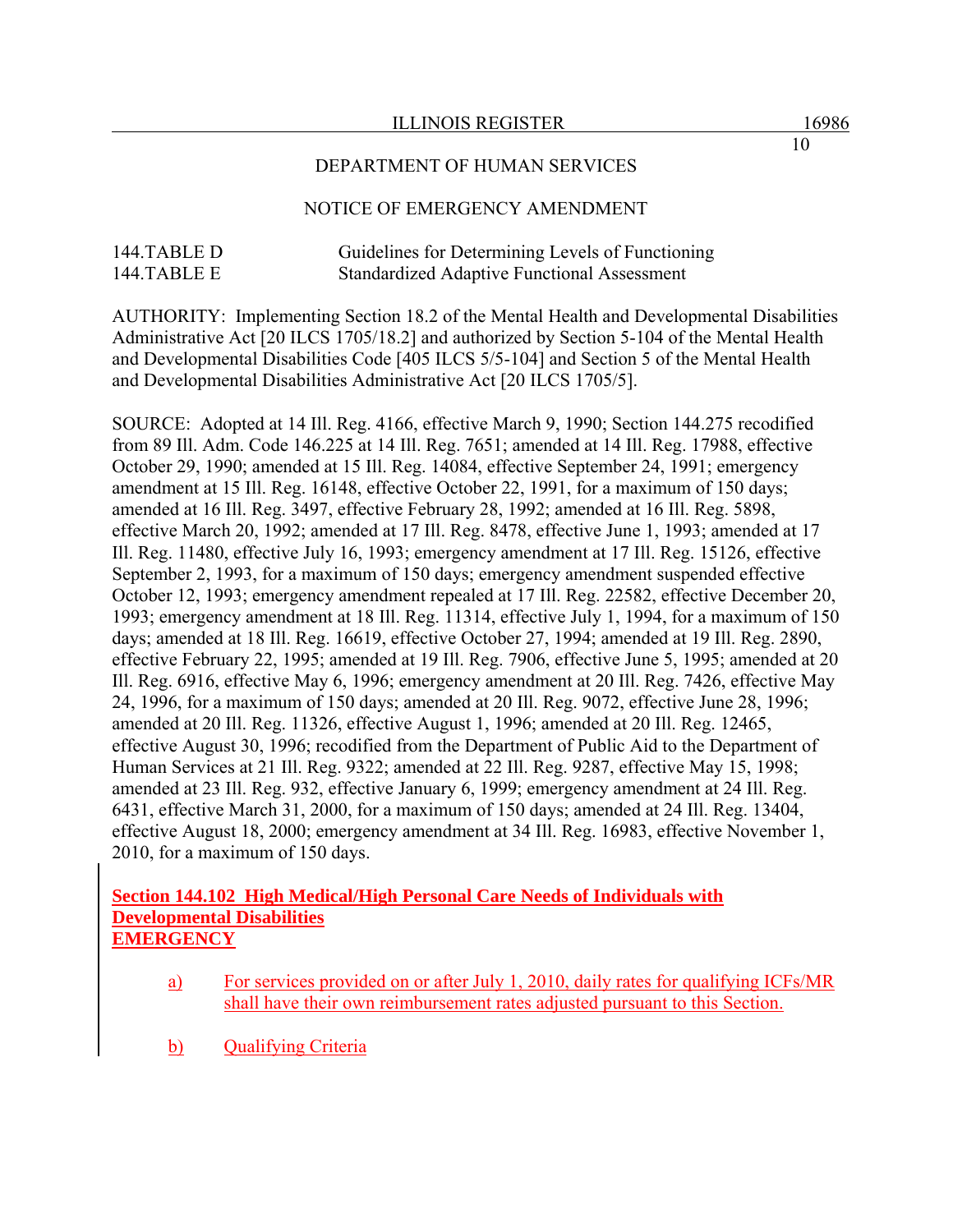DEPARTMENT OF HUMAN SERVICES

NOTICE OF EMERGENCY AMENDMENT

| | |
|---|---|
| 144.TABLE D | Guidelines for Determining Levels of Functioning |
| 144.TABLE E | Standardized Adaptive Functional Assessment |

AUTHORITY: Implementing Section 18.2 of the Mental Health and Developmental Disabilities Administrative Act [20 ILCS 1705/18.2] and authorized by Section 5-104 of the Mental Health and Developmental Disabilities Code [405 ILCS 5/5-104] and Section 5 of the Mental Health and Developmental Disabilities Administrative Act [20 ILCS 1705/5].

SOURCE: Adopted at 14 Ill. Reg. 4166, effective March 9, 1990; Section 144.275 recodified from 89 Ill. Adm. Code 146.225 at 14 Ill. Reg. 7651; amended at 14 Ill. Reg. 17988, effective October 29, 1990; amended at 15 Ill. Reg. 14084, effective September 24, 1991; emergency amendment at 15 Ill. Reg. 16148, effective October 22, 1991, for a maximum of 150 days; amended at 16 Ill. Reg. 3497, effective February 28, 1992; amended at 16 Ill. Reg. 5898, effective March 20, 1992; amended at 17 Ill. Reg. 8478, effective June 1, 1993; amended at 17 Ill. Reg. 11480, effective July 16, 1993; emergency amendment at 17 Ill. Reg. 15126, effective September 2, 1993, for a maximum of 150 days; emergency amendment suspended effective October 12, 1993; emergency amendment repealed at 17 Ill. Reg. 22582, effective December 20, 1993; emergency amendment at 18 Ill. Reg. 11314, effective July 1, 1994, for a maximum of 150 days; amended at 18 Ill. Reg. 16619, effective October 27, 1994; amended at 19 Ill. Reg. 2890, effective February 22, 1995; amended at 19 Ill. Reg. 7906, effective June 5, 1995; amended at 20 Ill. Reg. 6916, effective May 6, 1996; emergency amendment at 20 Ill. Reg. 7426, effective May 24, 1996, for a maximum of 150 days; amended at 20 Ill. Reg. 9072, effective June 28, 1996; amended at 20 Ill. Reg. 11326, effective August 1, 1996; amended at 20 Ill. Reg. 12465, effective August 30, 1996; recodified from the Department of Public Aid to the Department of Human Services at 21 Ill. Reg. 9322; amended at 22 Ill. Reg. 9287, effective May 15, 1998; amended at 23 Ill. Reg. 932, effective January 6, 1999; emergency amendment at 24 Ill. Reg. 6431, effective March 31, 2000, for a maximum of 150 days; amended at 24 Ill. Reg. 13404, effective August 18, 2000; emergency amendment at 34 Ill. Reg. 16983, effective November 1, 2010, for a maximum of 150 days.

**Section 144.102 High Medical/High Personal Care Needs of Individuals with Developmental Disabilities**
**EMERGENCY**

a) For services provided on or after July 1, 2010, daily rates for qualifying ICFs/MR shall have their own reimbursement rates adjusted pursuant to this Section.

b) Qualifying Criteria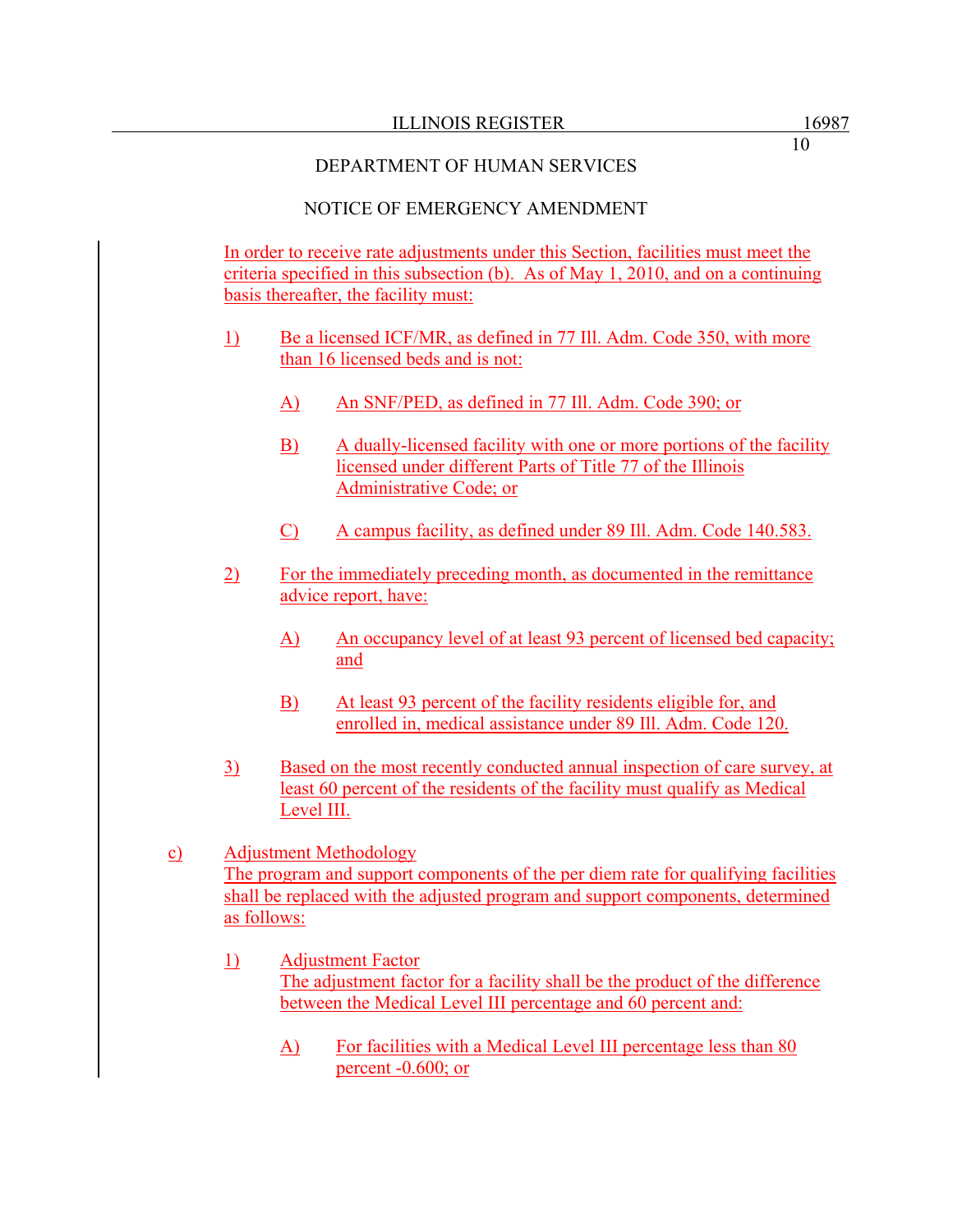DEPARTMENT OF HUMAN SERVICES

NOTICE OF EMERGENCY AMENDMENT

In order to receive rate adjustments under this Section, facilities must meet the criteria specified in this subsection (b). As of May 1, 2010, and on a continuing basis thereafter, the facility must:

1) Be a licensed ICF/MR, as defined in 77 Ill. Adm. Code 350, with more than 16 licensed beds and is not:

   A) An SNF/PED, as defined in 77 Ill. Adm. Code 390; or

   B) A dually-licensed facility with one or more portions of the facility licensed under different Parts of Title 77 of the Illinois Administrative Code; or

   C) A campus facility, as defined under 89 Ill. Adm. Code 140.583.

2) For the immediately preceding month, as documented in the remittance advice report, have:

   A) An occupancy level of at least 93 percent of licensed bed capacity; and

   B) At least 93 percent of the facility residents eligible for, and enrolled in, medical assistance under 89 Ill. Adm. Code 120.

3) Based on the most recently conducted annual inspection of care survey, at least 60 percent of the residents of the facility must qualify as Medical Level III.

c) Adjustment Methodology
The program and support components of the per diem rate for qualifying facilities shall be replaced with the adjusted program and support components, determined as follows:

1) Adjustment Factor
The adjustment factor for a facility shall be the product of the difference between the Medical Level III percentage and 60 percent and:

   A) For facilities with a Medical Level III percentage less than 80 percent -0.600; or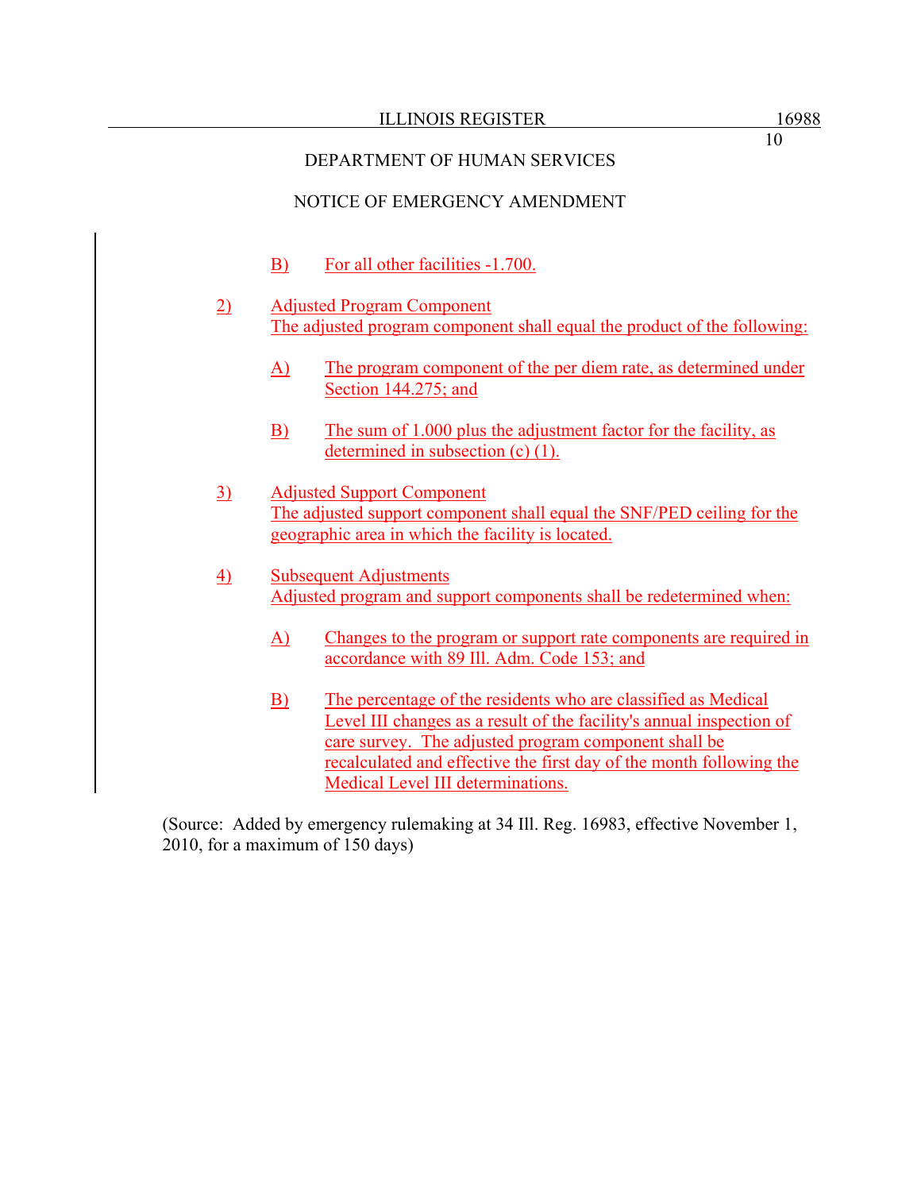DEPARTMENT OF HUMAN SERVICES

NOTICE OF EMERGENCY AMENDMENT

B) For all other facilities -1.700.

2) Adjusted Program Component
The adjusted program component shall equal the product of the following:

A) The program component of the per diem rate, as determined under Section 144.275; and

B) The sum of 1.000 plus the adjustment factor for the facility, as determined in subsection (c) (1).

3) Adjusted Support Component
The adjusted support component shall equal the SNF/PED ceiling for the geographic area in which the facility is located.

4) Subsequent Adjustments
Adjusted program and support components shall be redetermined when:

A) Changes to the program or support rate components are required in accordance with 89 Ill. Adm. Code 153; and

B) The percentage of the residents who are classified as Medical Level III changes as a result of the facility's annual inspection of care survey. The adjusted program component shall be recalculated and effective the first day of the month following the Medical Level III determinations.

(Source: Added by emergency rulemaking at 34 Ill. Reg. 16983, effective November 1, 2010, for a maximum of 150 days)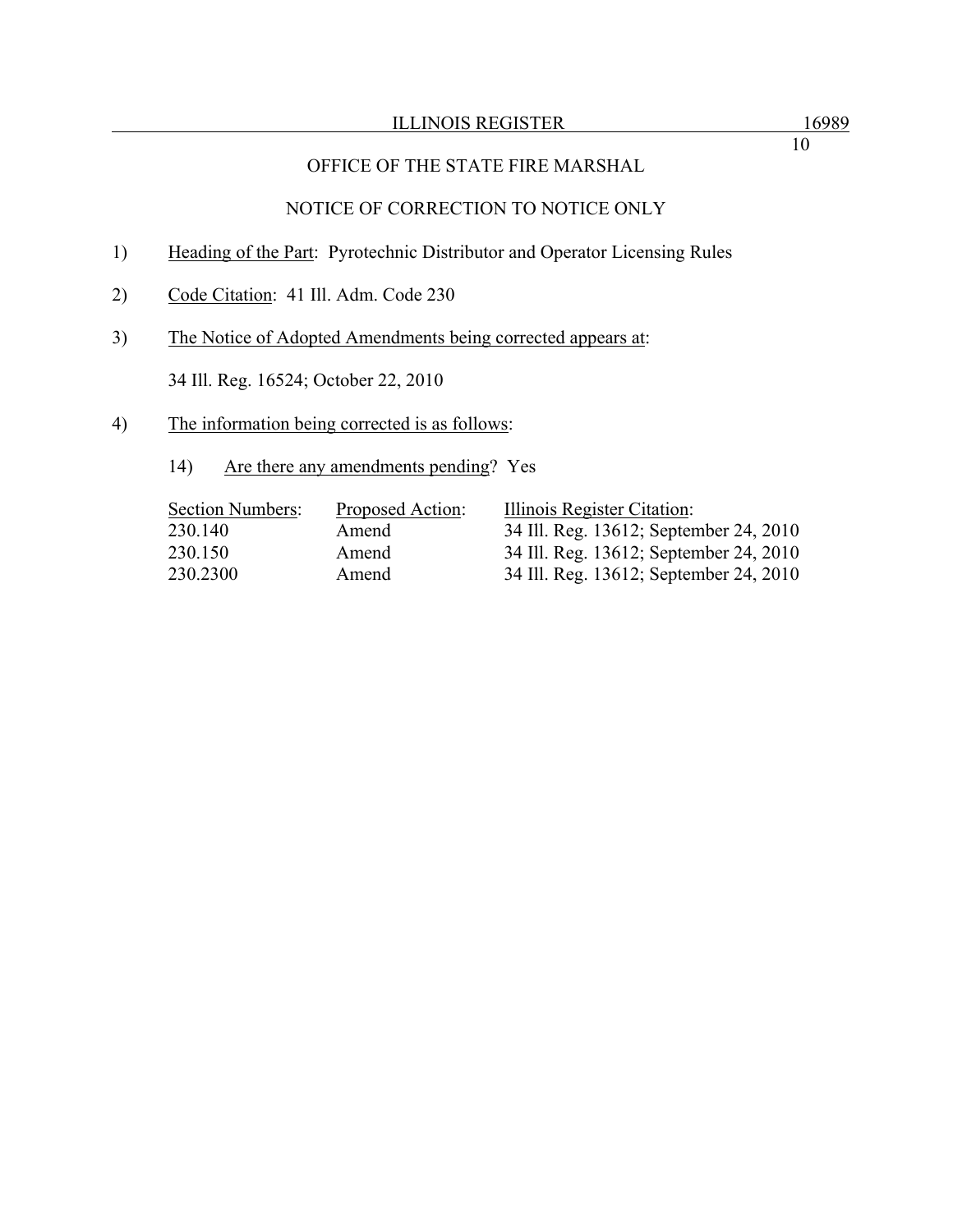OFFICE OF THE STATE FIRE MARSHAL

NOTICE OF CORRECTION TO NOTICE ONLY

1) Heading of the Part: Pyrotechnic Distributor and Operator Licensing Rules

2) Code Citation: 41 Ill. Adm. Code 230

3) The Notice of Adopted Amendments being corrected appears at:

   34 Ill. Reg. 16524; October 22, 2010

4) The information being corrected is as follows:

   14) Are there any amendments pending? Yes

| Section Numbers: | Proposed Action: | Illinois Register Citation: |
|---|---|---|
| 230.140 | Amend | 34 Ill. Reg. 13612; September 24, 2010 |
| 230.150 | Amend | 34 Ill. Reg. 13612; September 24, 2010 |
| 230.2300 | Amend | 34 Ill. Reg. 13612; September 24, 2010 |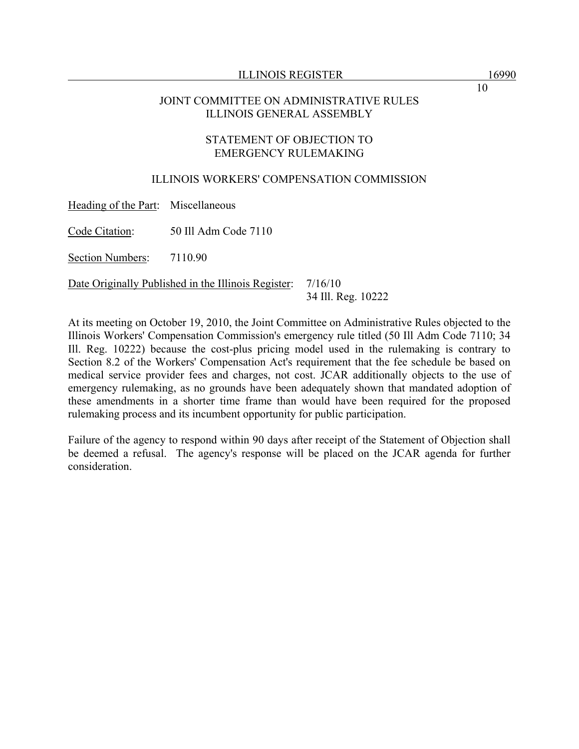# JOINT COMMITTEE ON ADMINISTRATIVE RULES
# ILLINOIS GENERAL ASSEMBLY

## STATEMENT OF OBJECTION TO EMERGENCY RULEMAKING

### ILLINOIS WORKERS' COMPENSATION COMMISSION

Heading of the Part: Miscellaneous

Code Citation: 50 Ill Adm Code 7110

Section Numbers: 7110.90

Date Originally Published in the Illinois Register: 7/16/10
34 Ill. Reg. 10222

At its meeting on October 19, 2010, the Joint Committee on Administrative Rules objected to the Illinois Workers' Compensation Commission's emergency rule titled (50 Ill Adm Code 7110; 34 Ill. Reg. 10222) because the cost-plus pricing model used in the rulemaking is contrary to Section 8.2 of the Workers' Compensation Act's requirement that the fee schedule be based on medical service provider fees and charges, not cost. JCAR additionally objects to the use of emergency rulemaking, as no grounds have been adequately shown that mandated adoption of these amendments in a shorter time frame than would have been required for the proposed rulemaking process and its incumbent opportunity for public participation.

Failure of the agency to respond within 90 days after receipt of the Statement of Objection shall be deemed a refusal. The agency's response will be placed on the JCAR agenda for further consideration.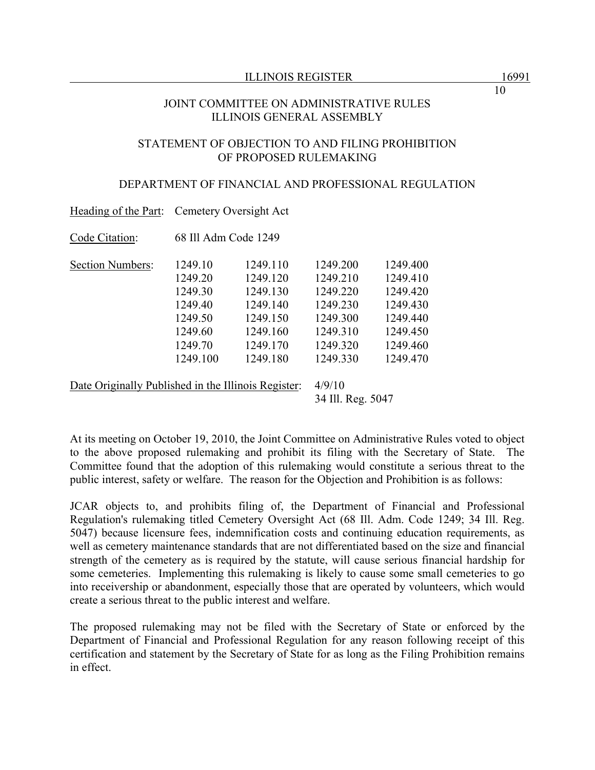# JOINT COMMITTEE ON ADMINISTRATIVE RULES
# ILLINOIS GENERAL ASSEMBLY

## STATEMENT OF OBJECTION TO AND FILING PROHIBITION OF PROPOSED RULEMAKING

### DEPARTMENT OF FINANCIAL AND PROFESSIONAL REGULATION

Heading of the Part: Cemetery Oversight Act

Code Citation: 68 Ill Adm Code 1249

| Section Numbers: | | | | |
|---|---|---|---|---|
| | 1249.10 | 1249.110 | 1249.200 | 1249.400 |
| | 1249.20 | 1249.120 | 1249.210 | 1249.410 |
| | 1249.30 | 1249.130 | 1249.220 | 1249.420 |
| | 1249.40 | 1249.140 | 1249.230 | 1249.430 |
| | 1249.50 | 1249.150 | 1249.300 | 1249.440 |
| | 1249.60 | 1249.160 | 1249.310 | 1249.450 |
| | 1249.70 | 1249.170 | 1249.320 | 1249.460 |
| | 1249.100 | 1249.180 | 1249.330 | 1249.470 |

Date Originally Published in the Illinois Register: 4/9/10
34 Ill. Reg. 5047

At its meeting on October 19, 2010, the Joint Committee on Administrative Rules voted to object to the above proposed rulemaking and prohibit its filing with the Secretary of State. The Committee found that the adoption of this rulemaking would constitute a serious threat to the public interest, safety or welfare. The reason for the Objection and Prohibition is as follows:

JCAR objects to, and prohibits filing of, the Department of Financial and Professional Regulation's rulemaking titled Cemetery Oversight Act (68 Ill. Adm. Code 1249; 34 Ill. Reg. 5047) because licensure fees, indemnification costs and continuing education requirements, as well as cemetery maintenance standards that are not differentiated based on the size and financial strength of the cemetery as is required by the statute, will cause serious financial hardship for some cemeteries. Implementing this rulemaking is likely to cause some small cemeteries to go into receivership or abandonment, especially those that are operated by volunteers, which would create a serious threat to the public interest and welfare.

The proposed rulemaking may not be filed with the Secretary of State or enforced by the Department of Financial and Professional Regulation for any reason following receipt of this certification and statement by the Secretary of State for as long as the Filing Prohibition remains in effect.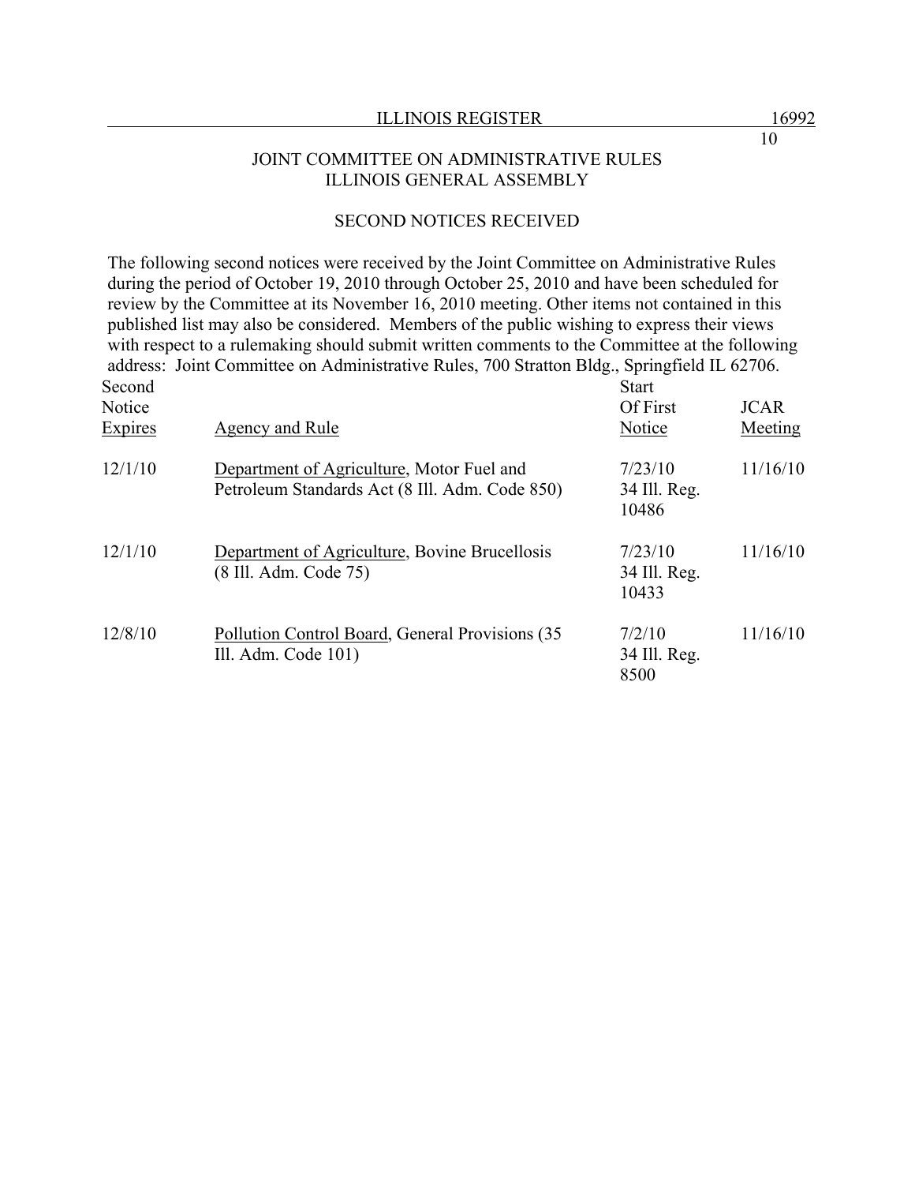# JOINT COMMITTEE ON ADMINISTRATIVE RULES
## ILLINOIS GENERAL ASSEMBLY

### SECOND NOTICES RECEIVED

The following second notices were received by the Joint Committee on Administrative Rules during the period of October 19, 2010 through October 25, 2010 and have been scheduled for review by the Committee at its November 16, 2010 meeting. Other items not contained in this published list may also be considered. Members of the public wishing to express their views with respect to a rulemaking should submit written comments to the Committee at the following address: Joint Committee on Administrative Rules, 700 Stratton Bldg., Springfield IL 62706.

| Second Notice Expires | Agency and Rule | Start Of First Notice | JCAR Meeting |
|---|---|---|---|
| 12/1/10 | Department of Agriculture, Motor Fuel and Petroleum Standards Act (8 Ill. Adm. Code 850) | 7/23/10 34 Ill. Reg. 10486 | 11/16/10 |
| 12/1/10 | Department of Agriculture, Bovine Brucellosis (8 Ill. Adm. Code 75) | 7/23/10 34 Ill. Reg. 10433 | 11/16/10 |
| 12/8/10 | Pollution Control Board, General Provisions (35 Ill. Adm. Code 101) | 7/2/10 34 Ill. Reg. 8500 | 11/16/10 |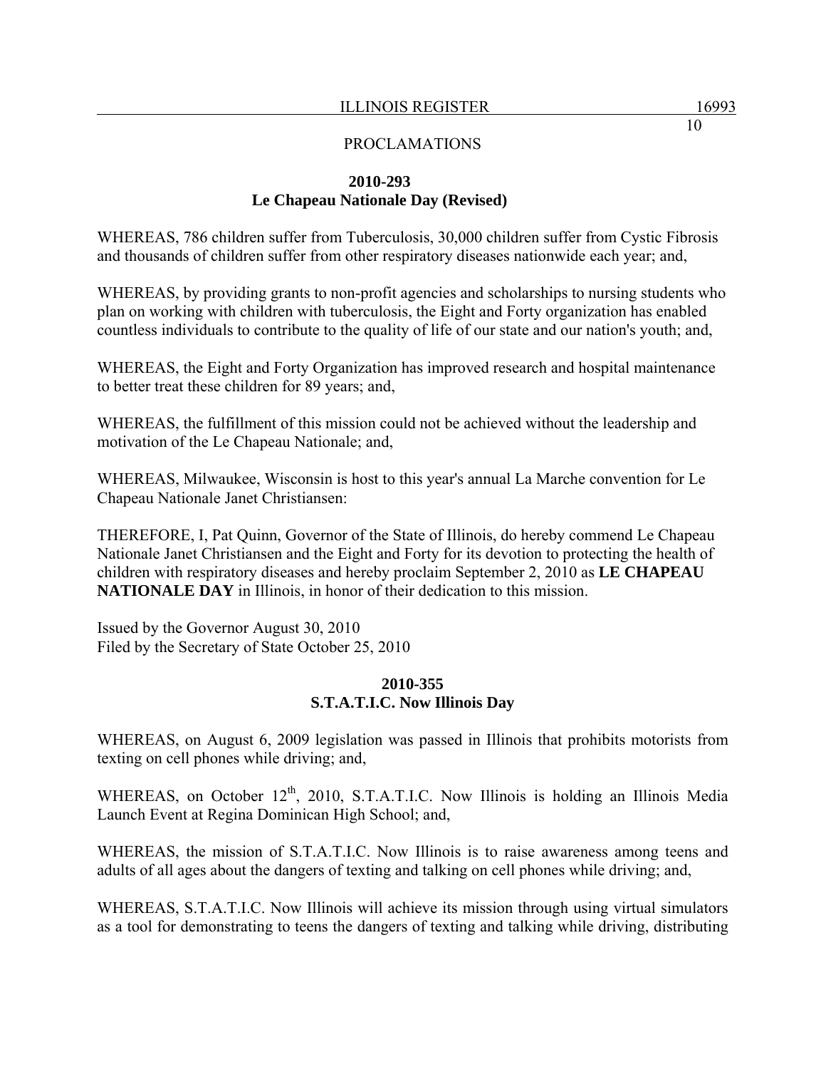PROCLAMATIONS

**2010-293**
**Le Chapeau Nationale Day (Revised)**

WHEREAS, 786 children suffer from Tuberculosis, 30,000 children suffer from Cystic Fibrosis and thousands of children suffer from other respiratory diseases nationwide each year; and,

WHEREAS, by providing grants to non-profit agencies and scholarships to nursing students who plan on working with children with tuberculosis, the Eight and Forty organization has enabled countless individuals to contribute to the quality of life of our state and our nation's youth; and,

WHEREAS, the Eight and Forty Organization has improved research and hospital maintenance to better treat these children for 89 years; and,

WHEREAS, the fulfillment of this mission could not be achieved without the leadership and motivation of the Le Chapeau Nationale; and,

WHEREAS, Milwaukee, Wisconsin is host to this year's annual La Marche convention for Le Chapeau Nationale Janet Christiansen:

THEREFORE, I, Pat Quinn, Governor of the State of Illinois, do hereby commend Le Chapeau Nationale Janet Christiansen and the Eight and Forty for its devotion to protecting the health of children with respiratory diseases and hereby proclaim September 2, 2010 as **LE CHAPEAU NATIONALE DAY** in Illinois, in honor of their dedication to this mission.

Issued by the Governor August 30, 2010
Filed by the Secretary of State October 25, 2010

**2010-355**
**S.T.A.T.I.C. Now Illinois Day**

WHEREAS, on August 6, 2009 legislation was passed in Illinois that prohibits motorists from texting on cell phones while driving; and,

WHEREAS, on October 12th, 2010, S.T.A.T.I.C. Now Illinois is holding an Illinois Media Launch Event at Regina Dominican High School; and,

WHEREAS, the mission of S.T.A.T.I.C. Now Illinois is to raise awareness among teens and adults of all ages about the dangers of texting and talking on cell phones while driving; and,

WHEREAS, S.T.A.T.I.C. Now Illinois will achieve its mission through using virtual simulators as a tool for demonstrating to teens the dangers of texting and talking while driving, distributing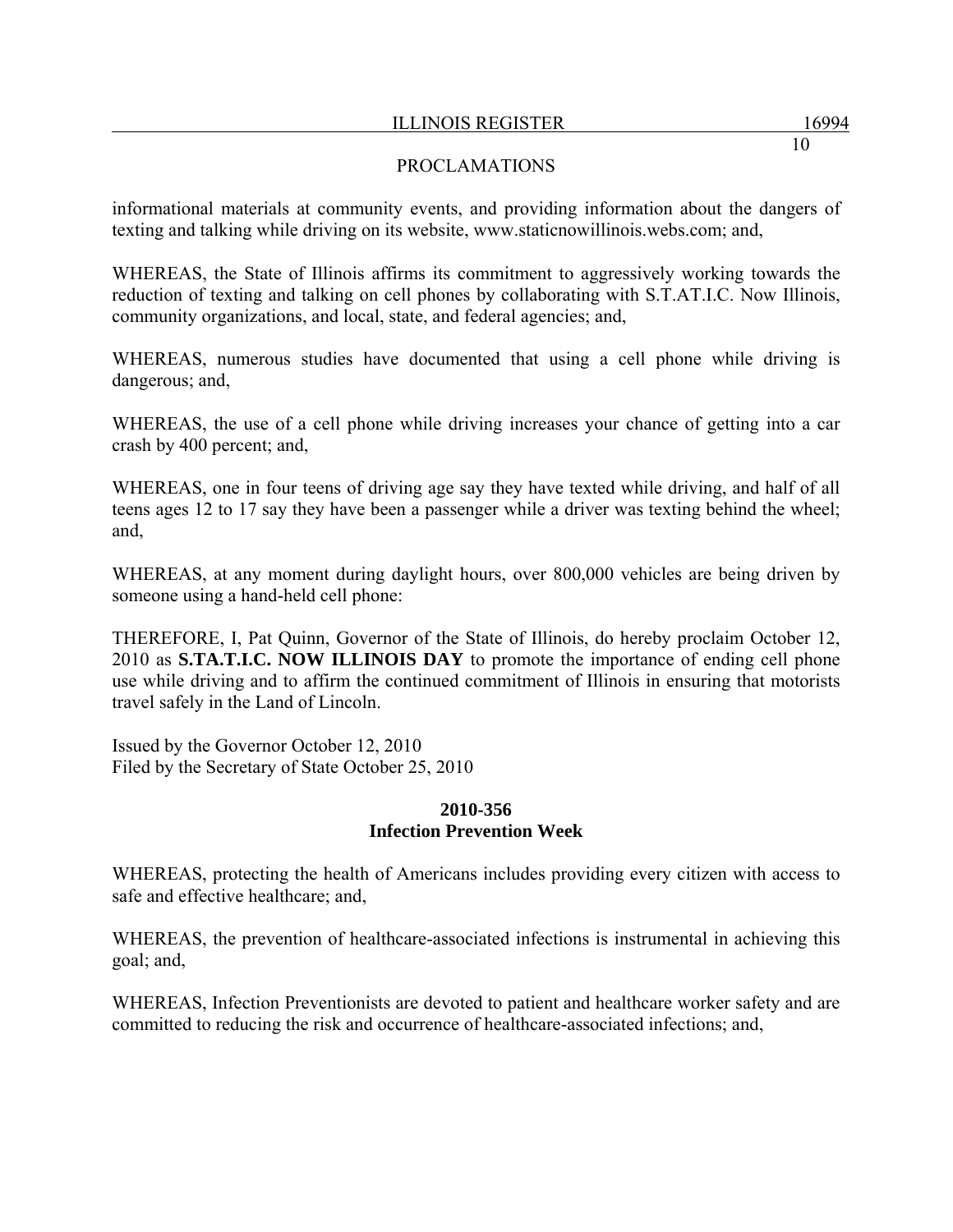informational materials at community events, and providing information about the dangers of texting and talking while driving on its website, www.staticnowillinois.webs.com; and,

WHEREAS, the State of Illinois affirms its commitment to aggressively working towards the reduction of texting and talking on cell phones by collaborating with S.T.AT.I.C. Now Illinois, community organizations, and local, state, and federal agencies; and,

WHEREAS, numerous studies have documented that using a cell phone while driving is dangerous; and,

WHEREAS, the use of a cell phone while driving increases your chance of getting into a car crash by 400 percent; and,

WHEREAS, one in four teens of driving age say they have texted while driving, and half of all teens ages 12 to 17 say they have been a passenger while a driver was texting behind the wheel; and,

WHEREAS, at any moment during daylight hours, over 800,000 vehicles are being driven by someone using a hand-held cell phone:

THEREFORE, I, Pat Quinn, Governor of the State of Illinois, do hereby proclaim October 12, 2010 as **S.TA.T.I.C. NOW ILLINOIS DAY** to promote the importance of ending cell phone use while driving and to affirm the continued commitment of Illinois in ensuring that motorists travel safely in the Land of Lincoln.

Issued by the Governor October 12, 2010
Filed by the Secretary of State October 25, 2010

**2010-356**
**Infection Prevention Week**

WHEREAS, protecting the health of Americans includes providing every citizen with access to safe and effective healthcare; and,

WHEREAS, the prevention of healthcare-associated infections is instrumental in achieving this goal; and,

WHEREAS, Infection Preventionists are devoted to patient and healthcare worker safety and are committed to reducing the risk and occurrence of healthcare-associated infections; and,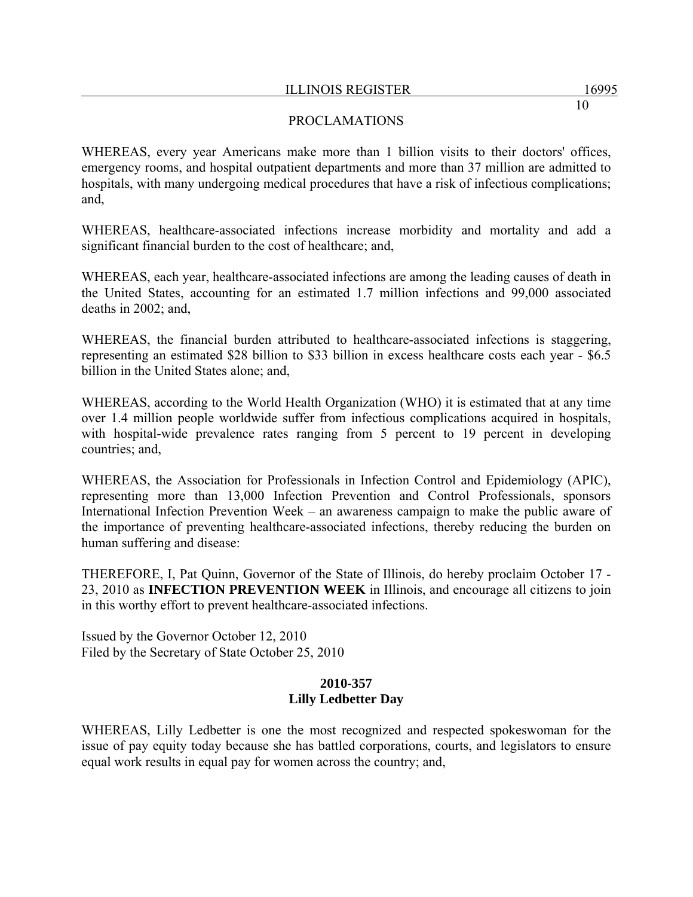PROCLAMATIONS

WHEREAS, every year Americans make more than 1 billion visits to their doctors' offices, emergency rooms, and hospital outpatient departments and more than 37 million are admitted to hospitals, with many undergoing medical procedures that have a risk of infectious complications; and,

WHEREAS, healthcare-associated infections increase morbidity and mortality and add a significant financial burden to the cost of healthcare; and,

WHEREAS, each year, healthcare-associated infections are among the leading causes of death in the United States, accounting for an estimated 1.7 million infections and 99,000 associated deaths in 2002; and,

WHEREAS, the financial burden attributed to healthcare-associated infections is staggering, representing an estimated $28 billion to $33 billion in excess healthcare costs each year - $6.5 billion in the United States alone; and,

WHEREAS, according to the World Health Organization (WHO) it is estimated that at any time over 1.4 million people worldwide suffer from infectious complications acquired in hospitals, with hospital-wide prevalence rates ranging from 5 percent to 19 percent in developing countries; and,

WHEREAS, the Association for Professionals in Infection Control and Epidemiology (APIC), representing more than 13,000 Infection Prevention and Control Professionals, sponsors International Infection Prevention Week – an awareness campaign to make the public aware of the importance of preventing healthcare-associated infections, thereby reducing the burden on human suffering and disease:

THEREFORE, I, Pat Quinn, Governor of the State of Illinois, do hereby proclaim October 17 - 23, 2010 as **INFECTION PREVENTION WEEK** in Illinois, and encourage all citizens to join in this worthy effort to prevent healthcare-associated infections.

Issued by the Governor October 12, 2010
Filed by the Secretary of State October 25, 2010

**2010-357**
**Lilly Ledbetter Day**

WHEREAS, Lilly Ledbetter is one the most recognized and respected spokeswoman for the issue of pay equity today because she has battled corporations, courts, and legislators to ensure equal work results in equal pay for women across the country; and,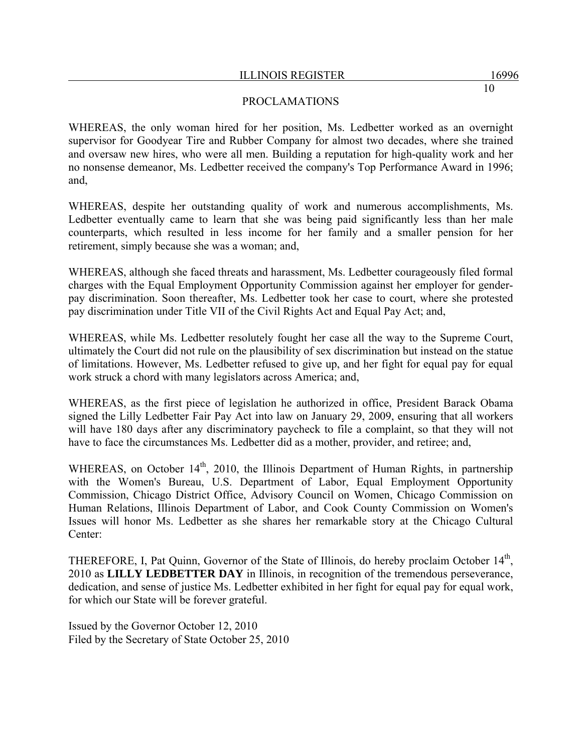PROCLAMATIONS

WHEREAS, the only woman hired for her position, Ms. Ledbetter worked as an overnight supervisor for Goodyear Tire and Rubber Company for almost two decades, where she trained and oversaw new hires, who were all men. Building a reputation for high-quality work and her no nonsense demeanor, Ms. Ledbetter received the company's Top Performance Award in 1996; and,

WHEREAS, despite her outstanding quality of work and numerous accomplishments, Ms. Ledbetter eventually came to learn that she was being paid significantly less than her male counterparts, which resulted in less income for her family and a smaller pension for her retirement, simply because she was a woman; and,

WHEREAS, although she faced threats and harassment, Ms. Ledbetter courageously filed formal charges with the Equal Employment Opportunity Commission against her employer for gender-pay discrimination. Soon thereafter, Ms. Ledbetter took her case to court, where she protested pay discrimination under Title VII of the Civil Rights Act and Equal Pay Act; and,

WHEREAS, while Ms. Ledbetter resolutely fought her case all the way to the Supreme Court, ultimately the Court did not rule on the plausibility of sex discrimination but instead on the statue of limitations. However, Ms. Ledbetter refused to give up, and her fight for equal pay for equal work struck a chord with many legislators across America; and,

WHEREAS, as the first piece of legislation he authorized in office, President Barack Obama signed the Lilly Ledbetter Fair Pay Act into law on January 29, 2009, ensuring that all workers will have 180 days after any discriminatory paycheck to file a complaint, so that they will not have to face the circumstances Ms. Ledbetter did as a mother, provider, and retiree; and,

WHEREAS, on October 14th, 2010, the Illinois Department of Human Rights, in partnership with the Women's Bureau, U.S. Department of Labor, Equal Employment Opportunity Commission, Chicago District Office, Advisory Council on Women, Chicago Commission on Human Relations, Illinois Department of Labor, and Cook County Commission on Women's Issues will honor Ms. Ledbetter as she shares her remarkable story at the Chicago Cultural Center:

THEREFORE, I, Pat Quinn, Governor of the State of Illinois, do hereby proclaim October 14th, 2010 as **LILLY LEDBETTER DAY** in Illinois, in recognition of the tremendous perseverance, dedication, and sense of justice Ms. Ledbetter exhibited in her fight for equal pay for equal work, for which our State will be forever grateful.

Issued by the Governor October 12, 2010
Filed by the Secretary of State October 25, 2010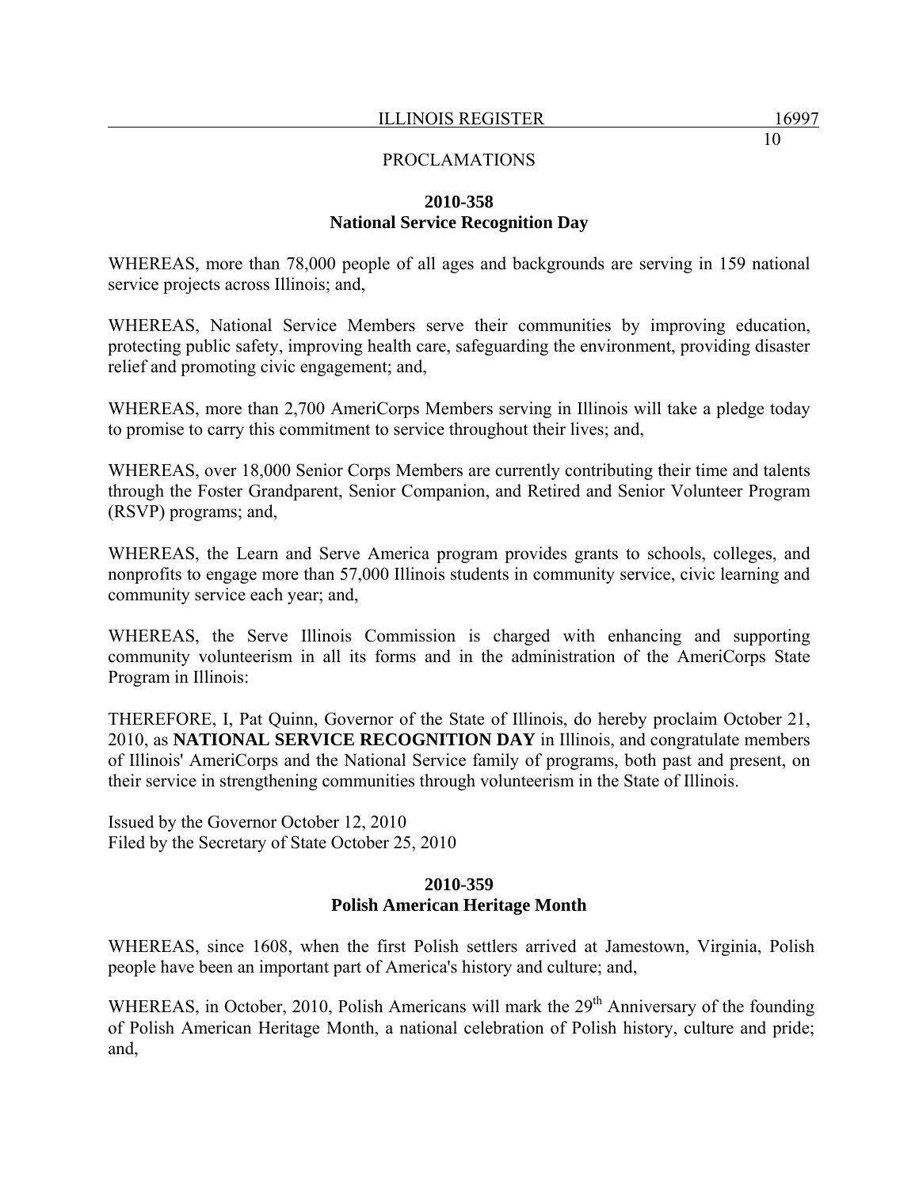PROCLAMATIONS

**2010-358**
**National Service Recognition Day**

WHEREAS, more than 78,000 people of all ages and backgrounds are serving in 159 national service projects across Illinois; and,

WHEREAS, National Service Members serve their communities by improving education, protecting public safety, improving health care, safeguarding the environment, providing disaster relief and promoting civic engagement; and,

WHEREAS, more than 2,700 AmeriCorps Members serving in Illinois will take a pledge today to promise to carry this commitment to service throughout their lives; and,

WHEREAS, over 18,000 Senior Corps Members are currently contributing their time and talents through the Foster Grandparent, Senior Companion, and Retired and Senior Volunteer Program (RSVP) programs; and,

WHEREAS, the Learn and Serve America program provides grants to schools, colleges, and nonprofits to engage more than 57,000 Illinois students in community service, civic learning and community service each year; and,

WHEREAS, the Serve Illinois Commission is charged with enhancing and supporting community volunteerism in all its forms and in the administration of the AmeriCorps State Program in Illinois:

THEREFORE, I, Pat Quinn, Governor of the State of Illinois, do hereby proclaim October 21, 2010, as **NATIONAL SERVICE RECOGNITION DAY** in Illinois, and congratulate members of Illinois' AmeriCorps and the National Service family of programs, both past and present, on their service in strengthening communities through volunteerism in the State of Illinois.

Issued by the Governor October 12, 2010
Filed by the Secretary of State October 25, 2010

**2010-359**
**Polish American Heritage Month**

WHEREAS, since 1608, when the first Polish settlers arrived at Jamestown, Virginia, Polish people have been an important part of America's history and culture; and,

WHEREAS, in October, 2010, Polish Americans will mark the 29th Anniversary of the founding of Polish American Heritage Month, a national celebration of Polish history, culture and pride; and,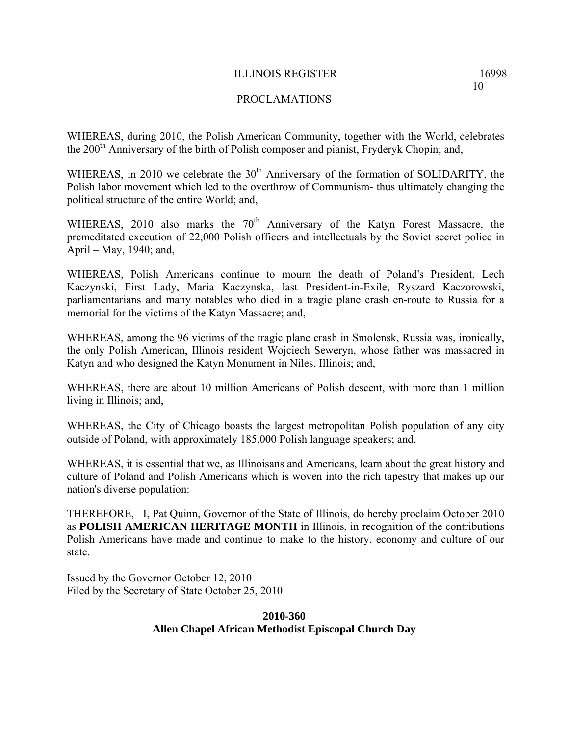WHEREAS, during 2010, the Polish American Community, together with the World, celebrates the 200th Anniversary of the birth of Polish composer and pianist, Fryderyk Chopin; and,

WHEREAS, in 2010 we celebrate the 30th Anniversary of the formation of SOLIDARITY, the Polish labor movement which led to the overthrow of Communism- thus ultimately changing the political structure of the entire World; and,

WHEREAS, 2010 also marks the 70th Anniversary of the Katyn Forest Massacre, the premeditated execution of 22,000 Polish officers and intellectuals by the Soviet secret police in April – May, 1940; and,

WHEREAS, Polish Americans continue to mourn the death of Poland's President, Lech Kaczynski, First Lady, Maria Kaczynska, last President-in-Exile, Ryszard Kaczorowski, parliamentarians and many notables who died in a tragic plane crash en-route to Russia for a memorial for the victims of the Katyn Massacre; and,

WHEREAS, among the 96 victims of the tragic plane crash in Smolensk, Russia was, ironically, the only Polish American, Illinois resident Wojciech Seweryn, whose father was massacred in Katyn and who designed the Katyn Monument in Niles, Illinois; and,

WHEREAS, there are about 10 million Americans of Polish descent, with more than 1 million living in Illinois; and,

WHEREAS, the City of Chicago boasts the largest metropolitan Polish population of any city outside of Poland, with approximately 185,000 Polish language speakers; and,

WHEREAS, it is essential that we, as Illinoisans and Americans, learn about the great history and culture of Poland and Polish Americans which is woven into the rich tapestry that makes up our nation's diverse population:

THEREFORE, I, Pat Quinn, Governor of the State of Illinois, do hereby proclaim October 2010 as **POLISH AMERICAN HERITAGE MONTH** in Illinois, in recognition of the contributions Polish Americans have made and continue to make to the history, economy and culture of our state.

Issued by the Governor October 12, 2010
Filed by the Secretary of State October 25, 2010

**2010-360**
**Allen Chapel African Methodist Episcopal Church Day**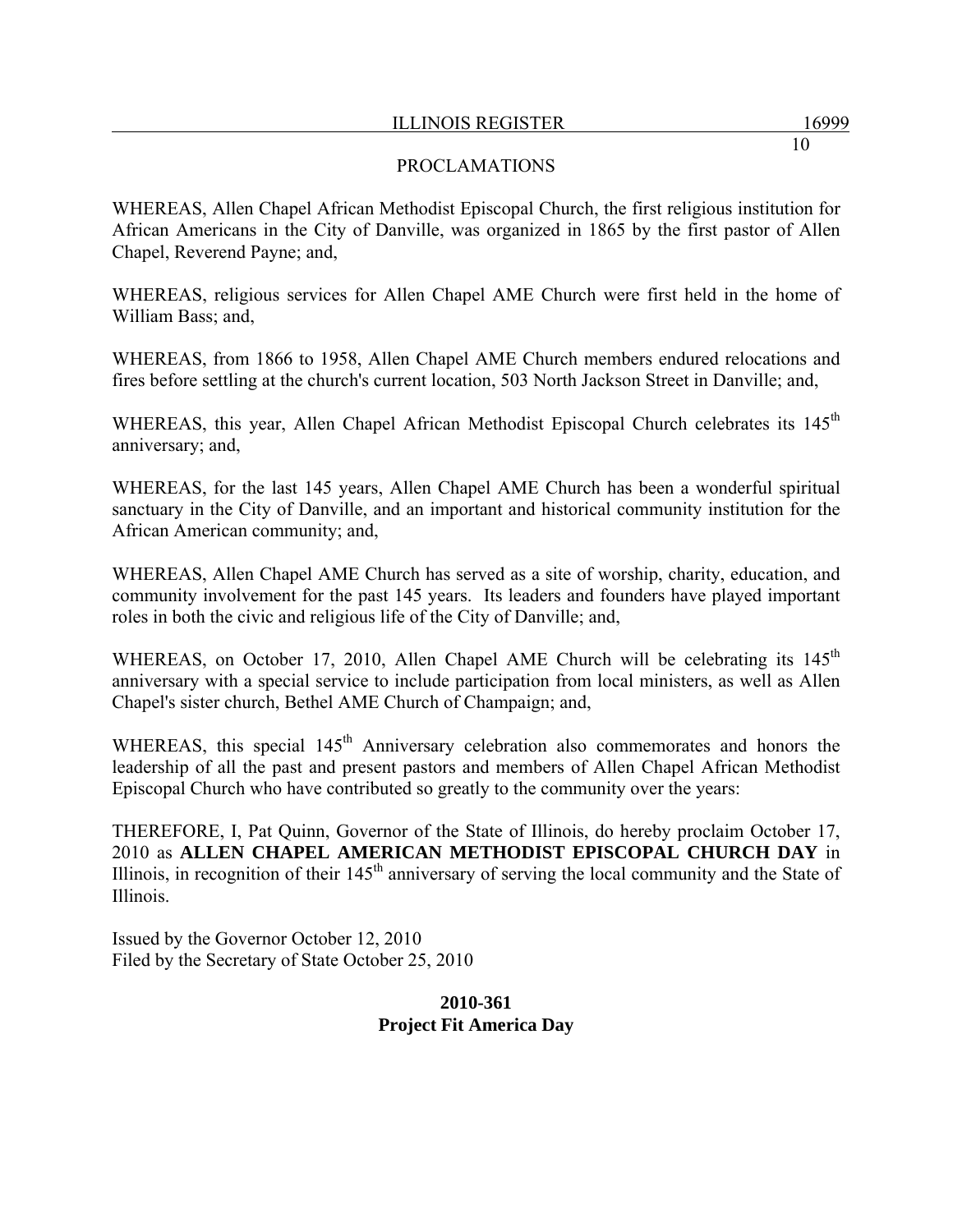PROCLAMATIONS

WHEREAS, Allen Chapel African Methodist Episcopal Church, the first religious institution for African Americans in the City of Danville, was organized in 1865 by the first pastor of Allen Chapel, Reverend Payne; and,

WHEREAS, religious services for Allen Chapel AME Church were first held in the home of William Bass; and,

WHEREAS, from 1866 to 1958, Allen Chapel AME Church members endured relocations and fires before settling at the church's current location, 503 North Jackson Street in Danville; and,

WHEREAS, this year, Allen Chapel African Methodist Episcopal Church celebrates its 145th anniversary; and,

WHEREAS, for the last 145 years, Allen Chapel AME Church has been a wonderful spiritual sanctuary in the City of Danville, and an important and historical community institution for the African American community; and,

WHEREAS, Allen Chapel AME Church has served as a site of worship, charity, education, and community involvement for the past 145 years. Its leaders and founders have played important roles in both the civic and religious life of the City of Danville; and,

WHEREAS, on October 17, 2010, Allen Chapel AME Church will be celebrating its 145th anniversary with a special service to include participation from local ministers, as well as Allen Chapel's sister church, Bethel AME Church of Champaign; and,

WHEREAS, this special 145th Anniversary celebration also commemorates and honors the leadership of all the past and present pastors and members of Allen Chapel African Methodist Episcopal Church who have contributed so greatly to the community over the years:

THEREFORE, I, Pat Quinn, Governor of the State of Illinois, do hereby proclaim October 17, 2010 as **ALLEN CHAPEL AMERICAN METHODIST EPISCOPAL CHURCH DAY** in Illinois, in recognition of their 145th anniversary of serving the local community and the State of Illinois.

Issued by the Governor October 12, 2010
Filed by the Secretary of State October 25, 2010

**2010-361**
**Project Fit America Day**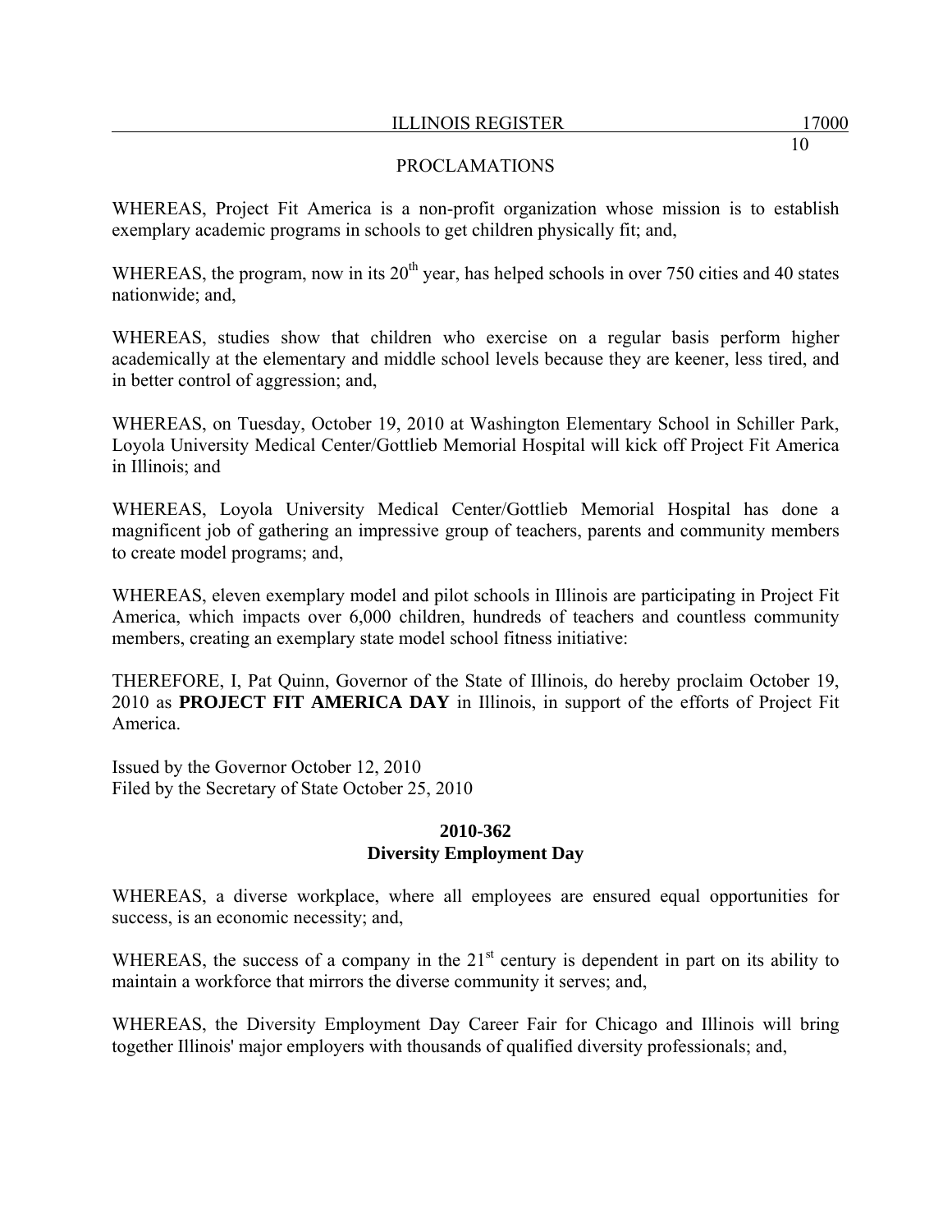WHEREAS, Project Fit America is a non-profit organization whose mission is to establish exemplary academic programs in schools to get children physically fit; and,

WHEREAS, the program, now in its 20th year, has helped schools in over 750 cities and 40 states nationwide; and,

WHEREAS, studies show that children who exercise on a regular basis perform higher academically at the elementary and middle school levels because they are keener, less tired, and in better control of aggression; and,

WHEREAS, on Tuesday, October 19, 2010 at Washington Elementary School in Schiller Park, Loyola University Medical Center/Gottlieb Memorial Hospital will kick off Project Fit America in Illinois; and

WHEREAS, Loyola University Medical Center/Gottlieb Memorial Hospital has done a magnificent job of gathering an impressive group of teachers, parents and community members to create model programs; and,

WHEREAS, eleven exemplary model and pilot schools in Illinois are participating in Project Fit America, which impacts over 6,000 children, hundreds of teachers and countless community members, creating an exemplary state model school fitness initiative:

THEREFORE, I, Pat Quinn, Governor of the State of Illinois, do hereby proclaim October 19, 2010 as **PROJECT FIT AMERICA DAY** in Illinois, in support of the efforts of Project Fit America.

Issued by the Governor October 12, 2010
Filed by the Secretary of State October 25, 2010

**2010-362**
**Diversity Employment Day**

WHEREAS, a diverse workplace, where all employees are ensured equal opportunities for success, is an economic necessity; and,

WHEREAS, the success of a company in the 21st century is dependent in part on its ability to maintain a workforce that mirrors the diverse community it serves; and,

WHEREAS, the Diversity Employment Day Career Fair for Chicago and Illinois will bring together Illinois' major employers with thousands of qualified diversity professionals; and,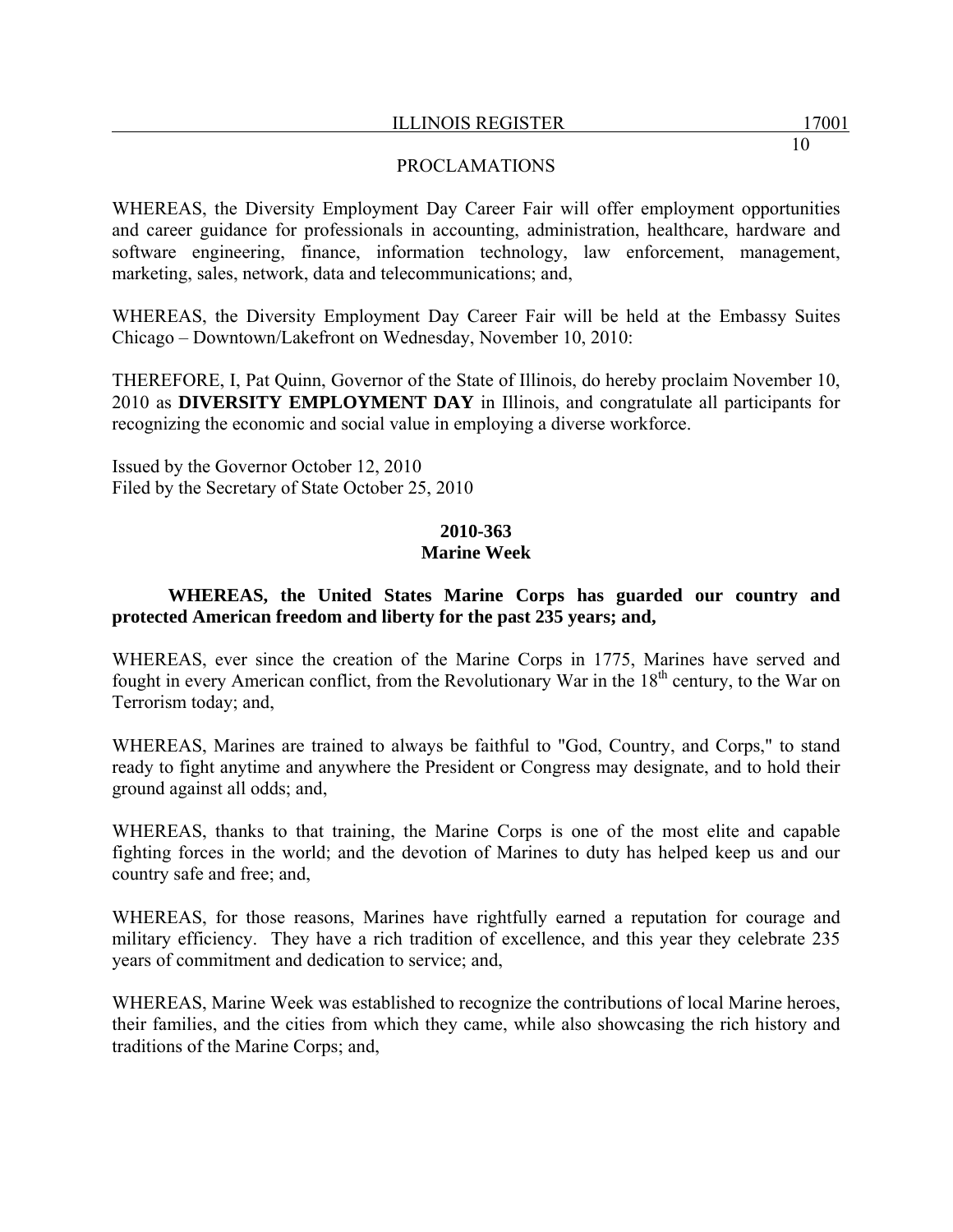PROCLAMATIONS

WHEREAS, the Diversity Employment Day Career Fair will offer employment opportunities and career guidance for professionals in accounting, administration, healthcare, hardware and software engineering, finance, information technology, law enforcement, management, marketing, sales, network, data and telecommunications; and,

WHEREAS, the Diversity Employment Day Career Fair will be held at the Embassy Suites Chicago – Downtown/Lakefront on Wednesday, November 10, 2010:

THEREFORE, I, Pat Quinn, Governor of the State of Illinois, do hereby proclaim November 10, 2010 as **DIVERSITY EMPLOYMENT DAY** in Illinois, and congratulate all participants for recognizing the economic and social value in employing a diverse workforce.

Issued by the Governor October 12, 2010
Filed by the Secretary of State October 25, 2010

**2010-363**
**Marine Week**

**WHEREAS, the United States Marine Corps has guarded our country and protected American freedom and liberty for the past 235 years; and,**

WHEREAS, ever since the creation of the Marine Corps in 1775, Marines have served and fought in every American conflict, from the Revolutionary War in the 18th century, to the War on Terrorism today; and,

WHEREAS, Marines are trained to always be faithful to "God, Country, and Corps," to stand ready to fight anytime and anywhere the President or Congress may designate, and to hold their ground against all odds; and,

WHEREAS, thanks to that training, the Marine Corps is one of the most elite and capable fighting forces in the world; and the devotion of Marines to duty has helped keep us and our country safe and free; and,

WHEREAS, for those reasons, Marines have rightfully earned a reputation for courage and military efficiency. They have a rich tradition of excellence, and this year they celebrate 235 years of commitment and dedication to service; and,

WHEREAS, Marine Week was established to recognize the contributions of local Marine heroes, their families, and the cities from which they came, while also showcasing the rich history and traditions of the Marine Corps; and,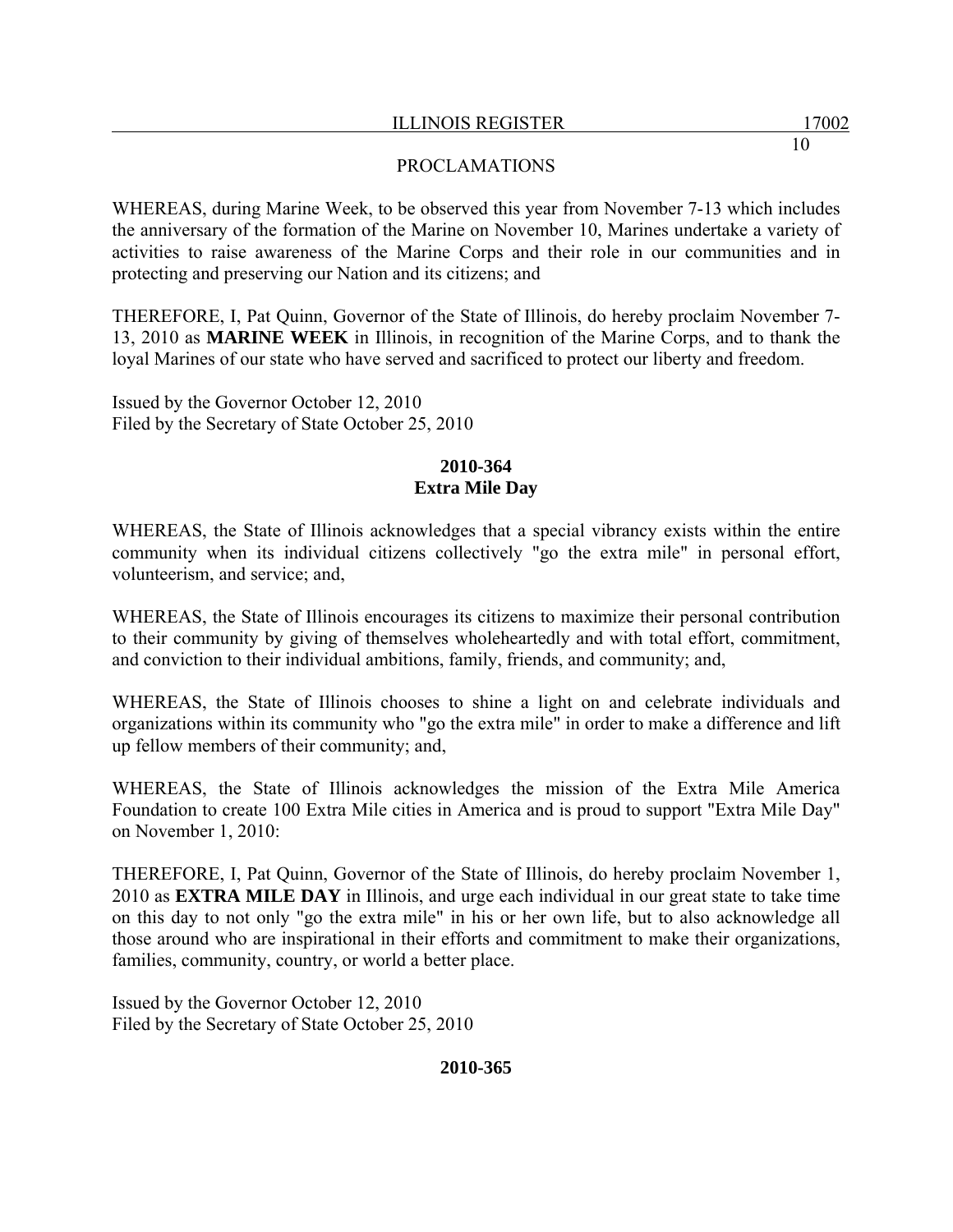PROCLAMATIONS

WHEREAS, during Marine Week, to be observed this year from November 7-13 which includes the anniversary of the formation of the Marine on November 10, Marines undertake a variety of activities to raise awareness of the Marine Corps and their role in our communities and in protecting and preserving our Nation and its citizens; and

THEREFORE, I, Pat Quinn, Governor of the State of Illinois, do hereby proclaim November 7-13, 2010 as **MARINE WEEK** in Illinois, in recognition of the Marine Corps, and to thank the loyal Marines of our state who have served and sacrificed to protect our liberty and freedom.

Issued by the Governor October 12, 2010
Filed by the Secretary of State October 25, 2010

**2010-364**
**Extra Mile Day**

WHEREAS, the State of Illinois acknowledges that a special vibrancy exists within the entire community when its individual citizens collectively "go the extra mile" in personal effort, volunteerism, and service; and,

WHEREAS, the State of Illinois encourages its citizens to maximize their personal contribution to their community by giving of themselves wholeheartedly and with total effort, commitment, and conviction to their individual ambitions, family, friends, and community; and,

WHEREAS, the State of Illinois chooses to shine a light on and celebrate individuals and organizations within its community who "go the extra mile" in order to make a difference and lift up fellow members of their community; and,

WHEREAS, the State of Illinois acknowledges the mission of the Extra Mile America Foundation to create 100 Extra Mile cities in America and is proud to support "Extra Mile Day" on November 1, 2010:

THEREFORE, I, Pat Quinn, Governor of the State of Illinois, do hereby proclaim November 1, 2010 as **EXTRA MILE DAY** in Illinois, and urge each individual in our great state to take time on this day to not only "go the extra mile" in his or her own life, but to also acknowledge all those around who are inspirational in their efforts and commitment to make their organizations, families, community, country, or world a better place.

Issued by the Governor October 12, 2010
Filed by the Secretary of State October 25, 2010

**2010-365**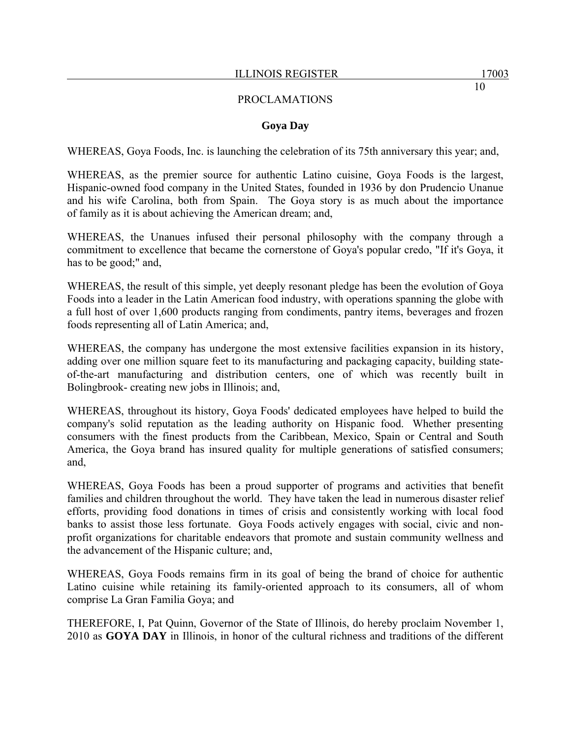PROCLAMATIONS

## Goya Day

WHEREAS, Goya Foods, Inc. is launching the celebration of its 75th anniversary this year; and,

WHEREAS, as the premier source for authentic Latino cuisine, Goya Foods is the largest, Hispanic-owned food company in the United States, founded in 1936 by don Prudencio Unanue and his wife Carolina, both from Spain. The Goya story is as much about the importance of family as it is about achieving the American dream; and,

WHEREAS, the Unanues infused their personal philosophy with the company through a commitment to excellence that became the cornerstone of Goya's popular credo, "If it's Goya, it has to be good;" and,

WHEREAS, the result of this simple, yet deeply resonant pledge has been the evolution of Goya Foods into a leader in the Latin American food industry, with operations spanning the globe with a full host of over 1,600 products ranging from condiments, pantry items, beverages and frozen foods representing all of Latin America; and,

WHEREAS, the company has undergone the most extensive facilities expansion in its history, adding over one million square feet to its manufacturing and packaging capacity, building state-of-the-art manufacturing and distribution centers, one of which was recently built in Bolingbrook- creating new jobs in Illinois; and,

WHEREAS, throughout its history, Goya Foods' dedicated employees have helped to build the company's solid reputation as the leading authority on Hispanic food. Whether presenting consumers with the finest products from the Caribbean, Mexico, Spain or Central and South America, the Goya brand has insured quality for multiple generations of satisfied consumers; and,

WHEREAS, Goya Foods has been a proud supporter of programs and activities that benefit families and children throughout the world. They have taken the lead in numerous disaster relief efforts, providing food donations in times of crisis and consistently working with local food banks to assist those less fortunate. Goya Foods actively engages with social, civic and non-profit organizations for charitable endeavors that promote and sustain community wellness and the advancement of the Hispanic culture; and,

WHEREAS, Goya Foods remains firm in its goal of being the brand of choice for authentic Latino cuisine while retaining its family-oriented approach to its consumers, all of whom comprise La Gran Familia Goya; and

THEREFORE, I, Pat Quinn, Governor of the State of Illinois, do hereby proclaim November 1, 2010 as **GOYA DAY** in Illinois, in honor of the cultural richness and traditions of the different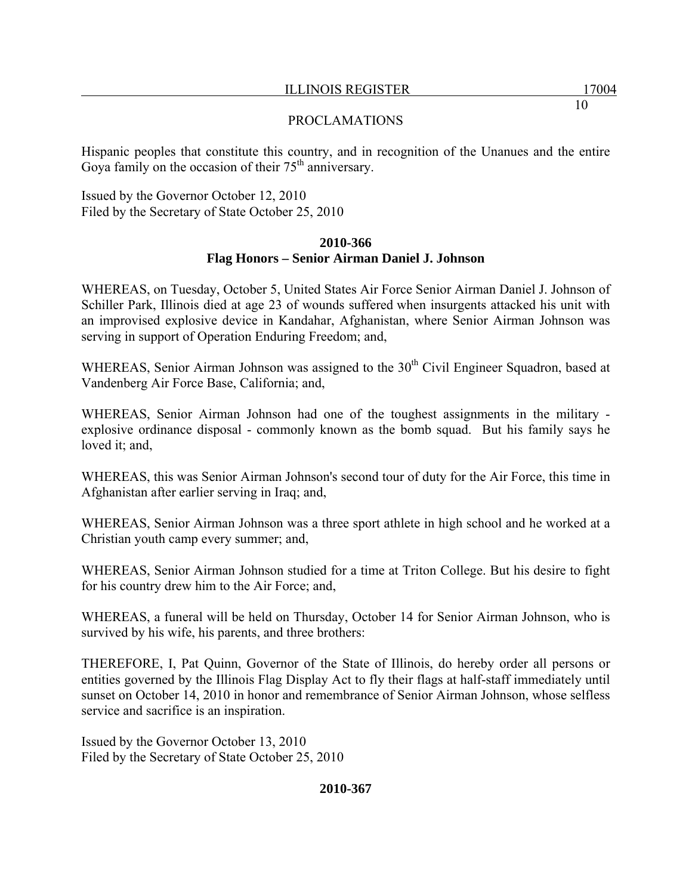Hispanic peoples that constitute this country, and in recognition of the Unanues and the entire Goya family on the occasion of their 75th anniversary.

Issued by the Governor October 12, 2010
Filed by the Secretary of State October 25, 2010

**2010-366**
**Flag Honors – Senior Airman Daniel J. Johnson**

WHEREAS, on Tuesday, October 5, United States Air Force Senior Airman Daniel J. Johnson of Schiller Park, Illinois died at age 23 of wounds suffered when insurgents attacked his unit with an improvised explosive device in Kandahar, Afghanistan, where Senior Airman Johnson was serving in support of Operation Enduring Freedom; and,

WHEREAS, Senior Airman Johnson was assigned to the 30th Civil Engineer Squadron, based at Vandenberg Air Force Base, California; and,

WHEREAS, Senior Airman Johnson had one of the toughest assignments in the military - explosive ordinance disposal - commonly known as the bomb squad. But his family says he loved it; and,

WHEREAS, this was Senior Airman Johnson's second tour of duty for the Air Force, this time in Afghanistan after earlier serving in Iraq; and,

WHEREAS, Senior Airman Johnson was a three sport athlete in high school and he worked at a Christian youth camp every summer; and,

WHEREAS, Senior Airman Johnson studied for a time at Triton College. But his desire to fight for his country drew him to the Air Force; and,

WHEREAS, a funeral will be held on Thursday, October 14 for Senior Airman Johnson, who is survived by his wife, his parents, and three brothers:

THEREFORE, I, Pat Quinn, Governor of the State of Illinois, do hereby order all persons or entities governed by the Illinois Flag Display Act to fly their flags at half-staff immediately until sunset on October 14, 2010 in honor and remembrance of Senior Airman Johnson, whose selfless service and sacrifice is an inspiration.

Issued by the Governor October 13, 2010
Filed by the Secretary of State October 25, 2010

**2010-367**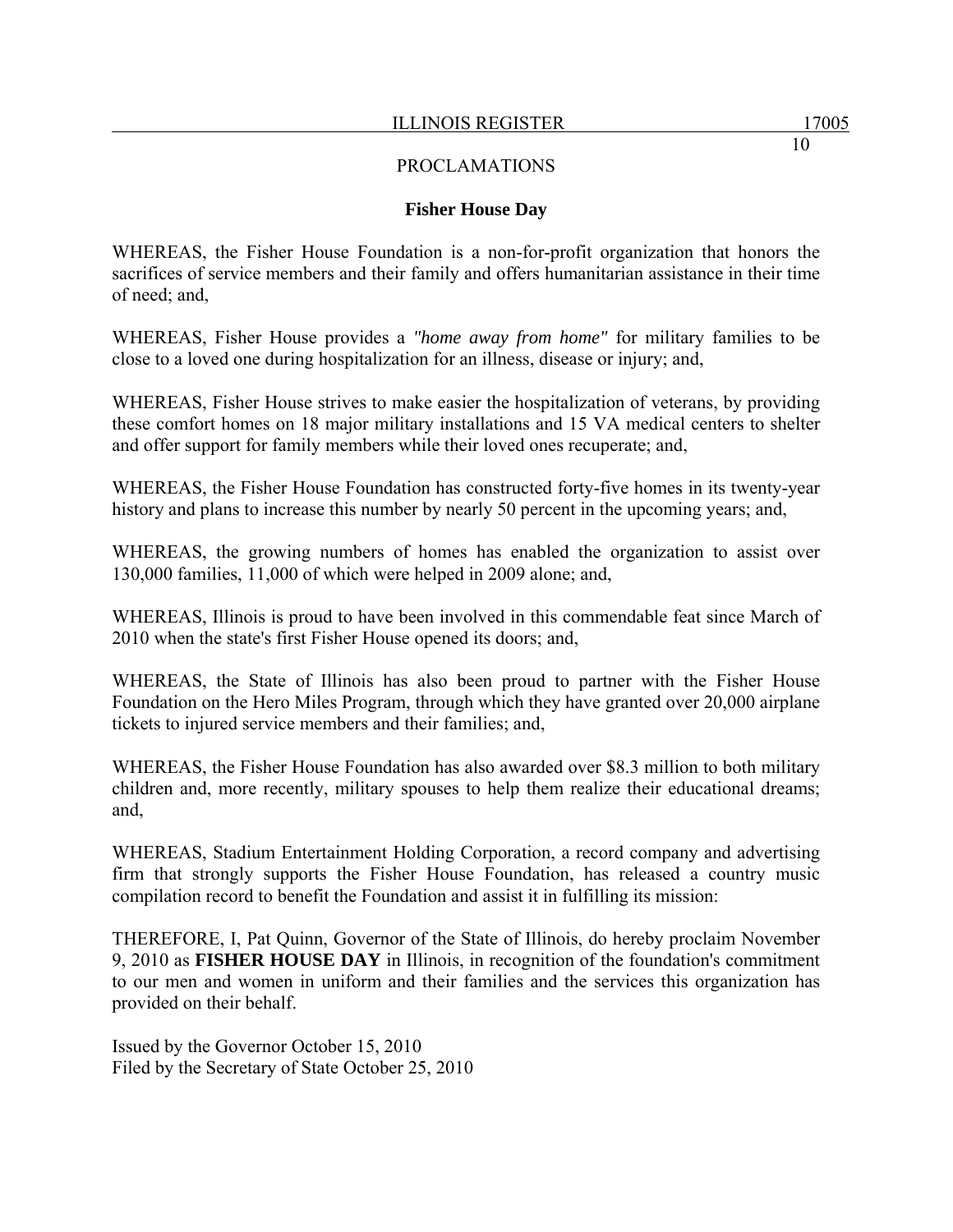## PROCLAMATIONS

### Fisher House Day

WHEREAS, the Fisher House Foundation is a non-for-profit organization that honors the sacrifices of service members and their family and offers humanitarian assistance in their time of need; and,

WHEREAS, Fisher House provides a *"home away from home"* for military families to be close to a loved one during hospitalization for an illness, disease or injury; and,

WHEREAS, Fisher House strives to make easier the hospitalization of veterans, by providing these comfort homes on 18 major military installations and 15 VA medical centers to shelter and offer support for family members while their loved ones recuperate; and,

WHEREAS, the Fisher House Foundation has constructed forty-five homes in its twenty-year history and plans to increase this number by nearly 50 percent in the upcoming years; and,

WHEREAS, the growing numbers of homes has enabled the organization to assist over 130,000 families, 11,000 of which were helped in 2009 alone; and,

WHEREAS, Illinois is proud to have been involved in this commendable feat since March of 2010 when the state's first Fisher House opened its doors; and,

WHEREAS, the State of Illinois has also been proud to partner with the Fisher House Foundation on the Hero Miles Program, through which they have granted over 20,000 airplane tickets to injured service members and their families; and,

WHEREAS, the Fisher House Foundation has also awarded over $8.3 million to both military children and, more recently, military spouses to help them realize their educational dreams; and,

WHEREAS, Stadium Entertainment Holding Corporation, a record company and advertising firm that strongly supports the Fisher House Foundation, has released a country music compilation record to benefit the Foundation and assist it in fulfilling its mission:

THEREFORE, I, Pat Quinn, Governor of the State of Illinois, do hereby proclaim November 9, 2010 as **FISHER HOUSE DAY** in Illinois, in recognition of the foundation's commitment to our men and women in uniform and their families and the services this organization has provided on their behalf.

Issued by the Governor October 15, 2010
Filed by the Secretary of State October 25, 2010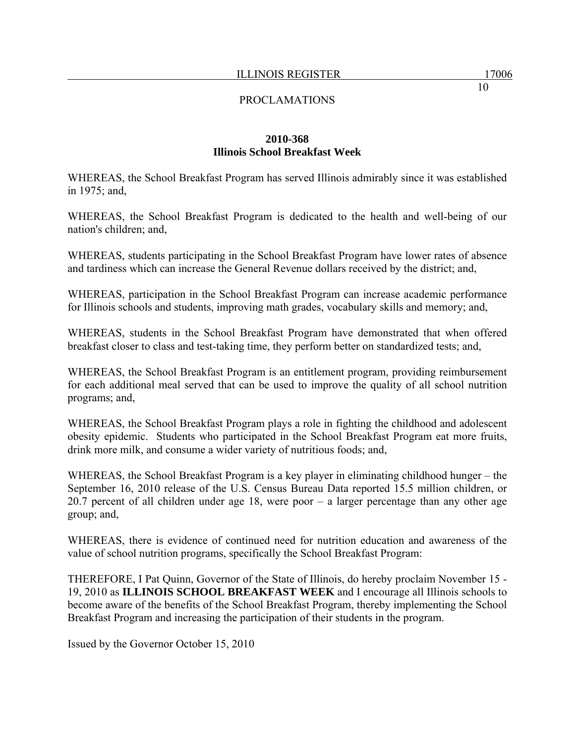## PROCLAMATIONS

### 2010-368
### Illinois School Breakfast Week

WHEREAS, the School Breakfast Program has served Illinois admirably since it was established in 1975; and,

WHEREAS, the School Breakfast Program is dedicated to the health and well-being of our nation's children; and,

WHEREAS, students participating in the School Breakfast Program have lower rates of absence and tardiness which can increase the General Revenue dollars received by the district; and,

WHEREAS, participation in the School Breakfast Program can increase academic performance for Illinois schools and students, improving math grades, vocabulary skills and memory; and,

WHEREAS, students in the School Breakfast Program have demonstrated that when offered breakfast closer to class and test-taking time, they perform better on standardized tests; and,

WHEREAS, the School Breakfast Program is an entitlement program, providing reimbursement for each additional meal served that can be used to improve the quality of all school nutrition programs; and,

WHEREAS, the School Breakfast Program plays a role in fighting the childhood and adolescent obesity epidemic. Students who participated in the School Breakfast Program eat more fruits, drink more milk, and consume a wider variety of nutritious foods; and,

WHEREAS, the School Breakfast Program is a key player in eliminating childhood hunger – the September 16, 2010 release of the U.S. Census Bureau Data reported 15.5 million children, or 20.7 percent of all children under age 18, were poor – a larger percentage than any other age group; and,

WHEREAS, there is evidence of continued need for nutrition education and awareness of the value of school nutrition programs, specifically the School Breakfast Program:

THEREFORE, I Pat Quinn, Governor of the State of Illinois, do hereby proclaim November 15 - 19, 2010 as **ILLINOIS SCHOOL BREAKFAST WEEK** and I encourage all Illinois schools to become aware of the benefits of the School Breakfast Program, thereby implementing the School Breakfast Program and increasing the participation of their students in the program.

Issued by the Governor October 15, 2010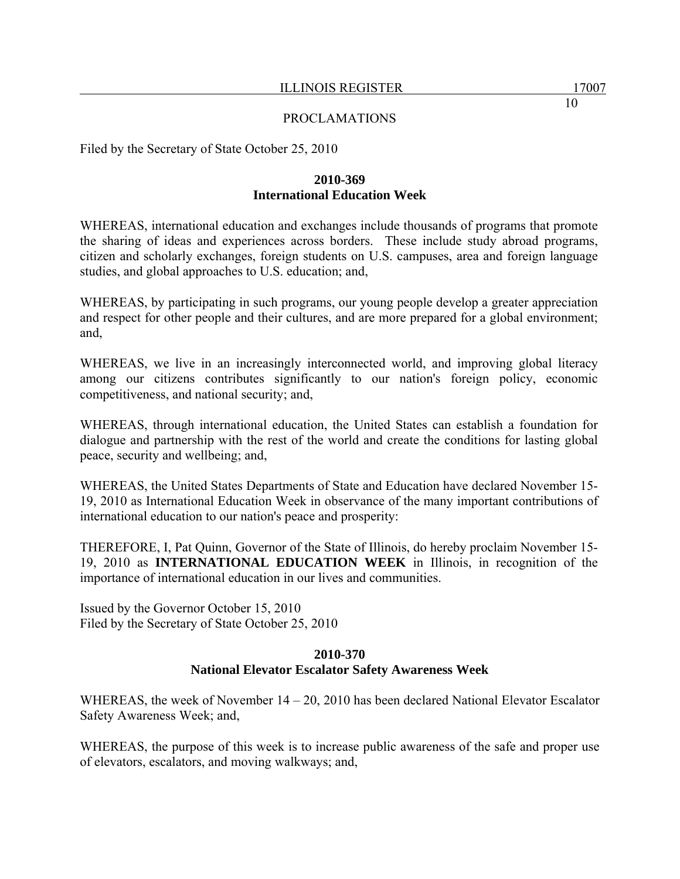## PROCLAMATIONS

Filed by the Secretary of State October 25, 2010

### 2010-369
### International Education Week

WHEREAS, international education and exchanges include thousands of programs that promote the sharing of ideas and experiences across borders. These include study abroad programs, citizen and scholarly exchanges, foreign students on U.S. campuses, area and foreign language studies, and global approaches to U.S. education; and,

WHEREAS, by participating in such programs, our young people develop a greater appreciation and respect for other people and their cultures, and are more prepared for a global environment; and,

WHEREAS, we live in an increasingly interconnected world, and improving global literacy among our citizens contributes significantly to our nation's foreign policy, economic competitiveness, and national security; and,

WHEREAS, through international education, the United States can establish a foundation for dialogue and partnership with the rest of the world and create the conditions for lasting global peace, security and wellbeing; and,

WHEREAS, the United States Departments of State and Education have declared November 15-19, 2010 as International Education Week in observance of the many important contributions of international education to our nation's peace and prosperity:

THEREFORE, I, Pat Quinn, Governor of the State of Illinois, do hereby proclaim November 15-19, 2010 as **INTERNATIONAL EDUCATION WEEK** in Illinois, in recognition of the importance of international education in our lives and communities.

Issued by the Governor October 15, 2010
Filed by the Secretary of State October 25, 2010

### 2010-370
### National Elevator Escalator Safety Awareness Week

WHEREAS, the week of November 14 – 20, 2010 has been declared National Elevator Escalator Safety Awareness Week; and,

WHEREAS, the purpose of this week is to increase public awareness of the safe and proper use of elevators, escalators, and moving walkways; and,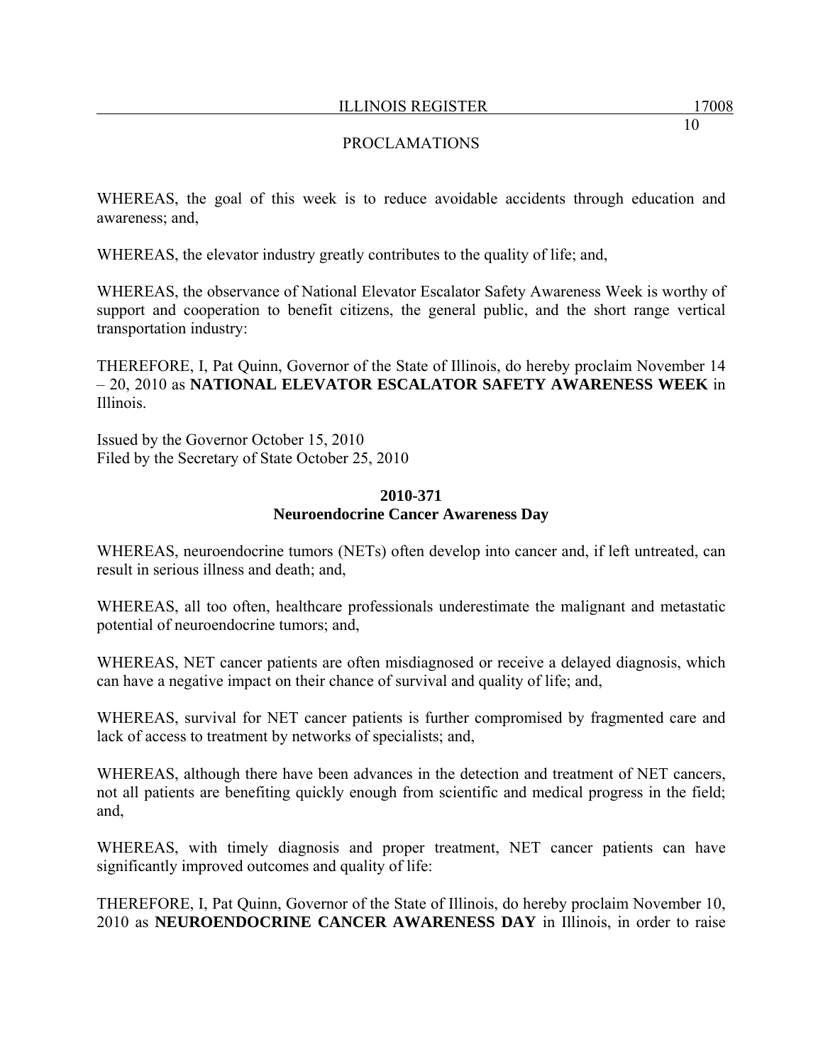WHEREAS, the goal of this week is to reduce avoidable accidents through education and awareness; and,

WHEREAS, the elevator industry greatly contributes to the quality of life; and,

WHEREAS, the observance of National Elevator Escalator Safety Awareness Week is worthy of support and cooperation to benefit citizens, the general public, and the short range vertical transportation industry:

THEREFORE, I, Pat Quinn, Governor of the State of Illinois, do hereby proclaim November 14 – 20, 2010 as **NATIONAL ELEVATOR ESCALATOR SAFETY AWARENESS WEEK** in Illinois.

Issued by the Governor October 15, 2010
Filed by the Secretary of State October 25, 2010

**2010-371**
**Neuroendocrine Cancer Awareness Day**

WHEREAS, neuroendocrine tumors (NETs) often develop into cancer and, if left untreated, can result in serious illness and death; and,

WHEREAS, all too often, healthcare professionals underestimate the malignant and metastatic potential of neuroendocrine tumors; and,

WHEREAS, NET cancer patients are often misdiagnosed or receive a delayed diagnosis, which can have a negative impact on their chance of survival and quality of life; and,

WHEREAS, survival for NET cancer patients is further compromised by fragmented care and lack of access to treatment by networks of specialists; and,

WHEREAS, although there have been advances in the detection and treatment of NET cancers, not all patients are benefiting quickly enough from scientific and medical progress in the field; and,

WHEREAS, with timely diagnosis and proper treatment, NET cancer patients can have significantly improved outcomes and quality of life:

THEREFORE, I, Pat Quinn, Governor of the State of Illinois, do hereby proclaim November 10, 2010 as **NEUROENDOCRINE CANCER AWARENESS DAY** in Illinois, in order to raise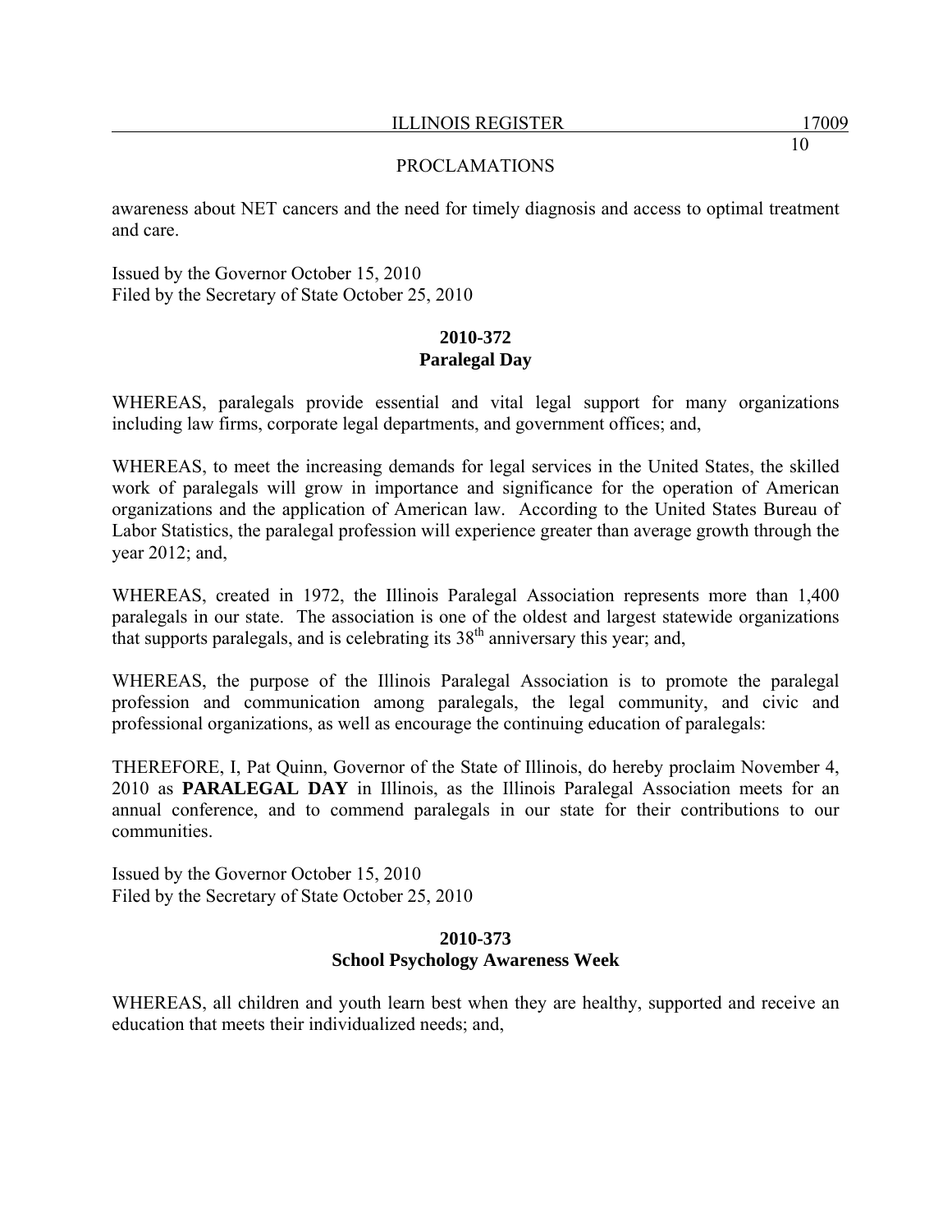awareness about NET cancers and the need for timely diagnosis and access to optimal treatment and care.

Issued by the Governor October 15, 2010
Filed by the Secretary of State October 25, 2010

**2010-372**
**Paralegal Day**

WHEREAS, paralegals provide essential and vital legal support for many organizations including law firms, corporate legal departments, and government offices; and,

WHEREAS, to meet the increasing demands for legal services in the United States, the skilled work of paralegals will grow in importance and significance for the operation of American organizations and the application of American law. According to the United States Bureau of Labor Statistics, the paralegal profession will experience greater than average growth through the year 2012; and,

WHEREAS, created in 1972, the Illinois Paralegal Association represents more than 1,400 paralegals in our state. The association is one of the oldest and largest statewide organizations that supports paralegals, and is celebrating its 38th anniversary this year; and,

WHEREAS, the purpose of the Illinois Paralegal Association is to promote the paralegal profession and communication among paralegals, the legal community, and civic and professional organizations, as well as encourage the continuing education of paralegals:

THEREFORE, I, Pat Quinn, Governor of the State of Illinois, do hereby proclaim November 4, 2010 as **PARALEGAL DAY** in Illinois, as the Illinois Paralegal Association meets for an annual conference, and to commend paralegals in our state for their contributions to our communities.

Issued by the Governor October 15, 2010
Filed by the Secretary of State October 25, 2010

**2010-373**
**School Psychology Awareness Week**

WHEREAS, all children and youth learn best when they are healthy, supported and receive an education that meets their individualized needs; and,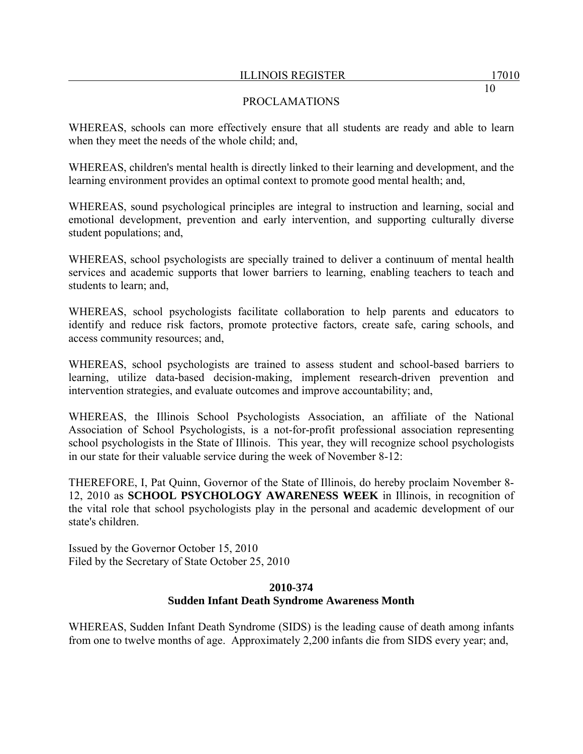WHEREAS, schools can more effectively ensure that all students are ready and able to learn when they meet the needs of the whole child; and,

WHEREAS, children's mental health is directly linked to their learning and development, and the learning environment provides an optimal context to promote good mental health; and,

WHEREAS, sound psychological principles are integral to instruction and learning, social and emotional development, prevention and early intervention, and supporting culturally diverse student populations; and,

WHEREAS, school psychologists are specially trained to deliver a continuum of mental health services and academic supports that lower barriers to learning, enabling teachers to teach and students to learn; and,

WHEREAS, school psychologists facilitate collaboration to help parents and educators to identify and reduce risk factors, promote protective factors, create safe, caring schools, and access community resources; and,

WHEREAS, school psychologists are trained to assess student and school-based barriers to learning, utilize data-based decision-making, implement research-driven prevention and intervention strategies, and evaluate outcomes and improve accountability; and,

WHEREAS, the Illinois School Psychologists Association, an affiliate of the National Association of School Psychologists, is a not-for-profit professional association representing school psychologists in the State of Illinois. This year, they will recognize school psychologists in our state for their valuable service during the week of November 8-12:

THEREFORE, I, Pat Quinn, Governor of the State of Illinois, do hereby proclaim November 8-12, 2010 as **SCHOOL PSYCHOLOGY AWARENESS WEEK** in Illinois, in recognition of the vital role that school psychologists play in the personal and academic development of our state's children.

Issued by the Governor October 15, 2010
Filed by the Secretary of State October 25, 2010

**2010-374**
**Sudden Infant Death Syndrome Awareness Month**

WHEREAS, Sudden Infant Death Syndrome (SIDS) is the leading cause of death among infants from one to twelve months of age. Approximately 2,200 infants die from SIDS every year; and,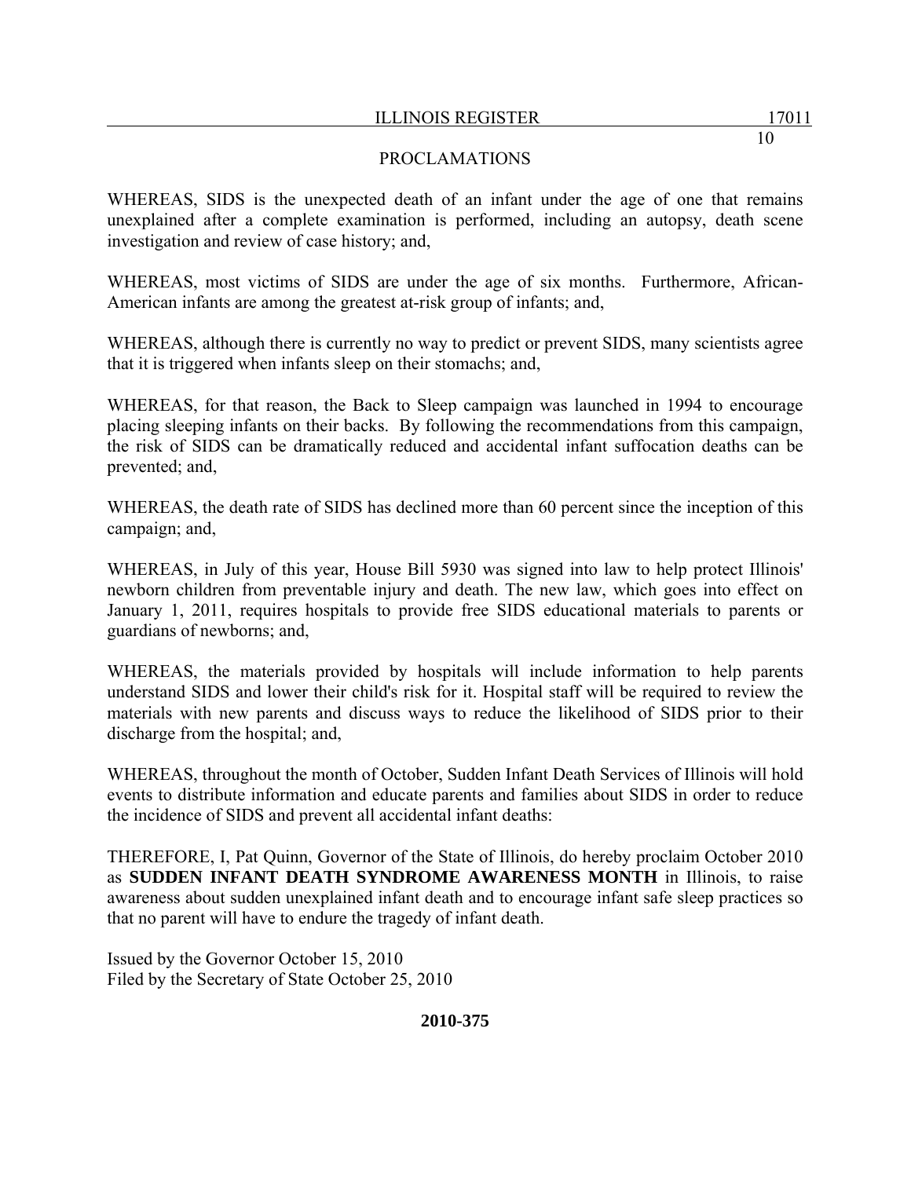# PROCLAMATIONS

WHEREAS, SIDS is the unexpected death of an infant under the age of one that remains unexplained after a complete examination is performed, including an autopsy, death scene investigation and review of case history; and,

WHEREAS, most victims of SIDS are under the age of six months. Furthermore, African-American infants are among the greatest at-risk group of infants; and,

WHEREAS, although there is currently no way to predict or prevent SIDS, many scientists agree that it is triggered when infants sleep on their stomachs; and,

WHEREAS, for that reason, the Back to Sleep campaign was launched in 1994 to encourage placing sleeping infants on their backs. By following the recommendations from this campaign, the risk of SIDS can be dramatically reduced and accidental infant suffocation deaths can be prevented; and,

WHEREAS, the death rate of SIDS has declined more than 60 percent since the inception of this campaign; and,

WHEREAS, in July of this year, House Bill 5930 was signed into law to help protect Illinois' newborn children from preventable injury and death. The new law, which goes into effect on January 1, 2011, requires hospitals to provide free SIDS educational materials to parents or guardians of newborns; and,

WHEREAS, the materials provided by hospitals will include information to help parents understand SIDS and lower their child's risk for it. Hospital staff will be required to review the materials with new parents and discuss ways to reduce the likelihood of SIDS prior to their discharge from the hospital; and,

WHEREAS, throughout the month of October, Sudden Infant Death Services of Illinois will hold events to distribute information and educate parents and families about SIDS in order to reduce the incidence of SIDS and prevent all accidental infant deaths:

THEREFORE, I, Pat Quinn, Governor of the State of Illinois, do hereby proclaim October 2010 as **SUDDEN INFANT DEATH SYNDROME AWARENESS MONTH** in Illinois, to raise awareness about sudden unexplained infant death and to encourage infant safe sleep practices so that no parent will have to endure the tragedy of infant death.

Issued by the Governor October 15, 2010
Filed by the Secretary of State October 25, 2010

**2010-375**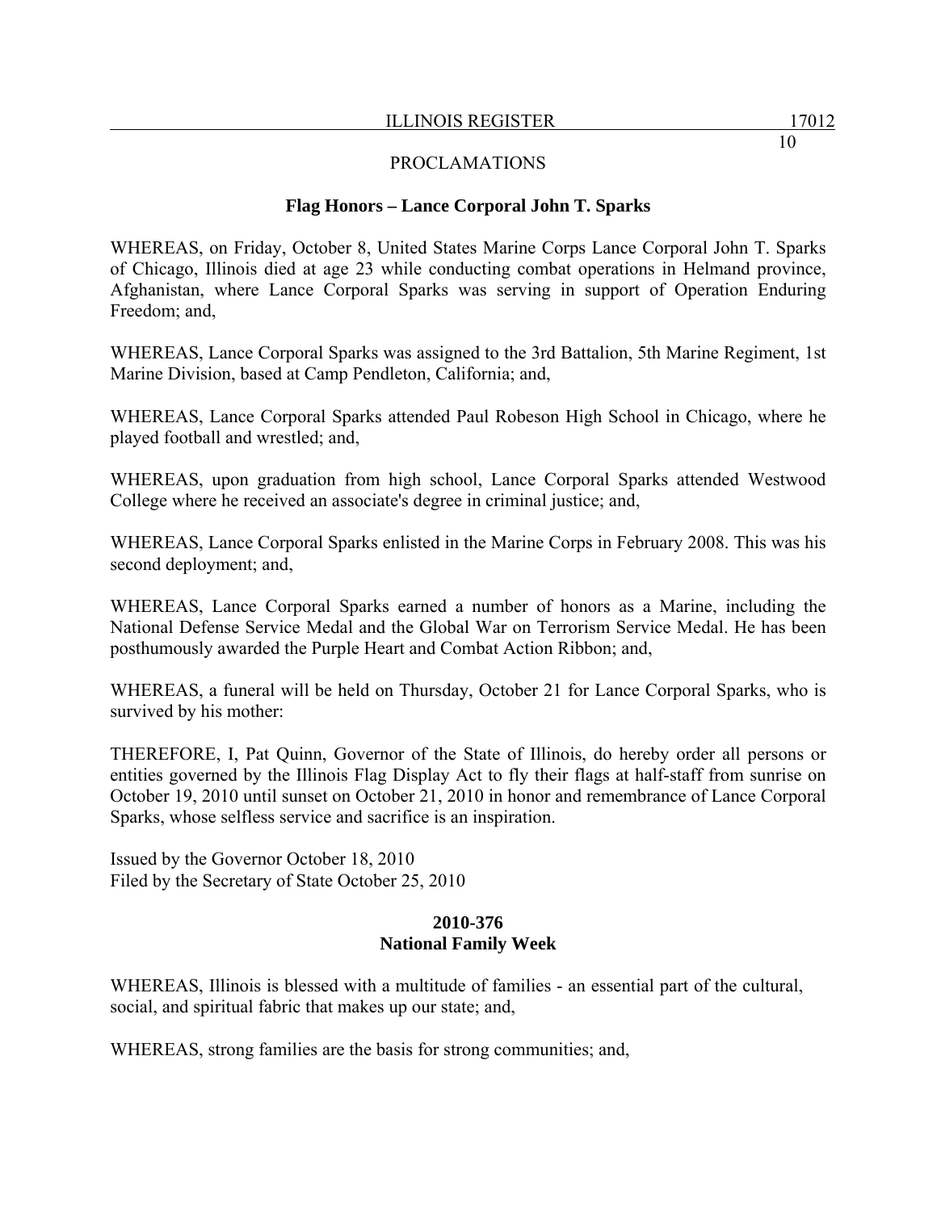PROCLAMATIONS

**Flag Honors – Lance Corporal John T. Sparks**

WHEREAS, on Friday, October 8, United States Marine Corps Lance Corporal John T. Sparks of Chicago, Illinois died at age 23 while conducting combat operations in Helmand province, Afghanistan, where Lance Corporal Sparks was serving in support of Operation Enduring Freedom; and,

WHEREAS, Lance Corporal Sparks was assigned to the 3rd Battalion, 5th Marine Regiment, 1st Marine Division, based at Camp Pendleton, California; and,

WHEREAS, Lance Corporal Sparks attended Paul Robeson High School in Chicago, where he played football and wrestled; and,

WHEREAS, upon graduation from high school, Lance Corporal Sparks attended Westwood College where he received an associate's degree in criminal justice; and,

WHEREAS, Lance Corporal Sparks enlisted in the Marine Corps in February 2008. This was his second deployment; and,

WHEREAS, Lance Corporal Sparks earned a number of honors as a Marine, including the National Defense Service Medal and the Global War on Terrorism Service Medal. He has been posthumously awarded the Purple Heart and Combat Action Ribbon; and,

WHEREAS, a funeral will be held on Thursday, October 21 for Lance Corporal Sparks, who is survived by his mother:

THEREFORE, I, Pat Quinn, Governor of the State of Illinois, do hereby order all persons or entities governed by the Illinois Flag Display Act to fly their flags at half-staff from sunrise on October 19, 2010 until sunset on October 21, 2010 in honor and remembrance of Lance Corporal Sparks, whose selfless service and sacrifice is an inspiration.

Issued by the Governor October 18, 2010
Filed by the Secretary of State October 25, 2010

**2010-376**
**National Family Week**

WHEREAS, Illinois is blessed with a multitude of families - an essential part of the cultural, social, and spiritual fabric that makes up our state; and,

WHEREAS, strong families are the basis for strong communities; and,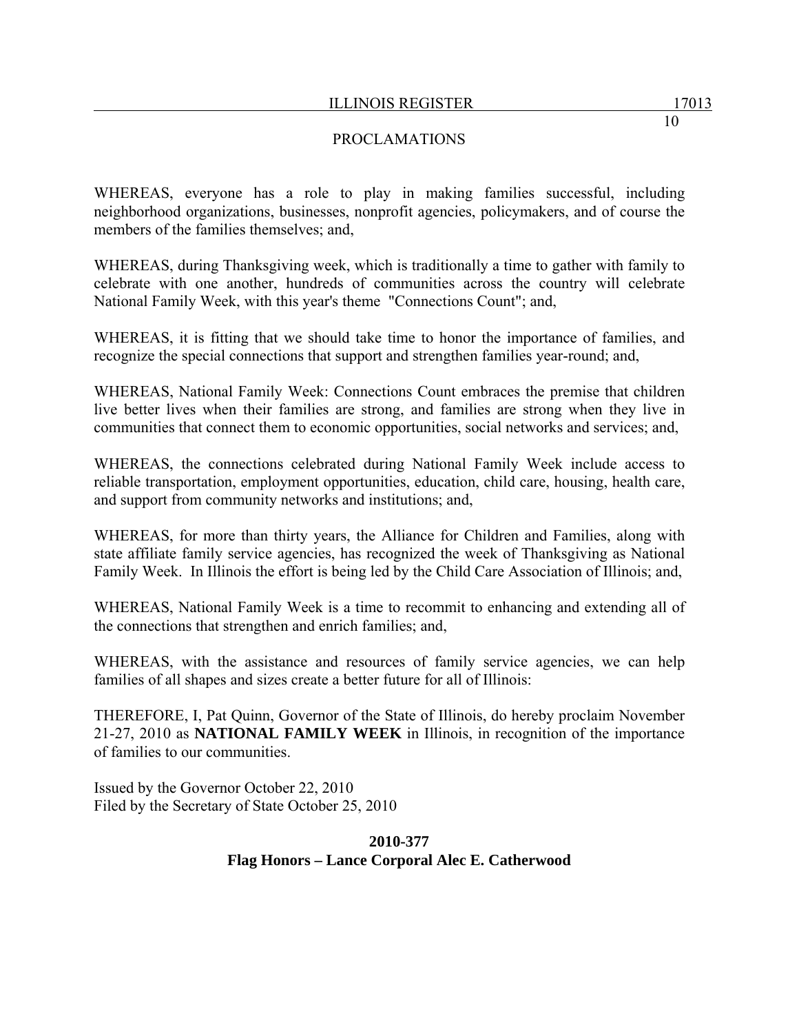WHEREAS, everyone has a role to play in making families successful, including neighborhood organizations, businesses, nonprofit agencies, policymakers, and of course the members of the families themselves; and,

WHEREAS, during Thanksgiving week, which is traditionally a time to gather with family to celebrate with one another, hundreds of communities across the country will celebrate National Family Week, with this year's theme "Connections Count"; and,

WHEREAS, it is fitting that we should take time to honor the importance of families, and recognize the special connections that support and strengthen families year-round; and,

WHEREAS, National Family Week: Connections Count embraces the premise that children live better lives when their families are strong, and families are strong when they live in communities that connect them to economic opportunities, social networks and services; and,

WHEREAS, the connections celebrated during National Family Week include access to reliable transportation, employment opportunities, education, child care, housing, health care, and support from community networks and institutions; and,

WHEREAS, for more than thirty years, the Alliance for Children and Families, along with state affiliate family service agencies, has recognized the week of Thanksgiving as National Family Week. In Illinois the effort is being led by the Child Care Association of Illinois; and,

WHEREAS, National Family Week is a time to recommit to enhancing and extending all of the connections that strengthen and enrich families; and,

WHEREAS, with the assistance and resources of family service agencies, we can help families of all shapes and sizes create a better future for all of Illinois:

THEREFORE, I, Pat Quinn, Governor of the State of Illinois, do hereby proclaim November 21-27, 2010 as **NATIONAL FAMILY WEEK** in Illinois, in recognition of the importance of families to our communities.

Issued by the Governor October 22, 2010
Filed by the Secretary of State October 25, 2010

**2010-377**
**Flag Honors – Lance Corporal Alec E. Catherwood**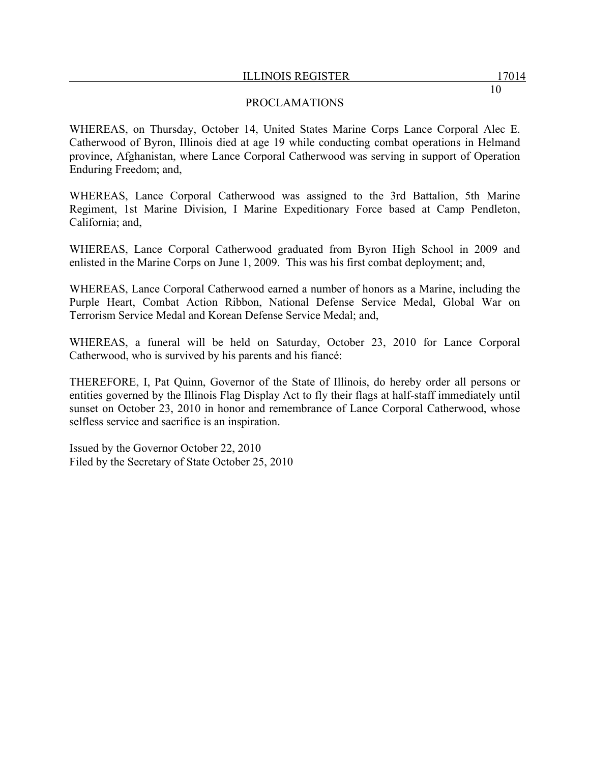## PROCLAMATIONS

WHEREAS, on Thursday, October 14, United States Marine Corps Lance Corporal Alec E. Catherwood of Byron, Illinois died at age 19 while conducting combat operations in Helmand province, Afghanistan, where Lance Corporal Catherwood was serving in support of Operation Enduring Freedom; and,

WHEREAS, Lance Corporal Catherwood was assigned to the 3rd Battalion, 5th Marine Regiment, 1st Marine Division, I Marine Expeditionary Force based at Camp Pendleton, California; and,

WHEREAS, Lance Corporal Catherwood graduated from Byron High School in 2009 and enlisted in the Marine Corps on June 1, 2009. This was his first combat deployment; and,

WHEREAS, Lance Corporal Catherwood earned a number of honors as a Marine, including the Purple Heart, Combat Action Ribbon, National Defense Service Medal, Global War on Terrorism Service Medal and Korean Defense Service Medal; and,

WHEREAS, a funeral will be held on Saturday, October 23, 2010 for Lance Corporal Catherwood, who is survived by his parents and his fiancé:

THEREFORE, I, Pat Quinn, Governor of the State of Illinois, do hereby order all persons or entities governed by the Illinois Flag Display Act to fly their flags at half-staff immediately until sunset on October 23, 2010 in honor and remembrance of Lance Corporal Catherwood, whose selfless service and sacrifice is an inspiration.

Issued by the Governor October 22, 2010
Filed by the Secretary of State October 25, 2010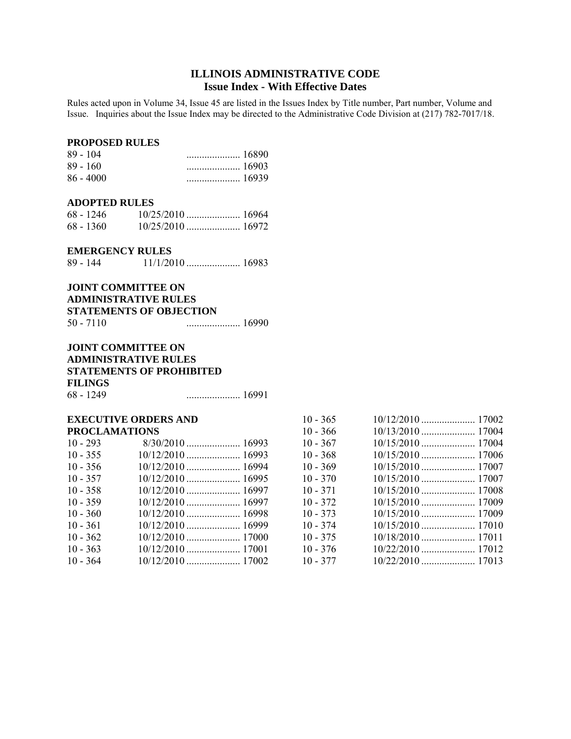# ILLINOIS ADMINISTRATIVE CODE
## Issue Index - With Effective Dates

Rules acted upon in Volume 34, Issue 45 are listed in the Issues Index by Title number, Part number, Volume and Issue. Inquiries about the Issue Index may be directed to the Administrative Code Division at (217) 782-7017/18.

**PROPOSED RULES**

| | | |
|---|---|---|
| 89 - 104 | | 16890 |
| 89 - 160 | | 16903 |
| 86 - 4000 | | 16939 |

**ADOPTED RULES**

| | | |
|---|---|---|
| 68 - 1246 | 10/25/2010 | 16964 |
| 68 - 1360 | 10/25/2010 | 16972 |

**EMERGENCY RULES**

| | | |
|---|---|---|
| 89 - 144 | 11/1/2010 | 16983 |

**JOINT COMMITTEE ON ADMINISTRATIVE RULES STATEMENTS OF OBJECTION**

| | | |
|---|---|---|
| 50 - 7110 | | 16990 |

**JOINT COMMITTEE ON ADMINISTRATIVE RULES STATEMENTS OF PROHIBITED FILINGS**

| | | |
|---|---|---|
| 68 - 1249 | | 16991 |

**EXECUTIVE ORDERS AND PROCLAMATIONS**

| | | |
|---|---|---|
| 10 - 293 | 8/30/2010 | 16993 |
| 10 - 355 | 10/12/2010 | 16993 |
| 10 - 356 | 10/12/2010 | 16994 |
| 10 - 357 | 10/12/2010 | 16995 |
| 10 - 358 | 10/12/2010 | 16997 |
| 10 - 359 | 10/12/2010 | 16997 |
| 10 - 360 | 10/12/2010 | 16998 |
| 10 - 361 | 10/12/2010 | 16999 |
| 10 - 362 | 10/12/2010 | 17000 |
| 10 - 363 | 10/12/2010 | 17001 |
| 10 - 364 | 10/12/2010 | 17002 |
| 10 - 365 | 10/12/2010 | 17002 |
| 10 - 366 | 10/13/2010 | 17004 |
| 10 - 367 | 10/15/2010 | 17004 |
| 10 - 368 | 10/15/2010 | 17006 |
| 10 - 369 | 10/15/2010 | 17007 |
| 10 - 370 | 10/15/2010 | 17007 |
| 10 - 371 | 10/15/2010 | 17008 |
| 10 - 372 | 10/15/2010 | 17009 |
| 10 - 373 | 10/15/2010 | 17009 |
| 10 - 374 | 10/15/2010 | 17010 |
| 10 - 375 | 10/18/2010 | 17011 |
| 10 - 376 | 10/22/2010 | 17012 |
| 10 - 377 | 10/22/2010 | 17013 |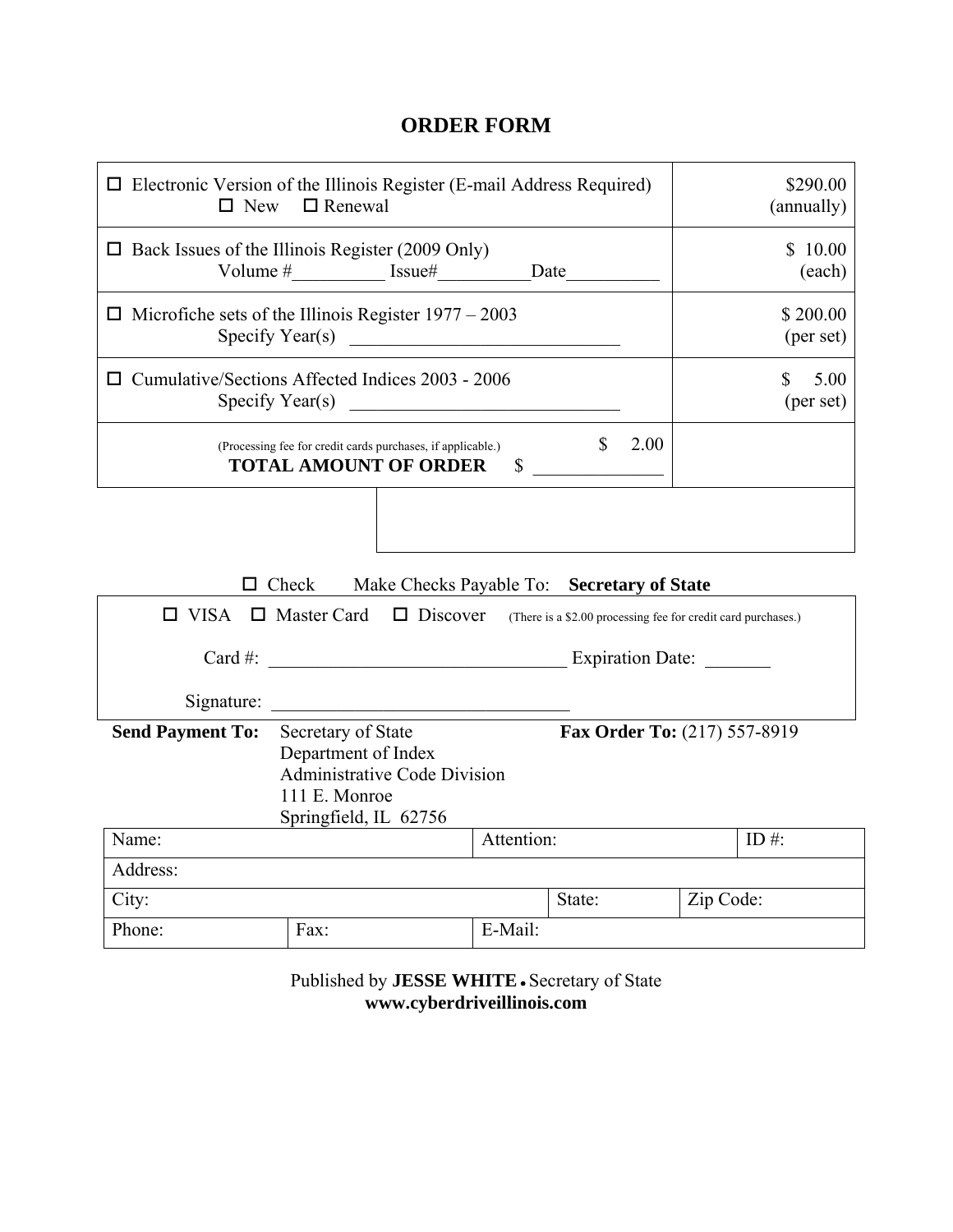# ORDER FORM

| | |
|---|---|
| ☐ Electronic Version of the Illinois Register (E-mail Address Required)<br>☐ New ☐ Renewal | $290.00<br>(annually) |
| ☐ Back Issues of the Illinois Register (2009 Only)<br>Volume #__________ Issue#__________Date__________ | $ 10.00<br>(each) |
| ☐ Microfiche sets of the Illinois Register 1977 – 2003<br>Specify Year(s) _____________________________ | $ 200.00<br>(per set) |
| ☐ Cumulative/Sections Affected Indices 2003 - 2006<br>Specify Year(s) _____________________________ | $ 5.00<br>(per set) |
| (Processing fee for credit cards purchases, if applicable.) $ 2.00<br>**TOTAL AMOUNT OF ORDER** $ _____________ | |

☐ Check Make Checks Payable To: **Secretary of State**

☐ VISA ☐ Master Card ☐ Discover (There is a $2.00 processing fee for credit card purchases.)

Card #: ________________________________ Expiration Date: _______

Signature: ________________________________

**Send Payment To:** Secretary of State
Department of Index
Administrative Code Division
111 E. Monroe
Springfield, IL 62756

**Fax Order To:** (217) 557-8919

| | | | | |
|---|---|---|---|---|
| Name: | | Attention: | | ID #: |
| Address: | | | | |
| City: | | | State: | Zip Code: |
| Phone: | Fax: | E-Mail: | | |

Published by **JESSE WHITE** • Secretary of State
**www.cyberdriveillinois.com**